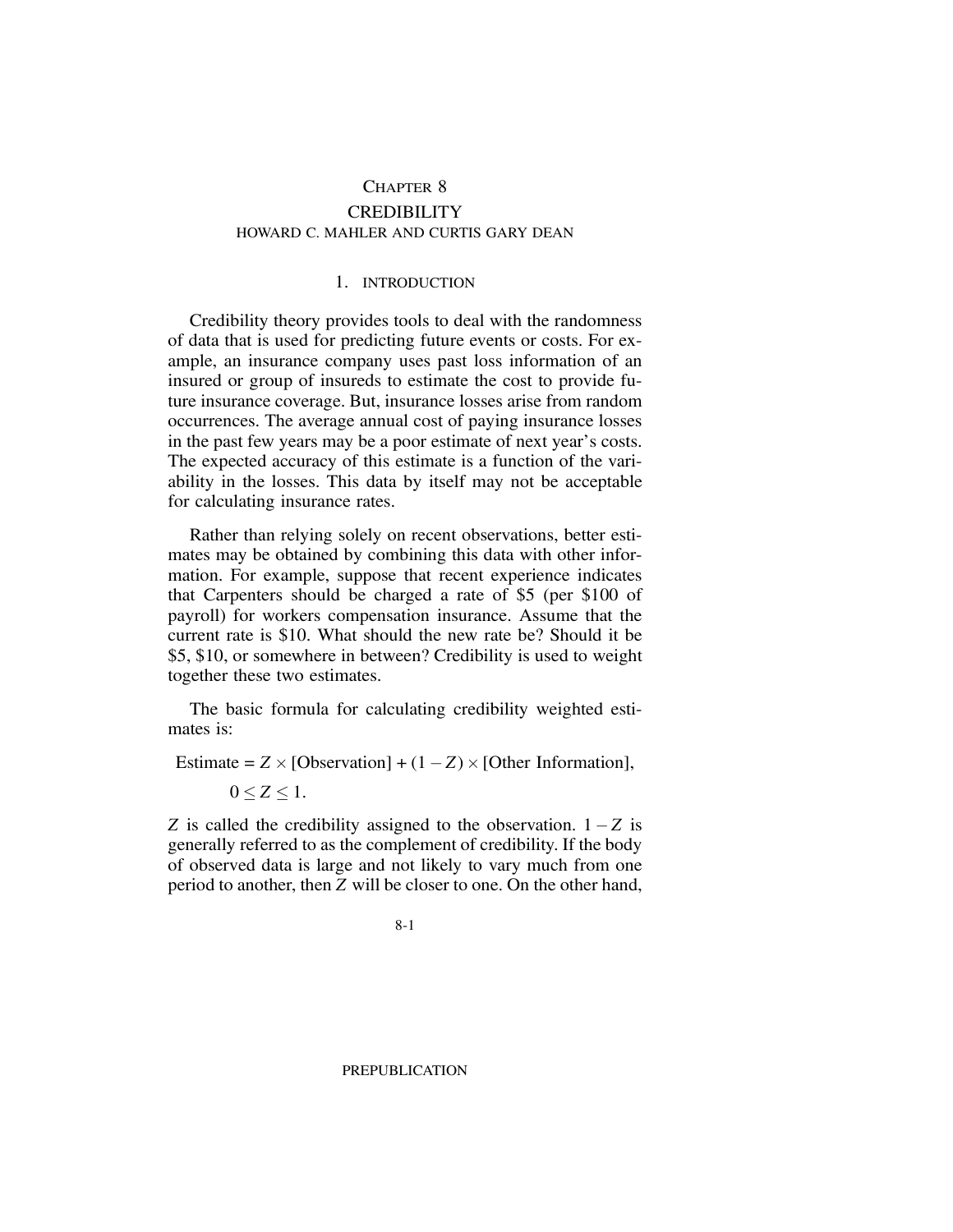# CHAPTER 8

# CREDIBILITY

HOWARD C. MAHLER AND CURTIS GARY DEAN

## 1. INTRODUCTION

Credibility theory provides tools to deal with the randomness of data that is used for predicting future events or costs. For example, an insurance company uses past loss information of an insured or group of insureds to estimate the cost to provide future insurance coverage. But, insurance losses arise from random occurrences. The average annual cost of paying insurance losses in the past few years may be a poor estimate of next year's costs. The expected accuracy of this estimate is a function of the variability in the losses. This data by itself may not be acceptable for calculating insurance rates.

Rather than relying solely on recent observations, better estimates may be obtained by combining this data with other information. For example, suppose that recent experience indicates that Carpenters should be charged a rate of \$5 (per \$100 of payroll) for workers compensation insurance. Assume that the current rate is \$10. What should the new rate be? Should it be \$5, \$10, or somewhere in between? Credibility is used to weight together these two estimates.

The basic formula for calculating credibility weighted estimates is:

$$\text{Estimate} = Z \times [\text{Observation}] + (1 - Z) \times [\text{Other Information}],$$
$$0 \leq Z \leq 1.$$

$Z$ is called the credibility assigned to the observation. $1 - Z$ is generally referred to as the complement of credibility. If the body of observed data is large and not likely to vary much from one period to another, then $Z$ will be closer to one. On the other hand,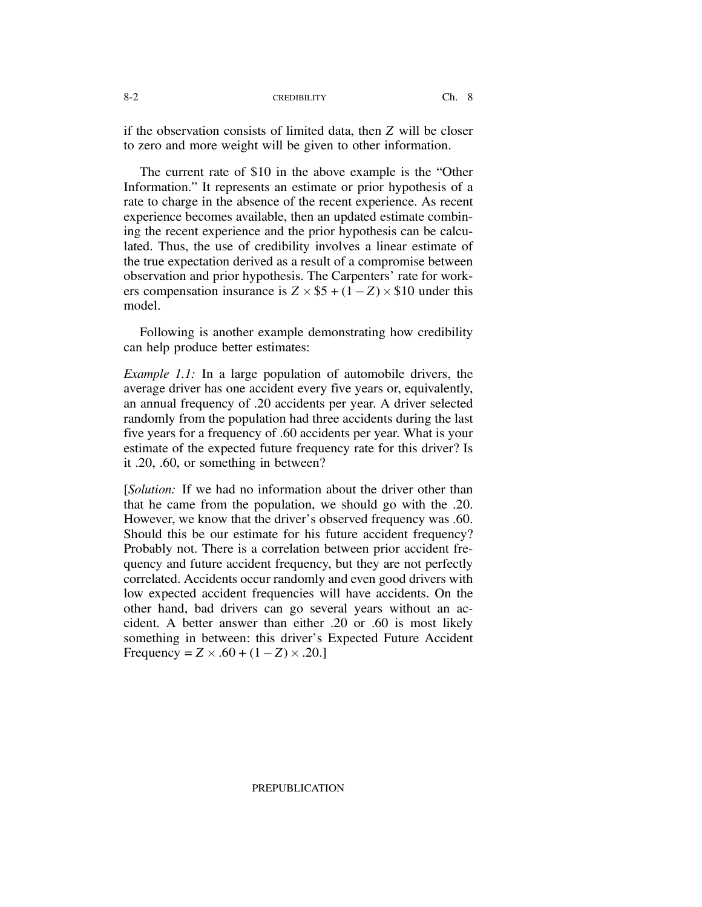if the observation consists of limited data, then $Z$ will be closer to zero and more weight will be given to other information.

The current rate of \$10 in the above example is the "Other Information." It represents an estimate or prior hypothesis of a rate to charge in the absence of the recent experience. As recent experience becomes available, then an updated estimate combining the recent experience and the prior hypothesis can be calculated. Thus, the use of credibility involves a linear estimate of the true expectation derived as a result of a compromise between observation and prior hypothesis. The Carpenters' rate for workers compensation insurance is $Z \times \$5 + (1 - Z) \times \$10$ under this model.

Following is another example demonstrating how credibility can help produce better estimates:

*Example 1.1:* In a large population of automobile drivers, the average driver has one accident every five years or, equivalently, an annual frequency of .20 accidents per year. A driver selected randomly from the population had three accidents during the last five years for a frequency of .60 accidents per year. What is your estimate of the expected future frequency rate for this driver? Is it .20, .60, or something in between?

[*Solution:* If we had no information about the driver other than that he came from the population, we should go with the .20. However, we know that the driver's observed frequency was .60. Should this be our estimate for his future accident frequency? Probably not. There is a correlation between prior accident frequency and future accident frequency, but they are not perfectly correlated. Accidents occur randomly and even good drivers with low expected accident frequencies will have accidents. On the other hand, bad drivers can go several years without an accident. A better answer than either .20 or .60 is most likely something in between: this driver's Expected Future Accident Frequency $= Z \times .60 + (1 - Z) \times .20$.]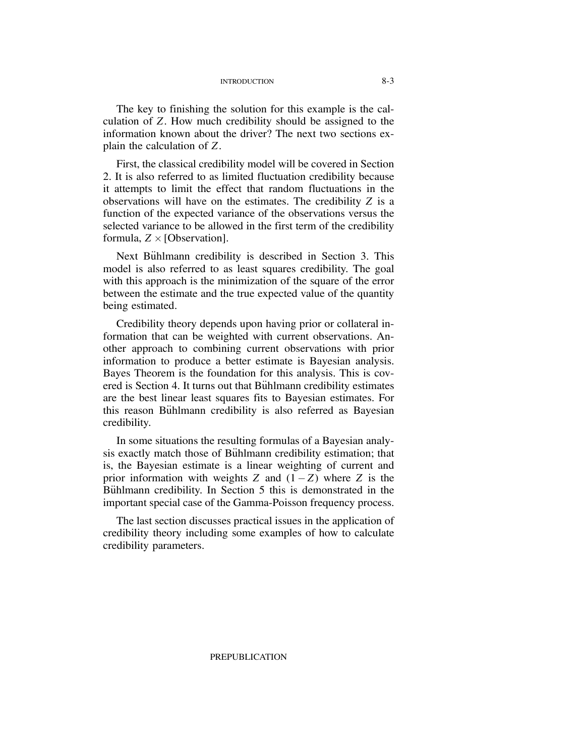The key to finishing the solution for this example is the calculation of $Z$. How much credibility should be assigned to the information known about the driver? The next two sections explain the calculation of $Z$.

First, the classical credibility model will be covered in Section 2. It is also referred to as limited fluctuation credibility because it attempts to limit the effect that random fluctuations in the observations will have on the estimates. The credibility $Z$ is a function of the expected variance of the observations versus the selected variance to be allowed in the first term of the credibility formula, $Z \times$ [Observation].

Next Bühlmann credibility is described in Section 3. This model is also referred to as least squares credibility. The goal with this approach is the minimization of the square of the error between the estimate and the true expected value of the quantity being estimated.

Credibility theory depends upon having prior or collateral information that can be weighted with current observations. Another approach to combining current observations with prior information to produce a better estimate is Bayesian analysis. Bayes Theorem is the foundation for this analysis. This is covered is Section 4. It turns out that Bühlmann credibility estimates are the best linear least squares fits to Bayesian estimates. For this reason Bühlmann credibility is also referred as Bayesian credibility.

In some situations the resulting formulas of a Bayesian analysis exactly match those of Bühlmann credibility estimation; that is, the Bayesian estimate is a linear weighting of current and prior information with weights $Z$ and $(1 - Z)$ where $Z$ is the Bühlmann credibility. In Section 5 this is demonstrated in the important special case of the Gamma-Poisson frequency process.

The last section discusses practical issues in the application of credibility theory including some examples of how to calculate credibility parameters.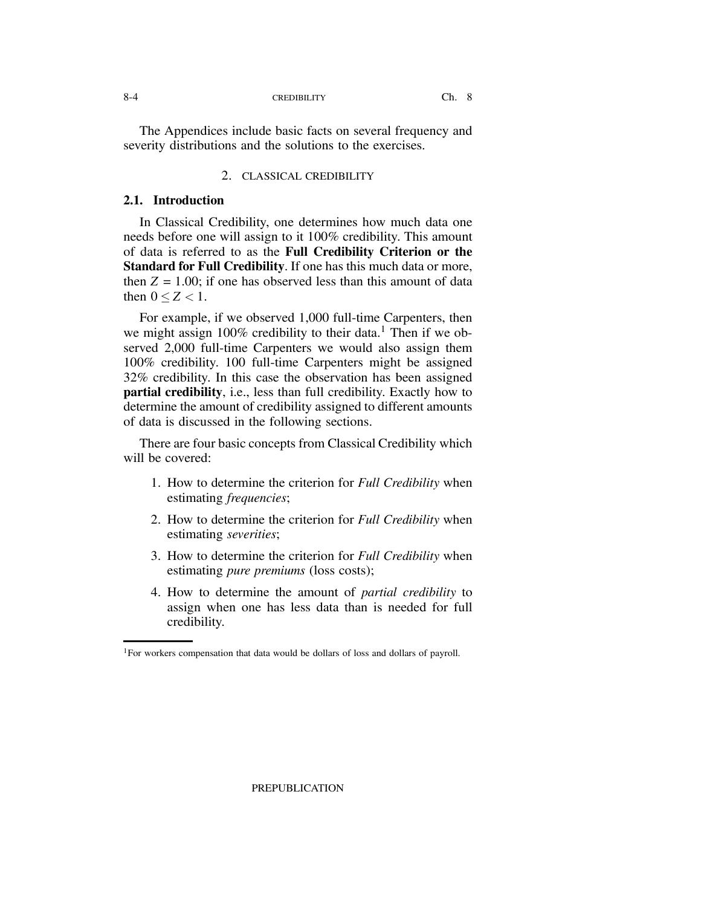The Appendices include basic facts on several frequency and severity distributions and the solutions to the exercises.

## 2. CLASSICAL CREDIBILITY

### 2.1. Introduction

In Classical Credibility, one determines how much data one needs before one will assign to it 100% credibility. This amount of data is referred to as the **Full Credibility Criterion or the Standard for Full Credibility**. If one has this much data or more, then $Z = 1.00$; if one has observed less than this amount of data then $0 \leq Z < 1$.

For example, if we observed 1,000 full-time Carpenters, then we might assign 100% credibility to their data.[1] Then if we observed 2,000 full-time Carpenters we would also assign them 100% credibility. 100 full-time Carpenters might be assigned 32% credibility. In this case the observation has been assigned **partial credibility**, i.e., less than full credibility. Exactly how to determine the amount of credibility assigned to different amounts of data is discussed in the following sections.

There are four basic concepts from Classical Credibility which will be covered:

1. How to determine the criterion for *Full Credibility* when estimating *frequencies*;
2. How to determine the criterion for *Full Credibility* when estimating *severities*;
3. How to determine the criterion for *Full Credibility* when estimating *pure premiums* (loss costs);
4. How to determine the amount of *partial credibility* to assign when one has less data than is needed for full credibility.

---

[1] For workers compensation that data would be dollars of loss and dollars of payroll.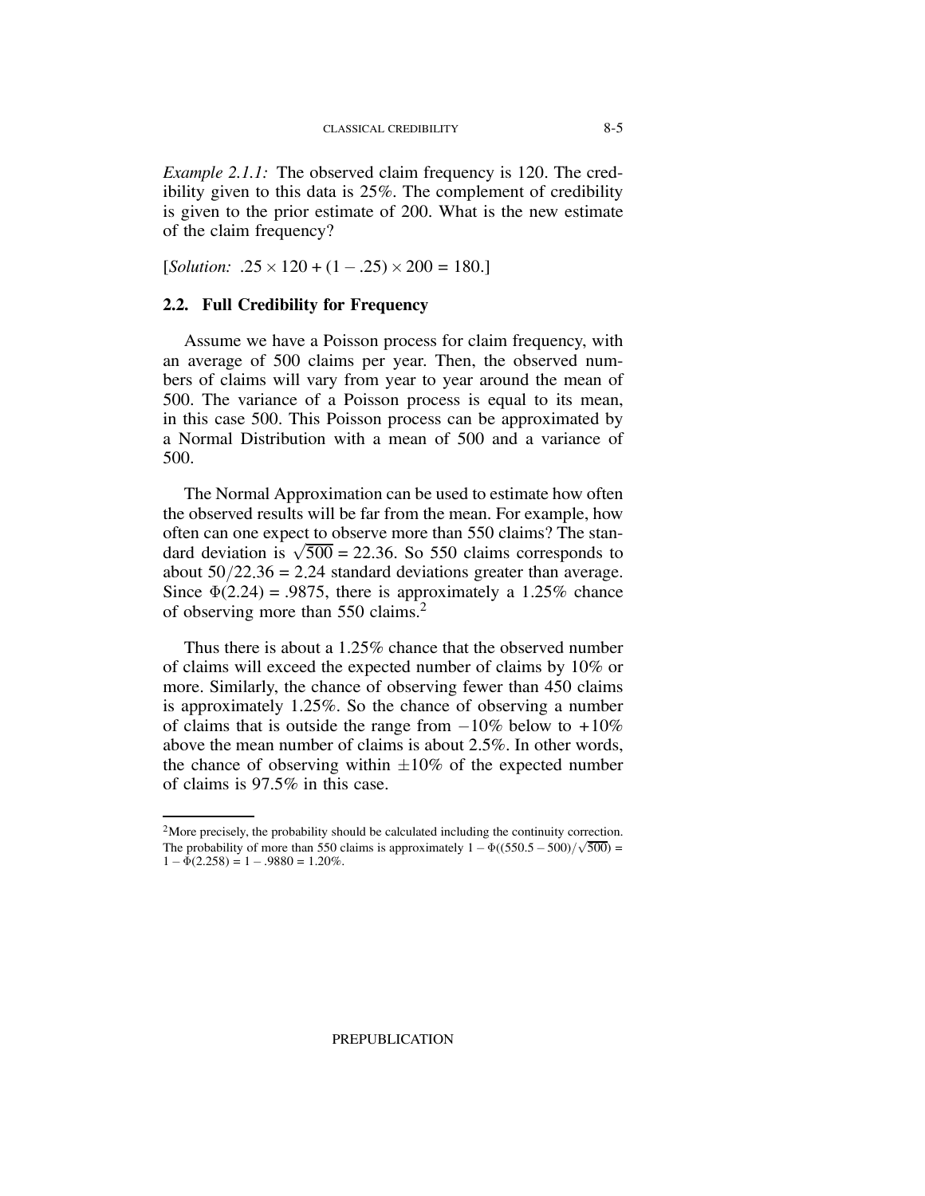*Example 2.1.1:* The observed claim frequency is 120. The credibility given to this data is 25%. The complement of credibility is given to the prior estimate of 200. What is the new estimate of the claim frequency?

[*Solution:* $.25 \times 120 + (1 - .25) \times 200 = 180$.]

### 2.2. Full Credibility for Frequency

Assume we have a Poisson process for claim frequency, with an average of 500 claims per year. Then, the observed numbers of claims will vary from year to year around the mean of 500. The variance of a Poisson process is equal to its mean, in this case 500. This Poisson process can be approximated by a Normal Distribution with a mean of 500 and a variance of 500.

The Normal Approximation can be used to estimate how often the observed results will be far from the mean. For example, how often can one expect to observe more than 550 claims? The standard deviation is $\sqrt{500} = 22.36$. So 550 claims corresponds to about $50/22.36 = 2.24$ standard deviations greater than average. Since $\Phi(2.24) = .9875$, there is approximately a 1.25% chance of observing more than 550 claims.[2]

Thus there is about a 1.25% chance that the observed number of claims will exceed the expected number of claims by 10% or more. Similarly, the chance of observing fewer than 450 claims is approximately 1.25%. So the chance of observing a number of claims that is outside the range from $-10\%$ below to $+10\%$ above the mean number of claims is about 2.5%. In other words, the chance of observing within $\pm 10\%$ of the expected number of claims is 97.5% in this case.

---

[2]More precisely, the probability should be calculated including the continuity correction. The probability of more than 550 claims is approximately $1 - \Phi((550.5 - 500)/\sqrt{500}) = 1 - \Phi(2.258) = 1 - .9880 = 1.20\%$.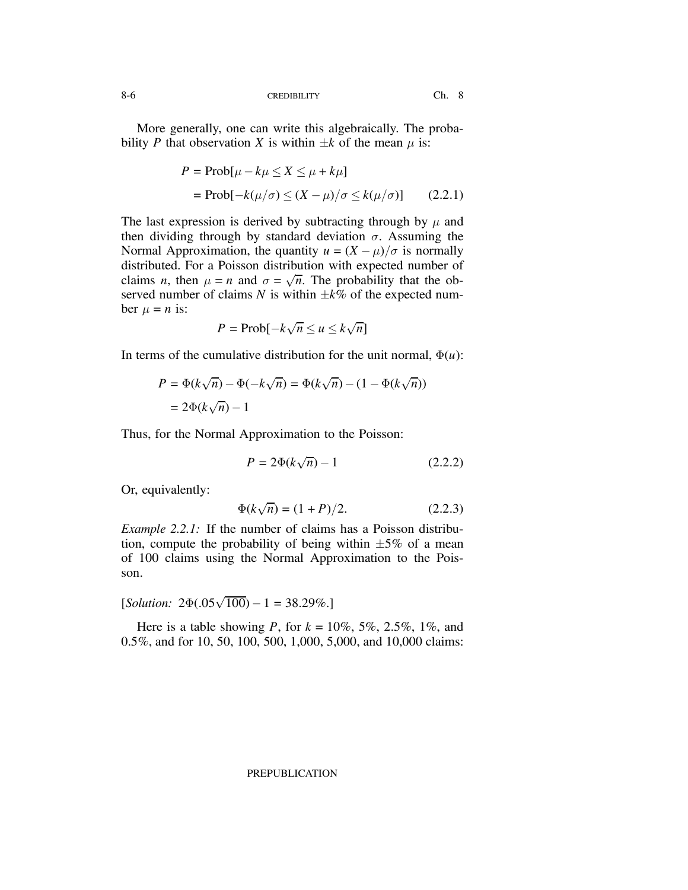More generally, one can write this algebraically. The probability $P$ that observation $X$ is within $\pm k$ of the mean $\mu$ is:

$$
\begin{aligned}
P &= \text{Prob}[\mu - k\mu \leq X \leq \mu + k\mu] \\
&= \text{Prob}[-k(\mu/\sigma) \leq (X - \mu)/\sigma \leq k(\mu/\sigma)] \qquad (2.2.1)
\end{aligned}
$$

The last expression is derived by subtracting through by $\mu$ and then dividing through by standard deviation $\sigma$. Assuming the Normal Approximation, the quantity $u = (X - \mu)/\sigma$ is normally distributed. For a Poisson distribution with expected number of claims $n$, then $\mu = n$ and $\sigma = \sqrt{n}$. The probability that the observed number of claims $N$ is within $\pm k\%$ of the expected number $\mu = n$ is:

$$
P = \text{Prob}[-k\sqrt{n} \leq u \leq k\sqrt{n}]
$$

In terms of the cumulative distribution for the unit normal, $\Phi(u)$:

$$
\begin{aligned}
P &= \Phi(k\sqrt{n}) - \Phi(-k\sqrt{n}) = \Phi(k\sqrt{n}) - (1 - \Phi(k\sqrt{n})) \\
&= 2\Phi(k\sqrt{n}) - 1
\end{aligned}
$$

Thus, for the Normal Approximation to the Poisson:

$$
P = 2\Phi(k\sqrt{n}) - 1 \qquad (2.2.2)
$$

Or, equivalently:

$$
\Phi(k\sqrt{n}) = (1 + P)/2. \qquad (2.2.3)
$$

*Example 2.2.1:* If the number of claims has a Poisson distribution, compute the probability of being within $\pm 5\%$ of a mean of 100 claims using the Normal Approximation to the Poisson.

[*Solution:* $2\Phi(.05\sqrt{100}) - 1 = 38.29\%$.]

Here is a table showing $P$, for $k = 10\%$, 5%, 2.5%, 1%, and 0.5%, and for 10, 50, 100, 500, 1,000, 5,000, and 10,000 claims: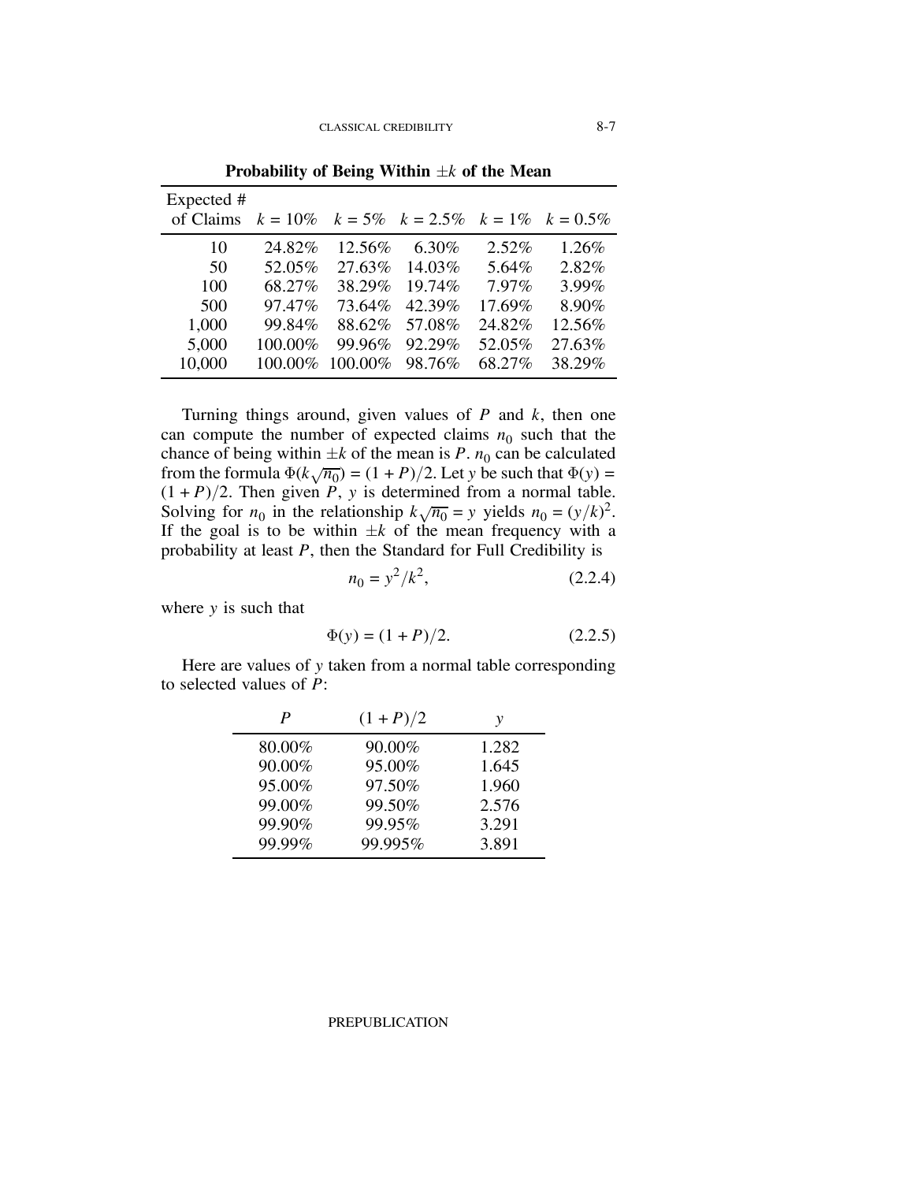**Probability of Being Within $\pm k$ of the Mean**

| Expected # of Claims | $k = 10\%$ | $k = 5\%$ | $k = 2.5\%$ | $k = 1\%$ | $k = 0.5\%$ |
|---|---|---|---|---|---|
| 10 | 24.82% | 12.56% | 6.30% | 2.52% | 1.26% |
| 50 | 52.05% | 27.63% | 14.03% | 5.64% | 2.82% |
| 100 | 68.27% | 38.29% | 19.74% | 7.97% | 3.99% |
| 500 | 97.47% | 73.64% | 42.39% | 17.69% | 8.90% |
| 1,000 | 99.84% | 88.62% | 57.08% | 24.82% | 12.56% |
| 5,000 | 100.00% | 99.96% | 92.29% | 52.05% | 27.63% |
| 10,000 | 100.00% | 100.00% | 98.76% | 68.27% | 38.29% |

Turning things around, given values of $P$ and $k$, then one can compute the number of expected claims $n_0$ such that the chance of being within $\pm k$ of the mean is $P$. $n_0$ can be calculated from the formula $\Phi(k\sqrt{n_0}) = (1+P)/2$. Let $y$ be such that $\Phi(y) = (1+P)/2$. Then given $P$, $y$ is determined from a normal table. Solving for $n_0$ in the relationship $k\sqrt{n_0} = y$ yields $n_0 = (y/k)^2$. If the goal is to be within $\pm k$ of the mean frequency with a probability at least $P$, then the Standard for Full Credibility is

$$n_0 = y^2/k^2, \tag{2.2.4}$$

where $y$ is such that

$$\Phi(y) = (1+P)/2. \tag{2.2.5}$$

Here are values of $y$ taken from a normal table corresponding to selected values of $P$:

| $P$ | $(1+P)/2$ | $y$ |
|---|---|---|
| 80.00% | 90.00% | 1.282 |
| 90.00% | 95.00% | 1.645 |
| 95.00% | 97.50% | 1.960 |
| 99.00% | 99.50% | 2.576 |
| 99.90% | 99.95% | 3.291 |
| 99.99% | 99.995% | 3.891 |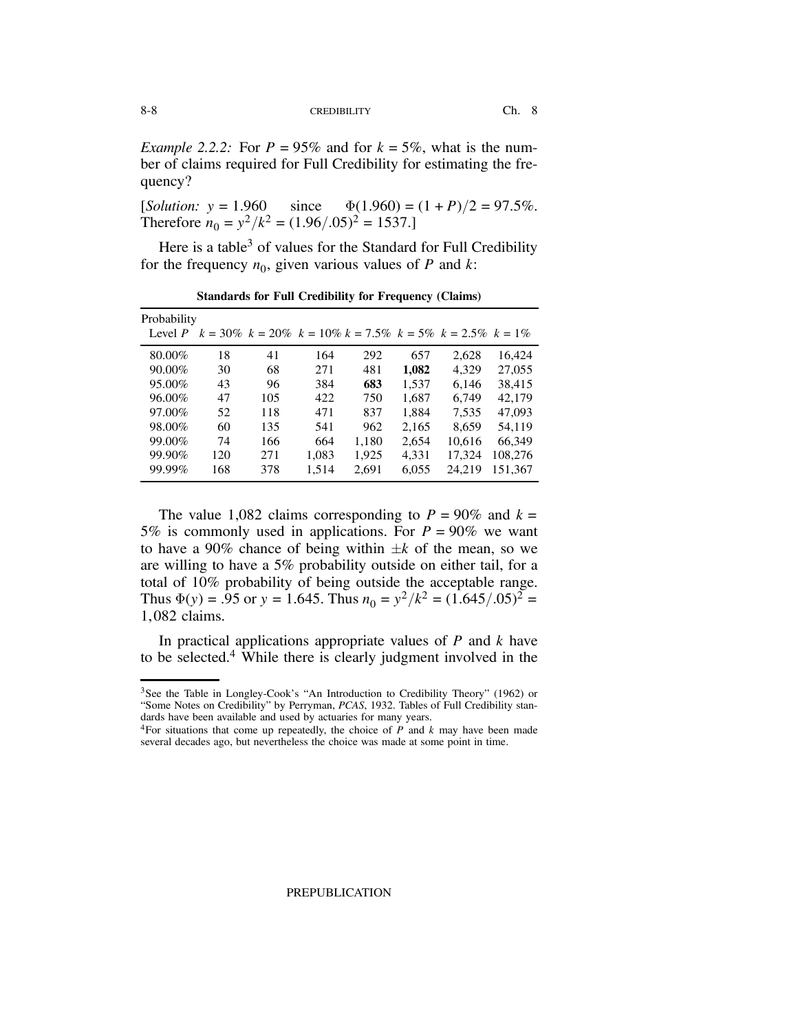*Example 2.2.2:* For $P = 95\%$ and for $k = 5\%$, what is the number of claims required for Full Credibility for estimating the frequency?

[*Solution:* $y = 1.960$ since $\Phi(1.960) = (1+P)/2 = 97.5\%$. Therefore $n_0 = y^2/k^2 = (1.96/.05)^2 = 1537$.]

Here is a table[3] of values for the Standard for Full Credibility for the frequency $n_0$, given various values of $P$ and $k$:

**Standards for Full Credibility for Frequency (Claims)**

| Probability Level $P$ | $k = 30\%$ | $k = 20\%$ | $k = 10\%$ | $k = 7.5\%$ | $k = 5\%$ | $k = 2.5\%$ | $k = 1\%$ |
|---|---|---|---|---|---|---|---|
| 80.00% | 18 | 41 | 164 | 292 | 657 | 2,628 | 16,424 |
| 90.00% | 30 | 68 | 271 | 481 | **1,082** | 4,329 | 27,055 |
| 95.00% | 43 | 96 | 384 | **683** | 1,537 | 6,146 | 38,415 |
| 96.00% | 47 | 105 | 422 | 750 | 1,687 | 6,749 | 42,179 |
| 97.00% | 52 | 118 | 471 | 837 | 1,884 | 7,535 | 47,093 |
| 98.00% | 60 | 135 | 541 | 962 | 2,165 | 8,659 | 54,119 |
| 99.00% | 74 | 166 | 664 | 1,180 | 2,654 | 10,616 | 66,349 |
| 99.90% | 120 | 271 | 1,083 | 1,925 | 4,331 | 17,324 | 108,276 |
| 99.99% | 168 | 378 | 1,514 | 2,691 | 6,055 | 24,219 | 151,367 |

The value 1,082 claims corresponding to $P = 90\%$ and $k = 5\%$ is commonly used in applications. For $P = 90\%$ we want to have a 90% chance of being within $\pm k$ of the mean, so we are willing to have a 5% probability outside on either tail, for a total of 10% probability of being outside the acceptable range. Thus $\Phi(y) = .95$ or $y = 1.645$. Thus $n_0 = y^2/k^2 = (1.645/.05)^2 = 1,082$ claims.

In practical applications appropriate values of $P$ and $k$ have to be selected.[4] While there is clearly judgment involved in the

[3] See the Table in Longley-Cook's "An Introduction to Credibility Theory" (1962) or "Some Notes on Credibility" by Perryman, *PCAS*, 1932. Tables of Full Credibility standards have been available and used by actuaries for many years.

[4] For situations that come up repeatedly, the choice of $P$ and $k$ may have been made several decades ago, but nevertheless the choice was made at some point in time.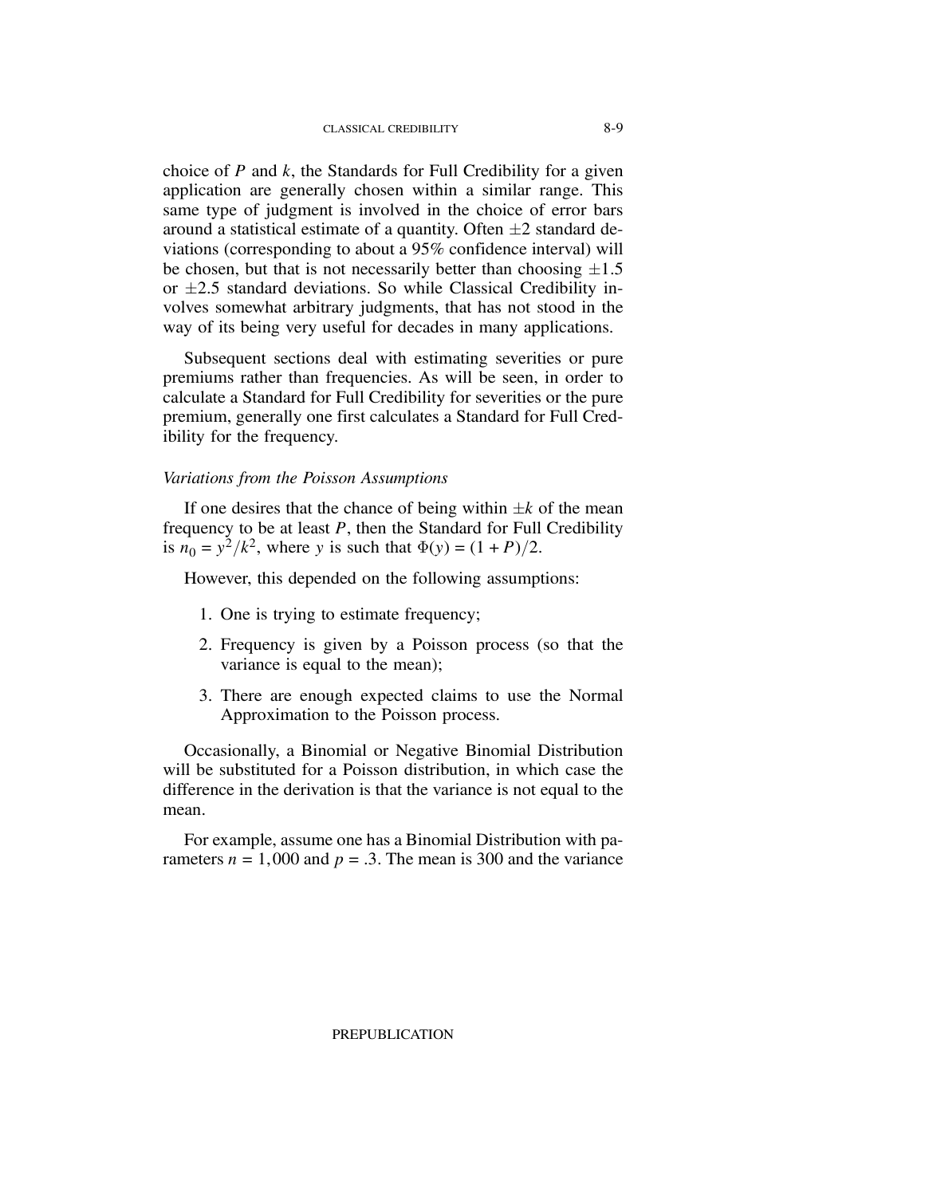choice of $P$ and $k$, the Standards for Full Credibility for a given application are generally chosen within a similar range. This same type of judgment is involved in the choice of error bars around a statistical estimate of a quantity. Often $\pm 2$ standard deviations (corresponding to about a 95% confidence interval) will be chosen, but that is not necessarily better than choosing $\pm 1.5$ or $\pm 2.5$ standard deviations. So while Classical Credibility involves somewhat arbitrary judgments, that has not stood in the way of its being very useful for decades in many applications.

Subsequent sections deal with estimating severities or pure premiums rather than frequencies. As will be seen, in order to calculate a Standard for Full Credibility for severities or the pure premium, generally one first calculates a Standard for Full Credibility for the frequency.

### *Variations from the Poisson Assumptions*

If one desires that the chance of being within $\pm k$ of the mean frequency to be at least $P$, then the Standard for Full Credibility is $n_0 = y^2/k^2$, where $y$ is such that $\Phi(y) = (1 + P)/2$.

However, this depended on the following assumptions:

1. One is trying to estimate frequency;
2. Frequency is given by a Poisson process (so that the variance is equal to the mean);
3. There are enough expected claims to use the Normal Approximation to the Poisson process.

Occasionally, a Binomial or Negative Binomial Distribution will be substituted for a Poisson distribution, in which case the difference in the derivation is that the variance is not equal to the mean.

For example, assume one has a Binomial Distribution with parameters $n = 1{,}000$ and $p = .3$. The mean is 300 and the variance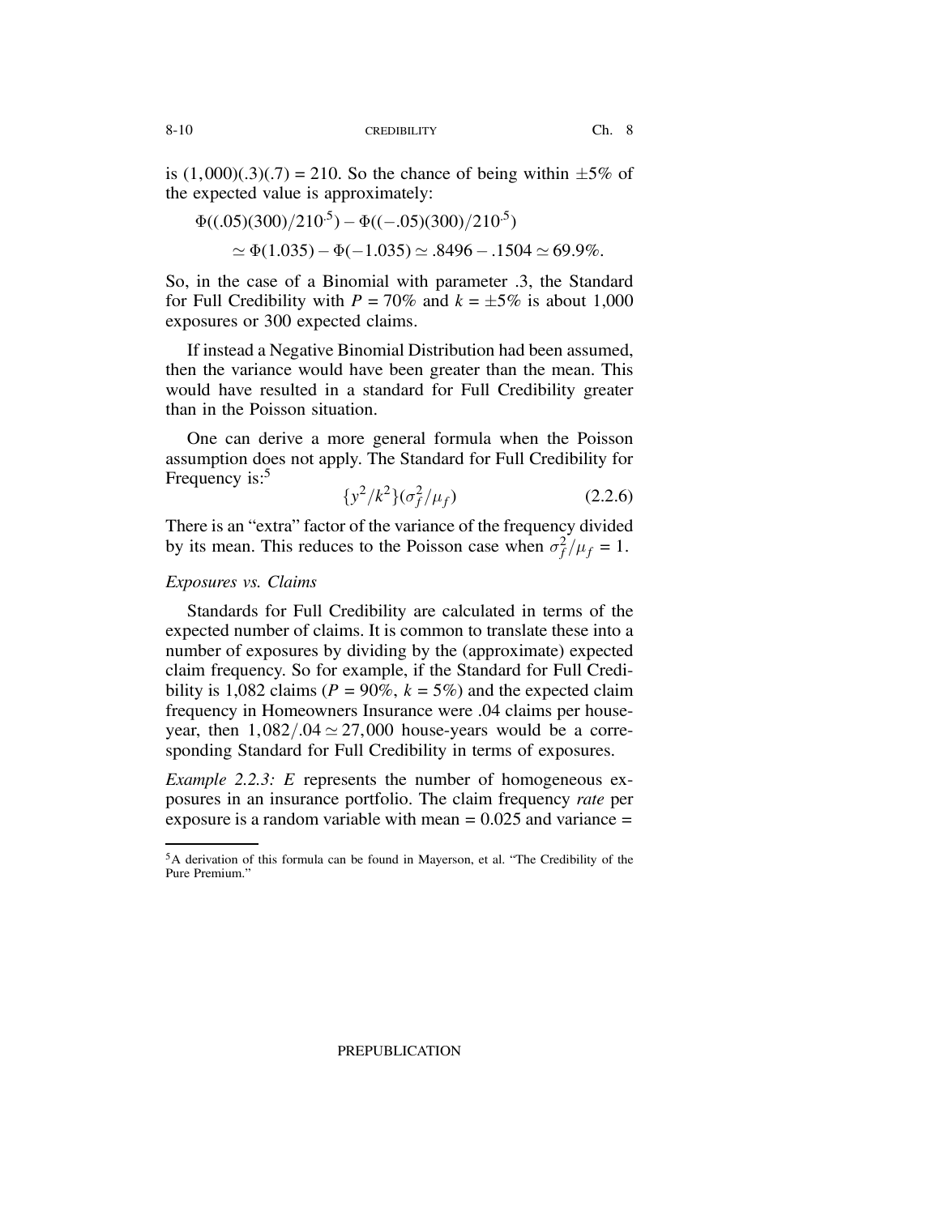is $(1,000)(.3)(.7) = 210$. So the chance of being within $\pm 5\%$ of the expected value is approximately:

$$\Phi((.05)(300)/210^{.5}) - \Phi((-.05)(300)/210^{.5})$$
$$\simeq \Phi(1.035) - \Phi(-1.035) \simeq .8496 - .1504 \simeq 69.9\%.$$

So, in the case of a Binomial with parameter .3, the Standard for Full Credibility with $P = 70\%$ and $k = \pm 5\%$ is about 1,000 exposures or 300 expected claims.

If instead a Negative Binomial Distribution had been assumed, then the variance would have been greater than the mean. This would have resulted in a standard for Full Credibility greater than in the Poisson situation.

One can derive a more general formula when the Poisson assumption does not apply. The Standard for Full Credibility for Frequency is:[5]

$$\{y^2/k^2\}(\sigma_f^2/\mu_f) \qquad (2.2.6)$$

There is an "extra" factor of the variance of the frequency divided by its mean. This reduces to the Poisson case when $\sigma_f^2/\mu_f = 1$.

*Exposures vs. Claims*

Standards for Full Credibility are calculated in terms of the expected number of claims. It is common to translate these into a number of exposures by dividing by the (approximate) expected claim frequency. So for example, if the Standard for Full Credibility is 1,082 claims ($P = 90\%$, $k = 5\%$) and the expected claim frequency in Homeowners Insurance were .04 claims per house-year, then $1,082/.04 \simeq 27,000$ house-years would be a corresponding Standard for Full Credibility in terms of exposures.

*Example 2.2.3: E* represents the number of homogeneous exposures in an insurance portfolio. The claim frequency *rate* per exposure is a random variable with mean = 0.025 and variance =

---

[5] A derivation of this formula can be found in Mayerson, et al. "The Credibility of the Pure Premium."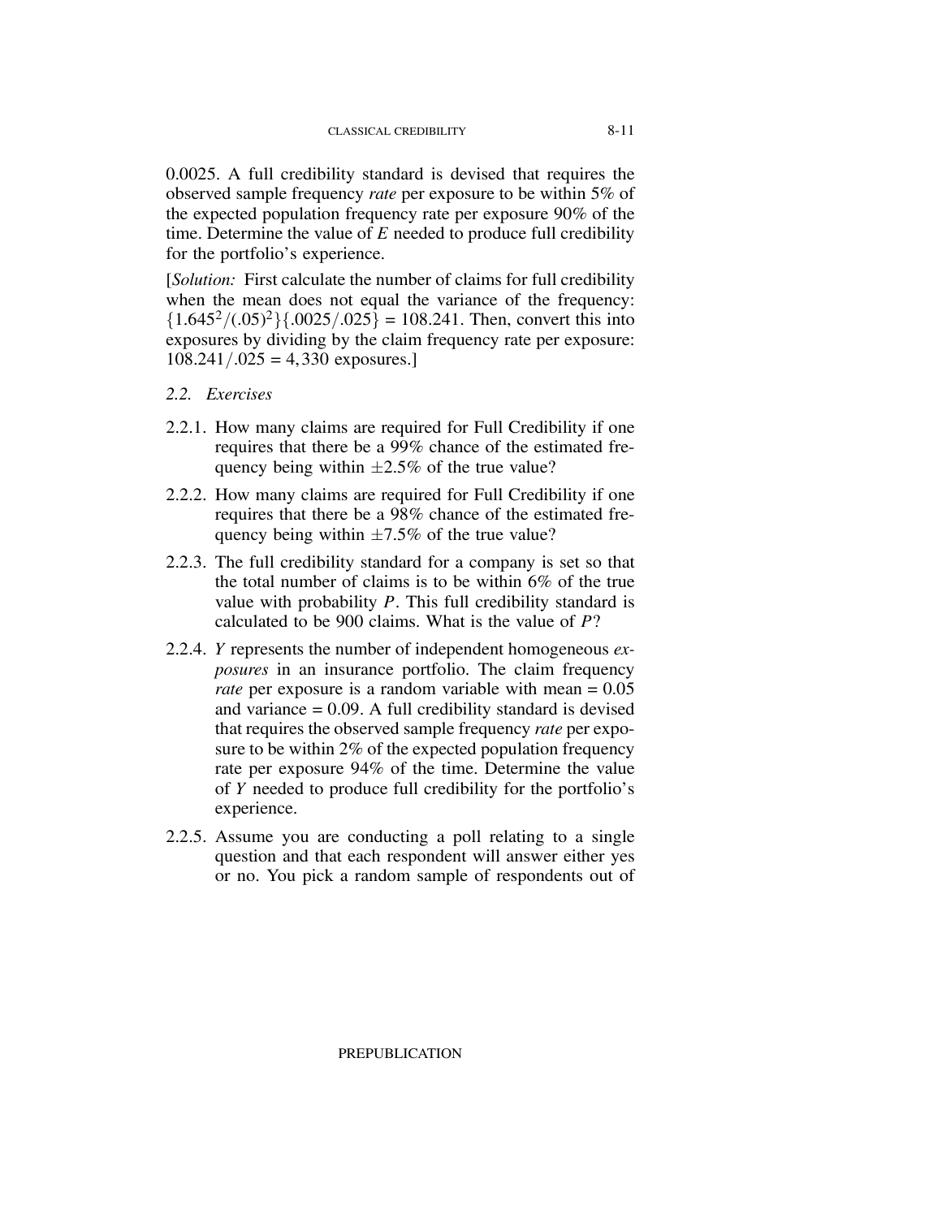0.0025. A full credibility standard is devised that requires the observed sample frequency *rate* per exposure to be within 5% of the expected population frequency rate per exposure 90% of the time. Determine the value of $E$ needed to produce full credibility for the portfolio's experience.

[*Solution:* First calculate the number of claims for full credibility when the mean does not equal the variance of the frequency: $\{1.645^2/(.05)^2\}\{.0025/.025\} = 108.241$. Then, convert this into exposures by dividing by the claim frequency rate per exposure: $108.241/.025 = 4,330$ exposures.]

### 2.2. *Exercises*

2.2.1. How many claims are required for Full Credibility if one requires that there be a 99% chance of the estimated frequency being within $\pm 2.5\%$ of the true value?

2.2.2. How many claims are required for Full Credibility if one requires that there be a 98% chance of the estimated frequency being within $\pm 7.5\%$ of the true value?

2.2.3. The full credibility standard for a company is set so that the total number of claims is to be within 6% of the true value with probability $P$. This full credibility standard is calculated to be 900 claims. What is the value of $P$?

2.2.4. $Y$ represents the number of independent homogeneous *exposures* in an insurance portfolio. The claim frequency *rate* per exposure is a random variable with mean = 0.05 and variance = 0.09. A full credibility standard is devised that requires the observed sample frequency *rate* per exposure to be within 2% of the expected population frequency rate per exposure 94% of the time. Determine the value of $Y$ needed to produce full credibility for the portfolio's experience.

2.2.5. Assume you are conducting a poll relating to a single question and that each respondent will answer either yes or no. You pick a random sample of respondents out of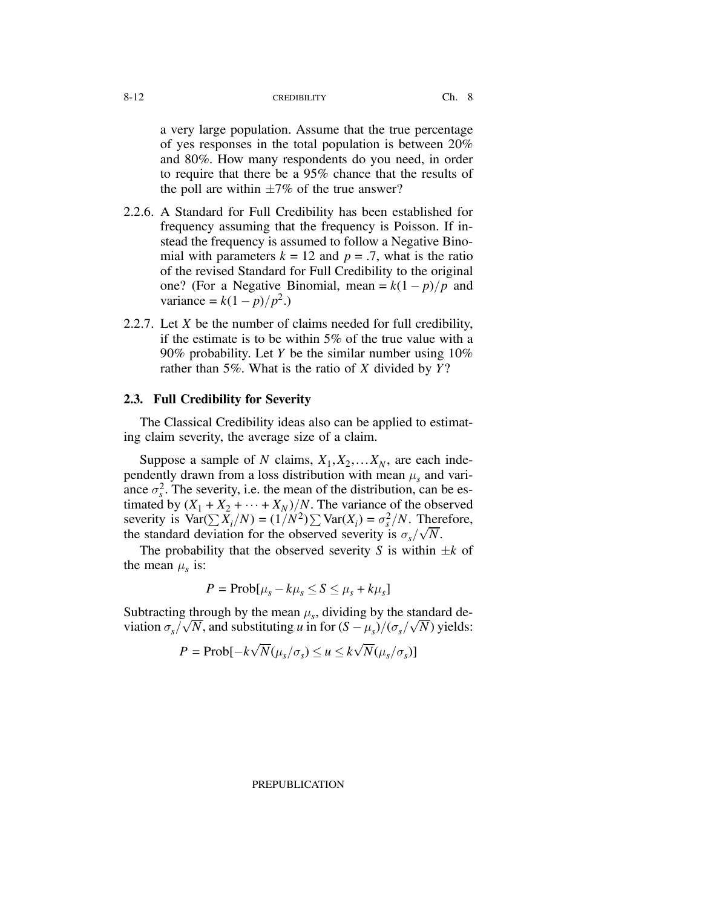a very large population. Assume that the true percentage of yes responses in the total population is between 20% and 80%. How many respondents do you need, in order to require that there be a 95% chance that the results of the poll are within $\pm 7\%$ of the true answer?

2.2.6. A Standard for Full Credibility has been established for frequency assuming that the frequency is Poisson. If instead the frequency is assumed to follow a Negative Binomial with parameters $k = 12$ and $p = .7$, what is the ratio of the revised Standard for Full Credibility to the original one? (For a Negative Binomial, mean $= k(1-p)/p$ and variance $= k(1-p)/p^2$.)

2.2.7. Let $X$ be the number of claims needed for full credibility, if the estimate is to be within 5% of the true value with a 90% probability. Let $Y$ be the similar number using 10% rather than 5%. What is the ratio of $X$ divided by $Y$?

### 2.3. Full Credibility for Severity

The Classical Credibility ideas also can be applied to estimating claim severity, the average size of a claim.

Suppose a sample of $N$ claims, $X_1, X_2, \ldots X_N$, are each independently drawn from a loss distribution with mean $\mu_s$ and variance $\sigma_s^2$. The severity, i.e. the mean of the distribution, can be estimated by $(X_1 + X_2 + \cdots + X_N)/N$. The variance of the observed severity is $\text{Var}(\sum X_i/N) = (1/N^2)\sum \text{Var}(X_i) = \sigma_s^2/N$. Therefore, the standard deviation for the observed severity is $\sigma_s/\sqrt{N}$.

The probability that the observed severity $S$ is within $\pm k$ of the mean $\mu_s$ is:

$$P = \text{Prob}[\mu_s - k\mu_s \leq S \leq \mu_s + k\mu_s]$$

Subtracting through by the mean $\mu_s$, dividing by the standard deviation $\sigma_s/\sqrt{N}$, and substituting $u$ in for $(S - \mu_s)/(\sigma_s/\sqrt{N})$ yields:

$$P = \text{Prob}[-k\sqrt{N}(\mu_s/\sigma_s) \leq u \leq k\sqrt{N}(\mu_s/\sigma_s)]$$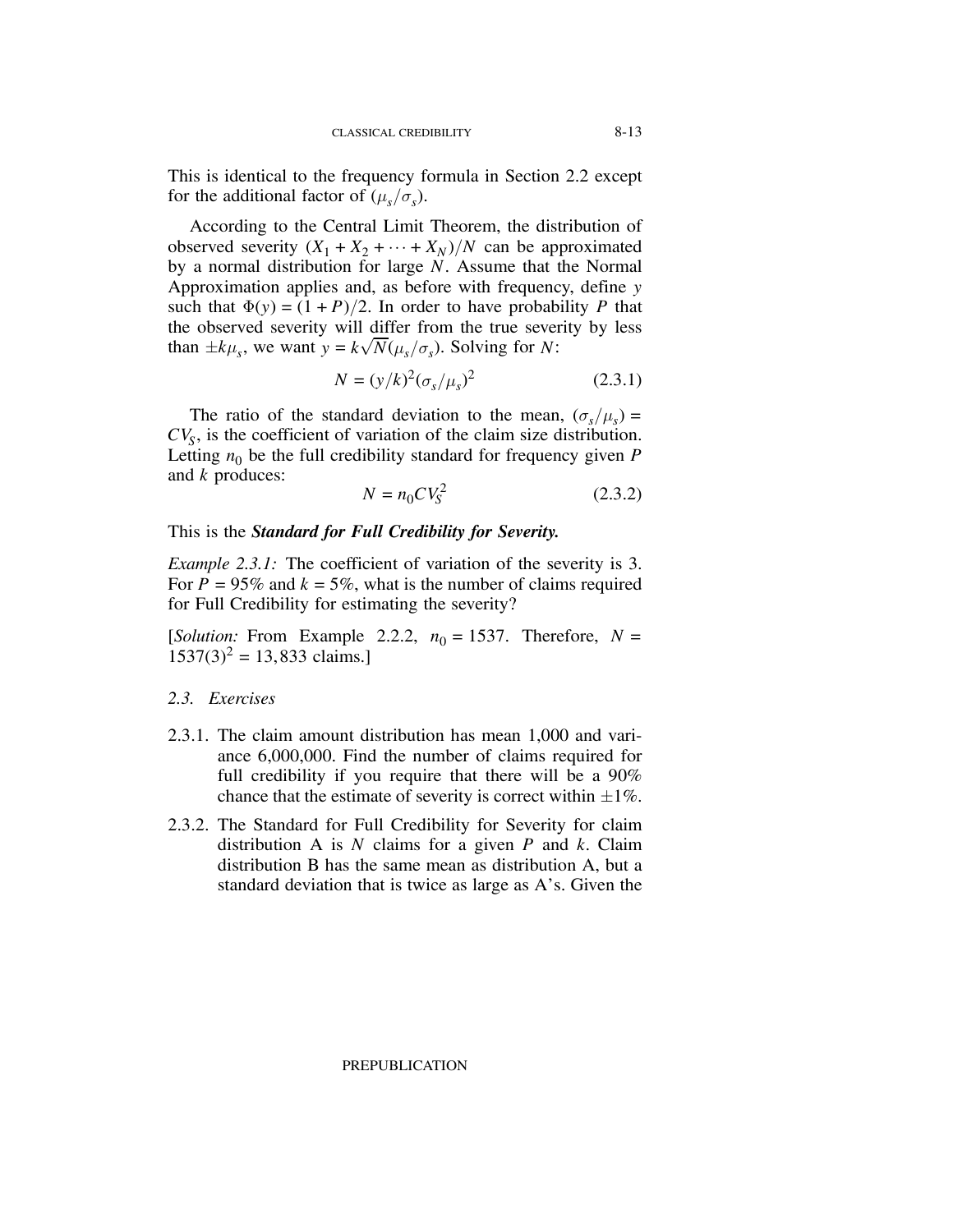This is identical to the frequency formula in Section 2.2 except for the additional factor of $(\mu_s/\sigma_s)$.

According to the Central Limit Theorem, the distribution of observed severity $(X_1 + X_2 + \cdots + X_N)/N$ can be approximated by a normal distribution for large $N$. Assume that the Normal Approximation applies and, as before with frequency, define $y$ such that $\Phi(y) = (1+P)/2$. In order to have probability $P$ that the observed severity will differ from the true severity by less than $\pm k\mu_s$, we want $y = k\sqrt{N}(\mu_s/\sigma_s)$. Solving for $N$:

$$N = (y/k)^2(\sigma_s/\mu_s)^2 \qquad (2.3.1)$$

The ratio of the standard deviation to the mean, $(\sigma_s/\mu_s) = CV_S$, is the coefficient of variation of the claim size distribution. Letting $n_0$ be the full credibility standard for frequency given $P$ and $k$ produces:

$$N = n_0 CV_S^2 \qquad (2.3.2)$$

This is the ***Standard for Full Credibility for Severity.***

*Example 2.3.1:* The coefficient of variation of the severity is 3. For $P = 95\%$ and $k = 5\%$, what is the number of claims required for Full Credibility for estimating the severity?

[*Solution:* From Example 2.2.2, $n_0 = 1537$. Therefore, $N = 1537(3)^2 = 13{,}833$ claims.]

*2.3. Exercises*

2.3.1. The claim amount distribution has mean 1,000 and variance 6,000,000. Find the number of claims required for full credibility if you require that there will be a 90% chance that the estimate of severity is correct within $\pm 1\%$.

2.3.2. The Standard for Full Credibility for Severity for claim distribution A is $N$ claims for a given $P$ and $k$. Claim distribution B has the same mean as distribution A, but a standard deviation that is twice as large as A's. Given the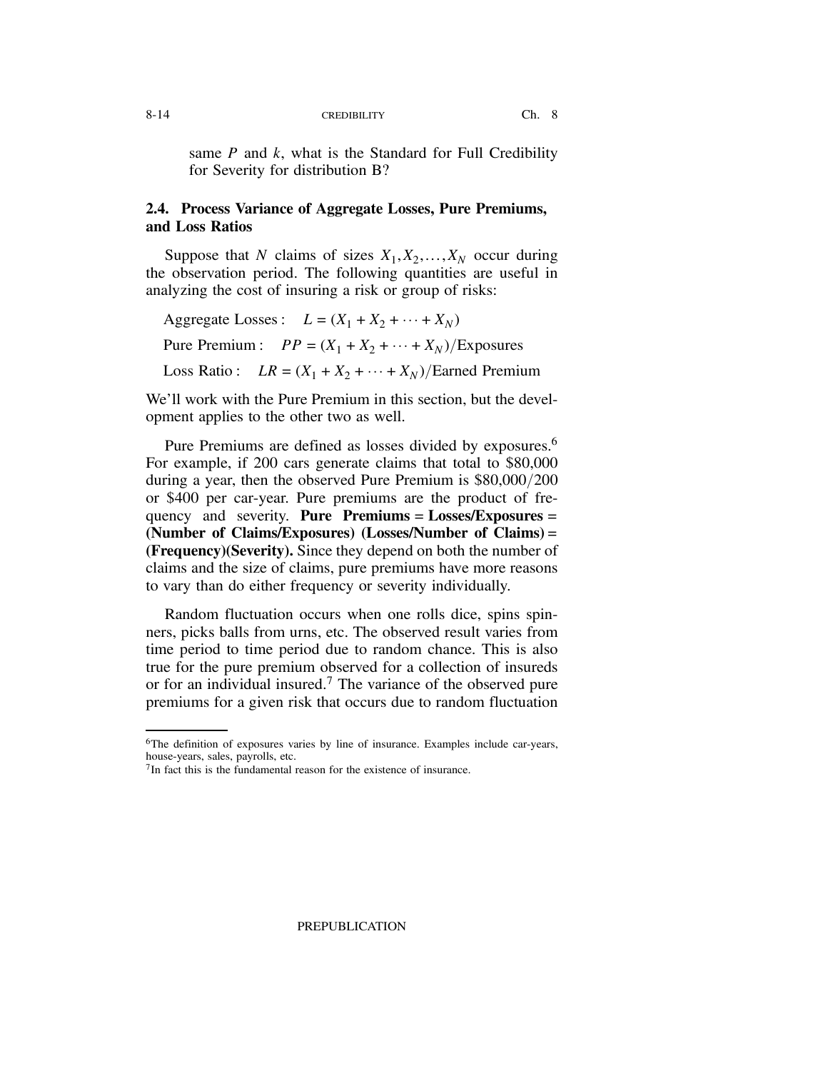same $P$ and $k$, what is the Standard for Full Credibility for Severity for distribution B?

## 2.4. Process Variance of Aggregate Losses, Pure Premiums, and Loss Ratios

Suppose that $N$ claims of sizes $X_1, X_2, \ldots, X_N$ occur during the observation period. The following quantities are useful in analyzing the cost of insuring a risk or group of risks:

$$\text{Aggregate Losses}: \quad L = (X_1 + X_2 + \cdots + X_N)$$

$$\text{Pure Premium}: \quad PP = (X_1 + X_2 + \cdots + X_N)/\text{Exposures}$$

$$\text{Loss Ratio}: \quad LR = (X_1 + X_2 + \cdots + X_N)/\text{Earned Premium}$$

We'll work with the Pure Premium in this section, but the development applies to the other two as well.

Pure Premiums are defined as losses divided by exposures.[6] For example, if 200 cars generate claims that total to \$80,000 during a year, then the observed Pure Premium is \$80,000/200 or \$400 per car-year. Pure premiums are the product of frequency and severity. **Pure Premiums = Losses/Exposures = (Number of Claims/Exposures) (Losses/Number of Claims) = (Frequency)(Severity).** Since they depend on both the number of claims and the size of claims, pure premiums have more reasons to vary than do either frequency or severity individually.

Random fluctuation occurs when one rolls dice, spins spinners, picks balls from urns, etc. The observed result varies from time period to time period due to random chance. This is also true for the pure premium observed for a collection of insureds or for an individual insured.[7] The variance of the observed pure premiums for a given risk that occurs due to random fluctuation

---

[6]The definition of exposures varies by line of insurance. Examples include car-years, house-years, sales, payrolls, etc.

[7]In fact this is the fundamental reason for the existence of insurance.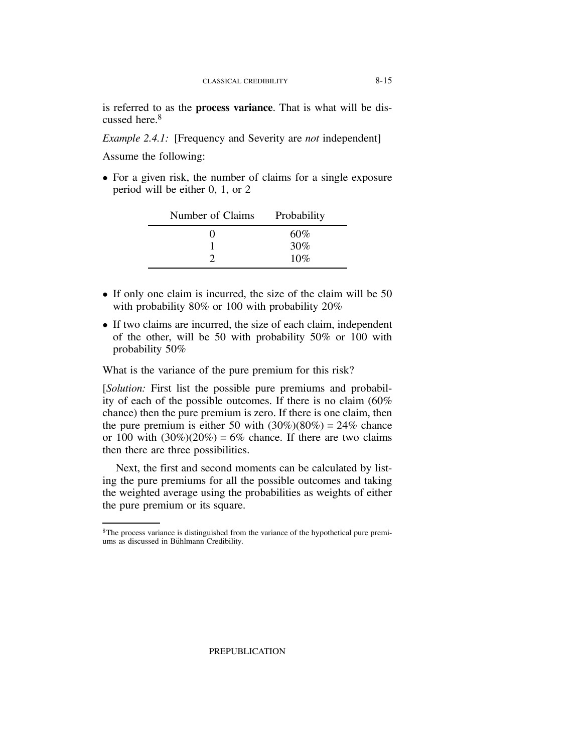is referred to as the **process variance**. That is what will be discussed here.[8]

*Example 2.4.1:* [Frequency and Severity are *not* independent]

Assume the following:

- For a given risk, the number of claims for a single exposure period will be either 0, 1, or 2

| Number of Claims | Probability |
|---|---|
| 0 | 60% |
| 1 | 30% |
| 2 | 10% |

- If only one claim is incurred, the size of the claim will be 50 with probability 80% or 100 with probability 20%
- If two claims are incurred, the size of each claim, independent of the other, will be 50 with probability 50% or 100 with probability 50%

What is the variance of the pure premium for this risk?

[*Solution:* First list the possible pure premiums and probability of each of the possible outcomes. If there is no claim (60% chance) then the pure premium is zero. If there is one claim, then the pure premium is either 50 with (30%)(80%) = 24% chance or 100 with (30%)(20%) = 6% chance. If there are two claims then there are three possibilities.

Next, the first and second moments can be calculated by listing the pure premiums for all the possible outcomes and taking the weighted average using the probabilities as weights of either the pure premium or its square.

[8]The process variance is distinguished from the variance of the hypothetical pure premiums as discussed in Bühlmann Credibility.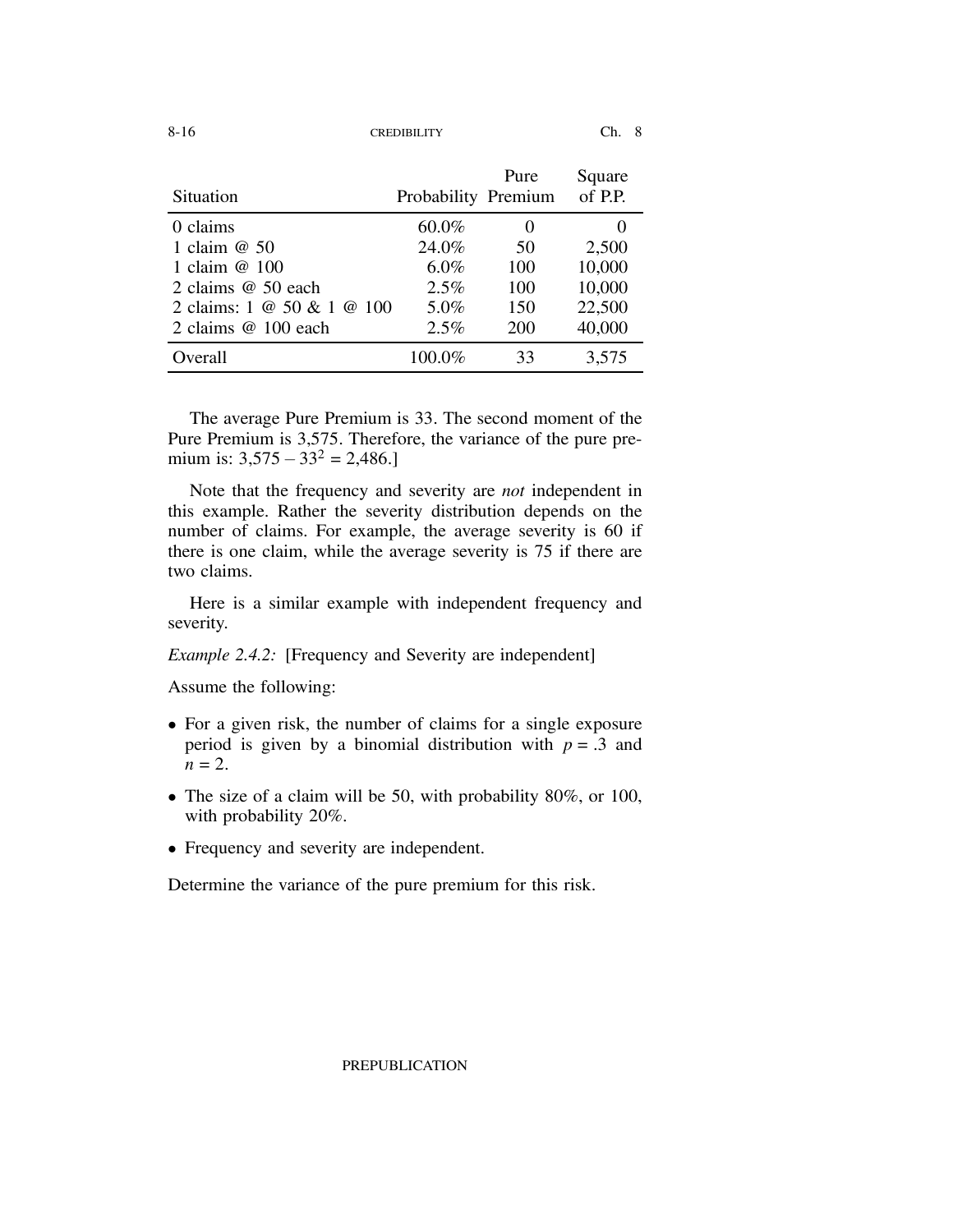| Situation | Probability | Pure Premium | Square of P.P. |
|---|---|---|---|
| 0 claims | 60.0% | 0 | 0 |
| 1 claim @ 50 | 24.0% | 50 | 2,500 |
| 1 claim @ 100 | 6.0% | 100 | 10,000 |
| 2 claims @ 50 each | 2.5% | 100 | 10,000 |
| 2 claims: 1 @ 50 & 1 @ 100 | 5.0% | 150 | 22,500 |
| 2 claims @ 100 each | 2.5% | 200 | 40,000 |
| Overall | 100.0% | 33 | 3,575 |

The average Pure Premium is 33. The second moment of the Pure Premium is 3,575. Therefore, the variance of the pure premium is: $3{,}575 - 33^2 = 2{,}486$.]

Note that the frequency and severity are *not* independent in this example. Rather the severity distribution depends on the number of claims. For example, the average severity is 60 if there is one claim, while the average severity is 75 if there are two claims.

Here is a similar example with independent frequency and severity.

*Example 2.4.2:* [Frequency and Severity are independent]

Assume the following:

- For a given risk, the number of claims for a single exposure period is given by a binomial distribution with $p = .3$ and $n = 2$.
- The size of a claim will be 50, with probability 80%, or 100, with probability 20%.
- Frequency and severity are independent.

Determine the variance of the pure premium for this risk.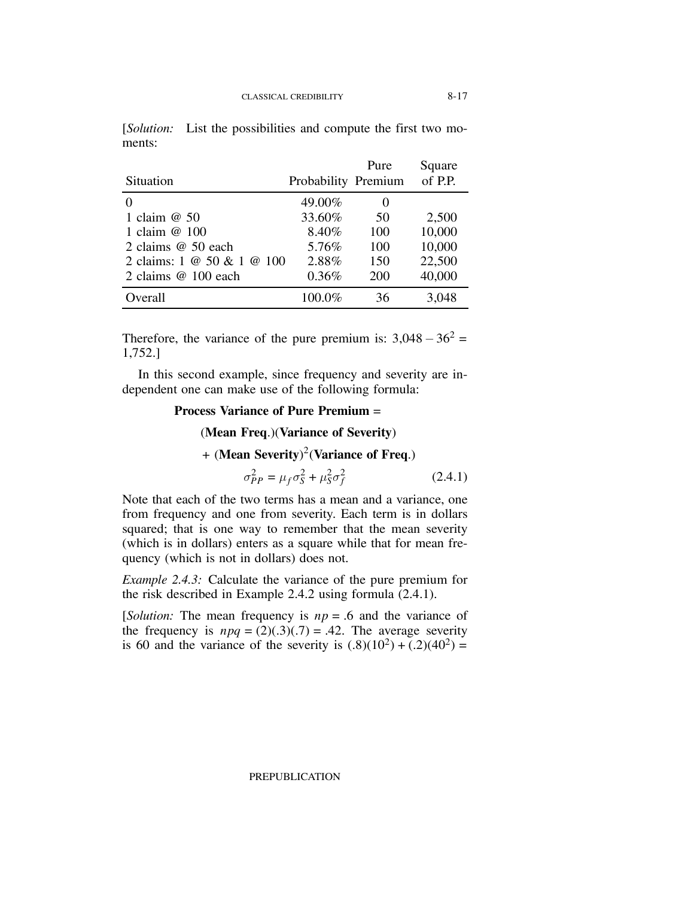[*Solution:* List the possibilities and compute the first two moments:

| Situation | Probability | Pure Premium | Square of P.P. |
|---|---|---|---|
| 0 | 49.00% | 0 | |
| 1 claim @ 50 | 33.60% | 50 | 2,500 |
| 1 claim @ 100 | 8.40% | 100 | 10,000 |
| 2 claims @ 50 each | 5.76% | 100 | 10,000 |
| 2 claims: 1 @ 50 & 1 @ 100 | 2.88% | 150 | 22,500 |
| 2 claims @ 100 each | 0.36% | 200 | 40,000 |
| Overall | 100.0% | 36 | 3,048 |

Therefore, the variance of the pure premium is: $3{,}048 - 36^2 = 1{,}752$.]

In this second example, since frequency and severity are independent one can make use of the following formula:

**Process Variance of Pure Premium =**

**(Mean Freq.)(Variance of Severity)**

**+ (Mean Severity)$^2$(Variance of Freq.)**

$$\sigma_{PP}^2 = \mu_f \sigma_S^2 + \mu_S^2 \sigma_f^2 \tag{2.4.1}$$

Note that each of the two terms has a mean and a variance, one from frequency and one from severity. Each term is in dollars squared; that is one way to remember that the mean severity (which is in dollars) enters as a square while that for mean frequency (which is not in dollars) does not.

*Example 2.4.3:* Calculate the variance of the pure premium for the risk described in Example 2.4.2 using formula (2.4.1).

[*Solution:* The mean frequency is $np = .6$ and the variance of the frequency is $npq = (2)(.3)(.7) = .42$. The average severity is 60 and the variance of the severity is $(.8)(10^2) + (.2)(40^2) =$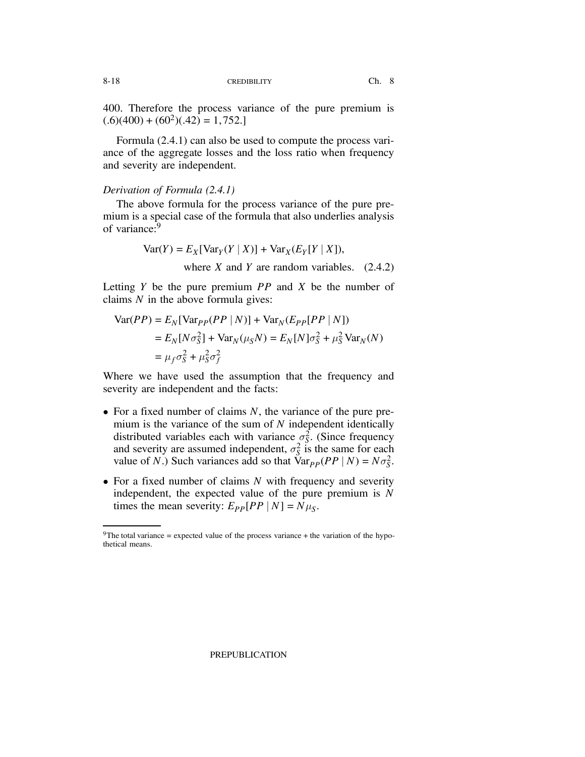400. Therefore the process variance of the pure premium is $(.6)(400) + (60^2)(.42) = 1{,}752$.]

Formula (2.4.1) can also be used to compute the process variance of the aggregate losses and the loss ratio when frequency and severity are independent.

*Derivation of Formula (2.4.1)*

The above formula for the process variance of the pure premium is a special case of the formula that also underlies analysis of variance:[9]

$$\text{Var}(Y) = E_X[\text{Var}_Y(Y \mid X)] + \text{Var}_X(E_Y[Y \mid X]),$$

$$\text{where } X \text{ and } Y \text{ are random variables.} \quad (2.4.2)$$

Letting $Y$ be the pure premium $PP$ and $X$ be the number of claims $N$ in the above formula gives:

$$\begin{aligned}
\text{Var}(PP) &= E_N[\text{Var}_{PP}(PP \mid N)] + \text{Var}_N(E_{PP}[PP \mid N]) \\
&= E_N[N\sigma_S^2] + \text{Var}_N(\mu_S N) = E_N[N]\sigma_S^2 + \mu_S^2 \,\text{Var}_N(N) \\
&= \mu_f \sigma_S^2 + \mu_S^2 \sigma_f^2
\end{aligned}$$

Where we have used the assumption that the frequency and severity are independent and the facts:

- For a fixed number of claims $N$, the variance of the pure premium is the variance of the sum of $N$ independent identically distributed variables each with variance $\sigma_S^2$. (Since frequency and severity are assumed independent, $\sigma_S^2$ is the same for each value of $N$.) Such variances add so that $\text{Var}_{PP}(PP \mid N) = N\sigma_S^2$.
- For a fixed number of claims $N$ with frequency and severity independent, the expected value of the pure premium is $N$ times the mean severity: $E_{PP}[PP \mid N] = N\mu_S$.

[9] The total variance = expected value of the process variance + the variation of the hypothetical means.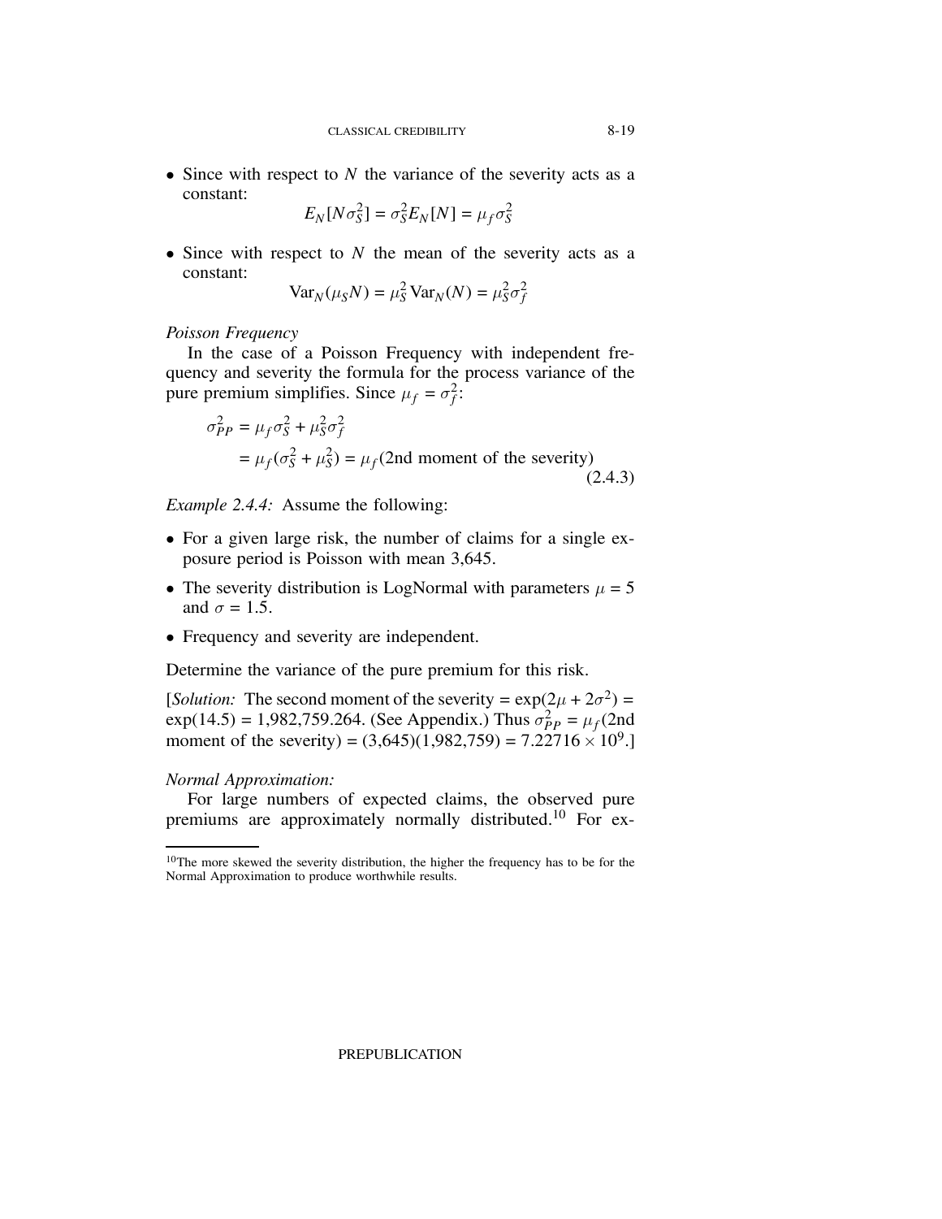- Since with respect to $N$ the variance of the severity acts as a constant:

$$E_N[N\sigma_S^2] = \sigma_S^2 E_N[N] = \mu_f \sigma_S^2$$

- Since with respect to $N$ the mean of the severity acts as a constant:

$$\mathrm{Var}_N(\mu_S N) = \mu_S^2 \,\mathrm{Var}_N(N) = \mu_S^2 \sigma_f^2$$

*Poisson Frequency*

In the case of a Poisson Frequency with independent frequency and severity the formula for the process variance of the pure premium simplifies. Since $\mu_f = \sigma_f^2$:

$$\begin{aligned}\sigma_{PP}^2 &= \mu_f \sigma_S^2 + \mu_S^2 \sigma_f^2 \\ &= \mu_f(\sigma_S^2 + \mu_S^2) = \mu_f(\text{2nd moment of the severity})\end{aligned} \tag{2.4.3}$$

*Example 2.4.4:* Assume the following:

- For a given large risk, the number of claims for a single exposure period is Poisson with mean 3,645.
- The severity distribution is LogNormal with parameters $\mu = 5$ and $\sigma = 1.5$.
- Frequency and severity are independent.

Determine the variance of the pure premium for this risk.

[*Solution:* The second moment of the severity = $\exp(2\mu + 2\sigma^2)$ = $\exp(14.5)$ = 1,982,759.264. (See Appendix.) Thus $\sigma_{PP}^2 = \mu_f$(2nd moment of the severity) = (3,645)(1,982,759) = $7.22716 \times 10^9$.]

*Normal Approximation:*

For large numbers of expected claims, the observed pure premiums are approximately normally distributed.[10] For ex-

[10] The more skewed the severity distribution, the higher the frequency has to be for the Normal Approximation to produce worthwhile results.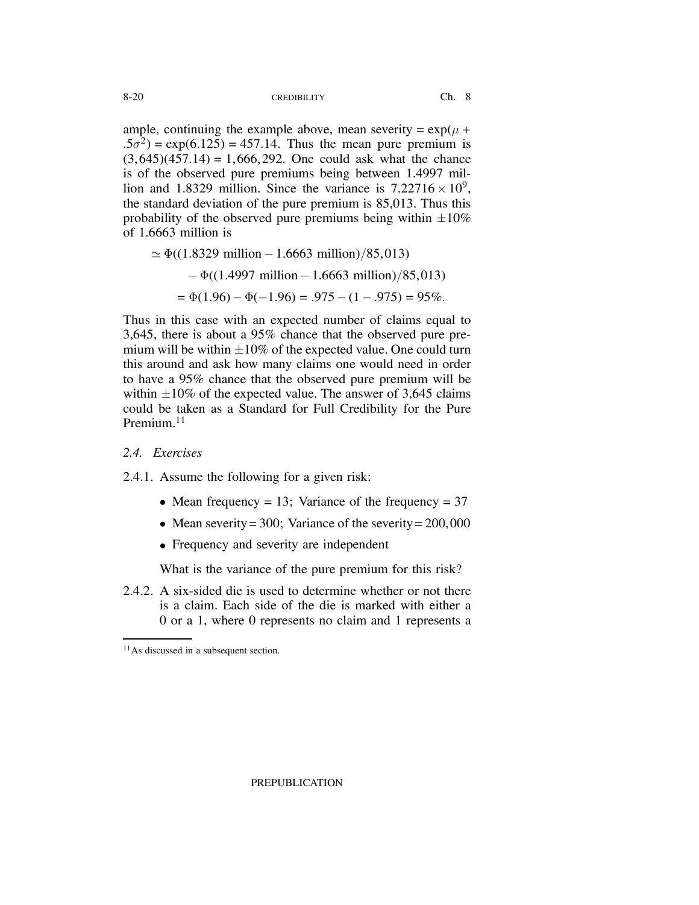ample, continuing the example above, mean severity = $\exp(\mu + .5\sigma^2) = \exp(6.125) = 457.14$. Thus the mean pure premium is $(3{,}645)(457.14) = 1{,}666{,}292$. One could ask what the chance is of the observed pure premiums being between 1.4997 million and 1.8329 million. Since the variance is $7.22716 \times 10^9$, the standard deviation of the pure premium is 85,013. Thus this probability of the observed pure premiums being within $\pm 10\%$ of 1.6663 million is

$$
\begin{aligned}
&\simeq \Phi((1.8329 \text{ million} - 1.6663 \text{ million})/85{,}013) \\
&\quad - \Phi((1.4997 \text{ million} - 1.6663 \text{ million})/85{,}013) \\
&= \Phi(1.96) - \Phi(-1.96) = .975 - (1 - .975) = 95\%.
\end{aligned}
$$

Thus in this case with an expected number of claims equal to 3,645, there is about a 95% chance that the observed pure premium will be within $\pm 10\%$ of the expected value. One could turn this around and ask how many claims one would need in order to have a 95% chance that the observed pure premium will be within $\pm 10\%$ of the expected value. The answer of 3,645 claims could be taken as a Standard for Full Credibility for the Pure Premium.[11]

### 2.4. Exercises

2.4.1. Assume the following for a given risk:

- Mean frequency = 13; Variance of the frequency = 37
- Mean severity = 300; Variance of the severity = 200,000
- Frequency and severity are independent

What is the variance of the pure premium for this risk?

2.4.2. A six-sided die is used to determine whether or not there is a claim. Each side of the die is marked with either a 0 or a 1, where 0 represents no claim and 1 represents a

[11] As discussed in a subsequent section.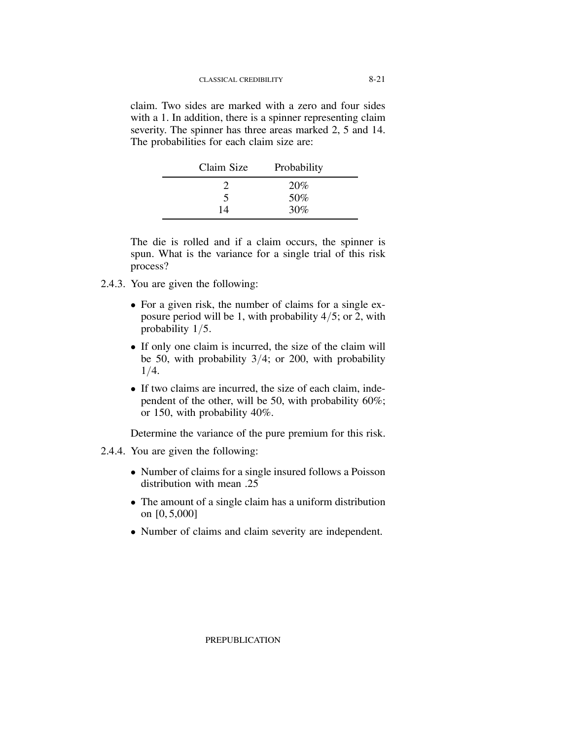claim. Two sides are marked with a zero and four sides with a 1. In addition, there is a spinner representing claim severity. The spinner has three areas marked 2, 5 and 14. The probabilities for each claim size are:

| Claim Size | Probability |
|---|---|
| 2 | 20% |
| 5 | 50% |
| 14 | 30% |

The die is rolled and if a claim occurs, the spinner is spun. What is the variance for a single trial of this risk process?

2.4.3. You are given the following:

- For a given risk, the number of claims for a single exposure period will be 1, with probability $4/5$; or 2, with probability $1/5$.
- If only one claim is incurred, the size of the claim will be 50, with probability $3/4$; or 200, with probability $1/4$.
- If two claims are incurred, the size of each claim, independent of the other, will be 50, with probability 60%; or 150, with probability 40%.

Determine the variance of the pure premium for this risk.

2.4.4. You are given the following:

- Number of claims for a single insured follows a Poisson distribution with mean .25
- The amount of a single claim has a uniform distribution on $[0, 5{,}000]$
- Number of claims and claim severity are independent.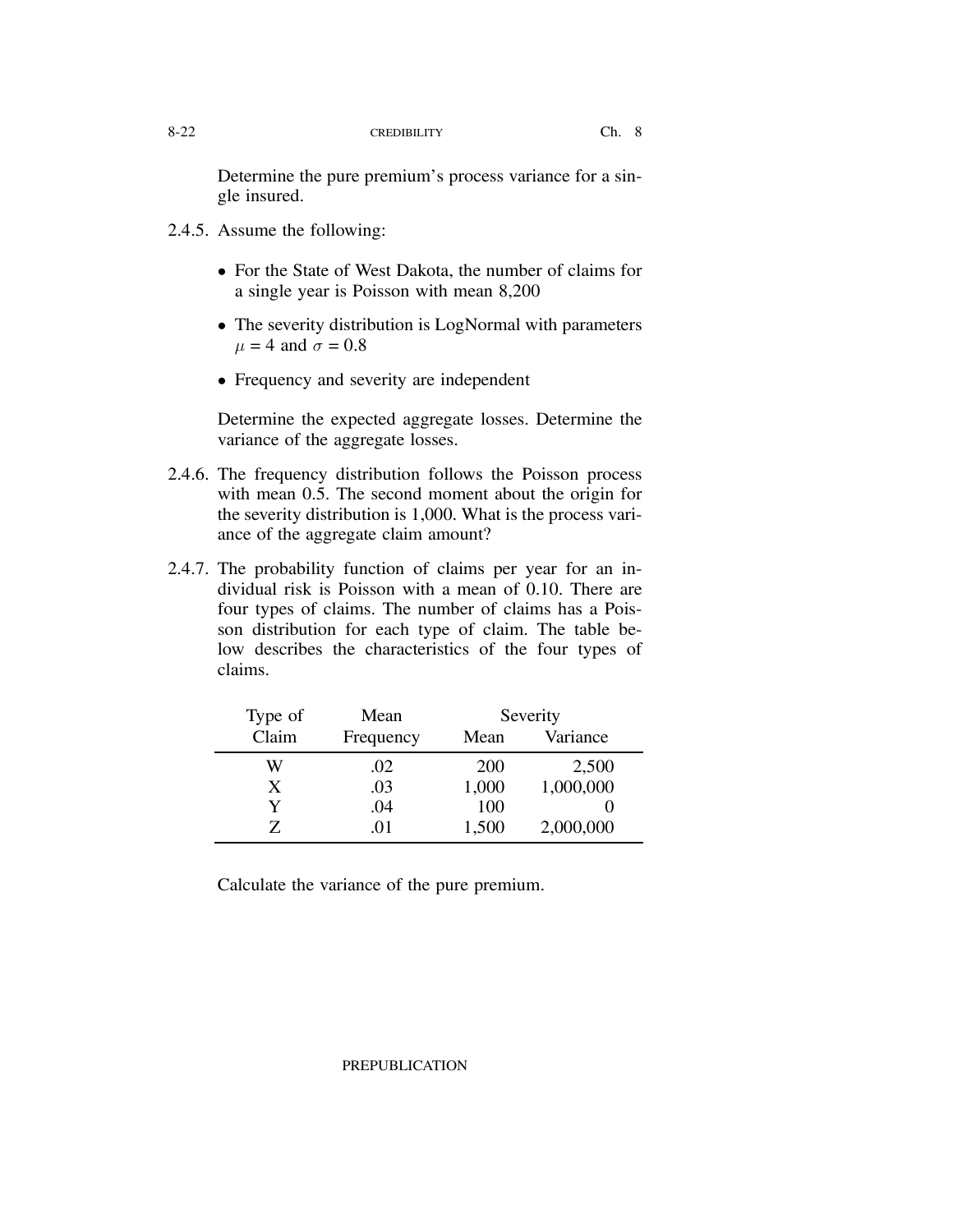Determine the pure premium's process variance for a single insured.

2.4.5. Assume the following:

- For the State of West Dakota, the number of claims for a single year is Poisson with mean 8,200
- The severity distribution is LogNormal with parameters $\mu = 4$ and $\sigma = 0.8$
- Frequency and severity are independent

Determine the expected aggregate losses. Determine the variance of the aggregate losses.

2.4.6. The frequency distribution follows the Poisson process with mean 0.5. The second moment about the origin for the severity distribution is 1,000. What is the process variance of the aggregate claim amount?

2.4.7. The probability function of claims per year for an individual risk is Poisson with a mean of 0.10. There are four types of claims. The number of claims has a Poisson distribution for each type of claim. The table below describes the characteristics of the four types of claims.

| Type of Claim | Mean Frequency | Severity Mean | Severity Variance |
|---|---|---|---|
| W | .02 | 200 | 2,500 |
| X | .03 | 1,000 | 1,000,000 |
| Y | .04 | 100 | 0 |
| Z | .01 | 1,500 | 2,000,000 |

Calculate the variance of the pure premium.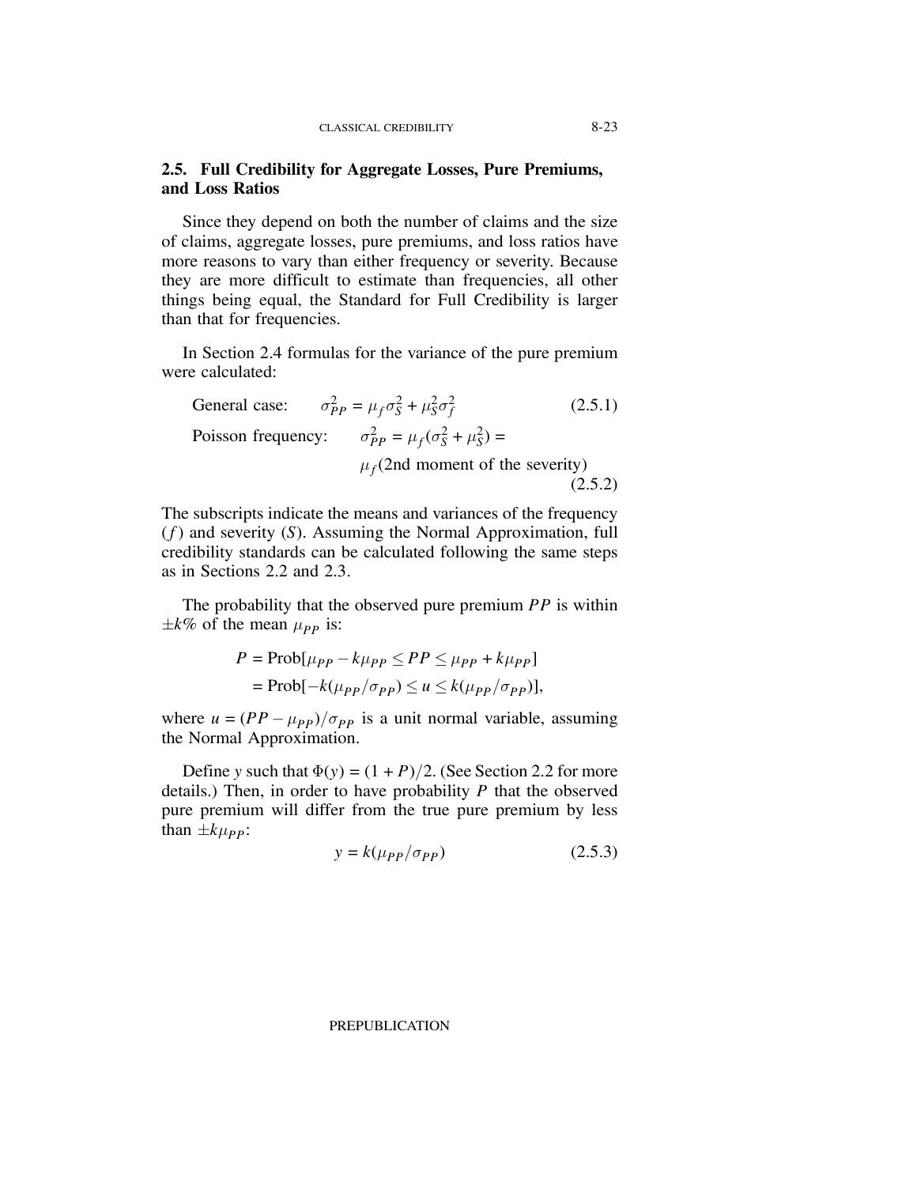## 2.5. Full Credibility for Aggregate Losses, Pure Premiums, and Loss Ratios

Since they depend on both the number of claims and the size of claims, aggregate losses, pure premiums, and loss ratios have more reasons to vary than either frequency or severity. Because they are more difficult to estimate than frequencies, all other things being equal, the Standard for Full Credibility is larger than that for frequencies.

In Section 2.4 formulas for the variance of the pure premium were calculated:

$$\text{General case:} \qquad \sigma_{PP}^2 = \mu_f \sigma_S^2 + \mu_S^2 \sigma_f^2 \tag{2.5.1}$$

$$\text{Poisson frequency:} \qquad \sigma_{PP}^2 = \mu_f(\sigma_S^2 + \mu_S^2) = \mu_f(\text{2nd moment of the severity}) \tag{2.5.2}$$

The subscripts indicate the means and variances of the frequency ($f$) and severity ($S$). Assuming the Normal Approximation, full credibility standards can be calculated following the same steps as in Sections 2.2 and 2.3.

The probability that the observed pure premium $PP$ is within $\pm k\%$ of the mean $\mu_{PP}$ is:

$$\begin{aligned} P &= \text{Prob}[\mu_{PP} - k\mu_{PP} \leq PP \leq \mu_{PP} + k\mu_{PP}] \\ &= \text{Prob}[-k(\mu_{PP}/\sigma_{PP}) \leq u \leq k(\mu_{PP}/\sigma_{PP})], \end{aligned}$$

where $u = (PP - \mu_{PP})/\sigma_{PP}$ is a unit normal variable, assuming the Normal Approximation.

Define $y$ such that $\Phi(y) = (1 + P)/2$. (See Section 2.2 for more details.) Then, in order to have probability $P$ that the observed pure premium will differ from the true pure premium by less than $\pm k\mu_{PP}$:

$$y = k(\mu_{PP}/\sigma_{PP}) \tag{2.5.3}$$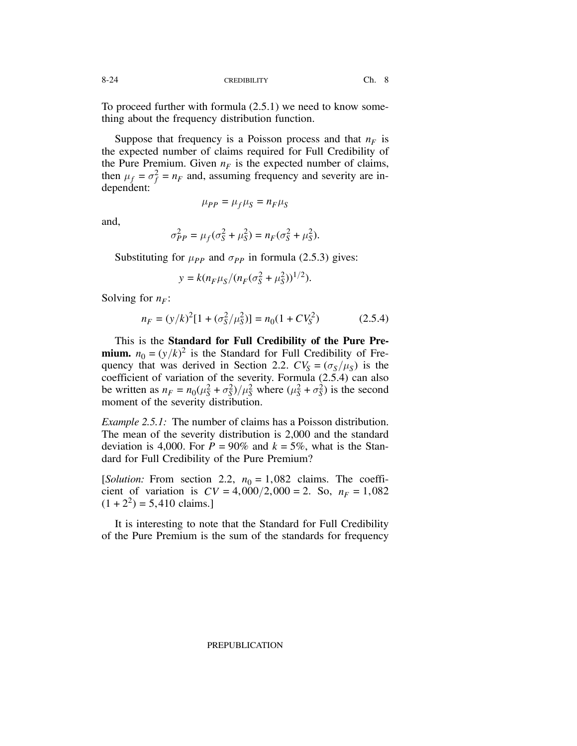To proceed further with formula (2.5.1) we need to know something about the frequency distribution function.

Suppose that frequency is a Poisson process and that $n_F$ is the expected number of claims required for Full Credibility of the Pure Premium. Given $n_F$ is the expected number of claims, then $\mu_f = \sigma_f^2 = n_F$ and, assuming frequency and severity are independent:

$$\mu_{PP} = \mu_f \mu_S = n_F \mu_S$$

and,

$$\sigma_{PP}^2 = \mu_f(\sigma_S^2 + \mu_S^2) = n_F(\sigma_S^2 + \mu_S^2).$$

Substituting for $\mu_{PP}$ and $\sigma_{PP}$ in formula (2.5.3) gives:

$$y = k(n_F \mu_S / (n_F(\sigma_S^2 + \mu_S^2))^{1/2}).$$

Solving for $n_F$:

$$n_F = (y/k)^2[1 + (\sigma_S^2/\mu_S^2)] = n_0(1 + CV_S^2) \qquad (2.5.4)$$

This is the **Standard for Full Credibility of the Pure Premium.** $n_0 = (y/k)^2$ is the Standard for Full Credibility of Frequency that was derived in Section 2.2. $CV_S = (\sigma_S/\mu_S)$ is the coefficient of variation of the severity. Formula (2.5.4) can also be written as $n_F = n_0(\mu_S^2 + \sigma_S^2)/\mu_S^2$ where $(\mu_S^2 + \sigma_S^2)$ is the second moment of the severity distribution.

*Example 2.5.1:* The number of claims has a Poisson distribution. The mean of the severity distribution is 2,000 and the standard deviation is 4,000. For $P = 90\%$ and $k = 5\%$, what is the Standard for Full Credibility of the Pure Premium?

[*Solution:* From section 2.2, $n_0 = 1{,}082$ claims. The coefficient of variation is $CV = 4{,}000/2{,}000 = 2$. So, $n_F = 1{,}082$ $(1 + 2^2) = 5{,}410$ claims.]

It is interesting to note that the Standard for Full Credibility of the Pure Premium is the sum of the standards for frequency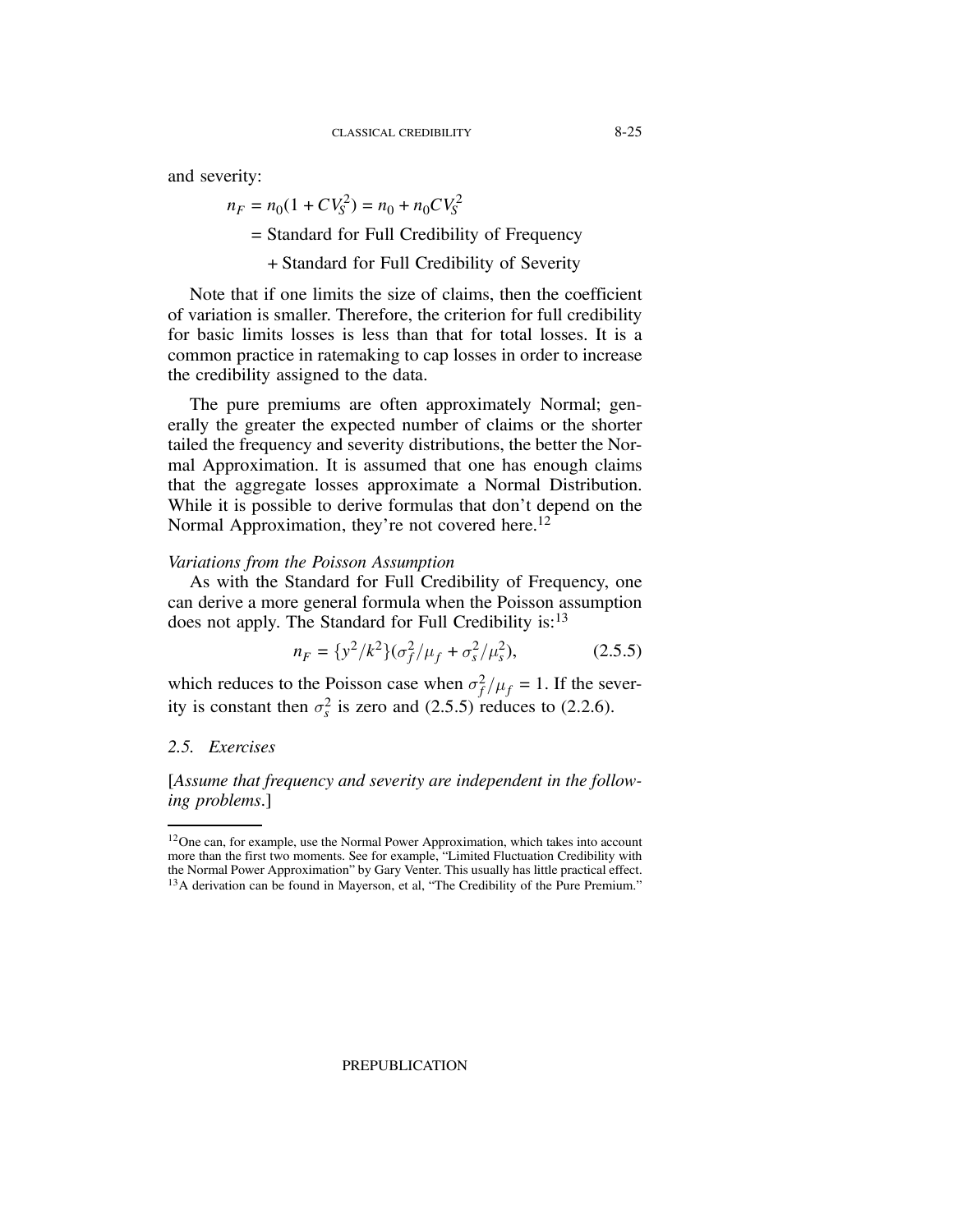and severity:

$$n_F = n_0(1 + CV_S^2) = n_0 + n_0 CV_S^2$$

$$= \text{Standard for Full Credibility of Frequency}$$

$$+ \text{Standard for Full Credibility of Severity}$$

Note that if one limits the size of claims, then the coefficient of variation is smaller. Therefore, the criterion for full credibility for basic limits losses is less than that for total losses. It is a common practice in ratemaking to cap losses in order to increase the credibility assigned to the data.

The pure premiums are often approximately Normal; generally the greater the expected number of claims or the shorter tailed the frequency and severity distributions, the better the Normal Approximation. It is assumed that one has enough claims that the aggregate losses approximate a Normal Distribution. While it is possible to derive formulas that don't depend on the Normal Approximation, they're not covered here.[12]

*Variations from the Poisson Assumption*

As with the Standard for Full Credibility of Frequency, one can derive a more general formula when the Poisson assumption does not apply. The Standard for Full Credibility is:[13]

$$n_F = \{y^2/k^2\}(\sigma_f^2/\mu_f + \sigma_s^2/\mu_s^2), \tag{2.5.5}$$

which reduces to the Poisson case when $\sigma_f^2/\mu_f = 1$. If the severity is constant then $\sigma_s^2$ is zero and (2.5.5) reduces to (2.2.6).

## *2.5. Exercises*

[*Assume that frequency and severity are independent in the following problems.*]

---

[12] One can, for example, use the Normal Power Approximation, which takes into account more than the first two moments. See for example, "Limited Fluctuation Credibility with the Normal Power Approximation" by Gary Venter. This usually has little practical effect.

[13] A derivation can be found in Mayerson, et al, "The Credibility of the Pure Premium."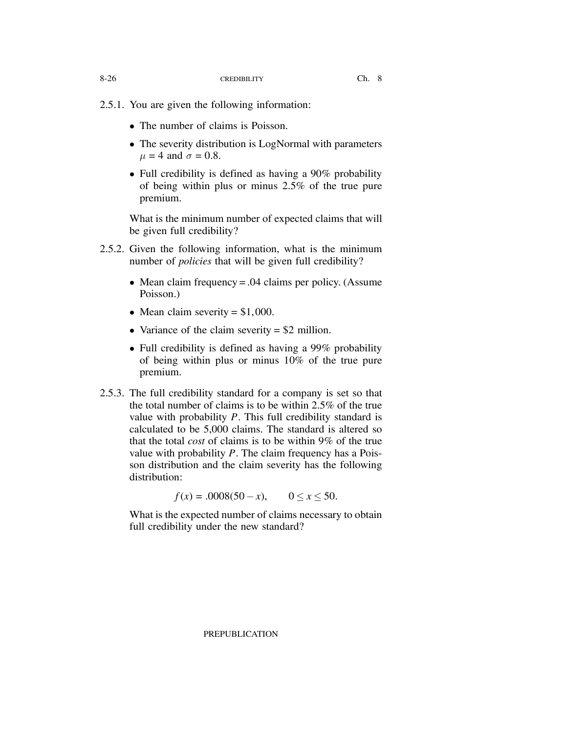2.5.1. You are given the following information:

- The number of claims is Poisson.
- The severity distribution is LogNormal with parameters $\mu = 4$ and $\sigma = 0.8$.
- Full credibility is defined as having a 90% probability of being within plus or minus 2.5% of the true pure premium.

What is the minimum number of expected claims that will be given full credibility?

2.5.2. Given the following information, what is the minimum number of *policies* that will be given full credibility?

- Mean claim frequency = .04 claims per policy. (Assume Poisson.)
- Mean claim severity = \$1,000.
- Variance of the claim severity = \$2 million.
- Full credibility is defined as having a 99% probability of being within plus or minus 10% of the true pure premium.

2.5.3. The full credibility standard for a company is set so that the total number of claims is to be within 2.5% of the true value with probability $P$. This full credibility standard is calculated to be 5,000 claims. The standard is altered so that the total *cost* of claims is to be within 9% of the true value with probability $P$. The claim frequency has a Poisson distribution and the claim severity has the following distribution:

$$f(x) = .0008(50 - x), \qquad 0 \leq x \leq 50.$$

What is the expected number of claims necessary to obtain full credibility under the new standard?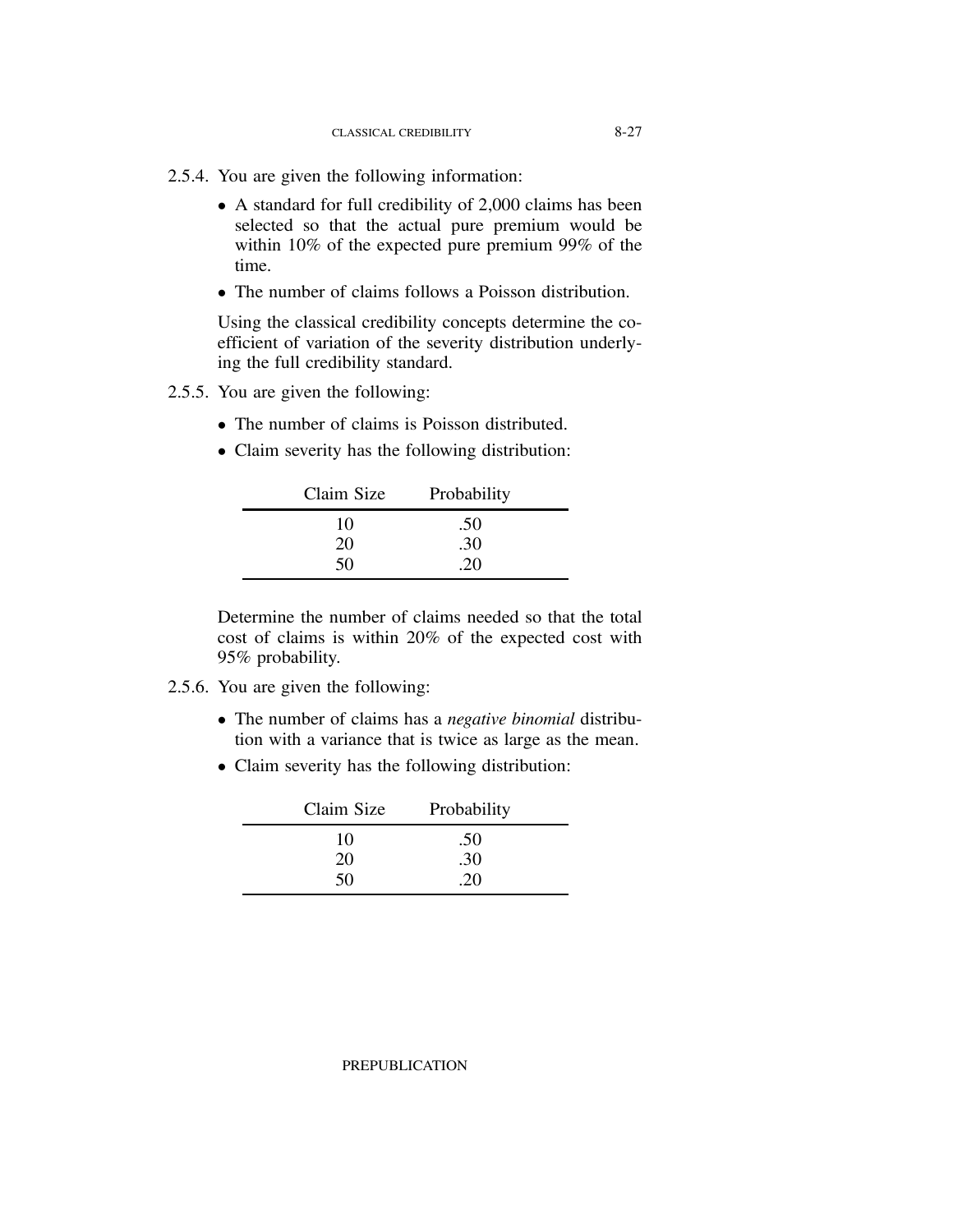2.5.4. You are given the following information:

- A standard for full credibility of 2,000 claims has been selected so that the actual pure premium would be within 10% of the expected pure premium 99% of the time.
- The number of claims follows a Poisson distribution.

Using the classical credibility concepts determine the coefficient of variation of the severity distribution underlying the full credibility standard.

2.5.5. You are given the following:

- The number of claims is Poisson distributed.
- Claim severity has the following distribution:

| Claim Size | Probability |
|---|---|
| 10 | .50 |
| 20 | .30 |
| 50 | .20 |

Determine the number of claims needed so that the total cost of claims is within 20% of the expected cost with 95% probability.

2.5.6. You are given the following:

- The number of claims has a *negative binomial* distribution with a variance that is twice as large as the mean.
- Claim severity has the following distribution:

| Claim Size | Probability |
|---|---|
| 10 | .50 |
| 20 | .30 |
| 50 | .20 |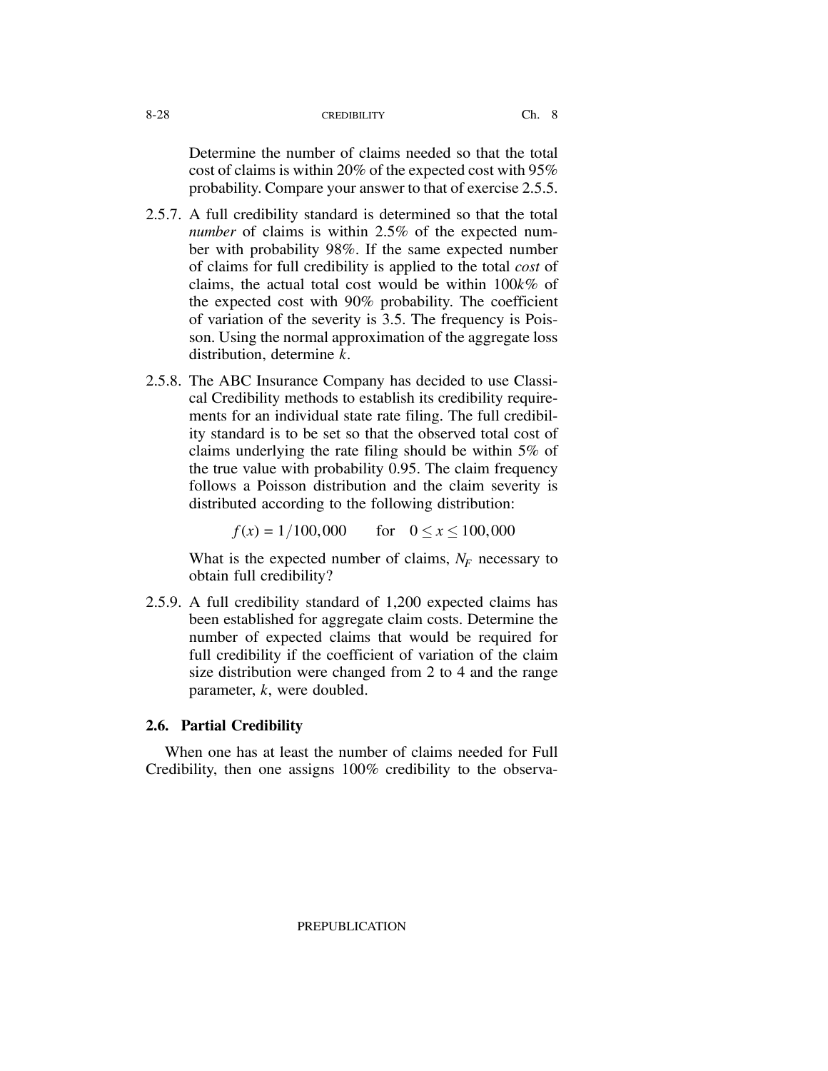Determine the number of claims needed so that the total cost of claims is within 20% of the expected cost with 95% probability. Compare your answer to that of exercise 2.5.5.

2.5.7. A full credibility standard is determined so that the total *number* of claims is within 2.5% of the expected number with probability 98%. If the same expected number of claims for full credibility is applied to the total *cost* of claims, the actual total cost would be within $100k\%$ of the expected cost with 90% probability. The coefficient of variation of the severity is 3.5. The frequency is Poisson. Using the normal approximation of the aggregate loss distribution, determine $k$.

2.5.8. The ABC Insurance Company has decided to use Classical Credibility methods to establish its credibility requirements for an individual state rate filing. The full credibility standard is to be set so that the observed total cost of claims underlying the rate filing should be within 5% of the true value with probability 0.95. The claim frequency follows a Poisson distribution and the claim severity is distributed according to the following distribution:

$$f(x) = 1/100{,}000 \qquad \text{for} \quad 0 \leq x \leq 100{,}000$$

What is the expected number of claims, $N_F$ necessary to obtain full credibility?

2.5.9. A full credibility standard of 1,200 expected claims has been established for aggregate claim costs. Determine the number of expected claims that would be required for full credibility if the coefficient of variation of the claim size distribution were changed from 2 to 4 and the range parameter, $k$, were doubled.

### 2.6. Partial Credibility

When one has at least the number of claims needed for Full Credibility, then one assigns 100% credibility to the observa-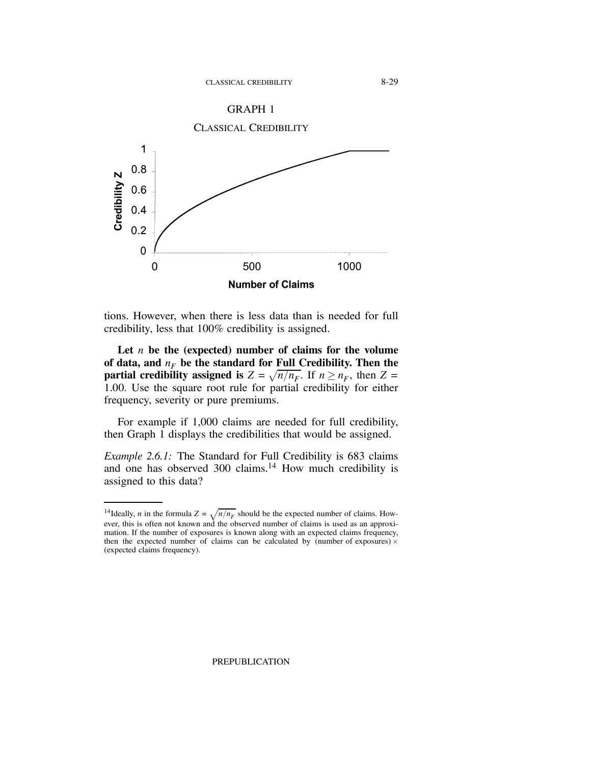GRAPH 1

CLASSICAL CREDIBILITY

tions. However, when there is less data than is needed for full credibility, less that 100% credibility is assigned.

**Let $n$ be the (expected) number of claims for the volume of data, and $n_F$ be the standard for Full Credibility. Then the partial credibility assigned is $Z = \sqrt{n/n_F}$.** If $n \geq n_F$, then $Z = 1.00$. Use the square root rule for partial credibility for either frequency, severity or pure premiums.

For example if 1,000 claims are needed for full credibility, then Graph 1 displays the credibilities that would be assigned.

*Example 2.6.1:* The Standard for Full Credibility is 683 claims and one has observed 300 claims.[14] How much credibility is assigned to this data?

---

[14]Ideally, $n$ in the formula $Z = \sqrt{n/n_F}$ should be the expected number of claims. However, this is often not known and the observed number of claims is used as an approximation. If the number of exposures is known along with an expected claims frequency, then the expected number of claims can be calculated by (number of exposures) $\times$ (expected claims frequency).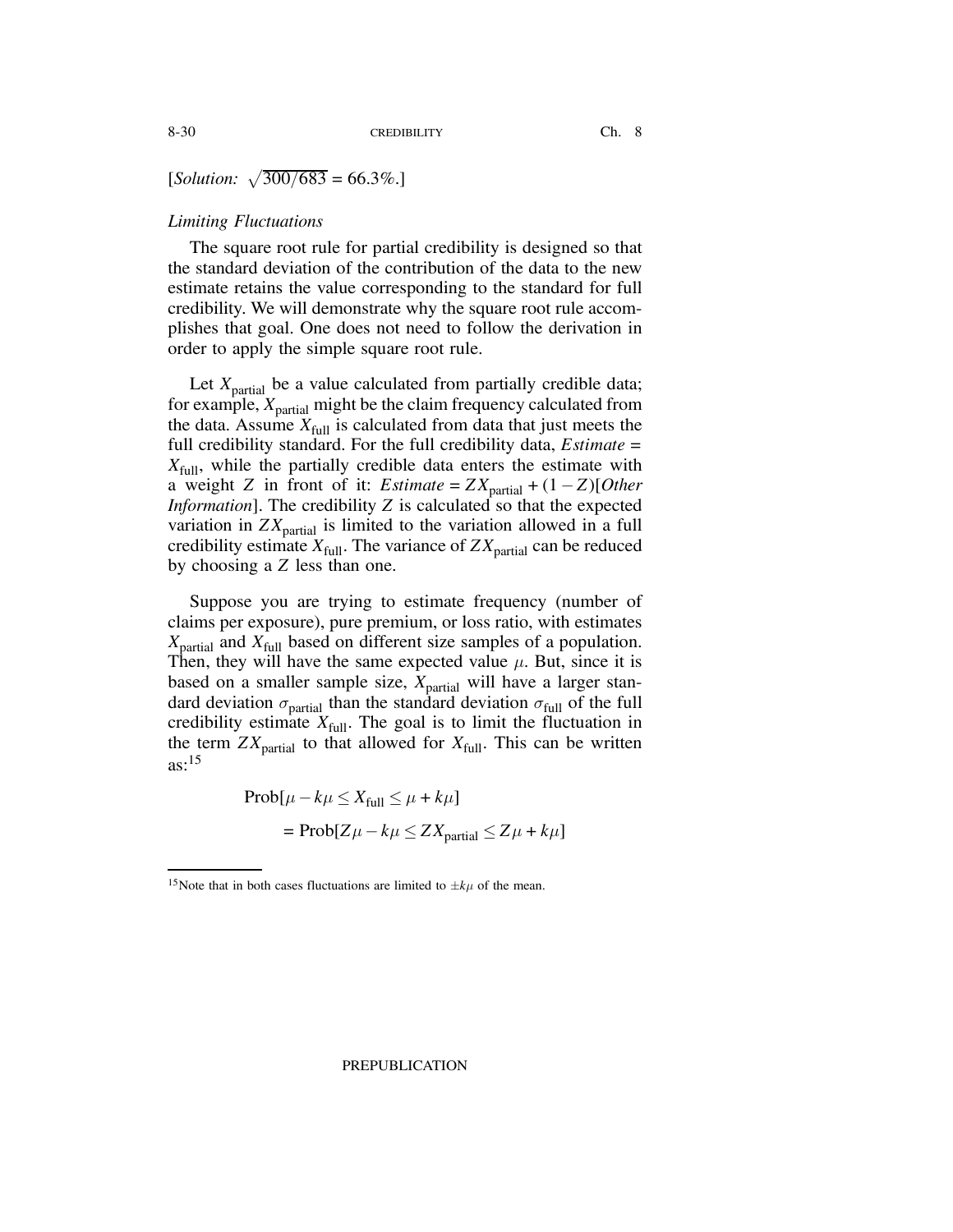[*Solution:* $\sqrt{300/683} = 66.3\%$.]

*Limiting Fluctuations*

The square root rule for partial credibility is designed so that the standard deviation of the contribution of the data to the new estimate retains the value corresponding to the standard for full credibility. We will demonstrate why the square root rule accomplishes that goal. One does not need to follow the derivation in order to apply the simple square root rule.

Let $X_{\text{partial}}$ be a value calculated from partially credible data; for example, $X_{\text{partial}}$ might be the claim frequency calculated from the data. Assume $X_{\text{full}}$ is calculated from data that just meets the full credibility standard. For the full credibility data, *Estimate* = $X_{\text{full}}$, while the partially credible data enters the estimate with a weight $Z$ in front of it: *Estimate* = $ZX_{\text{partial}} + (1 - Z)$[*Other Information*]. The credibility $Z$ is calculated so that the expected variation in $ZX_{\text{partial}}$ is limited to the variation allowed in a full credibility estimate $X_{\text{full}}$. The variance of $ZX_{\text{partial}}$ can be reduced by choosing a $Z$ less than one.

Suppose you are trying to estimate frequency (number of claims per exposure), pure premium, or loss ratio, with estimates $X_{\text{partial}}$ and $X_{\text{full}}$ based on different size samples of a population. Then, they will have the same expected value $\mu$. But, since it is based on a smaller sample size, $X_{\text{partial}}$ will have a larger standard deviation $\sigma_{\text{partial}}$ than the standard deviation $\sigma_{\text{full}}$ of the full credibility estimate $X_{\text{full}}$. The goal is to limit the fluctuation in the term $ZX_{\text{partial}}$ to that allowed for $X_{\text{full}}$. This can be written as:[15]

$$\begin{aligned}
&\text{Prob}[\mu - k\mu \leq X_{\text{full}} \leq \mu + k\mu] \\
&\qquad = \text{Prob}[Z\mu - k\mu \leq ZX_{\text{partial}} \leq Z\mu + k\mu]
\end{aligned}$$

[15] Note that in both cases fluctuations are limited to $\pm k\mu$ of the mean.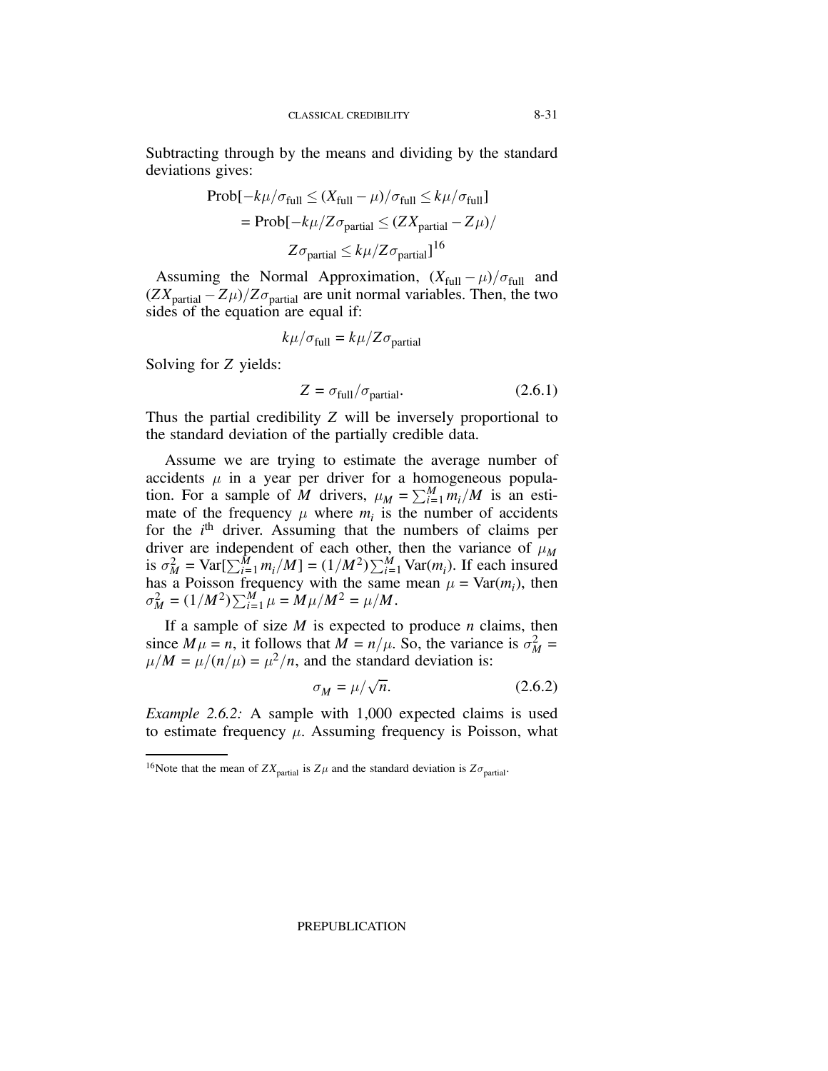Subtracting through by the means and dividing by the standard deviations gives:

$$\text{Prob}[-k\mu/\sigma_{\text{full}} \leq (X_{\text{full}} - \mu)/\sigma_{\text{full}} \leq k\mu/\sigma_{\text{full}}]$$
$$= \text{Prob}[-k\mu/Z\sigma_{\text{partial}} \leq (ZX_{\text{partial}} - Z\mu)/Z\sigma_{\text{partial}} \leq k\mu/Z\sigma_{\text{partial}}]^{16}$$

Assuming the Normal Approximation, $(X_{\text{full}} - \mu)/\sigma_{\text{full}}$ and $(ZX_{\text{partial}} - Z\mu)/Z\sigma_{\text{partial}}$ are unit normal variables. Then, the two sides of the equation are equal if:

$$k\mu/\sigma_{\text{full}} = k\mu/Z\sigma_{\text{partial}}$$

Solving for $Z$ yields:

$$Z = \sigma_{\text{full}}/\sigma_{\text{partial}}. \tag{2.6.1}$$

Thus the partial credibility $Z$ will be inversely proportional to the standard deviation of the partially credible data.

Assume we are trying to estimate the average number of accidents $\mu$ in a year per driver for a homogeneous population. For a sample of $M$ drivers, $\mu_M = \sum_{i=1}^{M} m_i/M$ is an estimate of the frequency $\mu$ where $m_i$ is the number of accidents for the $i^{\text{th}}$ driver. Assuming that the numbers of claims per driver are independent of each other, then the variance of $\mu_M$ is $\sigma_M^2 = \text{Var}[\sum_{i=1}^{M} m_i/M] = (1/M^2)\sum_{i=1}^{M} \text{Var}(m_i)$. If each insured has a Poisson frequency with the same mean $\mu = \text{Var}(m_i)$, then $\sigma_M^2 = (1/M^2)\sum_{i=1}^{M} \mu = M\mu/M^2 = \mu/M$.

If a sample of size $M$ is expected to produce $n$ claims, then since $M\mu = n$, it follows that $M = n/\mu$. So, the variance is $\sigma_M^2 = \mu/M = \mu/(n/\mu) = \mu^2/n$, and the standard deviation is:

$$\sigma_M = \mu/\sqrt{n}. \tag{2.6.2}$$

*Example 2.6.2:* A sample with 1,000 expected claims is used to estimate frequency $\mu$. Assuming frequency is Poisson, what

[16] Note that the mean of $ZX_{\text{partial}}$ is $Z\mu$ and the standard deviation is $Z\sigma_{\text{partial}}$.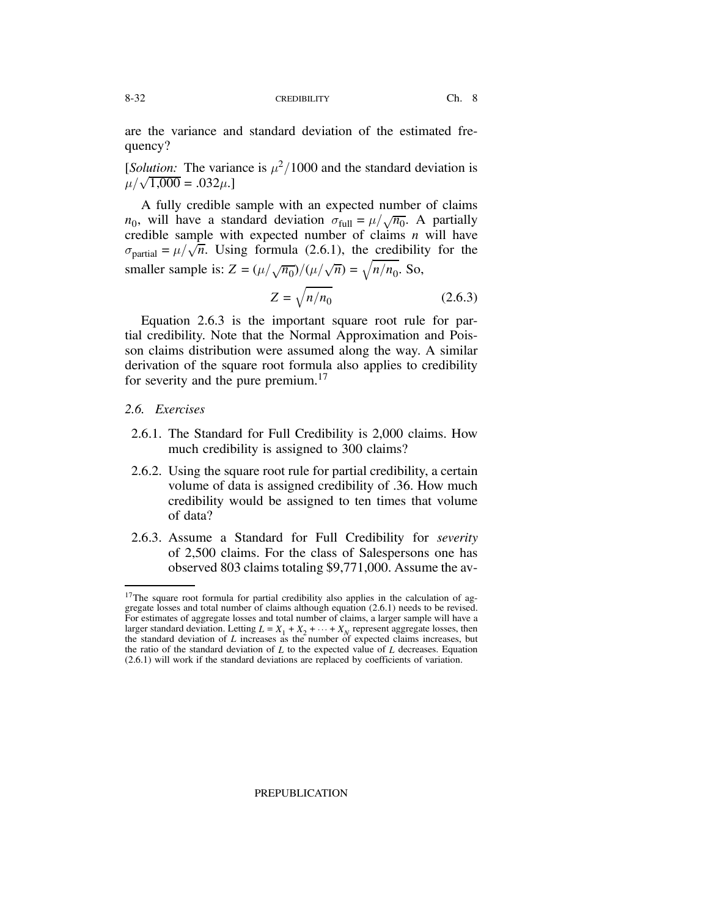are the variance and standard deviation of the estimated frequency?

[*Solution:* The variance is $\mu^2/1000$ and the standard deviation is $\mu/\sqrt{1{,}000} = .032\mu$.]

A fully credible sample with an expected number of claims $n_0$, will have a standard deviation $\sigma_{\text{full}} = \mu/\sqrt{n_0}$. A partially credible sample with expected number of claims $n$ will have $\sigma_{\text{partial}} = \mu/\sqrt{n}$. Using formula (2.6.1), the credibility for the smaller sample is: $Z = (\mu/\sqrt{n_0})/(\mu/\sqrt{n}) = \sqrt{n/n_0}$. So,

$$Z = \sqrt{n/n_0} \qquad (2.6.3)$$

Equation 2.6.3 is the important square root rule for partial credibility. Note that the Normal Approximation and Poisson claims distribution were assumed along the way. A similar derivation of the square root formula also applies to credibility for severity and the pure premium.[17]

*2.6. Exercises*

2.6.1. The Standard for Full Credibility is 2,000 claims. How much credibility is assigned to 300 claims?

2.6.2. Using the square root rule for partial credibility, a certain volume of data is assigned credibility of .36. How much credibility would be assigned to ten times that volume of data?

2.6.3. Assume a Standard for Full Credibility for *severity* of 2,500 claims. For the class of Salespersons one has observed 803 claims totaling $9,771,000. Assume the av-

[17] The square root formula for partial credibility also applies in the calculation of aggregate losses and total number of claims although equation (2.6.1) needs to be revised. For estimates of aggregate losses and total number of claims, a larger sample will have a larger standard deviation. Letting $L = X_1 + X_2 + \cdots + X_N$ represent aggregate losses, then the standard deviation of $L$ increases as the number of expected claims increases, but the ratio of the standard deviation of $L$ to the expected value of $L$ decreases. Equation (2.6.1) will work if the standard deviations are replaced by coefficients of variation.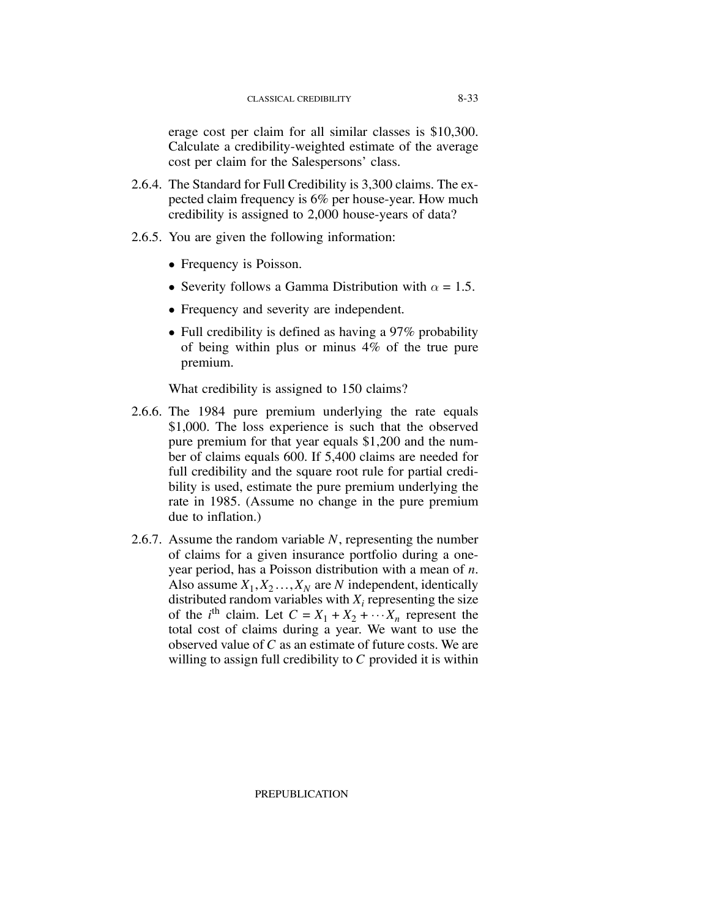erage cost per claim for all similar classes is \$10,300. Calculate a credibility-weighted estimate of the average cost per claim for the Salespersons' class.

2.6.4. The Standard for Full Credibility is 3,300 claims. The expected claim frequency is 6% per house-year. How much credibility is assigned to 2,000 house-years of data?

2.6.5. You are given the following information:

- Frequency is Poisson.
- Severity follows a Gamma Distribution with $\alpha = 1.5$.
- Frequency and severity are independent.
- Full credibility is defined as having a 97% probability of being within plus or minus 4% of the true pure premium.

What credibility is assigned to 150 claims?

2.6.6. The 1984 pure premium underlying the rate equals \$1,000. The loss experience is such that the observed pure premium for that year equals \$1,200 and the number of claims equals 600. If 5,400 claims are needed for full credibility and the square root rule for partial credibility is used, estimate the pure premium underlying the rate in 1985. (Assume no change in the pure premium due to inflation.)

2.6.7. Assume the random variable $N$, representing the number of claims for a given insurance portfolio during a one-year period, has a Poisson distribution with a mean of $n$. Also assume $X_1, X_2 \ldots, X_N$ are $N$ independent, identically distributed random variables with $X_i$ representing the size of the $i^{\text{th}}$ claim. Let $C = X_1 + X_2 + \cdots X_n$ represent the total cost of claims during a year. We want to use the observed value of $C$ as an estimate of future costs. We are willing to assign full credibility to $C$ provided it is within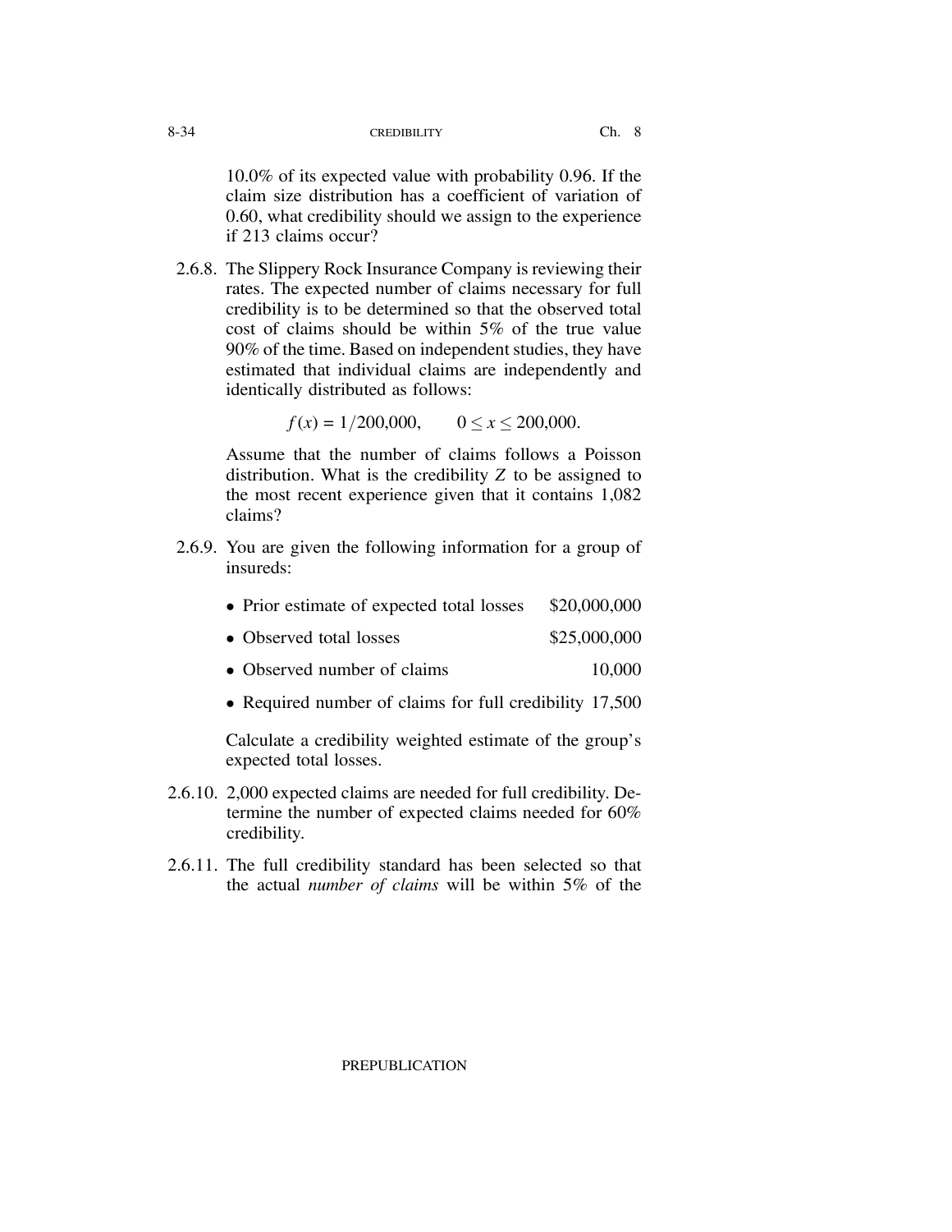10.0% of its expected value with probability 0.96. If the claim size distribution has a coefficient of variation of 0.60, what credibility should we assign to the experience if 213 claims occur?

2.6.8. The Slippery Rock Insurance Company is reviewing their rates. The expected number of claims necessary for full credibility is to be determined so that the observed total cost of claims should be within 5% of the true value 90% of the time. Based on independent studies, they have estimated that individual claims are independently and identically distributed as follows:

$$f(x) = 1/200{,}000, \qquad 0 \leq x \leq 200{,}000.$$

Assume that the number of claims follows a Poisson distribution. What is the credibility $Z$ to be assigned to the most recent experience given that it contains 1,082 claims?

2.6.9. You are given the following information for a group of insureds:

- Prior estimate of expected total losses $20,000,000
- Observed total losses $25,000,000
- Observed number of claims 10,000
- Required number of claims for full credibility 17,500

Calculate a credibility weighted estimate of the group's expected total losses.

2.6.10. 2,000 expected claims are needed for full credibility. Determine the number of expected claims needed for 60% credibility.

2.6.11. The full credibility standard has been selected so that the actual *number of claims* will be within 5% of the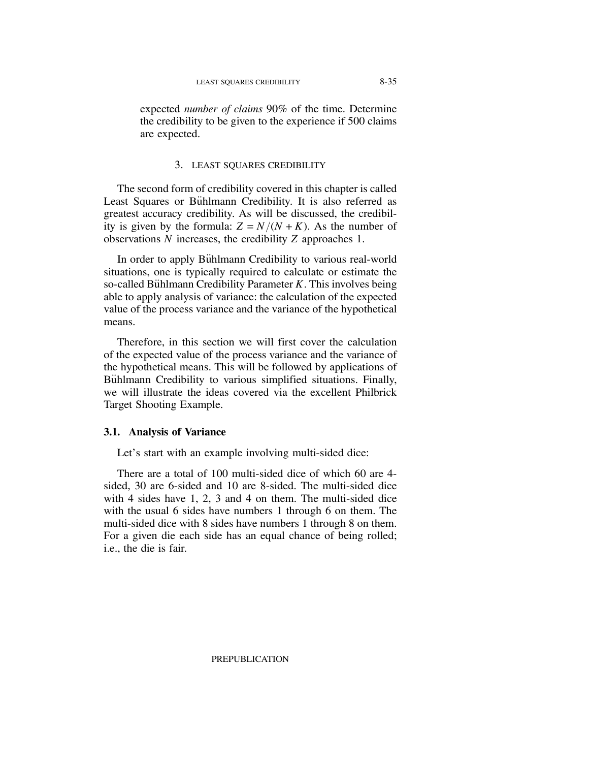expected *number of claims* 90% of the time. Determine the credibility to be given to the experience if 500 claims are expected.

## 3. LEAST SQUARES CREDIBILITY

The second form of credibility covered in this chapter is called Least Squares or Bühlmann Credibility. It is also referred as greatest accuracy credibility. As will be discussed, the credibility is given by the formula: $Z = N/(N + K)$. As the number of observations $N$ increases, the credibility $Z$ approaches 1.

In order to apply Bühlmann Credibility to various real-world situations, one is typically required to calculate or estimate the so-called Bühlmann Credibility Parameter $K$. This involves being able to apply analysis of variance: the calculation of the expected value of the process variance and the variance of the hypothetical means.

Therefore, in this section we will first cover the calculation of the expected value of the process variance and the variance of the hypothetical means. This will be followed by applications of Bühlmann Credibility to various simplified situations. Finally, we will illustrate the ideas covered via the excellent Philbrick Target Shooting Example.

### 3.1. Analysis of Variance

Let's start with an example involving multi-sided dice:

There are a total of 100 multi-sided dice of which 60 are 4-sided, 30 are 6-sided and 10 are 8-sided. The multi-sided dice with 4 sides have 1, 2, 3 and 4 on them. The multi-sided dice with the usual 6 sides have numbers 1 through 6 on them. The multi-sided dice with 8 sides have numbers 1 through 8 on them. For a given die each side has an equal chance of being rolled; i.e., the die is fair.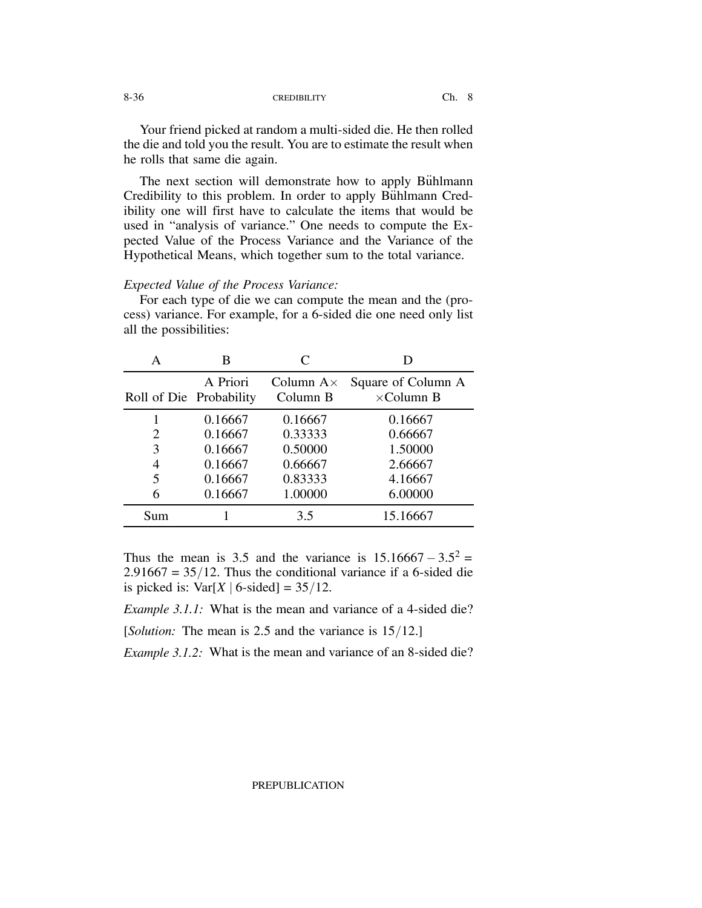Your friend picked at random a multi-sided die. He then rolled the die and told you the result. You are to estimate the result when he rolls that same die again.

The next section will demonstrate how to apply Bühlmann Credibility to this problem. In order to apply Bühlmann Credibility one will first have to calculate the items that would be used in "analysis of variance." One needs to compute the Expected Value of the Process Variance and the Variance of the Hypothetical Means, which together sum to the total variance.

*Expected Value of the Process Variance:*

For each type of die we can compute the mean and the (process) variance. For example, for a 6-sided die one need only list all the possibilities:

| A | B | C | D |
|---|---|---|---|
| Roll of Die | A Priori Probability | Column A× Column B | Square of Column A ×Column B |
| 1 | 0.16667 | 0.16667 | 0.16667 |
| 2 | 0.16667 | 0.33333 | 0.66667 |
| 3 | 0.16667 | 0.50000 | 1.50000 |
| 4 | 0.16667 | 0.66667 | 2.66667 |
| 5 | 0.16667 | 0.83333 | 4.16667 |
| 6 | 0.16667 | 1.00000 | 6.00000 |
| Sum | 1 | 3.5 | 15.16667 |

Thus the mean is 3.5 and the variance is $15.16667 - 3.5^2 = 2.91667 = 35/12$. Thus the conditional variance if a 6-sided die is picked is: $\text{Var}[X \mid \text{6-sided}] = 35/12$.

*Example 3.1.1:* What is the mean and variance of a 4-sided die?

[*Solution:* The mean is 2.5 and the variance is $15/12$.]

*Example 3.1.2:* What is the mean and variance of an 8-sided die?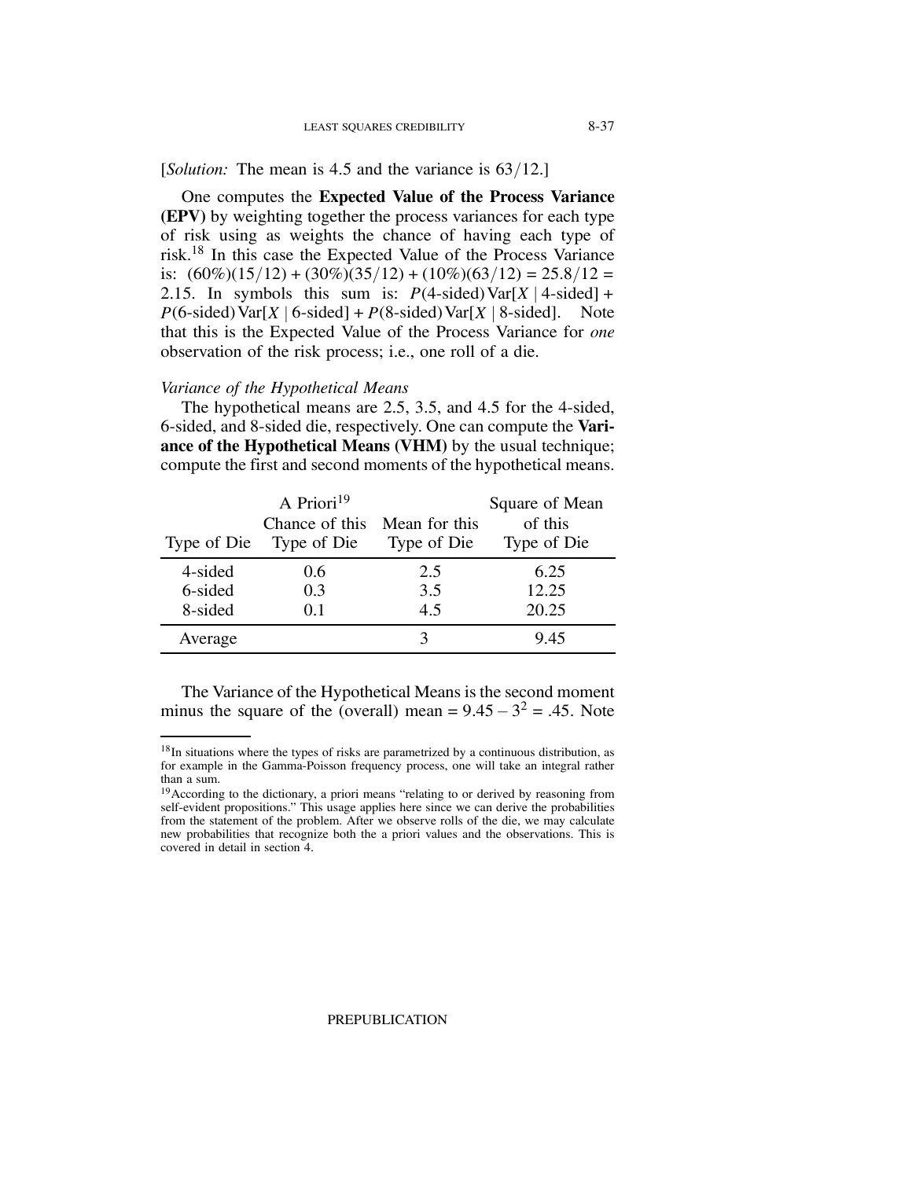[*Solution:* The mean is 4.5 and the variance is $63/12$.]

One computes the **Expected Value of the Process Variance (EPV)** by weighting together the process variances for each type of risk using as weights the chance of having each type of risk.[18] In this case the Expected Value of the Process Variance is: $(60\%)(15/12) + (30\%)(35/12) + (10\%)(63/12) = 25.8/12 = 2.15$. In symbols this sum is: $P(\text{4-sided})\,\text{Var}[X \mid \text{4-sided}] + P(\text{6-sided})\,\text{Var}[X \mid \text{6-sided}] + P(\text{8-sided})\,\text{Var}[X \mid \text{8-sided}]$. Note that this is the Expected Value of the Process Variance for *one* observation of the risk process; i.e., one roll of a die.

*Variance of the Hypothetical Means*

The hypothetical means are 2.5, 3.5, and 4.5 for the 4-sided, 6-sided, and 8-sided die, respectively. One can compute the **Variance of the Hypothetical Means (VHM)** by the usual technique; compute the first and second moments of the hypothetical means.

| Type of Die | A Priori[19] Chance of this Type of Die | Mean for this Type of Die | Square of Mean of this Type of Die |
|---|---|---|---|
| 4-sided | 0.6 | 2.5 | 6.25 |
| 6-sided | 0.3 | 3.5 | 12.25 |
| 8-sided | 0.1 | 4.5 | 20.25 |
| Average | | 3 | 9.45 |

The Variance of the Hypothetical Means is the second moment minus the square of the (overall) mean $= 9.45 - 3^2 = .45$. Note

[18] In situations where the types of risks are parametrized by a continuous distribution, as for example in the Gamma-Poisson frequency process, one will take an integral rather than a sum.

[19] According to the dictionary, a priori means "relating to or derived by reasoning from self-evident propositions." This usage applies here since we can derive the probabilities from the statement of the problem. After we observe rolls of the die, we may calculate new probabilities that recognize both the a priori values and the observations. This is covered in detail in section 4.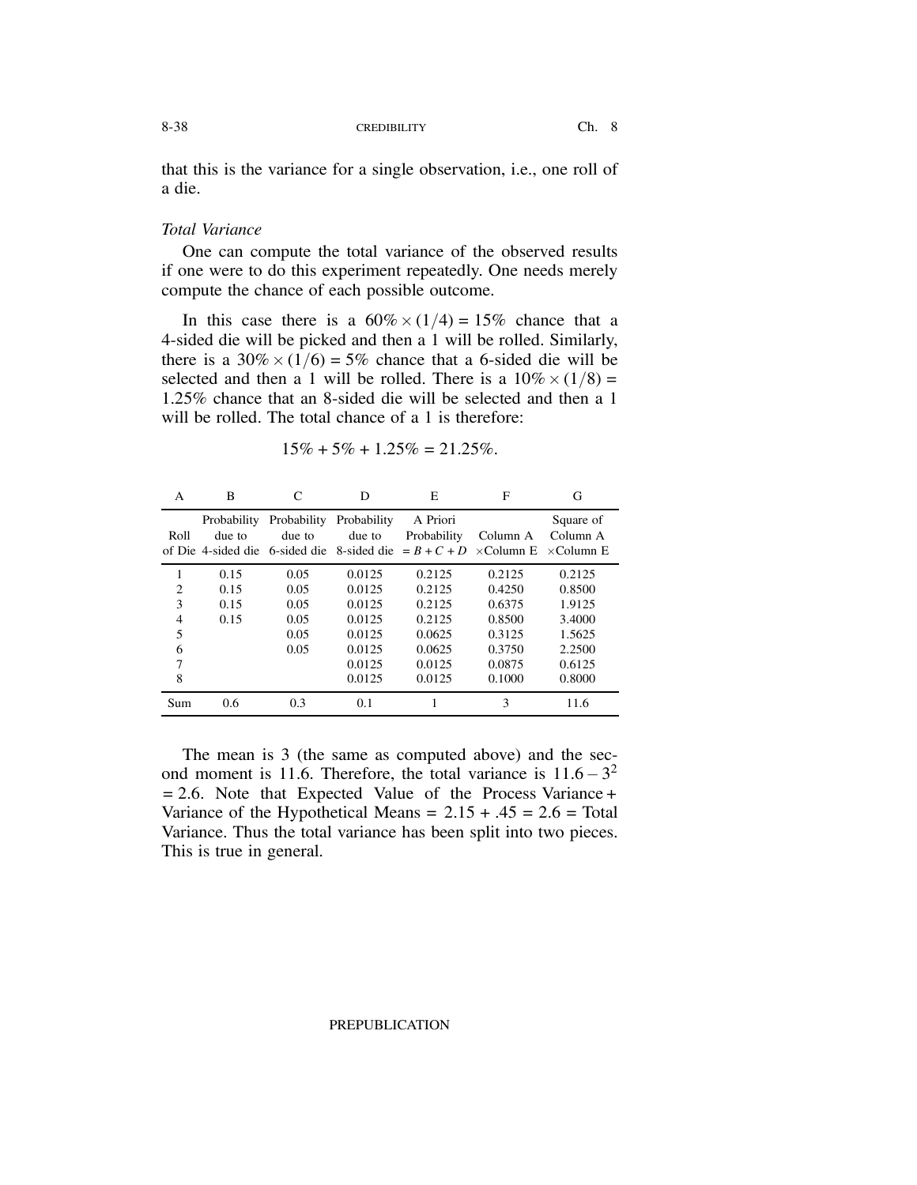that this is the variance for a single observation, i.e., one roll of a die.

*Total Variance*

One can compute the total variance of the observed results if one were to do this experiment repeatedly. One needs merely compute the chance of each possible outcome.

In this case there is a $60\% \times (1/4) = 15\%$ chance that a 4-sided die will be picked and then a 1 will be rolled. Similarly, there is a $30\% \times (1/6) = 5\%$ chance that a 6-sided die will be selected and then a 1 will be rolled. There is a $10\% \times (1/8) = 1.25\%$ chance that an 8-sided die will be selected and then a 1 will be rolled. The total chance of a 1 is therefore:

$$15\% + 5\% + 1.25\% = 21.25\%.$$

| A | B | C | D | E | F | G |
|---|---|---|---|---|---|---|
| Roll of Die | Probability due to 4-sided die | Probability due to 6-sided die | Probability due to 8-sided die | A Priori Probability $= B + C + D$ | Column A $\times$Column E | Square of Column A $\times$Column E |
| 1 | 0.15 | 0.05 | 0.0125 | 0.2125 | 0.2125 | 0.2125 |
| 2 | 0.15 | 0.05 | 0.0125 | 0.2125 | 0.4250 | 0.8500 |
| 3 | 0.15 | 0.05 | 0.0125 | 0.2125 | 0.6375 | 1.9125 |
| 4 | 0.15 | 0.05 | 0.0125 | 0.2125 | 0.8500 | 3.4000 |
| 5 | | 0.05 | 0.0125 | 0.0625 | 0.3125 | 1.5625 |
| 6 | | 0.05 | 0.0125 | 0.0625 | 0.3750 | 2.2500 |
| 7 | | | 0.0125 | 0.0125 | 0.0875 | 0.6125 |
| 8 | | | 0.0125 | 0.0125 | 0.1000 | 0.8000 |
| Sum | 0.6 | 0.3 | 0.1 | 1 | 3 | 11.6 |

The mean is 3 (the same as computed above) and the second moment is 11.6. Therefore, the total variance is $11.6 - 3^2 = 2.6$. Note that Expected Value of the Process Variance + Variance of the Hypothetical Means = $2.15 + .45 = 2.6$ = Total Variance. Thus the total variance has been split into two pieces. This is true in general.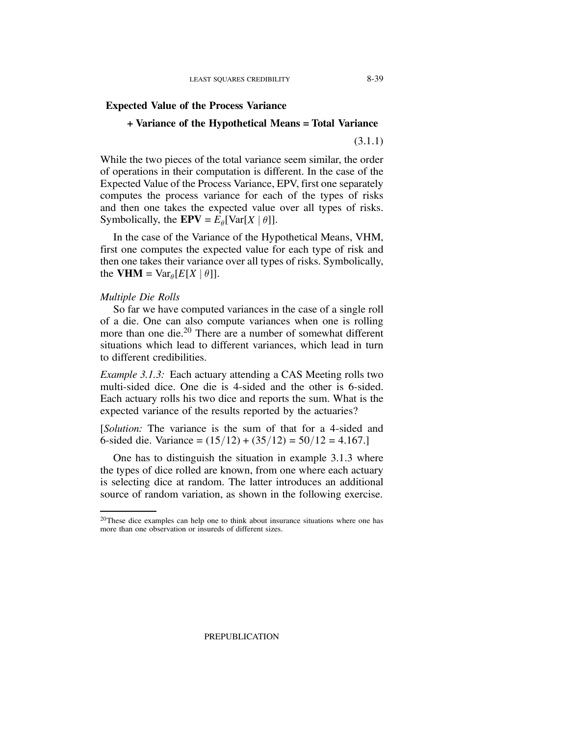**Expected Value of the Process Variance**

**+ Variance of the Hypothetical Means = Total Variance**

(3.1.1)

While the two pieces of the total variance seem similar, the order of operations in their computation is different. In the case of the Expected Value of the Process Variance, EPV, first one separately computes the process variance for each of the types of risks and then one takes the expected value over all types of risks. Symbolically, the **EPV** $= E_\theta[\text{Var}[X \mid \theta]]$.

In the case of the Variance of the Hypothetical Means, VHM, first one computes the expected value for each type of risk and then one takes their variance over all types of risks. Symbolically, the **VHM** $= \text{Var}_\theta[E[X \mid \theta]]$.

*Multiple Die Rolls*

So far we have computed variances in the case of a single roll of a die. One can also compute variances when one is rolling more than one die.[20] There are a number of somewhat different situations which lead to different variances, which lead in turn to different credibilities.

*Example 3.1.3:* Each actuary attending a CAS Meeting rolls two multi-sided dice. One die is 4-sided and the other is 6-sided. Each actuary rolls his two dice and reports the sum. What is the expected variance of the results reported by the actuaries?

[*Solution:* The variance is the sum of that for a 4-sided and 6-sided die. Variance $= (15/12) + (35/12) = 50/12 = 4.167$.]

One has to distinguish the situation in example 3.1.3 where the types of dice rolled are known, from one where each actuary is selecting dice at random. The latter introduces an additional source of random variation, as shown in the following exercise.

---

[20] These dice examples can help one to think about insurance situations where one has more than one observation or insureds of different sizes.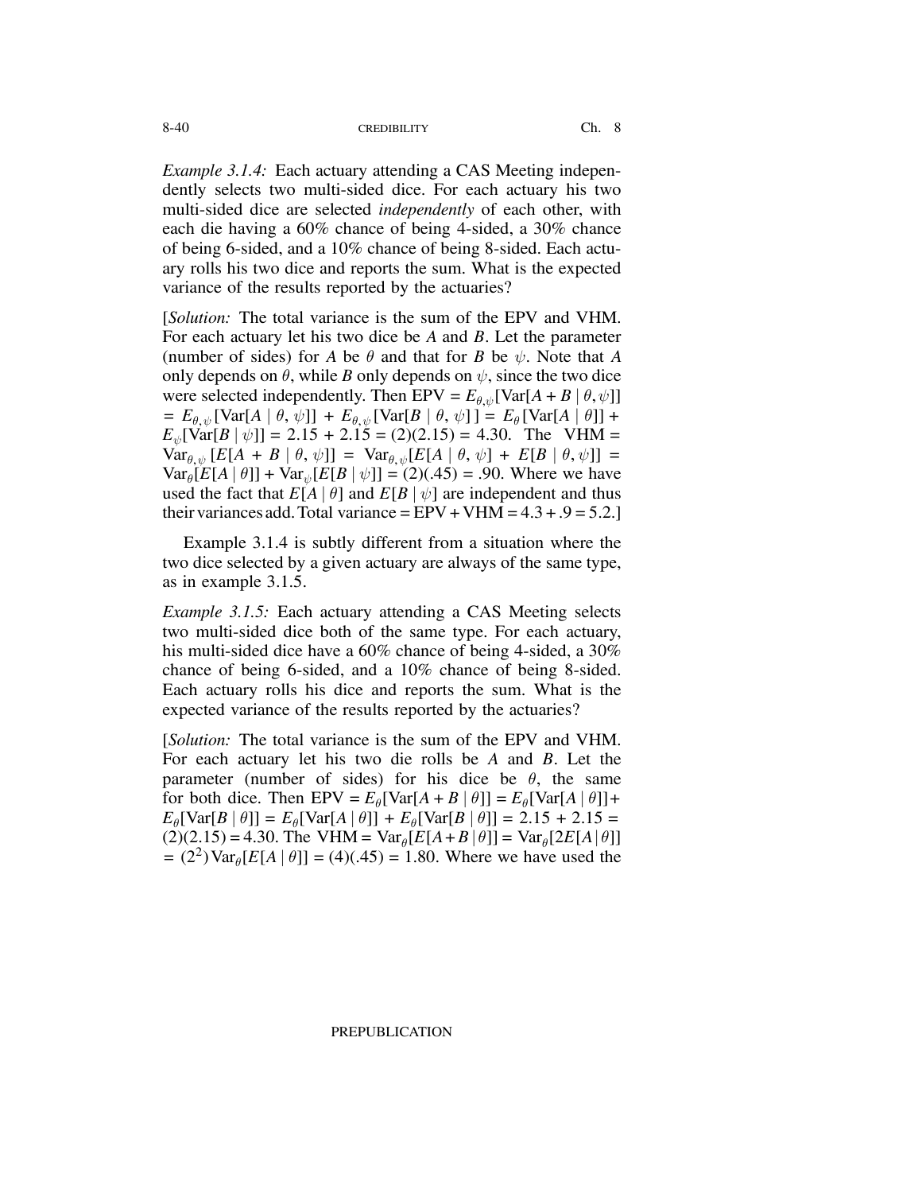*Example 3.1.4:* Each actuary attending a CAS Meeting independently selects two multi-sided dice. For each actuary his two multi-sided dice are selected *independently* of each other, with each die having a 60% chance of being 4-sided, a 30% chance of being 6-sided, and a 10% chance of being 8-sided. Each actuary rolls his two dice and reports the sum. What is the expected variance of the results reported by the actuaries?

[*Solution:* The total variance is the sum of the EPV and VHM. For each actuary let his two dice be $A$ and $B$. Let the parameter (number of sides) for $A$ be $\theta$ and that for $B$ be $\psi$. Note that $A$ only depends on $\theta$, while $B$ only depends on $\psi$, since the two dice were selected independently. Then EPV $= E_{\theta,\psi}[\text{Var}[A+B \mid \theta,\psi]] = E_{\theta,\psi}[\text{Var}[A \mid \theta,\psi]] + E_{\theta,\psi}[\text{Var}[B \mid \theta,\psi]] = E_{\theta}[\text{Var}[A \mid \theta]] + E_{\psi}[\text{Var}[B \mid \psi]] = 2.15 + 2.15 = (2)(2.15) = 4.30$. The VHM $= \text{Var}_{\theta,\psi}[E[A+B \mid \theta,\psi]] = \text{Var}_{\theta,\psi}[E[A \mid \theta,\psi] + E[B \mid \theta,\psi]] = \text{Var}_{\theta}[E[A \mid \theta]] + \text{Var}_{\psi}[E[B \mid \psi]] = (2)(.45) = .90$. Where we have used the fact that $E[A \mid \theta]$ and $E[B \mid \psi]$ are independent and thus their variances add. Total variance = EPV + VHM = $4.3 + .9 = 5.2$.]

Example 3.1.4 is subtly different from a situation where the two dice selected by a given actuary are always of the same type, as in example 3.1.5.

*Example 3.1.5:* Each actuary attending a CAS Meeting selects two multi-sided dice both of the same type. For each actuary, his multi-sided dice have a 60% chance of being 4-sided, a 30% chance of being 6-sided, and a 10% chance of being 8-sided. Each actuary rolls his dice and reports the sum. What is the expected variance of the results reported by the actuaries?

[*Solution:* The total variance is the sum of the EPV and VHM. For each actuary let his two die rolls be $A$ and $B$. Let the parameter (number of sides) for his dice be $\theta$, the same for both dice. Then EPV $= E_{\theta}[\text{Var}[A+B \mid \theta]] = E_{\theta}[\text{Var}[A \mid \theta]] + E_{\theta}[\text{Var}[B \mid \theta]] = E_{\theta}[\text{Var}[A \mid \theta]] + E_{\theta}[\text{Var}[B \mid \theta]] = 2.15 + 2.15 = (2)(2.15) = 4.30$. The VHM $= \text{Var}_{\theta}[E[A+B \mid \theta]] = \text{Var}_{\theta}[2E[A \mid \theta]] = (2^2)\text{Var}_{\theta}[E[A \mid \theta]] = (4)(.45) = 1.80$. Where we have used the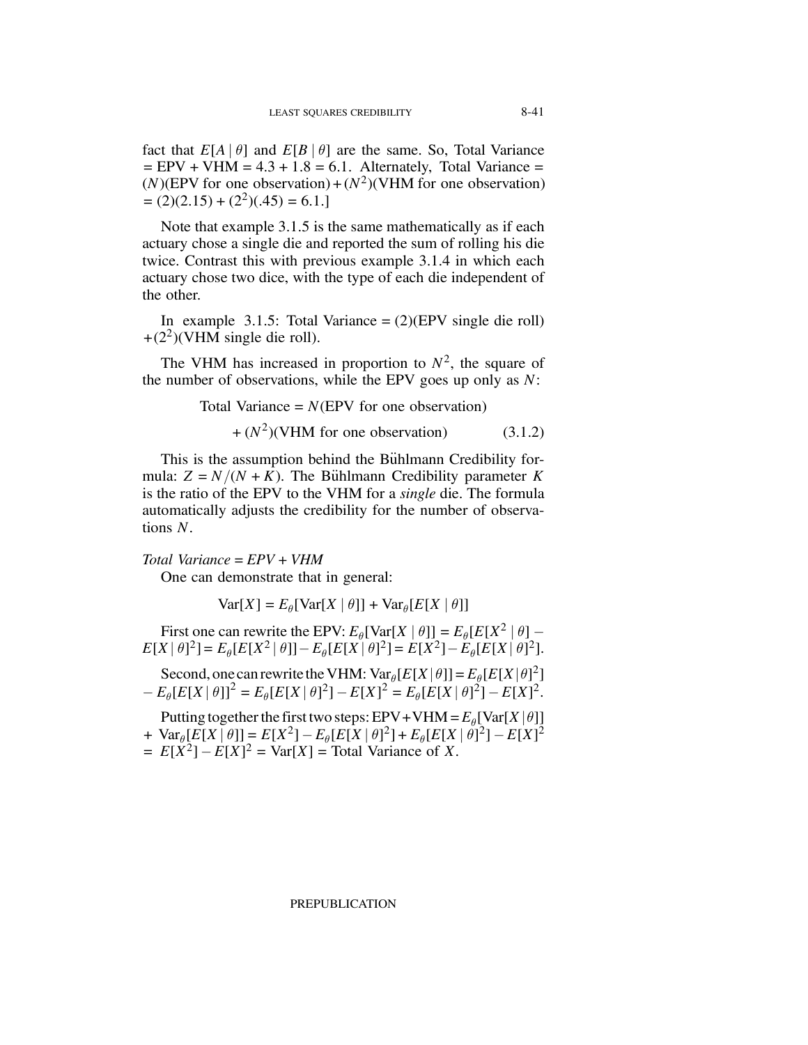fact that $E[A \mid \theta]$ and $E[B \mid \theta]$ are the same. So, Total Variance = EPV + VHM = 4.3 + 1.8 = 6.1. Alternately, Total Variance = $(N)$(EPV for one observation) + $(N^2)$(VHM for one observation) = (2)(2.15) + $(2^2)$(.45) = 6.1.]

Note that example 3.1.5 is the same mathematically as if each actuary chose a single die and reported the sum of rolling his die twice. Contrast this with previous example 3.1.4 in which each actuary chose two dice, with the type of each die independent of the other.

In example 3.1.5: Total Variance = (2)(EPV single die roll) + $(2^2)$(VHM single die roll).

The VHM has increased in proportion to $N^2$, the square of the number of observations, while the EPV goes up only as $N$:

$$\text{Total Variance} = N(\text{EPV for one observation}) + (N^2)(\text{VHM for one observation}) \qquad (3.1.2)$$

This is the assumption behind the Bühlmann Credibility formula: $Z = N/(N+K)$. The Bühlmann Credibility parameter $K$ is the ratio of the EPV to the VHM for a *single* die. The formula automatically adjusts the credibility for the number of observations $N$.

*Total Variance = EPV + VHM*

One can demonstrate that in general:

$$\text{Var}[X] = E_\theta[\text{Var}[X \mid \theta]] + \text{Var}_\theta[E[X \mid \theta]]$$

First one can rewrite the EPV: $E_\theta[\text{Var}[X \mid \theta]] = E_\theta[E[X^2 \mid \theta] - E[X \mid \theta]^2] = E_\theta[E[X^2 \mid \theta]] - E_\theta[E[X \mid \theta]^2] = E[X^2] - E_\theta[E[X \mid \theta]^2]$.

Second, one can rewrite the VHM: $\text{Var}_\theta[E[X \mid \theta]] = E_\theta[E[X \mid \theta]^2] - E_\theta[E[X \mid \theta]]^2 = E_\theta[E[X \mid \theta]^2] - E[X]^2 = E_\theta[E[X \mid \theta]^2] - E[X]^2$.

Putting together the first two steps: EPV + VHM = $E_\theta[\text{Var}[X \mid \theta]] + \text{Var}_\theta[E[X \mid \theta]] = E[X^2] - E_\theta[E[X \mid \theta]^2] + E_\theta[E[X \mid \theta]^2] - E[X]^2 = E[X^2] - E[X]^2 = \text{Var}[X]$ = Total Variance of $X$.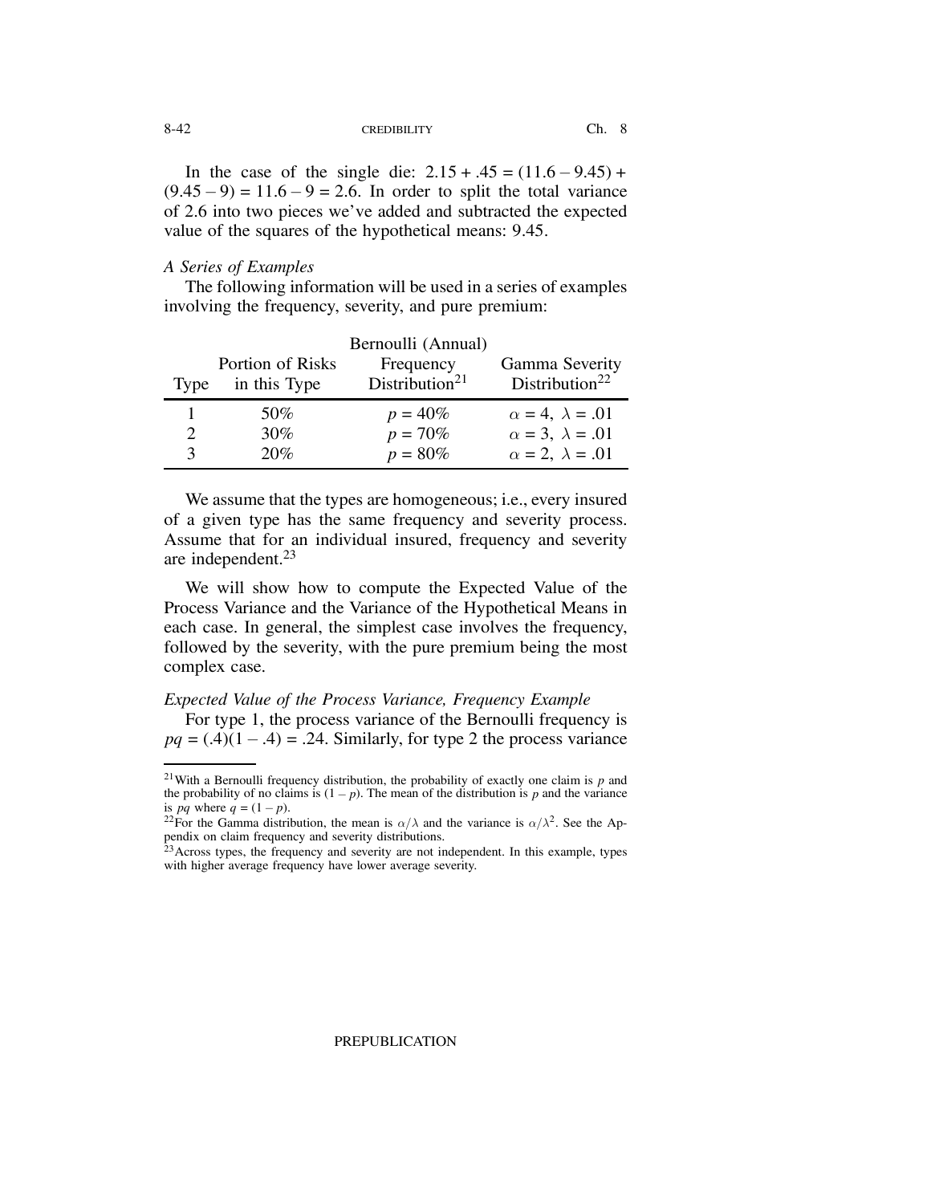In the case of the single die: $2.15 + .45 = (11.6 - 9.45) + (9.45 - 9) = 11.6 - 9 = 2.6$. In order to split the total variance of 2.6 into two pieces we've added and subtracted the expected value of the squares of the hypothetical means: 9.45.

*A Series of Examples*

The following information will be used in a series of examples involving the frequency, severity, and pure premium:

| Type | Portion of Risks in this Type | Bernoulli (Annual) Frequency Distribution[21] | Gamma Severity Distribution[22] |
|---|---|---|---|
| 1 | 50% | $p = 40\%$ | $\alpha = 4,\ \lambda = .01$ |
| 2 | 30% | $p = 70\%$ | $\alpha = 3,\ \lambda = .01$ |
| 3 | 20% | $p = 80\%$ | $\alpha = 2,\ \lambda = .01$ |

We assume that the types are homogeneous; i.e., every insured of a given type has the same frequency and severity process. Assume that for an individual insured, frequency and severity are independent.[23]

We will show how to compute the Expected Value of the Process Variance and the Variance of the Hypothetical Means in each case. In general, the simplest case involves the frequency, followed by the severity, with the pure premium being the most complex case.

*Expected Value of the Process Variance, Frequency Example*

For type 1, the process variance of the Bernoulli frequency is $pq = (.4)(1 - .4) = .24$. Similarly, for type 2 the process variance

---

[21] With a Bernoulli frequency distribution, the probability of exactly one claim is $p$ and the probability of no claims is $(1 - p)$. The mean of the distribution is $p$ and the variance is $pq$ where $q = (1 - p)$.

[22] For the Gamma distribution, the mean is $\alpha/\lambda$ and the variance is $\alpha/\lambda^2$. See the Appendix on claim frequency and severity distributions.

[23] Across types, the frequency and severity are not independent. In this example, types with higher average frequency have lower average severity.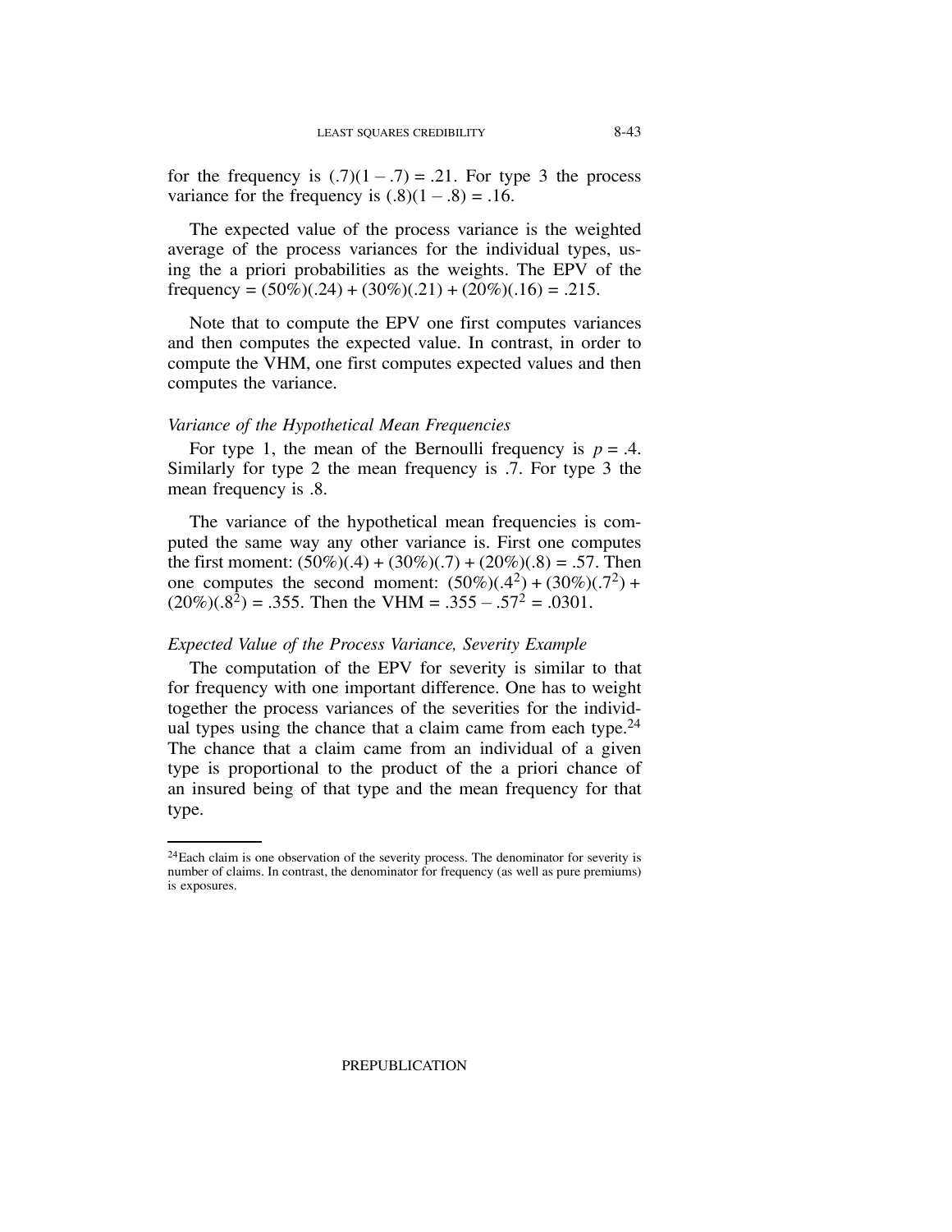for the frequency is $(.7)(1 - .7) = .21$. For type 3 the process variance for the frequency is $(.8)(1 - .8) = .16$.

The expected value of the process variance is the weighted average of the process variances for the individual types, using the a priori probabilities as the weights. The EPV of the frequency = $(50\%)(.24) + (30\%)(.21) + (20\%)(.16) = .215$.

Note that to compute the EPV one first computes variances and then computes the expected value. In contrast, in order to compute the VHM, one first computes expected values and then computes the variance.

### *Variance of the Hypothetical Mean Frequencies*

For type 1, the mean of the Bernoulli frequency is $p = .4$. Similarly for type 2 the mean frequency is .7. For type 3 the mean frequency is .8.

The variance of the hypothetical mean frequencies is computed the same way any other variance is. First one computes the first moment: $(50\%)(.4) + (30\%)(.7) + (20\%)(.8) = .57$. Then one computes the second moment: $(50\%)(.4^2) + (30\%)(.7^2) + (20\%)(.8^2) = .355$. Then the VHM = $.355 - .57^2 = .0301$.

### *Expected Value of the Process Variance, Severity Example*

The computation of the EPV for severity is similar to that for frequency with one important difference. One has to weight together the process variances of the severities for the individual types using the chance that a claim came from each type.[24] The chance that a claim came from an individual of a given type is proportional to the product of the a priori chance of an insured being of that type and the mean frequency for that type.

---

[24]Each claim is one observation of the severity process. The denominator for severity is number of claims. In contrast, the denominator for frequency (as well as pure premiums) is exposures.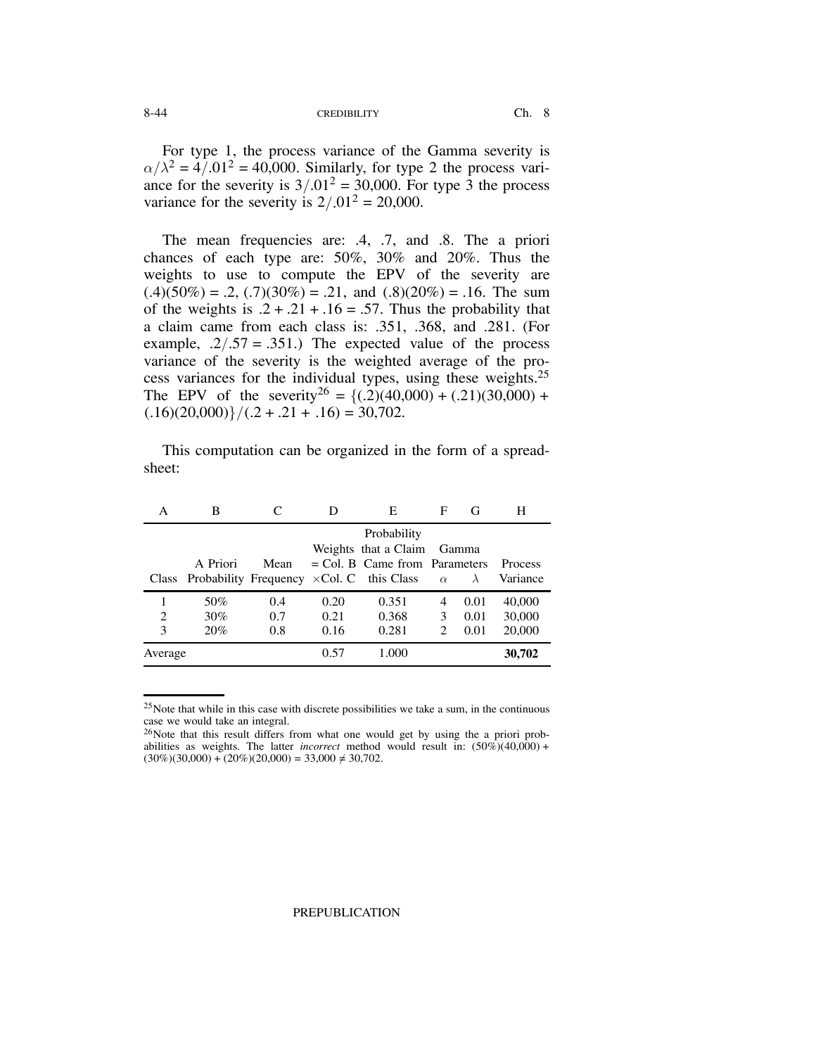For type 1, the process variance of the Gamma severity is $\alpha/\lambda^2 = 4/.01^2 = 40{,}000$. Similarly, for type 2 the process variance for the severity is $3/.01^2 = 30{,}000$. For type 3 the process variance for the severity is $2/.01^2 = 20{,}000$.

The mean frequencies are: .4, .7, and .8. The a priori chances of each type are: 50%, 30% and 20%. Thus the weights to use to compute the EPV of the severity are $(.4)(50\%) = .2$, $(.7)(30\%) = .21$, and $(.8)(20\%) = .16$. The sum of the weights is $.2 + .21 + .16 = .57$. Thus the probability that a claim came from each class is: .351, .368, and .281. (For example, $.2/.57 = .351$.) The expected value of the process variance of the severity is the weighted average of the process variances for the individual types, using these weights.[25] The EPV of the severity[26] $= \{(.2)(40{,}000) + (.21)(30{,}000) + (.16)(20{,}000)\}/(.2 + .21 + .16) = 30{,}702$.

This computation can be organized in the form of a spreadsheet:

| A | B | C | D | E | F | G | H |
|---|---|---|---|---|---|---|---|
| Class | A Priori Probability | Mean Frequency | Weights = Col. B ×Col. C | Probability that a Claim Came from this Class | Gamma Parameters $\alpha$ | $\lambda$ | Process Variance |
| 1 | 50% | 0.4 | 0.20 | 0.351 | 4 | 0.01 | 40,000 |
| 2 | 30% | 0.7 | 0.21 | 0.368 | 3 | 0.01 | 30,000 |
| 3 | 20% | 0.8 | 0.16 | 0.281 | 2 | 0.01 | 20,000 |
| Average | | | 0.57 | 1.000 | | | **30,702** |

[25] Note that while in this case with discrete possibilities we take a sum, in the continuous case we would take an integral.

[26] Note that this result differs from what one would get by using the a priori probabilities as weights. The latter *incorrect* method would result in: $(50\%)(40{,}000) + (30\%)(30{,}000) + (20\%)(20{,}000) = 33{,}000 \neq 30{,}702$.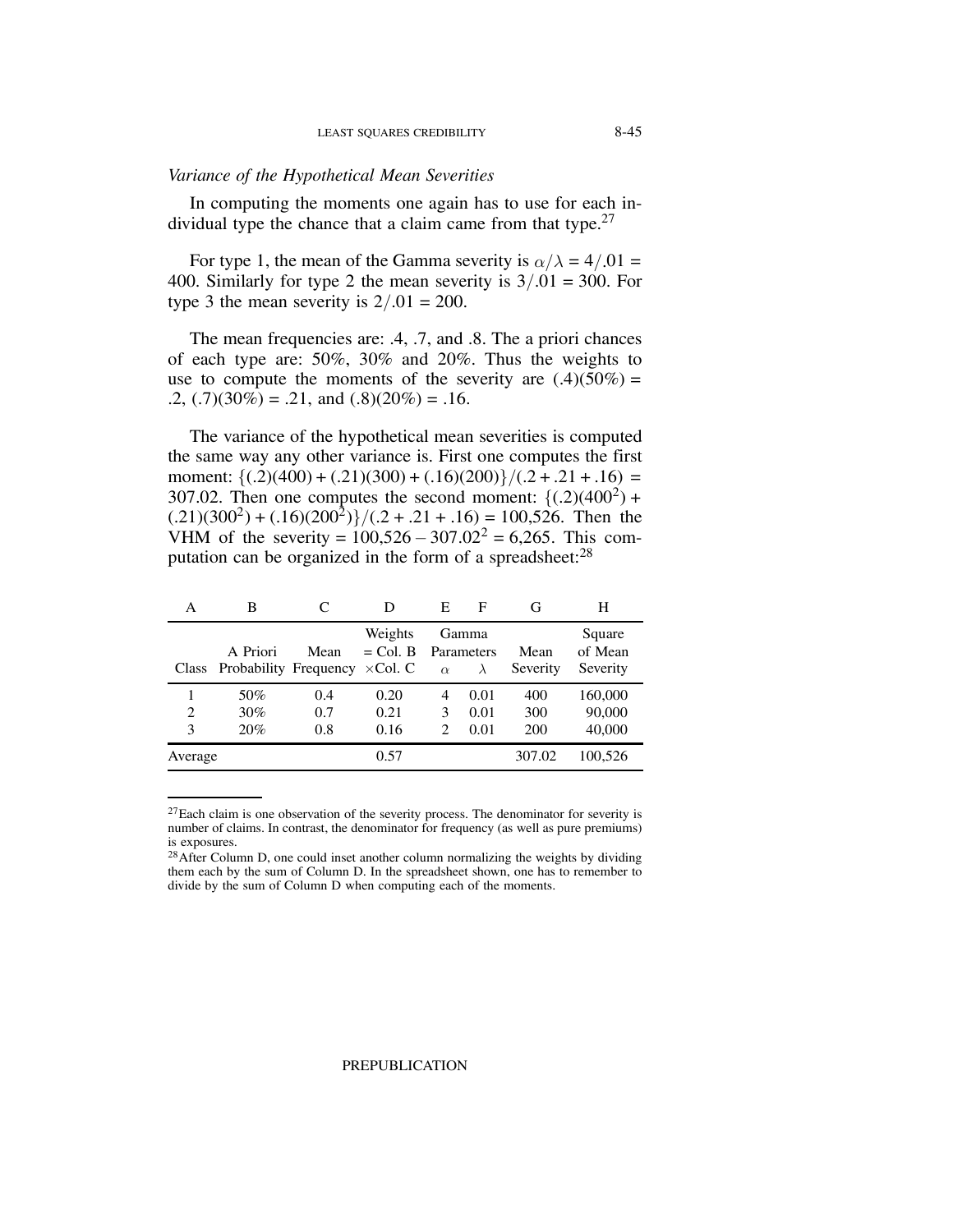*Variance of the Hypothetical Mean Severities*

In computing the moments one again has to use for each individual type the chance that a claim came from that type.[27]

For type 1, the mean of the Gamma severity is $\alpha/\lambda = 4/.01 = 400$. Similarly for type 2 the mean severity is $3/.01 = 300$. For type 3 the mean severity is $2/.01 = 200$.

The mean frequencies are: .4, .7, and .8. The a priori chances of each type are: 50%, 30% and 20%. Thus the weights to use to compute the moments of the severity are $(.4)(50\%) = .2$, $(.7)(30\%) = .21$, and $(.8)(20\%) = .16$.

The variance of the hypothetical mean severities is computed the same way any other variance is. First one computes the first moment: $\{(.2)(400) + (.21)(300) + (.16)(200)\}/(.2 + .21 + .16) = 307.02$. Then one computes the second moment: $\{(.2)(400^2) + (.21)(300^2) + (.16)(200^2)\}/(.2 + .21 + .16) = 100{,}526$. Then the VHM of the severity $= 100{,}526 - 307.02^2 = 6{,}265$. This computation can be organized in the form of a spreadsheet:[28]

| A | B | C | D | E | F | G | H |
|---|---|---|---|---|---|---|---|
| Class | A Priori Probability | Mean Frequency | Weights = Col. B ×Col. C | Gamma Parameters $\alpha$ | $\lambda$ | Mean Severity | Square of Mean Severity |
| 1 | 50% | 0.4 | 0.20 | 4 | 0.01 | 400 | 160,000 |
| 2 | 30% | 0.7 | 0.21 | 3 | 0.01 | 300 | 90,000 |
| 3 | 20% | 0.8 | 0.16 | 2 | 0.01 | 200 | 40,000 |
| Average | | | 0.57 | | | 307.02 | 100,526 |

[27] Each claim is one observation of the severity process. The denominator for severity is number of claims. In contrast, the denominator for frequency (as well as pure premiums) is exposures.

[28] After Column D, one could inset another column normalizing the weights by dividing them each by the sum of Column D. In the spreadsheet shown, one has to remember to divide by the sum of Column D when computing each of the moments.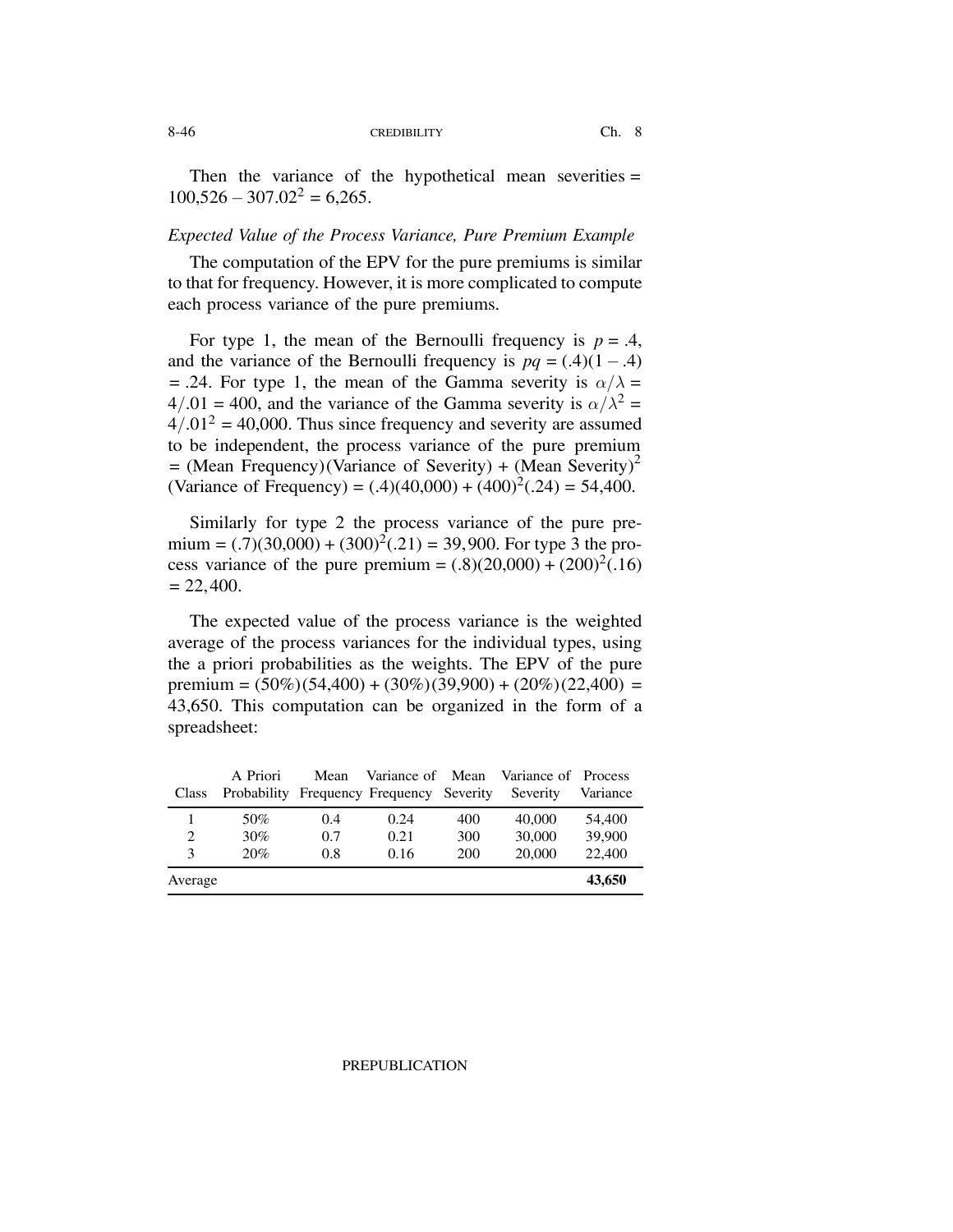Then the variance of the hypothetical mean severities = $100{,}526 - 307.02^2 = 6{,}265$.

*Expected Value of the Process Variance, Pure Premium Example*

The computation of the EPV for the pure premiums is similar to that for frequency. However, it is more complicated to compute each process variance of the pure premiums.

For type 1, the mean of the Bernoulli frequency is $p = .4$, and the variance of the Bernoulli frequency is $pq = (.4)(1 - .4) = .24$. For type 1, the mean of the Gamma severity is $\alpha/\lambda = 4/.01 = 400$, and the variance of the Gamma severity is $\alpha/\lambda^2 = 4/.01^2 = 40{,}000$. Thus since frequency and severity are assumed to be independent, the process variance of the pure premium = (Mean Frequency)(Variance of Severity) + (Mean Severity)$^2$ (Variance of Frequency) = $(.4)(40{,}000) + (400)^2(.24) = 54{,}400$.

Similarly for type 2 the process variance of the pure premium = $(.7)(30{,}000) + (300)^2(.21) = 39{,}900$. For type 3 the process variance of the pure premium = $(.8)(20{,}000) + (200)^2(.16) = 22{,}400$.

The expected value of the process variance is the weighted average of the process variances for the individual types, using the a priori probabilities as the weights. The EPV of the pure premium = $(50\%)(54{,}400) + (30\%)(39{,}900) + (20\%)(22{,}400) = 43{,}650$. This computation can be organized in the form of a spreadsheet:

| Class | A Priori Probability | Mean Frequency | Variance of Frequency | Mean Severity | Variance of Severity | Process Variance |
|---|---|---|---|---|---|---|
| 1 | 50% | 0.4 | 0.24 | 400 | 40,000 | 54,400 |
| 2 | 30% | 0.7 | 0.21 | 300 | 30,000 | 39,900 |
| 3 | 20% | 0.8 | 0.16 | 200 | 20,000 | 22,400 |
| Average | | | | | | **43,650** |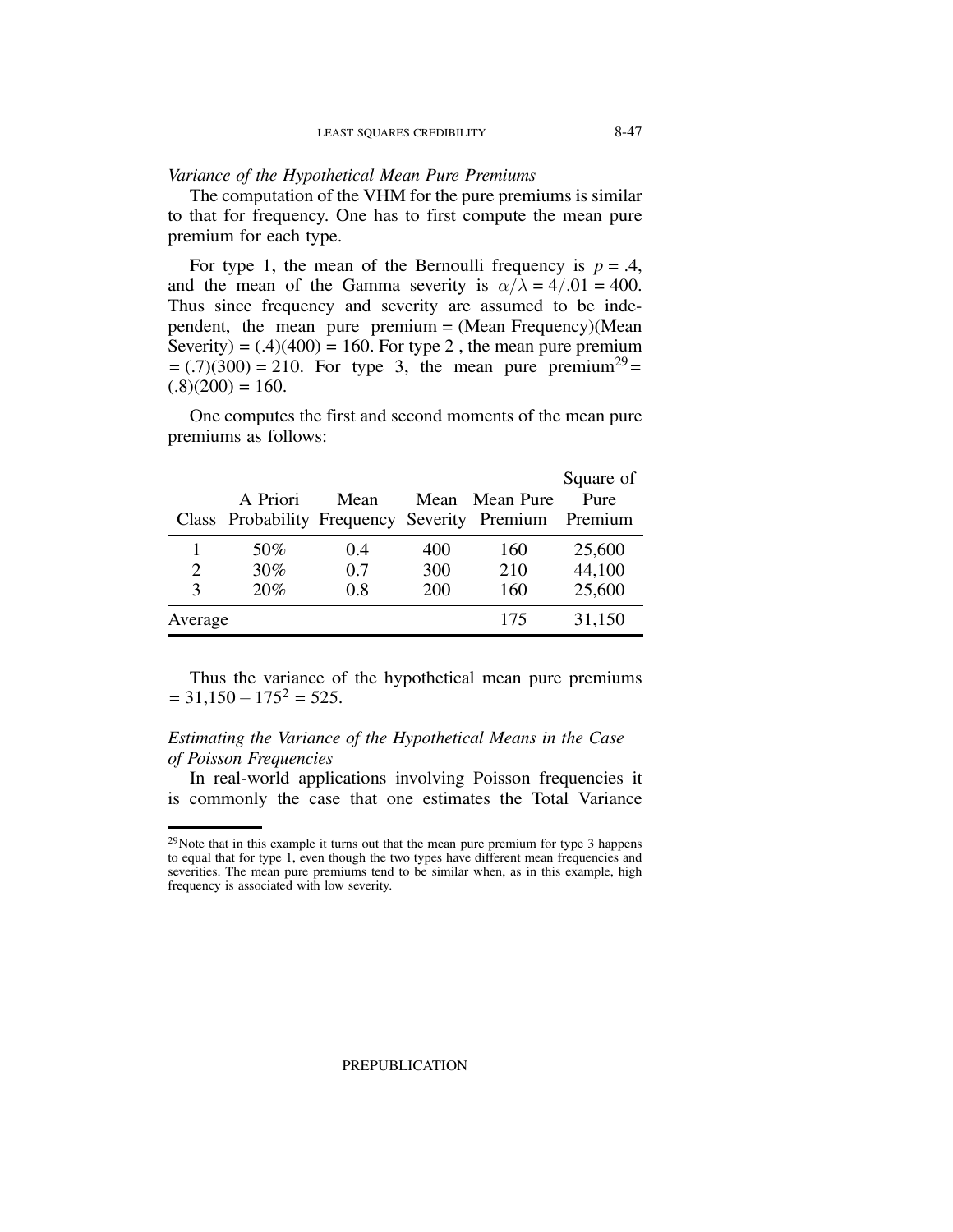*Variance of the Hypothetical Mean Pure Premiums*

The computation of the VHM for the pure premiums is similar to that for frequency. One has to first compute the mean pure premium for each type.

For type 1, the mean of the Bernoulli frequency is $p = .4$, and the mean of the Gamma severity is $\alpha/\lambda = 4/.01 = 400$. Thus since frequency and severity are assumed to be independent, the mean pure premium = (Mean Frequency)(Mean Severity) = (.4)(400) = 160. For type 2 , the mean pure premium = (.7)(300) = 210. For type 3, the mean pure premium[29] = (.8)(200) = 160.

One computes the first and second moments of the mean pure premiums as follows:

| Class | A Priori Probability | Mean Frequency | Mean Severity | Mean Pure Premium | Square of Pure Premium |
|---|---|---|---|---|---|
| 1 | 50% | 0.4 | 400 | 160 | 25,600 |
| 2 | 30% | 0.7 | 300 | 210 | 44,100 |
| 3 | 20% | 0.8 | 200 | 160 | 25,600 |
| Average | | | | 175 | 31,150 |

Thus the variance of the hypothetical mean pure premiums $= 31{,}150 - 175^2 = 525$.

*Estimating the Variance of the Hypothetical Means in the Case of Poisson Frequencies*

In real-world applications involving Poisson frequencies it is commonly the case that one estimates the Total Variance

[29] Note that in this example it turns out that the mean pure premium for type 3 happens to equal that for type 1, even though the two types have different mean frequencies and severities. The mean pure premiums tend to be similar when, as in this example, high frequency is associated with low severity.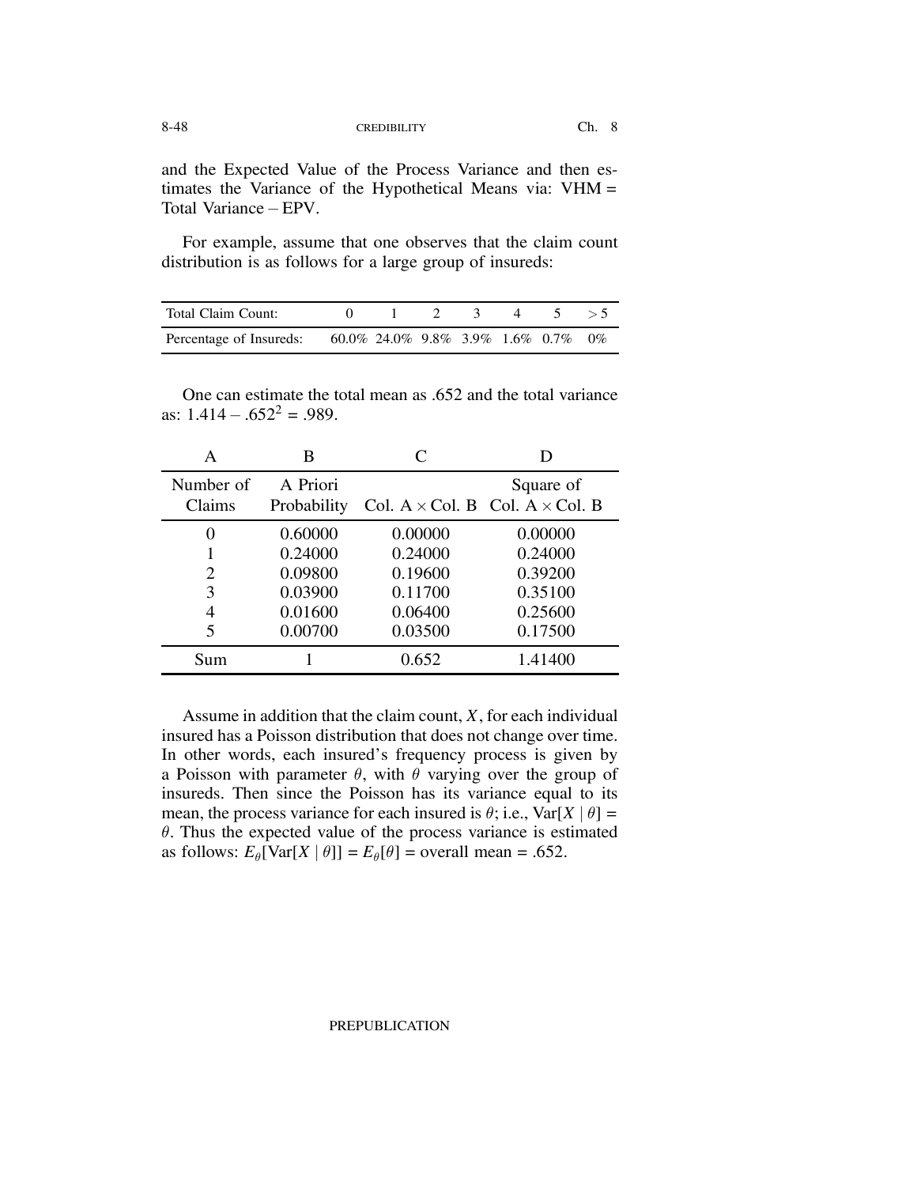and the Expected Value of the Process Variance and then estimates the Variance of the Hypothetical Means via: VHM = Total Variance – EPV.

For example, assume that one observes that the claim count distribution is as follows for a large group of insureds:

| Total Claim Count: | 0 | 1 | 2 | 3 | 4 | 5 | $>5$ |
|---|---|---|---|---|---|---|---|
| Percentage of Insureds: | 60.0% | 24.0% | 9.8% | 3.9% | 1.6% | 0.7% | 0% |

One can estimate the total mean as .652 and the total variance as: $1.414 - .652^2 = .989$.

| A | B | C | D |
|---|---|---|---|
| Number of Claims | A Priori Probability | Col. A $\times$ Col. B | Square of Col. A $\times$ Col. B |
| 0 | 0.60000 | 0.00000 | 0.00000 |
| 1 | 0.24000 | 0.24000 | 0.24000 |
| 2 | 0.09800 | 0.19600 | 0.39200 |
| 3 | 0.03900 | 0.11700 | 0.35100 |
| 4 | 0.01600 | 0.06400 | 0.25600 |
| 5 | 0.00700 | 0.03500 | 0.17500 |
| Sum | 1 | 0.652 | 1.41400 |

Assume in addition that the claim count, $X$, for each individual insured has a Poisson distribution that does not change over time. In other words, each insured's frequency process is given by a Poisson with parameter $\theta$, with $\theta$ varying over the group of insureds. Then since the Poisson has its variance equal to its mean, the process variance for each insured is $\theta$; i.e., $\text{Var}[X \mid \theta] = \theta$. Thus the expected value of the process variance is estimated as follows: $E_\theta[\text{Var}[X \mid \theta]] = E_\theta[\theta]$ = overall mean = .652.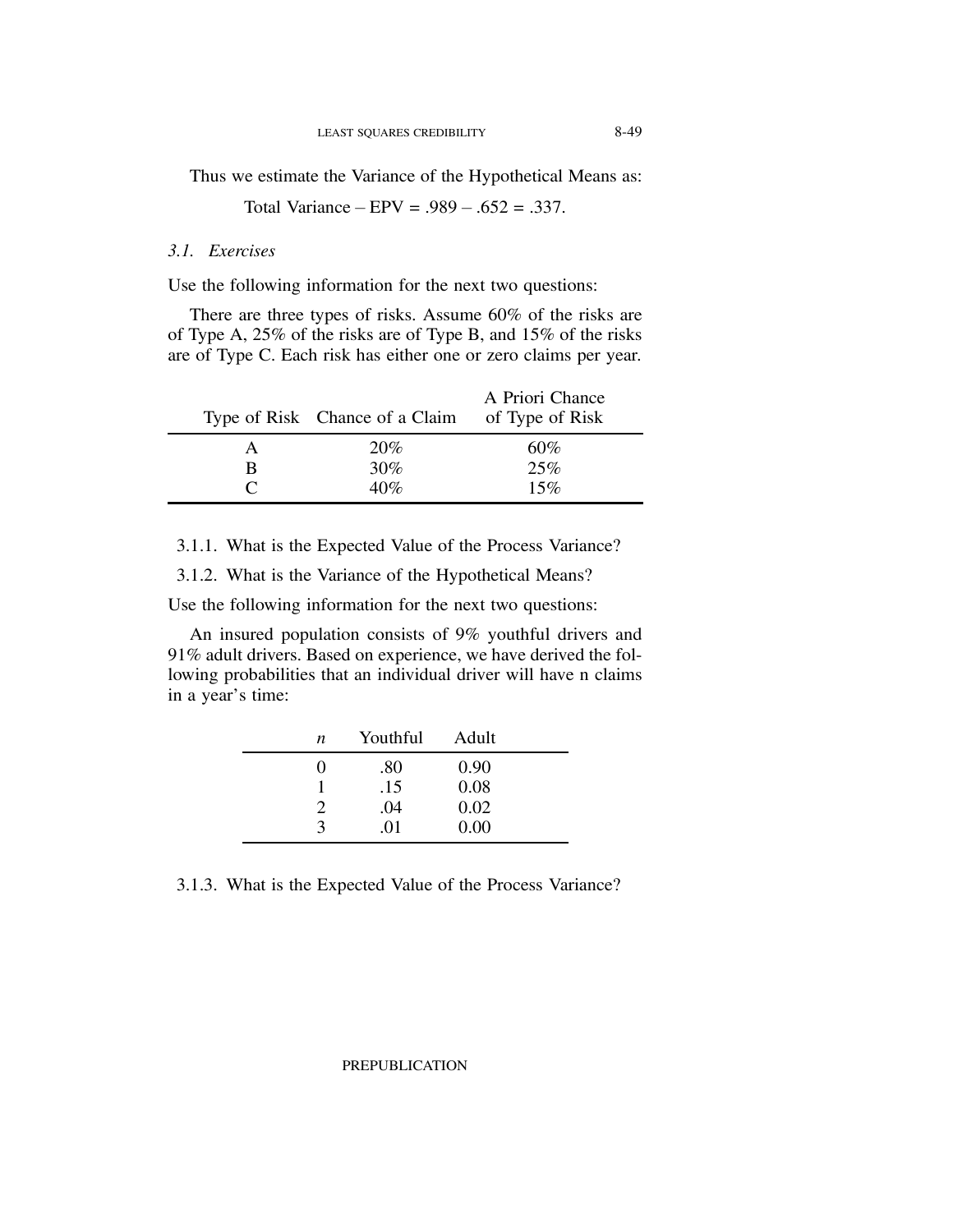Thus we estimate the Variance of the Hypothetical Means as:

$$\text{Total Variance} - \text{EPV} = .989 - .652 = .337.$$

### *3.1. Exercises*

Use the following information for the next two questions:

There are three types of risks. Assume 60% of the risks are of Type A, 25% of the risks are of Type B, and 15% of the risks are of Type C. Each risk has either one or zero claims per year.

| Type of Risk | Chance of a Claim | A Priori Chance of Type of Risk |
|---|---|---|
| A | 20% | 60% |
| B | 30% | 25% |
| C | 40% | 15% |

3.1.1. What is the Expected Value of the Process Variance?

3.1.2. What is the Variance of the Hypothetical Means?

Use the following information for the next two questions:

An insured population consists of 9% youthful drivers and 91% adult drivers. Based on experience, we have derived the following probabilities that an individual driver will have n claims in a year's time:

| $n$ | Youthful | Adult |
|---|---|---|
| 0 | .80 | 0.90 |
| 1 | .15 | 0.08 |
| 2 | .04 | 0.02 |
| 3 | .01 | 0.00 |

3.1.3. What is the Expected Value of the Process Variance?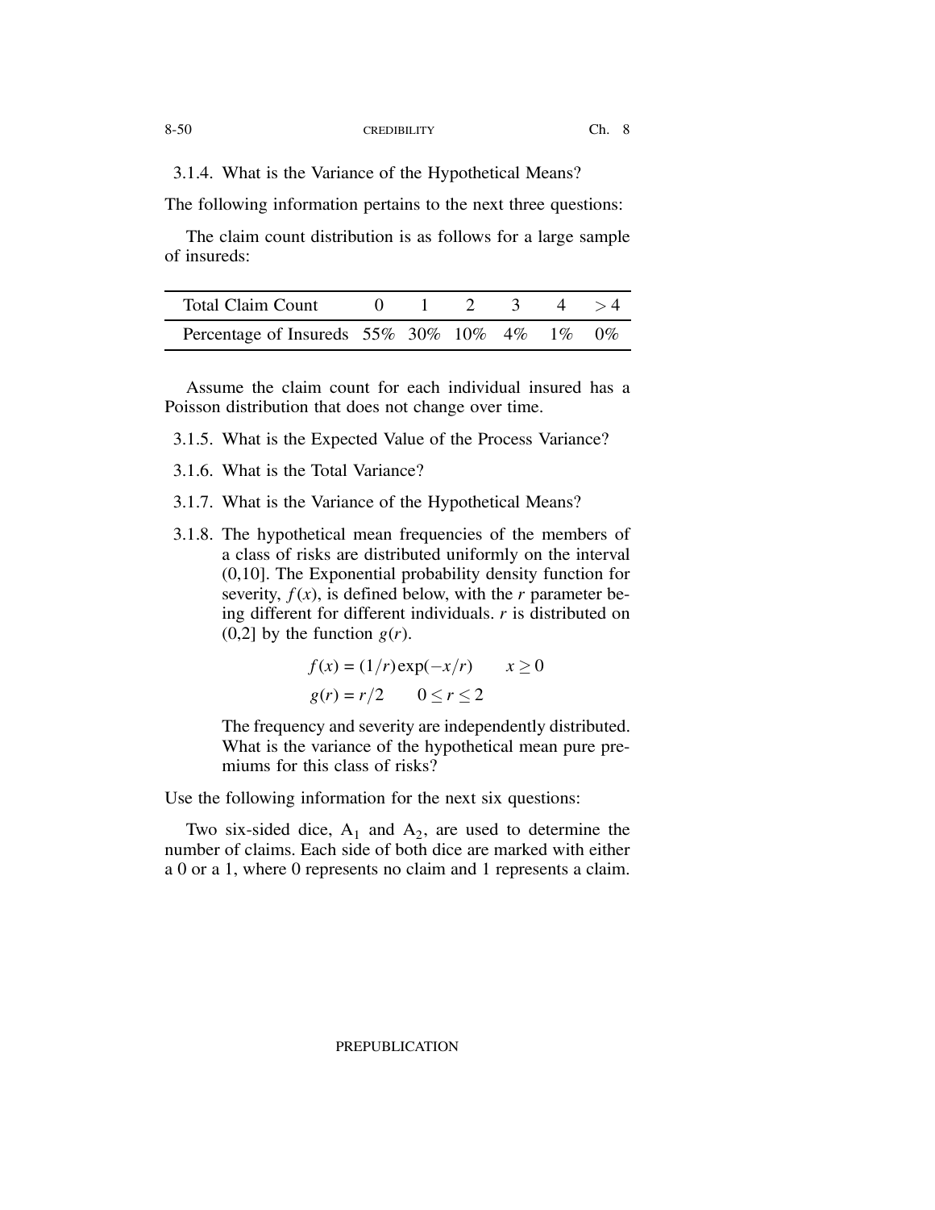3.1.4. What is the Variance of the Hypothetical Means?

The following information pertains to the next three questions:

The claim count distribution is as follows for a large sample of insureds:

| Total Claim Count | 0 | 1 | 2 | 3 | 4 | $>4$ |
|---|---|---|---|---|---|---|
| Percentage of Insureds | 55% | 30% | 10% | 4% | 1% | 0% |

Assume the claim count for each individual insured has a Poisson distribution that does not change over time.

3.1.5. What is the Expected Value of the Process Variance?

3.1.6. What is the Total Variance?

3.1.7. What is the Variance of the Hypothetical Means?

3.1.8. The hypothetical mean frequencies of the members of a class of risks are distributed uniformly on the interval (0,10]. The Exponential probability density function for severity, $f(x)$, is defined below, with the $r$ parameter being different for different individuals. $r$ is distributed on (0,2] by the function $g(r)$.

$$f(x) = (1/r)\exp(-x/r) \qquad x \geq 0$$

$$g(r) = r/2 \qquad 0 \leq r \leq 2$$

The frequency and severity are independently distributed. What is the variance of the hypothetical mean pure premiums for this class of risks?

Use the following information for the next six questions:

Two six-sided dice, $A_1$ and $A_2$, are used to determine the number of claims. Each side of both dice are marked with either a 0 or a 1, where 0 represents no claim and 1 represents a claim.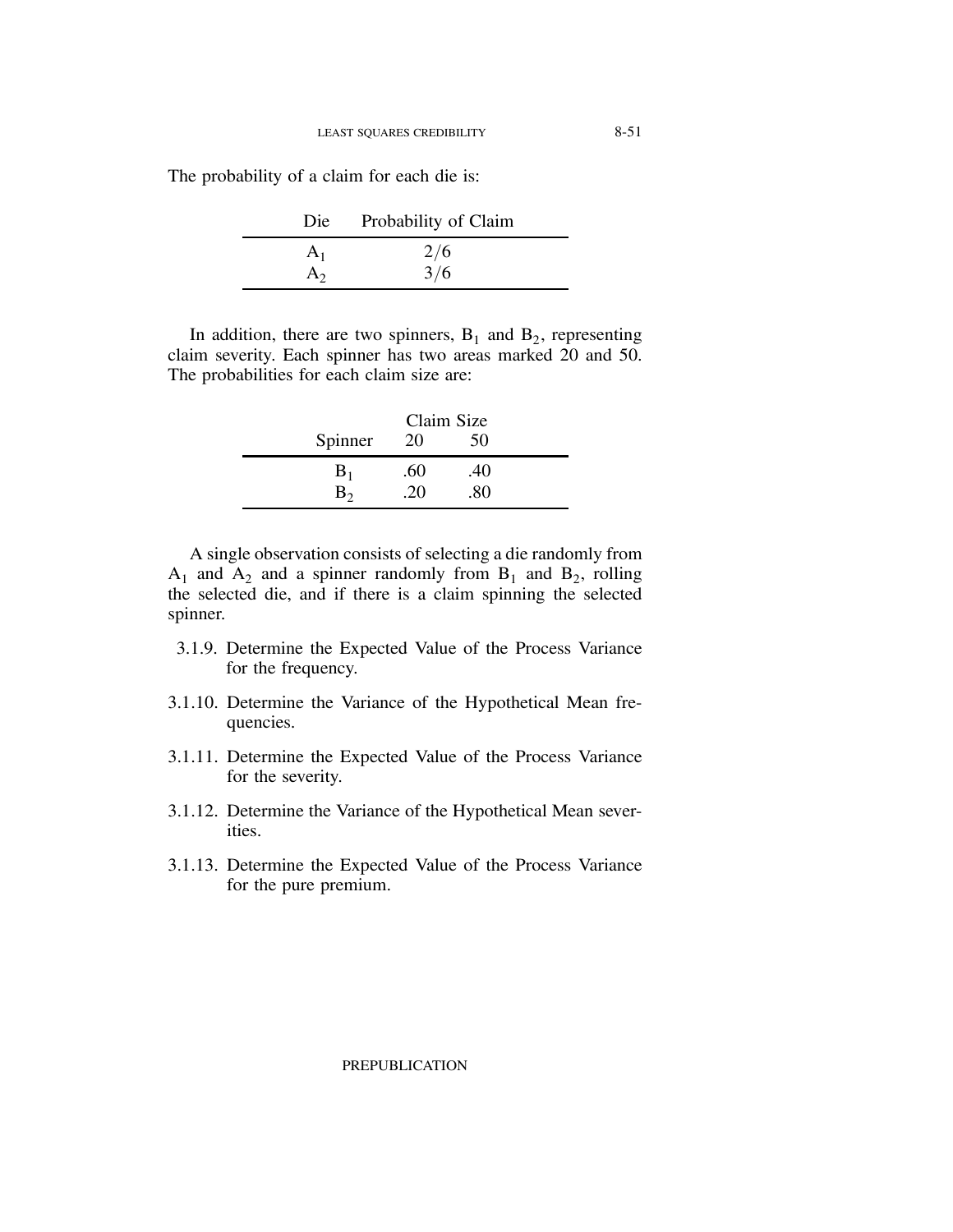The probability of a claim for each die is:

| Die | Probability of Claim |
|---|---|
| $A_1$ | $2/6$ |
| $A_2$ | $3/6$ |

In addition, there are two spinners, $B_1$ and $B_2$, representing claim severity. Each spinner has two areas marked 20 and 50. The probabilities for each claim size are:

| | Claim Size | |
|---|---|---|
| Spinner | 20 | 50 |
| $B_1$ | .60 | .40 |
| $B_2$ | .20 | .80 |

A single observation consists of selecting a die randomly from $A_1$ and $A_2$ and a spinner randomly from $B_1$ and $B_2$, rolling the selected die, and if there is a claim spinning the selected spinner.

3.1.9. Determine the Expected Value of the Process Variance for the frequency.

3.1.10. Determine the Variance of the Hypothetical Mean frequencies.

3.1.11. Determine the Expected Value of the Process Variance for the severity.

3.1.12. Determine the Variance of the Hypothetical Mean severities.

3.1.13. Determine the Expected Value of the Process Variance for the pure premium.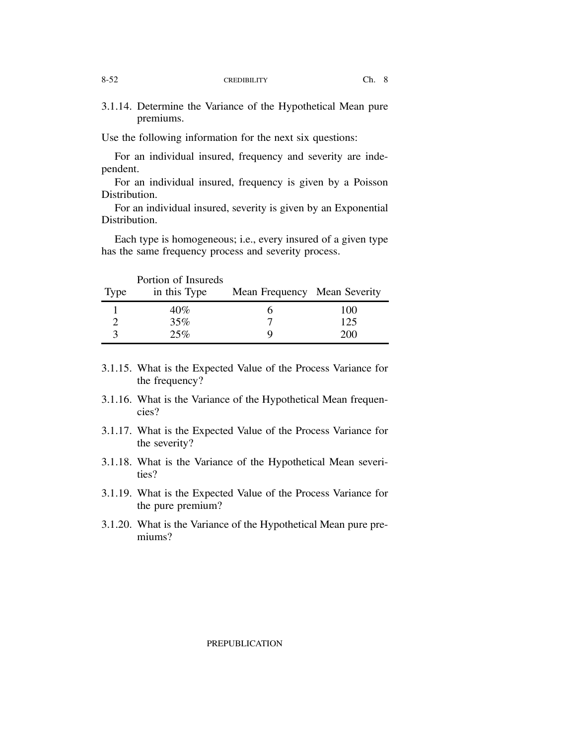3.1.14. Determine the Variance of the Hypothetical Mean pure premiums.

Use the following information for the next six questions:

For an individual insured, frequency and severity are independent.

For an individual insured, frequency is given by a Poisson Distribution.

For an individual insured, severity is given by an Exponential Distribution.

Each type is homogeneous; i.e., every insured of a given type has the same frequency process and severity process.

| Type | Portion of Insureds in this Type | Mean Frequency | Mean Severity |
|---|---|---|---|
| 1 | 40% | 6 | 100 |
| 2 | 35% | 7 | 125 |
| 3 | 25% | 9 | 200 |

3.1.15. What is the Expected Value of the Process Variance for the frequency?

3.1.16. What is the Variance of the Hypothetical Mean frequencies?

3.1.17. What is the Expected Value of the Process Variance for the severity?

3.1.18. What is the Variance of the Hypothetical Mean severities?

3.1.19. What is the Expected Value of the Process Variance for the pure premium?

3.1.20. What is the Variance of the Hypothetical Mean pure premiums?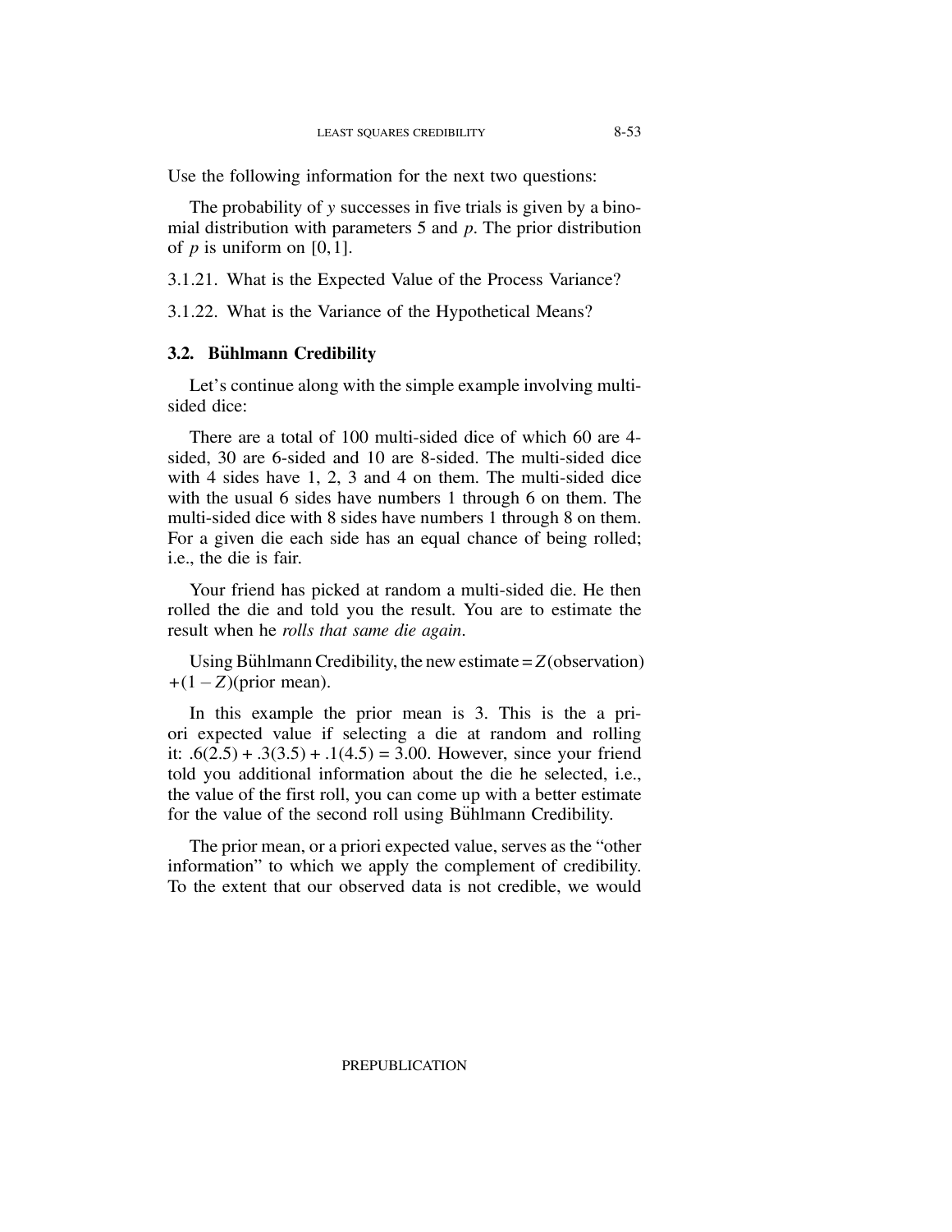Use the following information for the next two questions:

The probability of $y$ successes in five trials is given by a binomial distribution with parameters 5 and $p$. The prior distribution of $p$ is uniform on $[0,1]$.

3.1.21. What is the Expected Value of the Process Variance?

3.1.22. What is the Variance of the Hypothetical Means?

### 3.2. Bühlmann Credibility

Let's continue along with the simple example involving multi-sided dice:

There are a total of 100 multi-sided dice of which 60 are 4-sided, 30 are 6-sided and 10 are 8-sided. The multi-sided dice with 4 sides have 1, 2, 3 and 4 on them. The multi-sided dice with the usual 6 sides have numbers 1 through 6 on them. The multi-sided dice with 8 sides have numbers 1 through 8 on them. For a given die each side has an equal chance of being rolled; i.e., the die is fair.

Your friend has picked at random a multi-sided die. He then rolled the die and told you the result. You are to estimate the result when he *rolls that same die again*.

Using Bühlmann Credibility, the new estimate $= Z$(observation) $+ (1 - Z)$(prior mean).

In this example the prior mean is 3. This is the a priori expected value if selecting a die at random and rolling it: $.6(2.5) + .3(3.5) + .1(4.5) = 3.00$. However, since your friend told you additional information about the die he selected, i.e., the value of the first roll, you can come up with a better estimate for the value of the second roll using Bühlmann Credibility.

The prior mean, or a priori expected value, serves as the "other information" to which we apply the complement of credibility. To the extent that our observed data is not credible, we would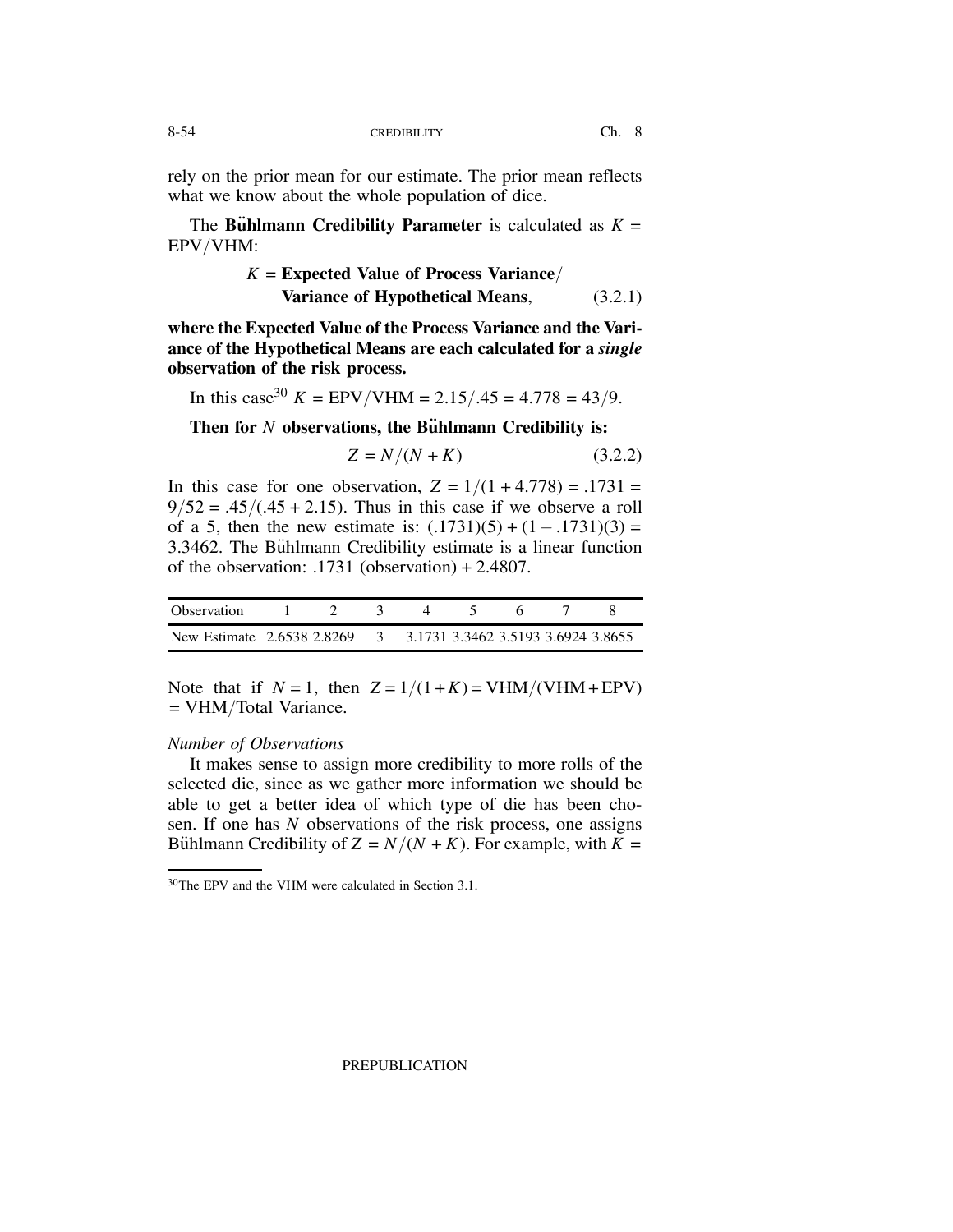rely on the prior mean for our estimate. The prior mean reflects what we know about the whole population of dice.

The **Bühlmann Credibility Parameter** is calculated as $K =$ EPV/VHM:

$$K = \textbf{Expected Value of Process Variance}/\textbf{Variance of Hypothetical Means}, \tag{3.2.1}$$

**where the Expected Value of the Process Variance and the Variance of the Hypothetical Means are each calculated for a *single* observation of the risk process.**

In this case[30] $K = \text{EPV}/\text{VHM} = 2.15/.45 = 4.778 = 43/9$.

**Then for $N$ observations, the Bühlmann Credibility is:**

$$Z = N/(N+K) \tag{3.2.2}$$

In this case for one observation, $Z = 1/(1+4.778) = .1731 = 9/52 = .45/(.45+2.15)$. Thus in this case if we observe a roll of a 5, then the new estimate is: $(.1731)(5) + (1 - .1731)(3) = 3.3462$. The Bühlmann Credibility estimate is a linear function of the observation: .1731 (observation) + 2.4807.

| Observation | 1 | 2 | 3 | 4 | 5 | 6 | 7 | 8 |
|---|---|---|---|---|---|---|---|---|
| New Estimate | 2.6538 | 2.8269 | 3 | 3.1731 | 3.3462 | 3.5193 | 3.6924 | 3.8655 |

Note that if $N = 1$, then $Z = 1/(1+K) = \text{VHM}/(\text{VHM}+\text{EPV}) = \text{VHM}/\text{Total Variance}$.

*Number of Observations*

It makes sense to assign more credibility to more rolls of the selected die, since as we gather more information we should be able to get a better idea of which type of die has been chosen. If one has $N$ observations of the risk process, one assigns Bühlmann Credibility of $Z = N/(N+K)$. For example, with $K =$

[30] The EPV and the VHM were calculated in Section 3.1.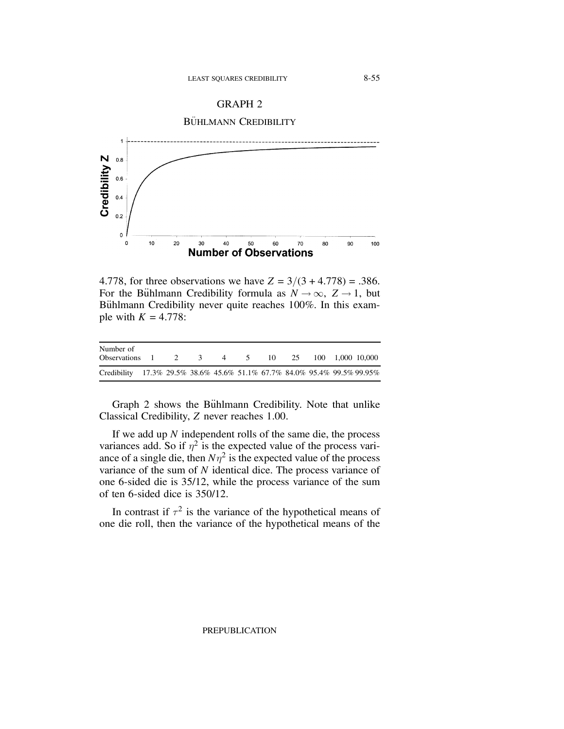GRAPH 2

BÜHLMANN CREDIBILITY

4.778, for three observations we have $Z = 3/(3 + 4.778) = .386$. For the Bühlmann Credibility formula as $N \to \infty$, $Z \to 1$, but Bühlmann Credibility never quite reaches 100%. In this example with $K = 4.778$:

| Number of Observations | 1 | 2 | 3 | 4 | 5 | 10 | 25 | 100 | 1,000 | 10,000 |
|---|---|---|---|---|---|---|---|---|---|---|
| Credibility | 17.3% | 29.5% | 38.6% | 45.6% | 51.1% | 67.7% | 84.0% | 95.4% | 99.5% | 99.95% |

Graph 2 shows the Bühlmann Credibility. Note that unlike Classical Credibility, $Z$ never reaches 1.00.

If we add up $N$ independent rolls of the same die, the process variances add. So if $\eta^2$ is the expected value of the process variance of a single die, then $N\eta^2$ is the expected value of the process variance of the sum of $N$ identical dice. The process variance of one 6-sided die is 35/12, while the process variance of the sum of ten 6-sided dice is 350/12.

In contrast if $\tau^2$ is the variance of the hypothetical means of one die roll, then the variance of the hypothetical means of the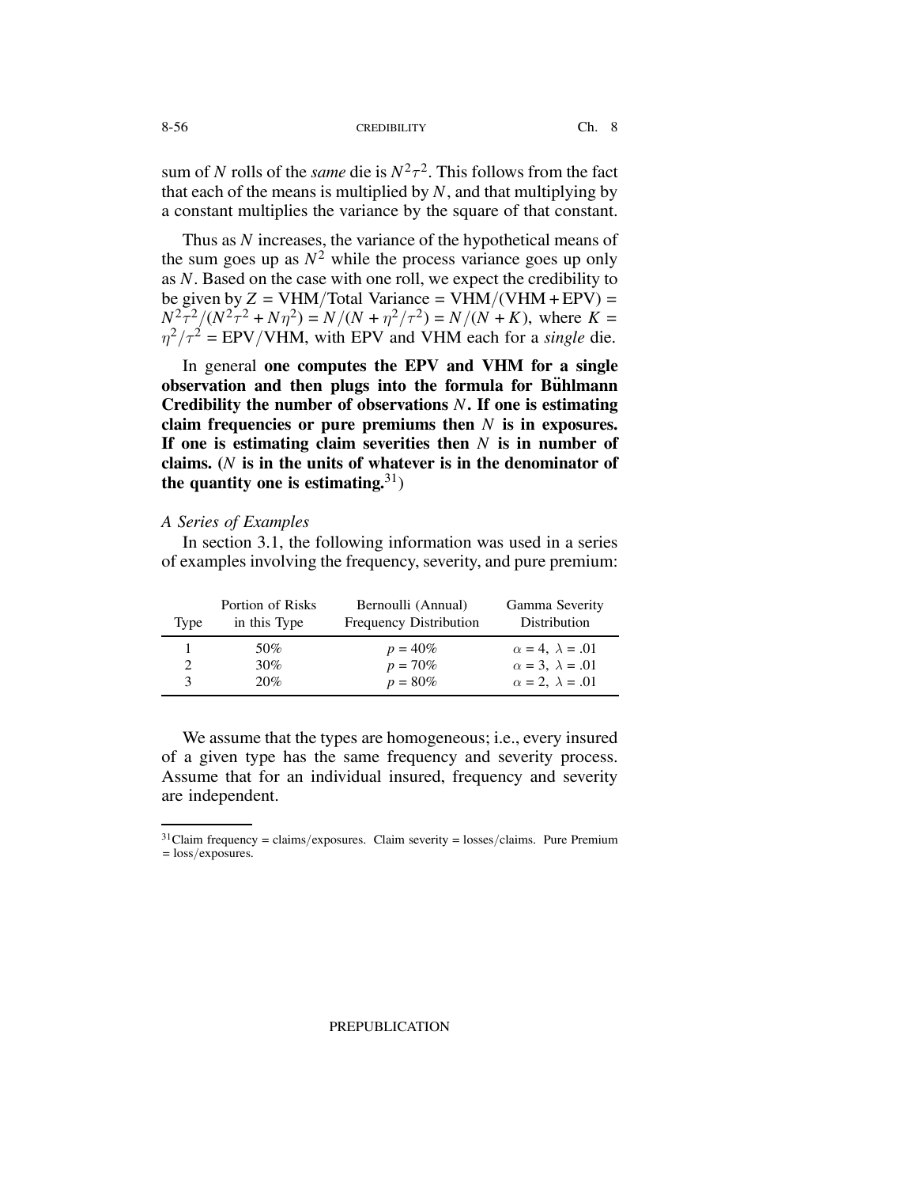sum of $N$ rolls of the *same* die is $N^2\tau^2$. This follows from the fact that each of the means is multiplied by $N$, and that multiplying by a constant multiplies the variance by the square of that constant.

Thus as $N$ increases, the variance of the hypothetical means of the sum goes up as $N^2$ while the process variance goes up only as $N$. Based on the case with one roll, we expect the credibility to be given by $Z = \text{VHM}/\text{Total Variance} = \text{VHM}/(\text{VHM}+\text{EPV}) = N^2\tau^2/(N^2\tau^2 + N\eta^2) = N/(N + \eta^2/\tau^2) = N/(N+K)$, where $K = \eta^2/\tau^2 = \text{EPV}/\text{VHM}$, with EPV and VHM each for a *single* die.

In general **one computes the EPV and VHM for a single observation and then plugs into the formula for Bühlmann Credibility the number of observations $N$. If one is estimating claim frequencies or pure premiums then $N$ is in exposures. If one is estimating claim severities then $N$ is in number of claims. ($N$ is in the units of whatever is in the denominator of the quantity one is estimating.**[31])

*A Series of Examples*

In section 3.1, the following information was used in a series of examples involving the frequency, severity, and pure premium:

| Type | Portion of Risks in this Type | Bernoulli (Annual) Frequency Distribution | Gamma Severity Distribution |
|---|---|---|---|
| 1 | 50% | $p = 40\%$ | $\alpha = 4,\ \lambda = .01$ |
| 2 | 30% | $p = 70\%$ | $\alpha = 3,\ \lambda = .01$ |
| 3 | 20% | $p = 80\%$ | $\alpha = 2,\ \lambda = .01$ |

We assume that the types are homogeneous; i.e., every insured of a given type has the same frequency and severity process. Assume that for an individual insured, frequency and severity are independent.

[31] Claim frequency = claims/exposures. Claim severity = losses/claims. Pure Premium = loss/exposures.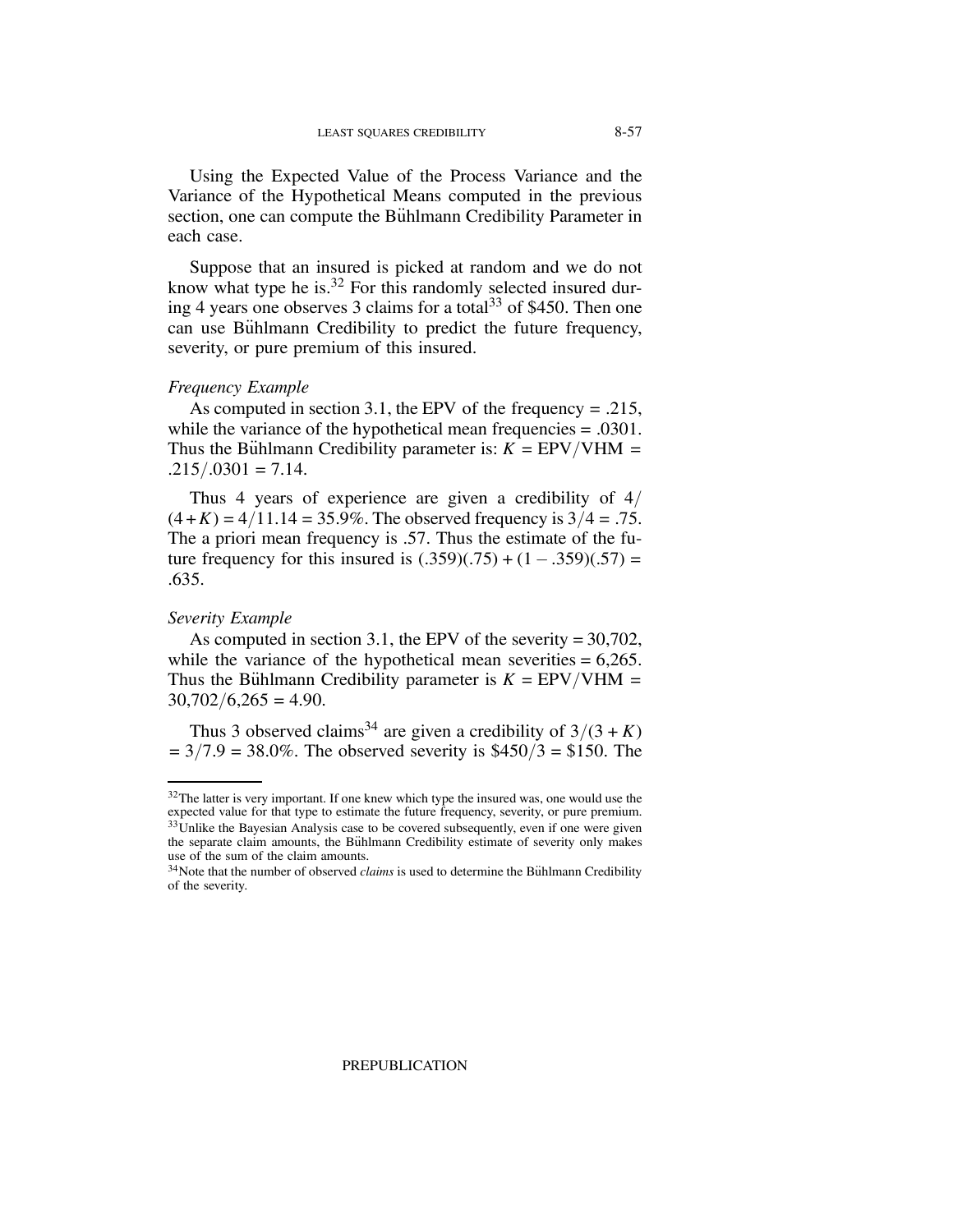Using the Expected Value of the Process Variance and the Variance of the Hypothetical Means computed in the previous section, one can compute the Bühlmann Credibility Parameter in each case.

Suppose that an insured is picked at random and we do not know what type he is.[32] For this randomly selected insured during 4 years one observes 3 claims for a total[33] of \$450. Then one can use Bühlmann Credibility to predict the future frequency, severity, or pure premium of this insured.

*Frequency Example*

As computed in section 3.1, the EPV of the frequency = .215, while the variance of the hypothetical mean frequencies = .0301. Thus the Bühlmann Credibility parameter is: $K = \text{EPV}/\text{VHM} = .215/.0301 = 7.14$.

Thus 4 years of experience are given a credibility of $4/(4+K) = 4/11.14 = 35.9\%$. The observed frequency is $3/4 = .75$. The a priori mean frequency is .57. Thus the estimate of the future frequency for this insured is $(.359)(.75) + (1 - .359)(.57) = .635$.

*Severity Example*

As computed in section 3.1, the EPV of the severity = 30,702, while the variance of the hypothetical mean severities = 6,265. Thus the Bühlmann Credibility parameter is $K = \text{EPV}/\text{VHM} = 30{,}702/6{,}265 = 4.90$.

Thus 3 observed claims[34] are given a credibility of $3/(3+K) = 3/7.9 = 38.0\%$. The observed severity is \$450/3 = \$150. The

---

[32] The latter is very important. If one knew which type the insured was, one would use the expected value for that type to estimate the future frequency, severity, or pure premium.

[33] Unlike the Bayesian Analysis case to be covered subsequently, even if one were given the separate claim amounts, the Bühlmann Credibility estimate of severity only makes use of the sum of the claim amounts.

[34] Note that the number of observed *claims* is used to determine the Bühlmann Credibility of the severity.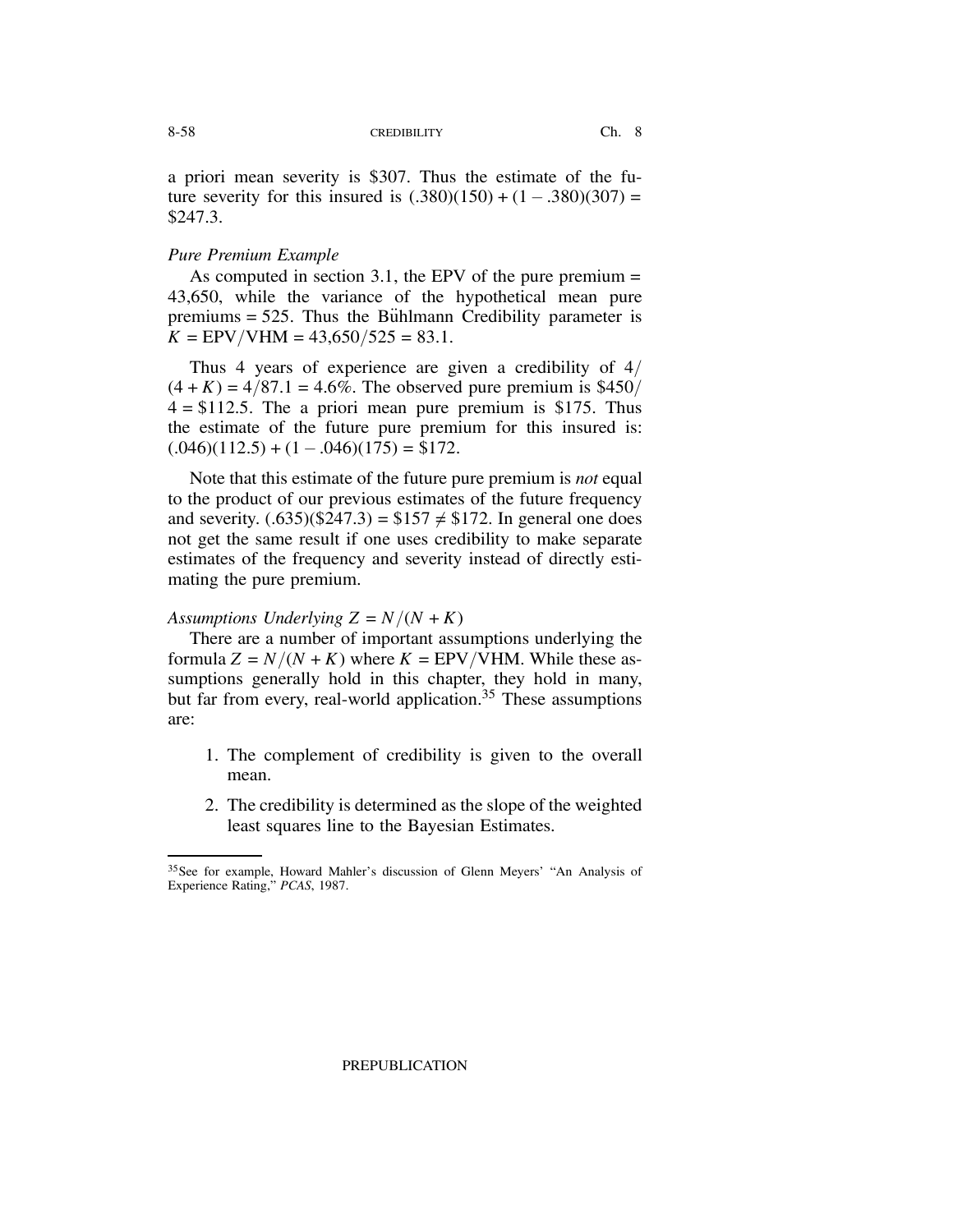a priori mean severity is \$307. Thus the estimate of the future severity for this insured is $(.380)(150) + (1 - .380)(307) =$ \$247.3.

*Pure Premium Example*

As computed in section 3.1, the EPV of the pure premium = 43,650, while the variance of the hypothetical mean pure premiums = 525. Thus the Bühlmann Credibility parameter is $K = \text{EPV}/\text{VHM} = 43{,}650/525 = 83.1$.

Thus 4 years of experience are given a credibility of $4/(4 + K) = 4/87.1 = 4.6\%$. The observed pure premium is \$450/4 = \$112.5. The a priori mean pure premium is \$175. Thus the estimate of the future pure premium for this insured is: $(.046)(112.5) + (1 - .046)(175) =$ \$172.

Note that this estimate of the future pure premium is *not* equal to the product of our previous estimates of the future frequency and severity. (.635)(\$247.3) = \$157 ≠ \$172. In general one does not get the same result if one uses credibility to make separate estimates of the frequency and severity instead of directly estimating the pure premium.

*Assumptions Underlying $Z = N/(N + K)$*

There are a number of important assumptions underlying the formula $Z = N/(N + K)$ where $K = \text{EPV}/\text{VHM}$. While these assumptions generally hold in this chapter, they hold in many, but far from every, real-world application.[35] These assumptions are:

1. The complement of credibility is given to the overall mean.
2. The credibility is determined as the slope of the weighted least squares line to the Bayesian Estimates.

[35] See for example, Howard Mahler's discussion of Glenn Meyers' "An Analysis of Experience Rating," *PCAS*, 1987.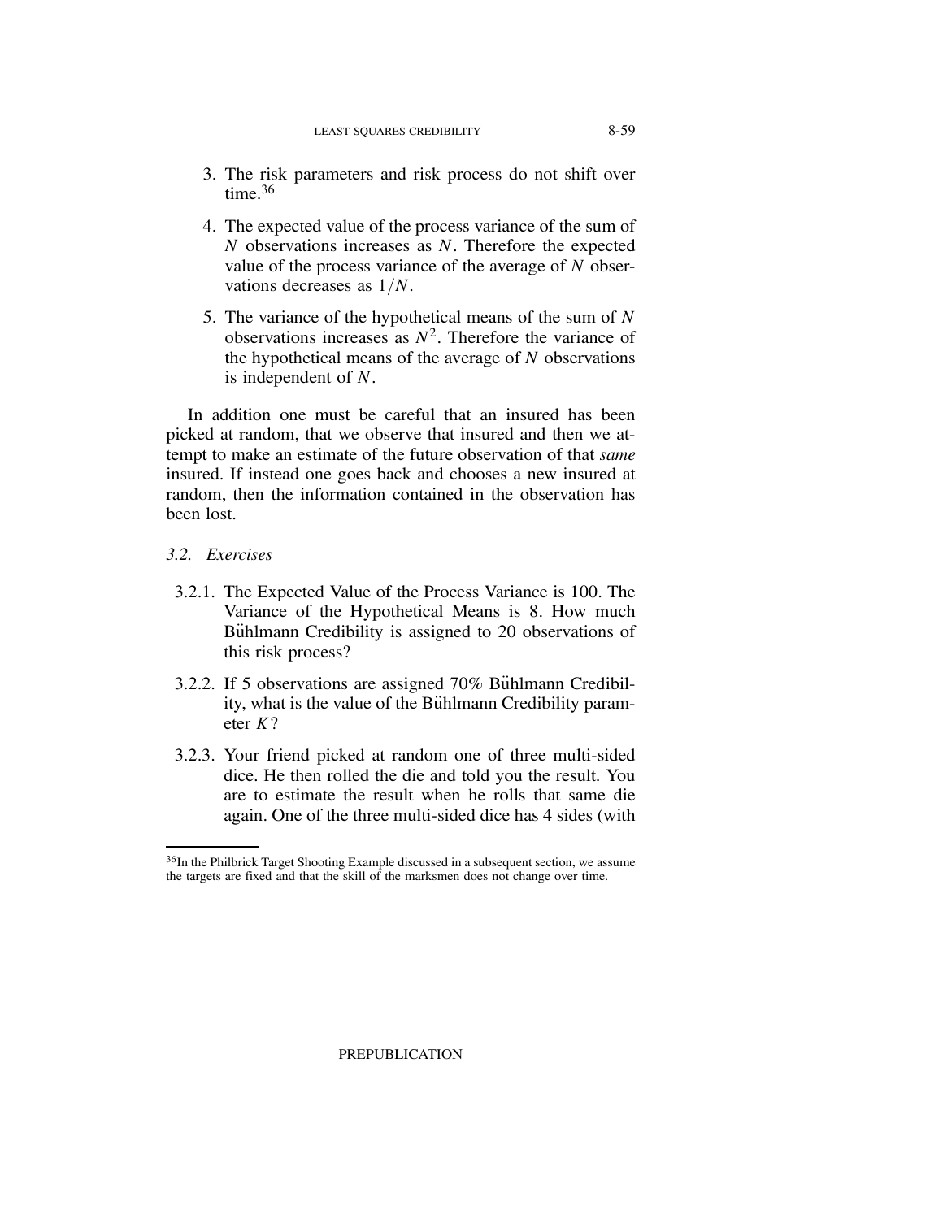3. The risk parameters and risk process do not shift over time.[36]

4. The expected value of the process variance of the sum of $N$ observations increases as $N$. Therefore the expected value of the process variance of the average of $N$ observations decreases as $1/N$.

5. The variance of the hypothetical means of the sum of $N$ observations increases as $N^2$. Therefore the variance of the hypothetical means of the average of $N$ observations is independent of $N$.

In addition one must be careful that an insured has been picked at random, that we observe that insured and then we attempt to make an estimate of the future observation of that *same* insured. If instead one goes back and chooses a new insured at random, then the information contained in the observation has been lost.

### *3.2. Exercises*

3.2.1. The Expected Value of the Process Variance is 100. The Variance of the Hypothetical Means is 8. How much Bühlmann Credibility is assigned to 20 observations of this risk process?

3.2.2. If 5 observations are assigned 70% Bühlmann Credibility, what is the value of the Bühlmann Credibility parameter $K$?

3.2.3. Your friend picked at random one of three multi-sided dice. He then rolled the die and told you the result. You are to estimate the result when he rolls that same die again. One of the three multi-sided dice has 4 sides (with

---

[36] In the Philbrick Target Shooting Example discussed in a subsequent section, we assume the targets are fixed and that the skill of the marksmen does not change over time.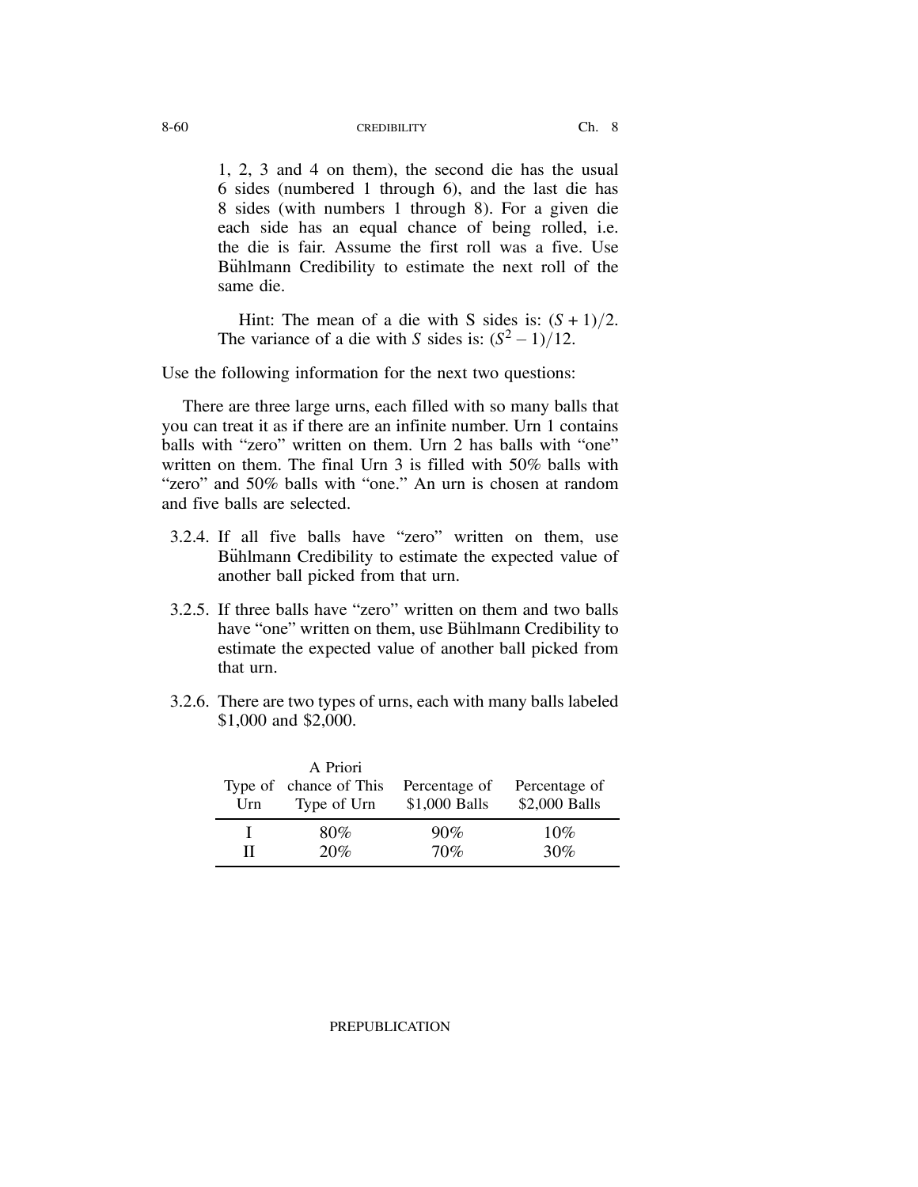1, 2, 3 and 4 on them), the second die has the usual 6 sides (numbered 1 through 6), and the last die has 8 sides (with numbers 1 through 8). For a given die each side has an equal chance of being rolled, i.e. the die is fair. Assume the first roll was a five. Use Bühlmann Credibility to estimate the next roll of the same die.

Hint: The mean of a die with S sides is: $(S+1)/2$. The variance of a die with $S$ sides is: $(S^2-1)/12$.

Use the following information for the next two questions:

There are three large urns, each filled with so many balls that you can treat it as if there are an infinite number. Urn 1 contains balls with "zero" written on them. Urn 2 has balls with "one" written on them. The final Urn 3 is filled with 50% balls with "zero" and 50% balls with "one." An urn is chosen at random and five balls are selected.

3.2.4. If all five balls have "zero" written on them, use Bühlmann Credibility to estimate the expected value of another ball picked from that urn.

3.2.5. If three balls have "zero" written on them and two balls have "one" written on them, use Bühlmann Credibility to estimate the expected value of another ball picked from that urn.

3.2.6. There are two types of urns, each with many balls labeled $1,000 and $2,000.

| Type of Urn | A Priori chance of This Type of Urn | Percentage of $1,000 Balls | Percentage of $2,000 Balls |
|---|---|---|---|
| I | 80% | 90% | 10% |
| II | 20% | 70% | 30% |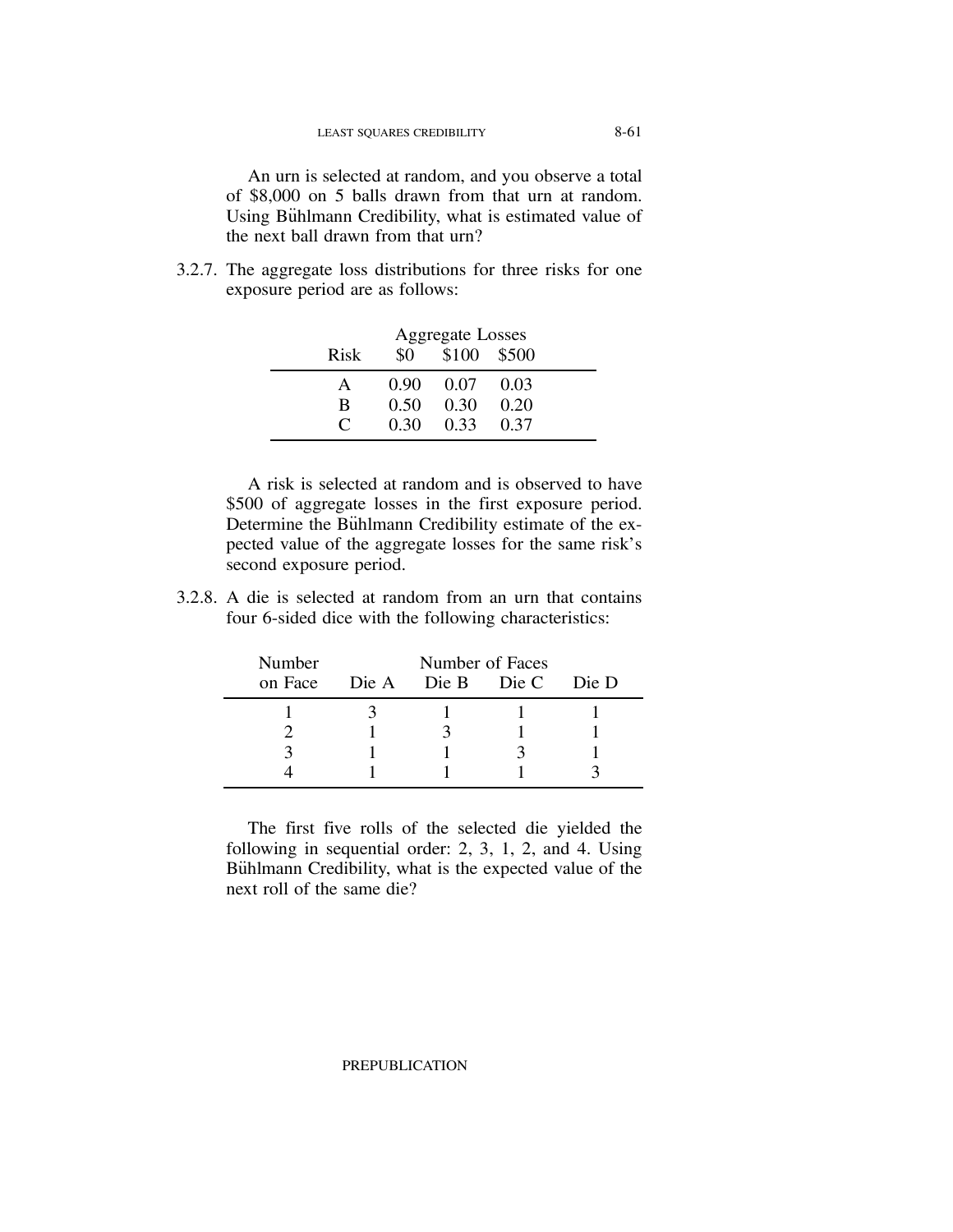An urn is selected at random, and you observe a total of \$8,000 on 5 balls drawn from that urn at random. Using Bühlmann Credibility, what is estimated value of the next ball drawn from that urn?

3.2.7. The aggregate loss distributions for three risks for one exposure period are as follows:

| | Aggregate Losses | | |
|---|---|---|---|
| Risk | \$0 | \$100 | \$500 |
| A | 0.90 | 0.07 | 0.03 |
| B | 0.50 | 0.30 | 0.20 |
| C | 0.30 | 0.33 | 0.37 |

A risk is selected at random and is observed to have \$500 of aggregate losses in the first exposure period. Determine the Bühlmann Credibility estimate of the expected value of the aggregate losses for the same risk's second exposure period.

3.2.8. A die is selected at random from an urn that contains four 6-sided dice with the following characteristics:

| Number | Number of Faces | | | |
|---|---|---|---|---|
| on Face | Die A | Die B | Die C | Die D |
| 1 | 3 | 1 | 1 | 1 |
| 2 | 1 | 3 | 1 | 1 |
| 3 | 1 | 1 | 3 | 1 |
| 4 | 1 | 1 | 1 | 3 |

The first five rolls of the selected die yielded the following in sequential order: 2, 3, 1, 2, and 4. Using Bühlmann Credibility, what is the expected value of the next roll of the same die?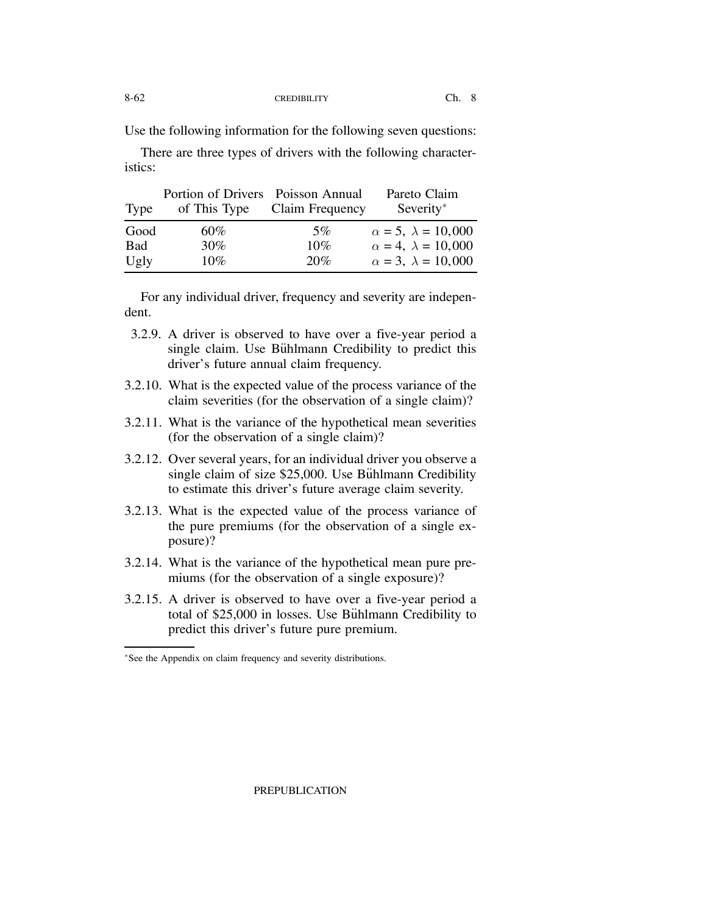Use the following information for the following seven questions:

There are three types of drivers with the following characteristics:

| Type | Portion of Drivers of This Type | Poisson Annual Claim Frequency | Pareto Claim Severity* |
|---|---|---|---|
| Good | 60% | 5% | $\alpha = 5,\ \lambda = 10{,}000$ |
| Bad | 30% | 10% | $\alpha = 4,\ \lambda = 10{,}000$ |
| Ugly | 10% | 20% | $\alpha = 3,\ \lambda = 10{,}000$ |

For any individual driver, frequency and severity are independent.

3.2.9. A driver is observed to have over a five-year period a single claim. Use Bühlmann Credibility to predict this driver's future annual claim frequency.

3.2.10. What is the expected value of the process variance of the claim severities (for the observation of a single claim)?

3.2.11. What is the variance of the hypothetical mean severities (for the observation of a single claim)?

3.2.12. Over several years, for an individual driver you observe a single claim of size \$25,000. Use Bühlmann Credibility to estimate this driver's future average claim severity.

3.2.13. What is the expected value of the process variance of the pure premiums (for the observation of a single exposure)?

3.2.14. What is the variance of the hypothetical mean pure premiums (for the observation of a single exposure)?

3.2.15. A driver is observed to have over a five-year period a total of \$25,000 in losses. Use Bühlmann Credibility to predict this driver's future pure premium.

*See the Appendix on claim frequency and severity distributions.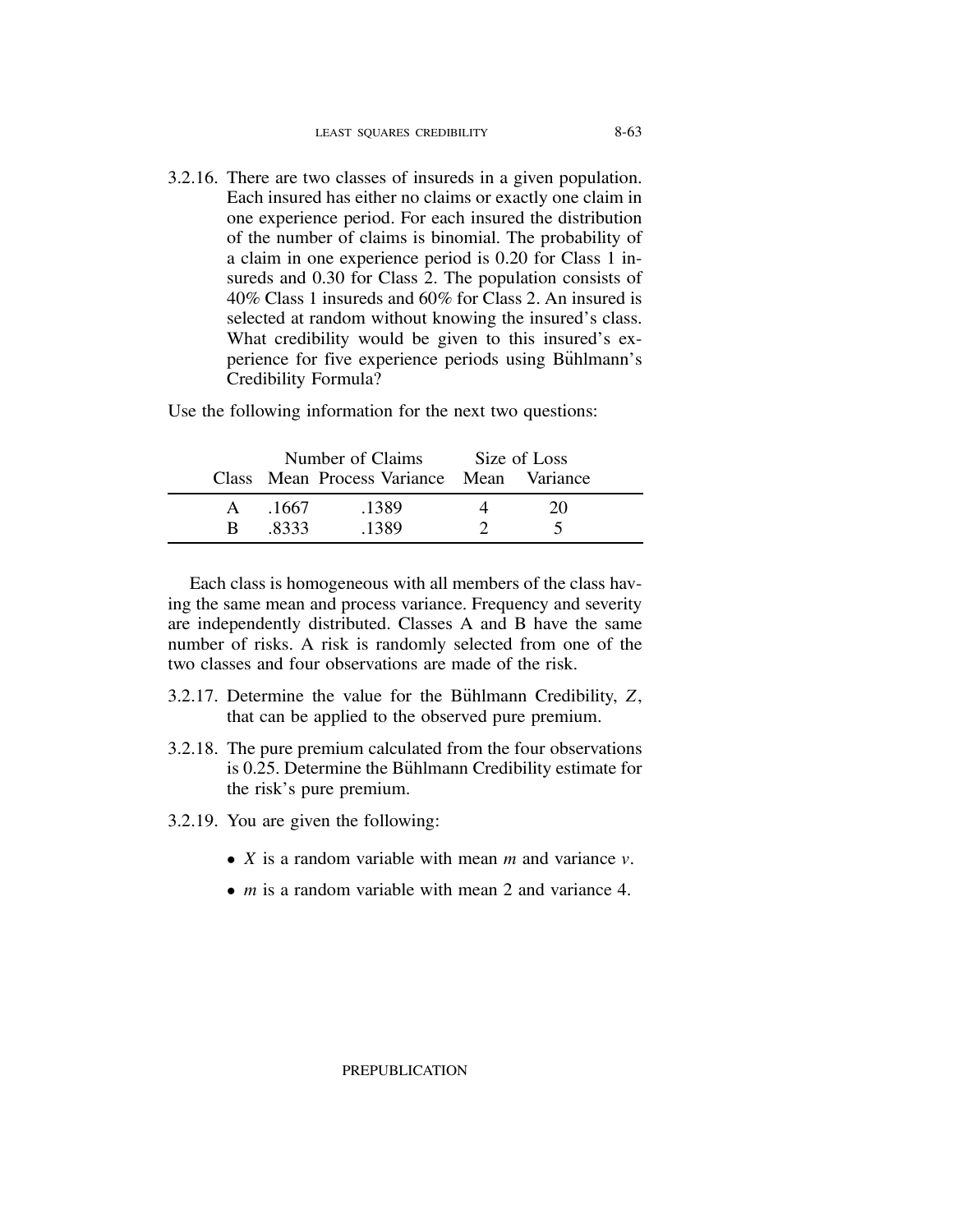3.2.16. There are two classes of insureds in a given population. Each insured has either no claims or exactly one claim in one experience period. For each insured the distribution of the number of claims is binomial. The probability of a claim in one experience period is 0.20 for Class 1 insureds and 0.30 for Class 2. The population consists of 40% Class 1 insureds and 60% for Class 2. An insured is selected at random without knowing the insured's class. What credibility would be given to this insured's experience for five experience periods using Bühlmann's Credibility Formula?

Use the following information for the next two questions:

| | Number of Claims | | Size of Loss | |
|---|---|---|---|---|
| Class | Mean | Process Variance | Mean | Variance |
| A | .1667 | .1389 | 4 | 20 |
| B | .8333 | .1389 | 2 | 5 |

Each class is homogeneous with all members of the class having the same mean and process variance. Frequency and severity are independently distributed. Classes A and B have the same number of risks. A risk is randomly selected from one of the two classes and four observations are made of the risk.

3.2.17. Determine the value for the Bühlmann Credibility, $Z$, that can be applied to the observed pure premium.

3.2.18. The pure premium calculated from the four observations is 0.25. Determine the Bühlmann Credibility estimate for the risk's pure premium.

3.2.19. You are given the following:

- $X$ is a random variable with mean $m$ and variance $v$.
- $m$ is a random variable with mean 2 and variance 4.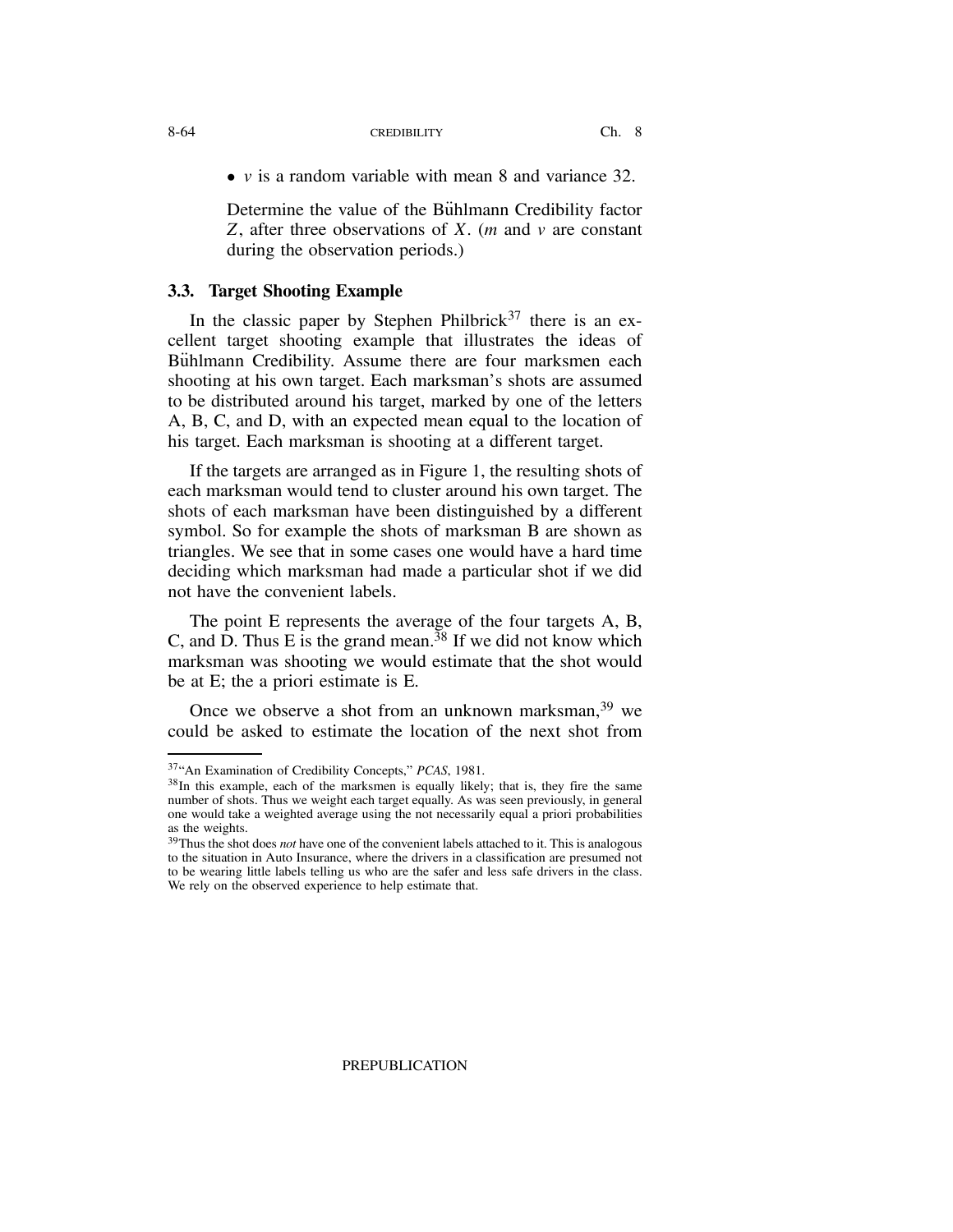- $v$ is a random variable with mean 8 and variance 32.

Determine the value of the Bühlmann Credibility factor $Z$, after three observations of $X$. ($m$ and $v$ are constant during the observation periods.)

### 3.3. Target Shooting Example

In the classic paper by Stephen Philbrick[37] there is an excellent target shooting example that illustrates the ideas of Bühlmann Credibility. Assume there are four marksmen each shooting at his own target. Each marksman's shots are assumed to be distributed around his target, marked by one of the letters A, B, C, and D, with an expected mean equal to the location of his target. Each marksman is shooting at a different target.

If the targets are arranged as in Figure 1, the resulting shots of each marksman would tend to cluster around his own target. The shots of each marksman have been distinguished by a different symbol. So for example the shots of marksman B are shown as triangles. We see that in some cases one would have a hard time deciding which marksman had made a particular shot if we did not have the convenient labels.

The point E represents the average of the four targets A, B, C, and D. Thus E is the grand mean.[38] If we did not know which marksman was shooting we would estimate that the shot would be at E; the a priori estimate is E.

Once we observe a shot from an unknown marksman,[39] we could be asked to estimate the location of the next shot from

---

[37] "An Examination of Credibility Concepts," *PCAS*, 1981.

[38] In this example, each of the marksmen is equally likely; that is, they fire the same number of shots. Thus we weight each target equally. As was seen previously, in general one would take a weighted average using the not necessarily equal a priori probabilities as the weights.

[39] Thus the shot does *not* have one of the convenient labels attached to it. This is analogous to the situation in Auto Insurance, where the drivers in a classification are presumed not to be wearing little labels telling us who are the safer and less safe drivers in the class. We rely on the observed experience to help estimate that.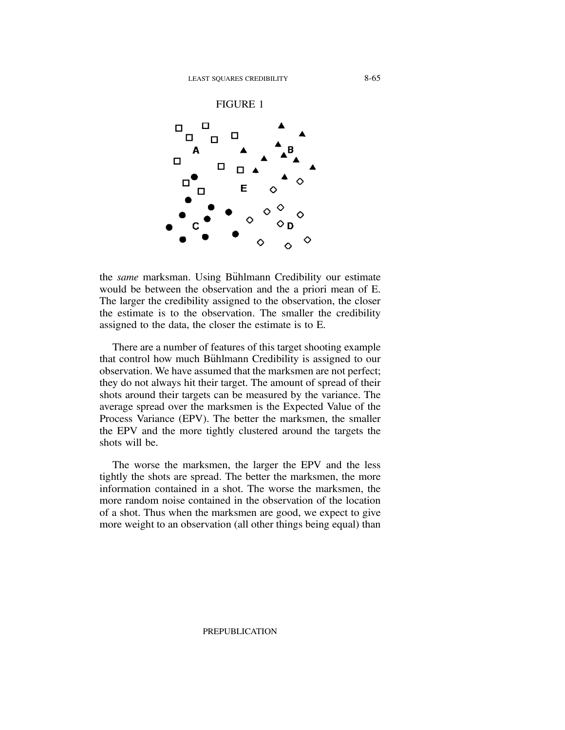FIGURE 1

the *same* marksman. Using Bühlmann Credibility our estimate would be between the observation and the a priori mean of E. The larger the credibility assigned to the observation, the closer the estimate is to the observation. The smaller the credibility assigned to the data, the closer the estimate is to E.

There are a number of features of this target shooting example that control how much Bühlmann Credibility is assigned to our observation. We have assumed that the marksmen are not perfect; they do not always hit their target. The amount of spread of their shots around their targets can be measured by the variance. The average spread over the marksmen is the Expected Value of the Process Variance (EPV). The better the marksmen, the smaller the EPV and the more tightly clustered around the targets the shots will be.

The worse the marksmen, the larger the EPV and the less tightly the shots are spread. The better the marksmen, the more information contained in a shot. The worse the marksmen, the more random noise contained in the observation of the location of a shot. Thus when the marksmen are good, we expect to give more weight to an observation (all other things being equal) than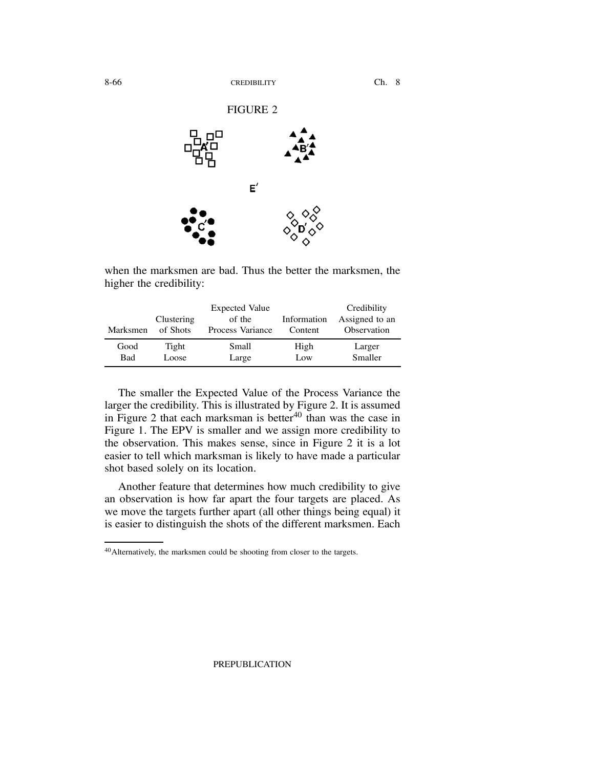FIGURE 2

when the marksmen are bad. Thus the better the marksmen, the higher the credibility:

| Marksmen | Clustering of Shots | Expected Value of the Process Variance | Information Content | Credibility Assigned to an Observation |
|---|---|---|---|---|
| Good | Tight | Small | High | Larger |
| Bad | Loose | Large | Low | Smaller |

The smaller the Expected Value of the Process Variance the larger the credibility. This is illustrated by Figure 2. It is assumed in Figure 2 that each marksman is better[40] than was the case in Figure 1. The EPV is smaller and we assign more credibility to the observation. This makes sense, since in Figure 2 it is a lot easier to tell which marksman is likely to have made a particular shot based solely on its location.

Another feature that determines how much credibility to give an observation is how far apart the four targets are placed. As we move the targets further apart (all other things being equal) it is easier to distinguish the shots of the different marksmen. Each

[40] Alternatively, the marksmen could be shooting from closer to the targets.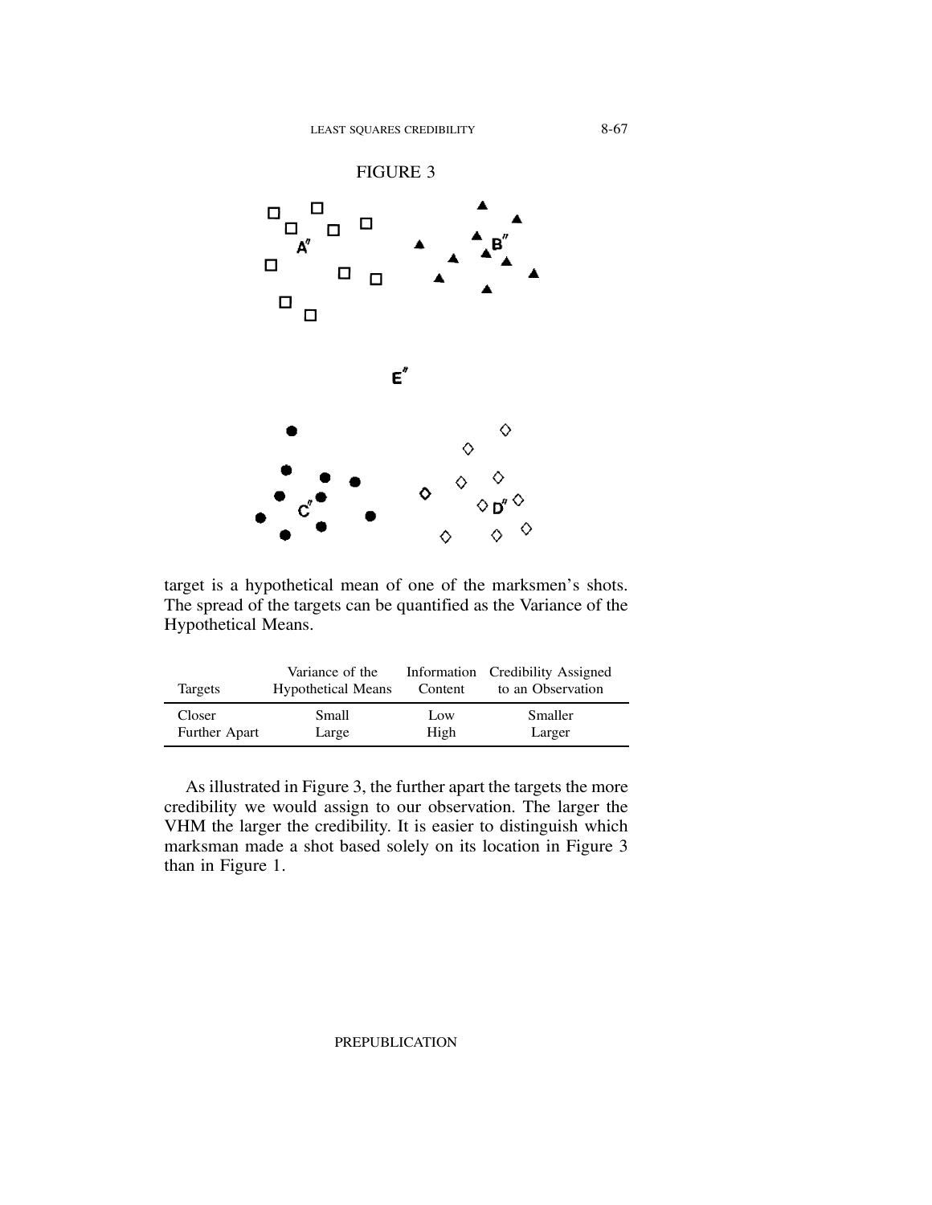FIGURE 3

target is a hypothetical mean of one of the marksmen's shots. The spread of the targets can be quantified as the Variance of the Hypothetical Means.

| Targets | Variance of the Hypothetical Means | Information Content | Credibility Assigned to an Observation |
|---|---|---|---|
| Closer | Small | Low | Smaller |
| Further Apart | Large | High | Larger |

As illustrated in Figure 3, the further apart the targets the more credibility we would assign to our observation. The larger the VHM the larger the credibility. It is easier to distinguish which marksman made a shot based solely on its location in Figure 3 than in Figure 1.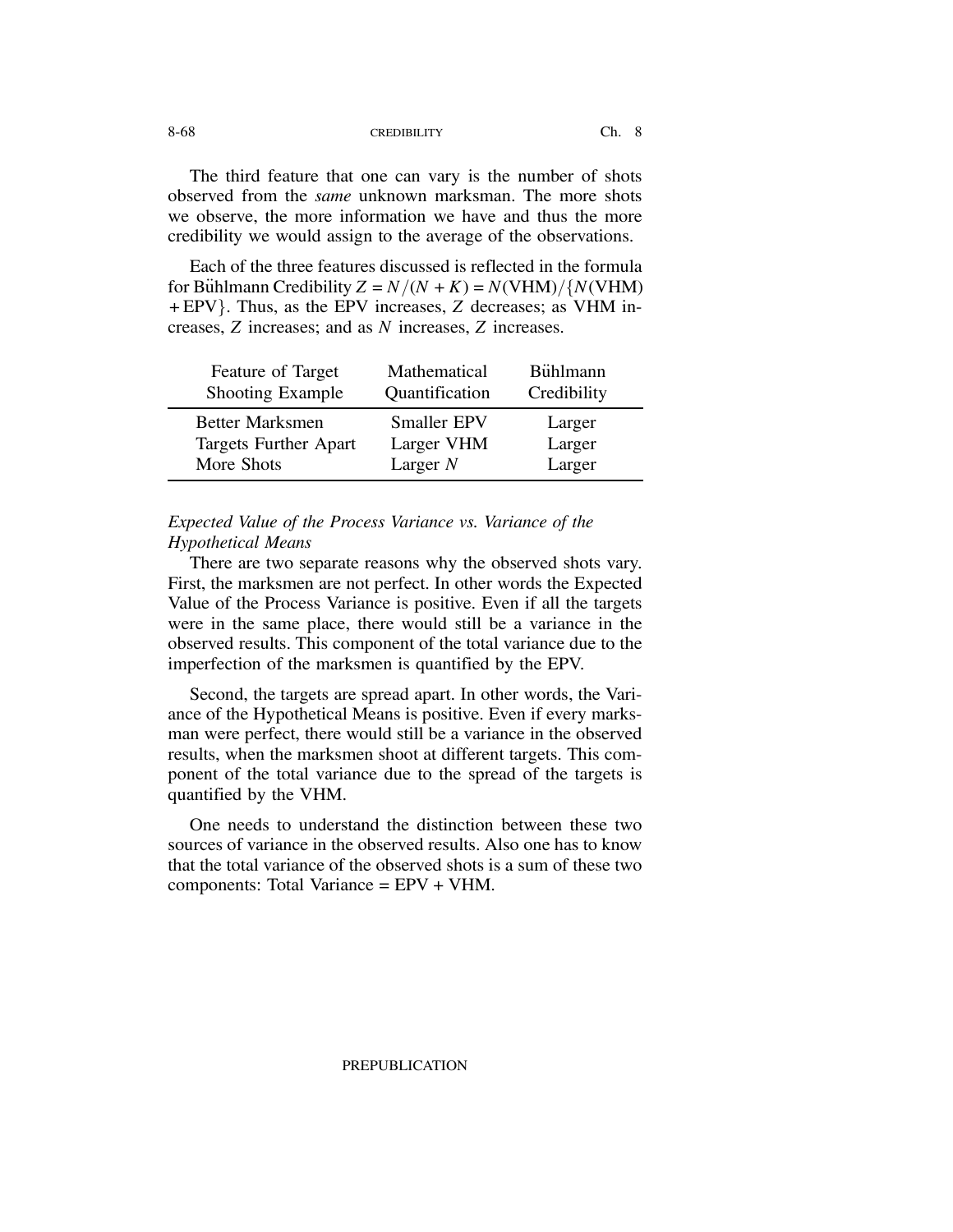The third feature that one can vary is the number of shots observed from the *same* unknown marksman. The more shots we observe, the more information we have and thus the more credibility we would assign to the average of the observations.

Each of the three features discussed is reflected in the formula for Bühlmann Credibility $Z = N/(N + K) = N(\text{VHM})/\{N(\text{VHM}) + \text{EPV}\}$. Thus, as the EPV increases, $Z$ decreases; as VHM increases, $Z$ increases; and as $N$ increases, $Z$ increases.

| Feature of Target Shooting Example | Mathematical Quantification | Bühlmann Credibility |
|---|---|---|
| Better Marksmen | Smaller EPV | Larger |
| Targets Further Apart | Larger VHM | Larger |
| More Shots | Larger $N$ | Larger |

*Expected Value of the Process Variance vs. Variance of the Hypothetical Means*

There are two separate reasons why the observed shots vary. First, the marksmen are not perfect. In other words the Expected Value of the Process Variance is positive. Even if all the targets were in the same place, there would still be a variance in the observed results. This component of the total variance due to the imperfection of the marksmen is quantified by the EPV.

Second, the targets are spread apart. In other words, the Variance of the Hypothetical Means is positive. Even if every marksman were perfect, there would still be a variance in the observed results, when the marksmen shoot at different targets. This component of the total variance due to the spread of the targets is quantified by the VHM.

One needs to understand the distinction between these two sources of variance in the observed results. Also one has to know that the total variance of the observed shots is a sum of these two components: Total Variance = EPV + VHM.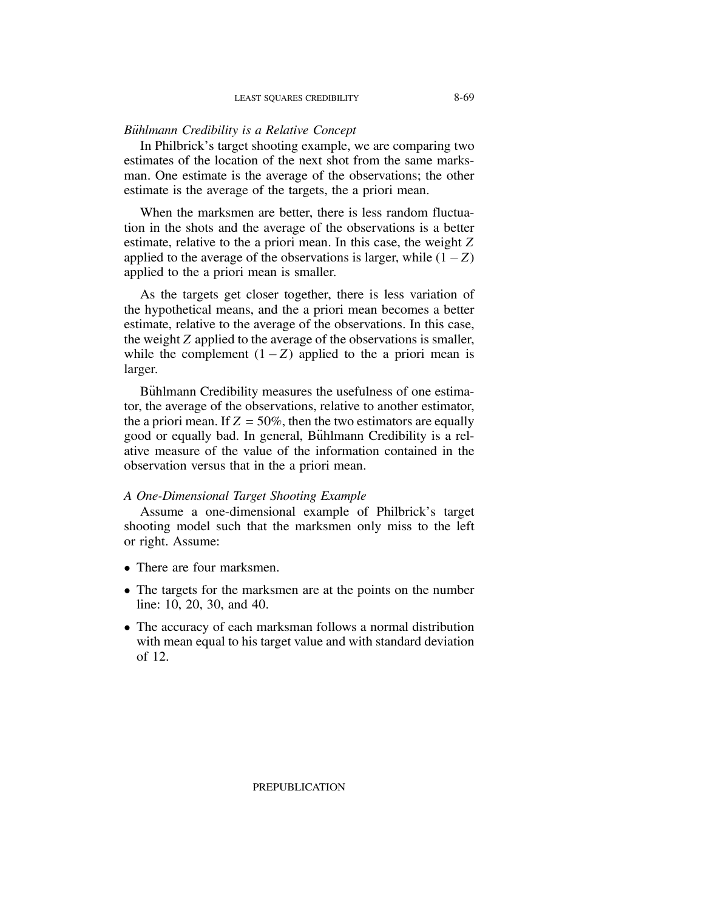### *Bühlmann Credibility is a Relative Concept*

In Philbrick's target shooting example, we are comparing two estimates of the location of the next shot from the same marksman. One estimate is the average of the observations; the other estimate is the average of the targets, the a priori mean.

When the marksmen are better, there is less random fluctuation in the shots and the average of the observations is a better estimate, relative to the a priori mean. In this case, the weight $Z$ applied to the average of the observations is larger, while $(1 - Z)$ applied to the a priori mean is smaller.

As the targets get closer together, there is less variation of the hypothetical means, and the a priori mean becomes a better estimate, relative to the average of the observations. In this case, the weight $Z$ applied to the average of the observations is smaller, while the complement $(1 - Z)$ applied to the a priori mean is larger.

Bühlmann Credibility measures the usefulness of one estimator, the average of the observations, relative to another estimator, the a priori mean. If $Z = 50\%$, then the two estimators are equally good or equally bad. In general, Bühlmann Credibility is a relative measure of the value of the information contained in the observation versus that in the a priori mean.

### *A One-Dimensional Target Shooting Example*

Assume a one-dimensional example of Philbrick's target shooting model such that the marksmen only miss to the left or right. Assume:

- There are four marksmen.
- The targets for the marksmen are at the points on the number line: 10, 20, 30, and 40.
- The accuracy of each marksman follows a normal distribution with mean equal to his target value and with standard deviation of 12.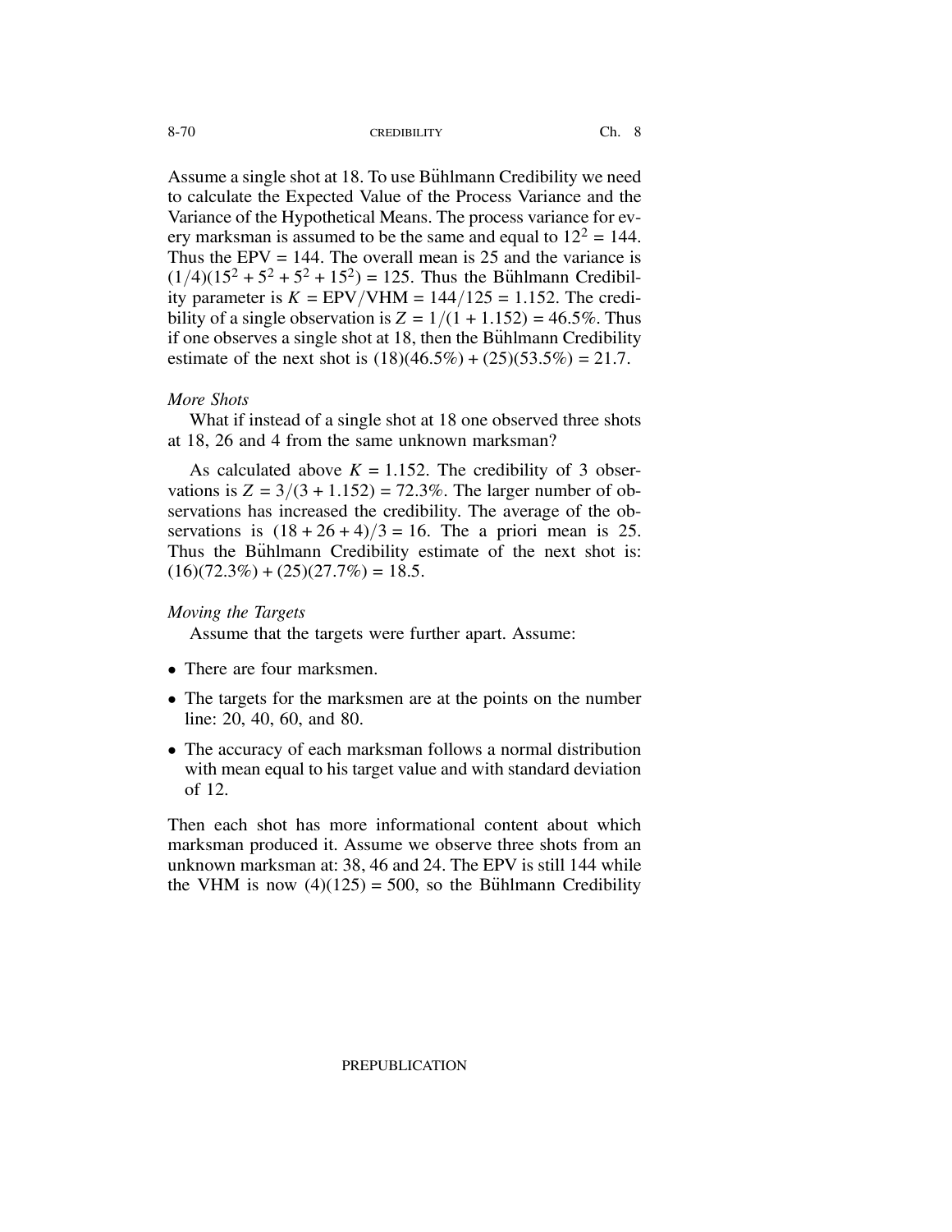Assume a single shot at 18. To use Bühlmann Credibility we need to calculate the Expected Value of the Process Variance and the Variance of the Hypothetical Means. The process variance for every marksman is assumed to be the same and equal to $12^2 = 144$. Thus the EPV = 144. The overall mean is 25 and the variance is $(1/4)(15^2 + 5^2 + 5^2 + 15^2) = 125$. Thus the Bühlmann Credibility parameter is $K = \text{EPV}/\text{VHM} = 144/125 = 1.152$. The credibility of a single observation is $Z = 1/(1 + 1.152) = 46.5\%$. Thus if one observes a single shot at 18, then the Bühlmann Credibility estimate of the next shot is $(18)(46.5\%) + (25)(53.5\%) = 21.7$.

*More Shots*

What if instead of a single shot at 18 one observed three shots at 18, 26 and 4 from the same unknown marksman?

As calculated above $K = 1.152$. The credibility of 3 observations is $Z = 3/(3 + 1.152) = 72.3\%$. The larger number of observations has increased the credibility. The average of the observations is $(18 + 26 + 4)/3 = 16$. The a priori mean is 25. Thus the Bühlmann Credibility estimate of the next shot is: $(16)(72.3\%) + (25)(27.7\%) = 18.5$.

*Moving the Targets*

Assume that the targets were further apart. Assume:

- There are four marksmen.
- The targets for the marksmen are at the points on the number line: 20, 40, 60, and 80.
- The accuracy of each marksman follows a normal distribution with mean equal to his target value and with standard deviation of 12.

Then each shot has more informational content about which marksman produced it. Assume we observe three shots from an unknown marksman at: 38, 46 and 24. The EPV is still 144 while the VHM is now $(4)(125) = 500$, so the Bühlmann Credibility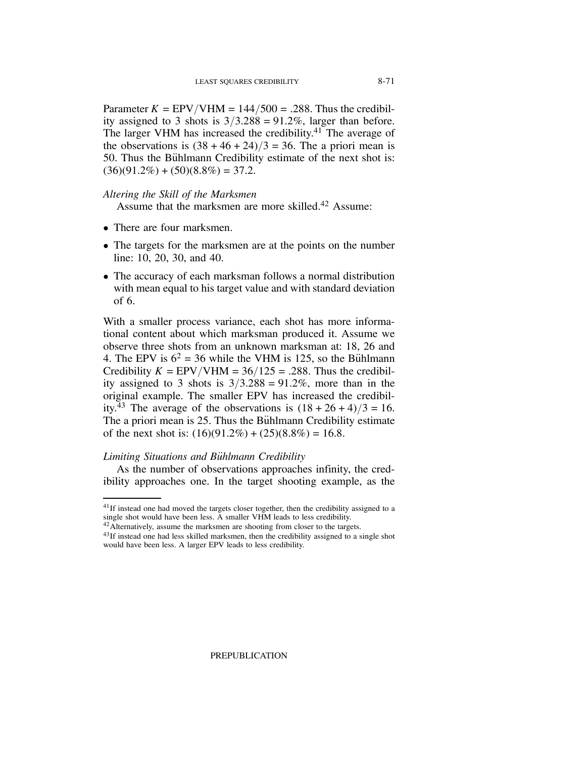Parameter $K = \text{EPV}/\text{VHM} = 144/500 = .288$. Thus the credibility assigned to 3 shots is $3/3.288 = 91.2\%$, larger than before. The larger VHM has increased the credibility.[41] The average of the observations is $(38 + 46 + 24)/3 = 36$. The a priori mean is 50. Thus the Bühlmann Credibility estimate of the next shot is: $(36)(91.2\%) + (50)(8.8\%) = 37.2$.

*Altering the Skill of the Marksmen*

Assume that the marksmen are more skilled.[42] Assume:

- There are four marksmen.
- The targets for the marksmen are at the points on the number line: 10, 20, 30, and 40.
- The accuracy of each marksman follows a normal distribution with mean equal to his target value and with standard deviation of 6.

With a smaller process variance, each shot has more informational content about which marksman produced it. Assume we observe three shots from an unknown marksman at: 18, 26 and 4. The EPV is $6^2 = 36$ while the VHM is 125, so the Bühlmann Credibility $K = \text{EPV}/\text{VHM} = 36/125 = .288$. Thus the credibility assigned to 3 shots is $3/3.288 = 91.2\%$, more than in the original example. The smaller EPV has increased the credibility.[43] The average of the observations is $(18 + 26 + 4)/3 = 16$. The a priori mean is 25. Thus the Bühlmann Credibility estimate of the next shot is: $(16)(91.2\%) + (25)(8.8\%) = 16.8$.

*Limiting Situations and Bühlmann Credibility*

As the number of observations approaches infinity, the credibility approaches one. In the target shooting example, as the

---

[41] If instead one had moved the targets closer together, then the credibility assigned to a single shot would have been less. A smaller VHM leads to less credibility.

[42] Alternatively, assume the marksmen are shooting from closer to the targets.

[43] If instead one had less skilled marksmen, then the credibility assigned to a single shot would have been less. A larger EPV leads to less credibility.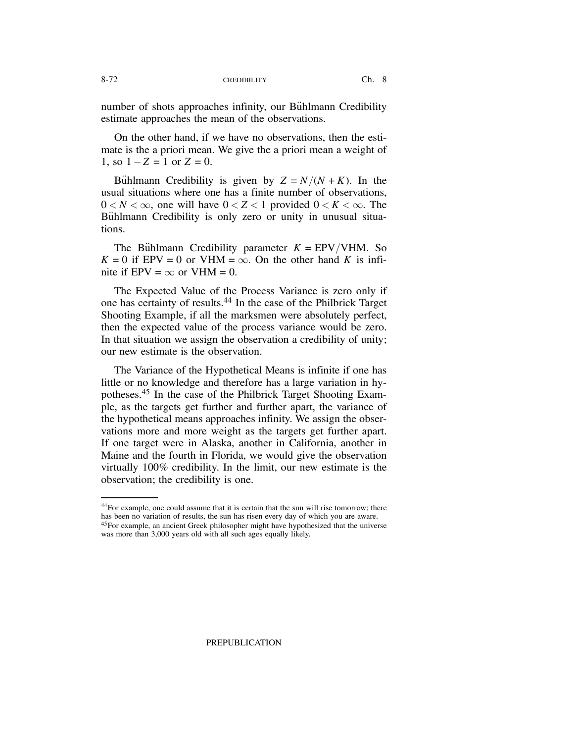number of shots approaches infinity, our Bühlmann Credibility estimate approaches the mean of the observations.

On the other hand, if we have no observations, then the estimate is the a priori mean. We give the a priori mean a weight of 1, so $1 - Z = 1$ or $Z = 0$.

Bühlmann Credibility is given by $Z = N/(N + K)$. In the usual situations where one has a finite number of observations, $0 < N < \infty$, one will have $0 < Z < 1$ provided $0 < K < \infty$. The Bühlmann Credibility is only zero or unity in unusual situations.

The Bühlmann Credibility parameter $K = \text{EPV}/\text{VHM}$. So $K = 0$ if $\text{EPV} = 0$ or $\text{VHM} = \infty$. On the other hand $K$ is infinite if $\text{EPV} = \infty$ or $\text{VHM} = 0$.

The Expected Value of the Process Variance is zero only if one has certainty of results.[44] In the case of the Philbrick Target Shooting Example, if all the marksmen were absolutely perfect, then the expected value of the process variance would be zero. In that situation we assign the observation a credibility of unity; our new estimate is the observation.

The Variance of the Hypothetical Means is infinite if one has little or no knowledge and therefore has a large variation in hypotheses.[45] In the case of the Philbrick Target Shooting Example, as the targets get further and further apart, the variance of the hypothetical means approaches infinity. We assign the observations more and more weight as the targets get further apart. If one target were in Alaska, another in California, another in Maine and the fourth in Florida, we would give the observation virtually 100% credibility. In the limit, our new estimate is the observation; the credibility is one.

---

[44] For example, one could assume that it is certain that the sun will rise tomorrow; there has been no variation of results, the sun has risen every day of which you are aware.

[45] For example, an ancient Greek philosopher might have hypothesized that the universe was more than 3,000 years old with all such ages equally likely.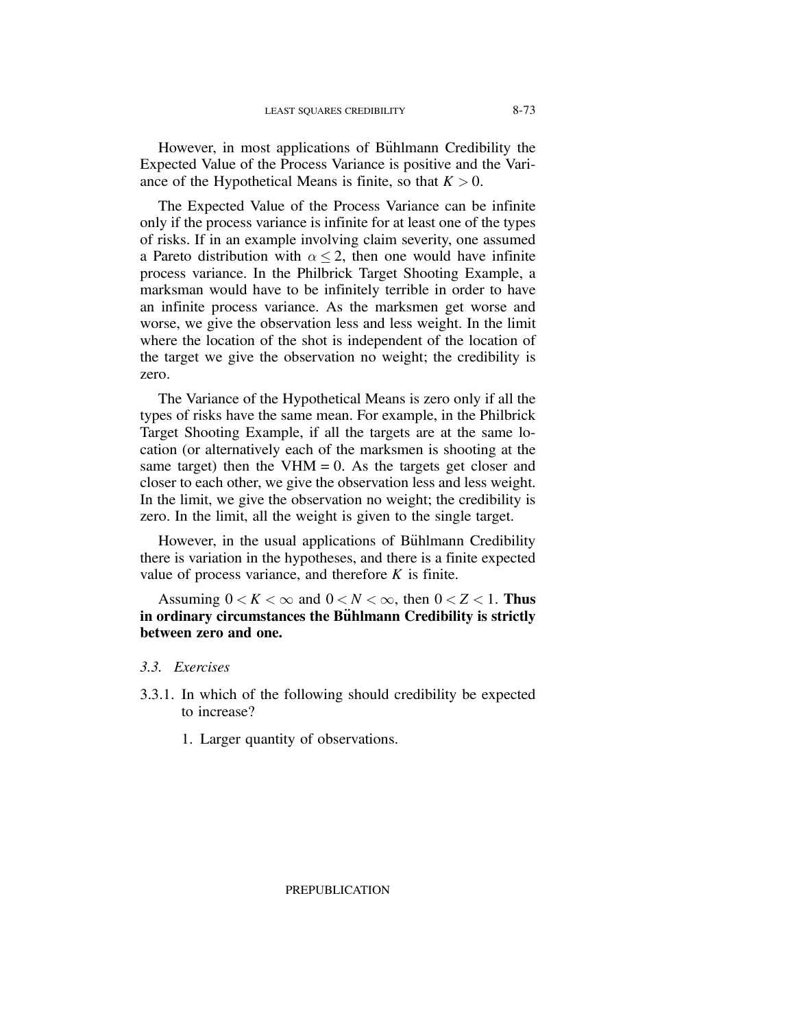However, in most applications of Bühlmann Credibility the Expected Value of the Process Variance is positive and the Variance of the Hypothetical Means is finite, so that $K > 0$.

The Expected Value of the Process Variance can be infinite only if the process variance is infinite for at least one of the types of risks. If in an example involving claim severity, one assumed a Pareto distribution with $\alpha \leq 2$, then one would have infinite process variance. In the Philbrick Target Shooting Example, a marksman would have to be infinitely terrible in order to have an infinite process variance. As the marksmen get worse and worse, we give the observation less and less weight. In the limit where the location of the shot is independent of the location of the target we give the observation no weight; the credibility is zero.

The Variance of the Hypothetical Means is zero only if all the types of risks have the same mean. For example, in the Philbrick Target Shooting Example, if all the targets are at the same location (or alternatively each of the marksmen is shooting at the same target) then the VHM = 0. As the targets get closer and closer to each other, we give the observation less and less weight. In the limit, we give the observation no weight; the credibility is zero. In the limit, all the weight is given to the single target.

However, in the usual applications of Bühlmann Credibility there is variation in the hypotheses, and there is a finite expected value of process variance, and therefore $K$ is finite.

Assuming $0 < K < \infty$ and $0 < N < \infty$, then $0 < Z < 1$. **Thus in ordinary circumstances the Bühlmann Credibility is strictly between zero and one.**

### *3.3. Exercises*

3.3.1. In which of the following should credibility be expected to increase?

1. Larger quantity of observations.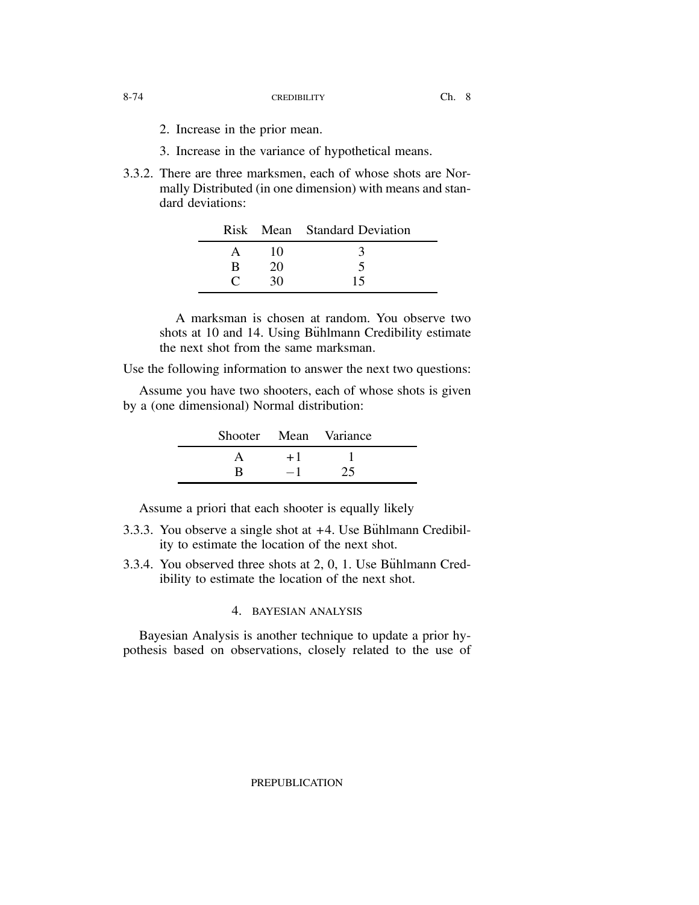2. Increase in the prior mean.

3. Increase in the variance of hypothetical means.

3.3.2. There are three marksmen, each of whose shots are Normally Distributed (in one dimension) with means and standard deviations:

| Risk | Mean | Standard Deviation |
|---|---|---|
| A | 10 | 3 |
| B | 20 | 5 |
| C | 30 | 15 |

A marksman is chosen at random. You observe two shots at 10 and 14. Using Bühlmann Credibility estimate the next shot from the same marksman.

Use the following information to answer the next two questions:

Assume you have two shooters, each of whose shots is given by a (one dimensional) Normal distribution:

| Shooter | Mean | Variance |
|---|---|---|
| A | +1 | 1 |
| B | −1 | 25 |

Assume a priori that each shooter is equally likely

3.3.3. You observe a single shot at +4. Use Bühlmann Credibility to estimate the location of the next shot.

3.3.4. You observed three shots at 2, 0, 1. Use Bühlmann Credibility to estimate the location of the next shot.

## 4. BAYESIAN ANALYSIS

Bayesian Analysis is another technique to update a prior hypothesis based on observations, closely related to the use of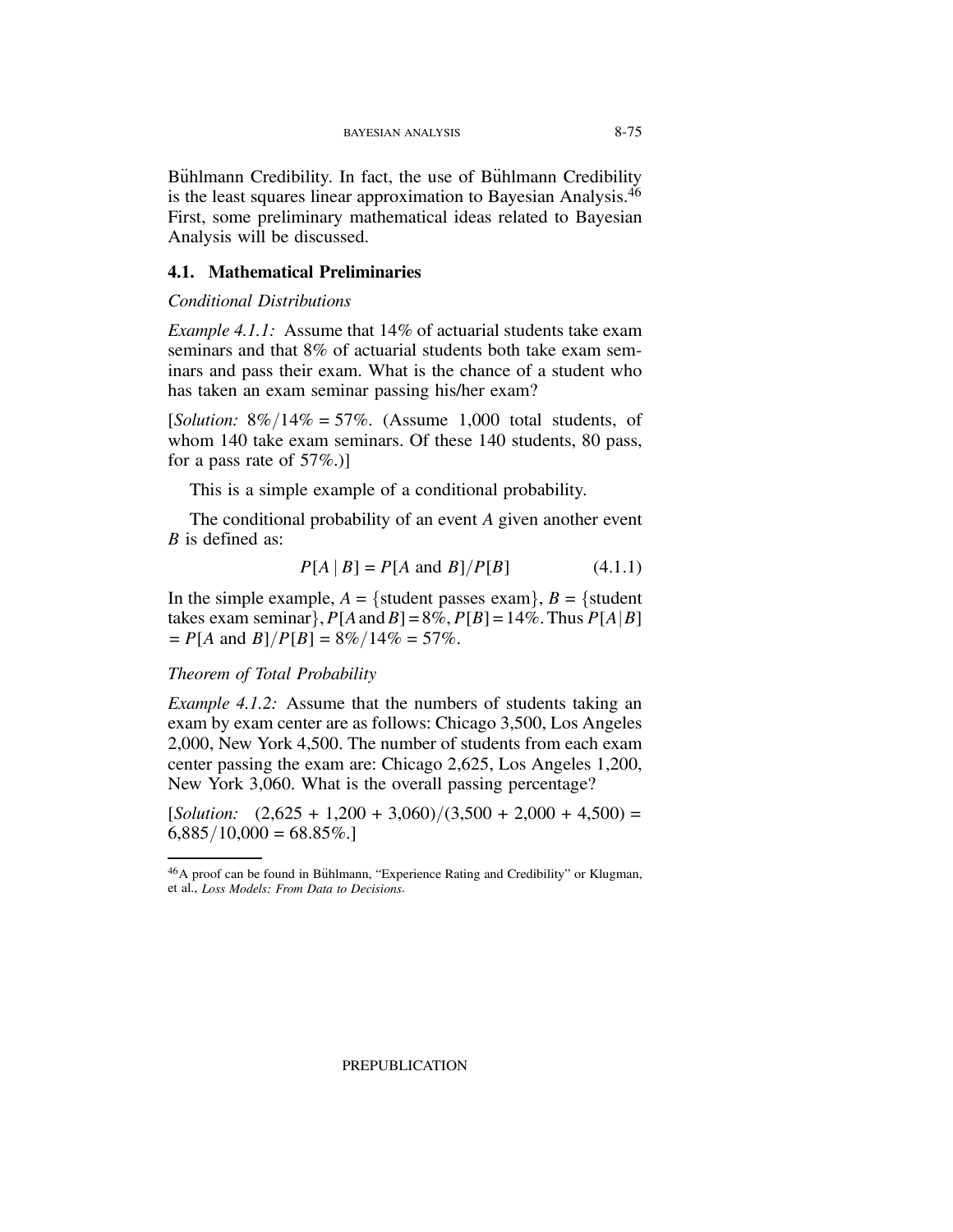Bühlmann Credibility. In fact, the use of Bühlmann Credibility is the least squares linear approximation to Bayesian Analysis.[46] First, some preliminary mathematical ideas related to Bayesian Analysis will be discussed.

## 4.1. Mathematical Preliminaries

*Conditional Distributions*

*Example 4.1.1:* Assume that 14% of actuarial students take exam seminars and that 8% of actuarial students both take exam seminars and pass their exam. What is the chance of a student who has taken an exam seminar passing his/her exam?

[*Solution:* 8%/14% = 57%. (Assume 1,000 total students, of whom 140 take exam seminars. Of these 140 students, 80 pass, for a pass rate of 57%.)]

This is a simple example of a conditional probability.

The conditional probability of an event $A$ given another event $B$ is defined as:

$$P[A \mid B] = P[A \text{ and } B]/P[B] \qquad (4.1.1)$$

In the simple example, $A$ = {student passes exam}, $B$ = {student takes exam seminar}, $P[A \text{ and } B] = 8\%$, $P[B] = 14\%$. Thus $P[A \mid B] = P[A \text{ and } B]/P[B] = 8\%/14\% = 57\%$.

*Theorem of Total Probability*

*Example 4.1.2:* Assume that the numbers of students taking an exam by exam center are as follows: Chicago 3,500, Los Angeles 2,000, New York 4,500. The number of students from each exam center passing the exam are: Chicago 2,625, Los Angeles 1,200, New York 3,060. What is the overall passing percentage?

[*Solution:* (2,625 + 1,200 + 3,060)/(3,500 + 2,000 + 4,500) = 6,885/10,000 = 68.85%.]

---

[46] A proof can be found in Bühlmann, "Experience Rating and Credibility" or Klugman, et al., *Loss Models: From Data to Decisions*.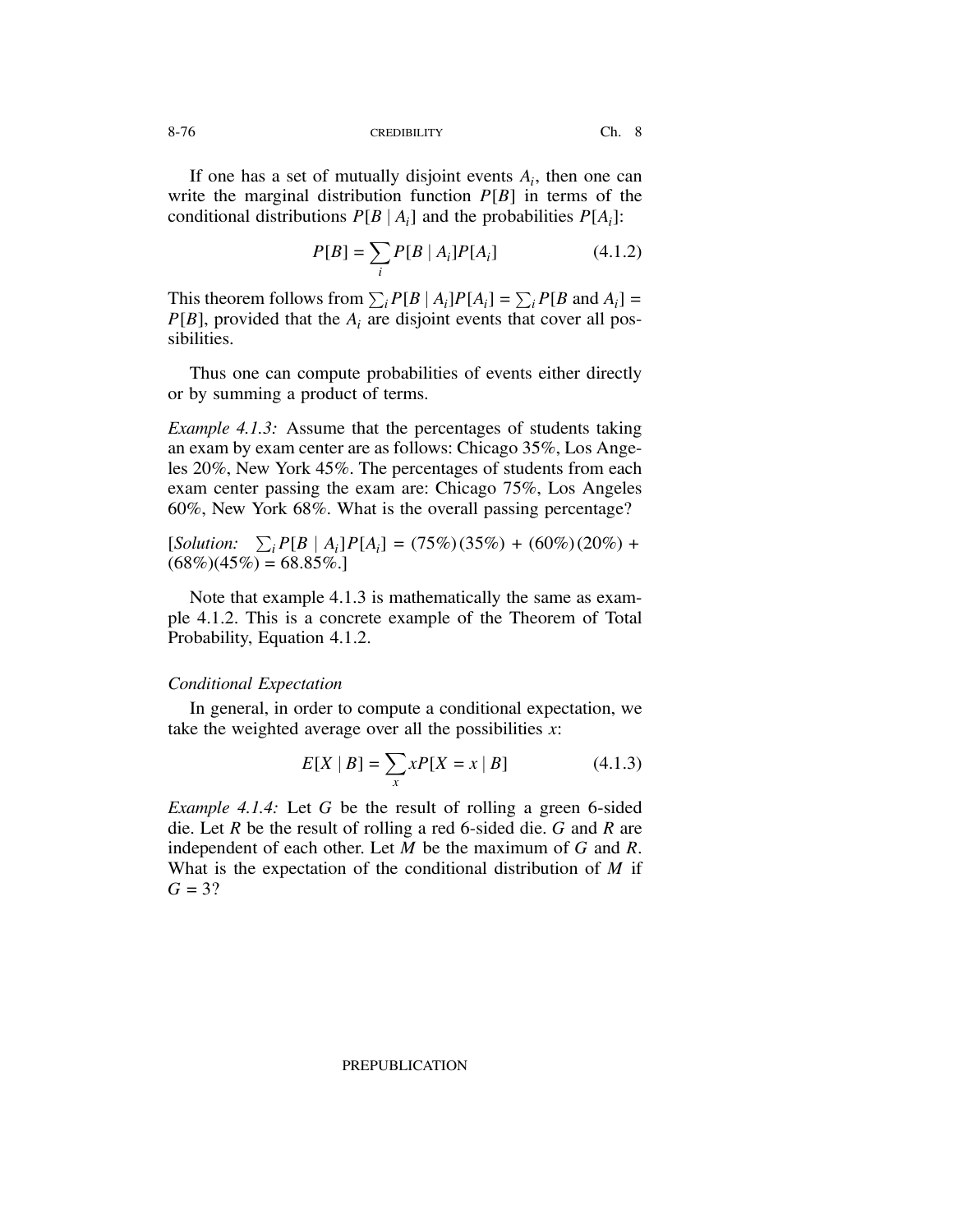If one has a set of mutually disjoint events $A_i$, then one can write the marginal distribution function $P[B]$ in terms of the conditional distributions $P[B \mid A_i]$ and the probabilities $P[A_i]$:

$$P[B] = \sum_i P[B \mid A_i]P[A_i] \qquad (4.1.2)$$

This theorem follows from $\sum_i P[B \mid A_i]P[A_i] = \sum_i P[B \text{ and } A_i] = P[B]$, provided that the $A_i$ are disjoint events that cover all possibilities.

Thus one can compute probabilities of events either directly or by summing a product of terms.

*Example 4.1.3:* Assume that the percentages of students taking an exam by exam center are as follows: Chicago 35%, Los Angeles 20%, New York 45%. The percentages of students from each exam center passing the exam are: Chicago 75%, Los Angeles 60%, New York 68%. What is the overall passing percentage?

[*Solution:* $\sum_i P[B \mid A_i]P[A_i] = (75\%)(35\%) + (60\%)(20\%) + (68\%)(45\%) = 68.85\%$.]

Note that example 4.1.3 is mathematically the same as example 4.1.2. This is a concrete example of the Theorem of Total Probability, Equation 4.1.2.

*Conditional Expectation*

In general, in order to compute a conditional expectation, we take the weighted average over all the possibilities $x$:

$$E[X \mid B] = \sum_x xP[X = x \mid B] \qquad (4.1.3)$$

*Example 4.1.4:* Let $G$ be the result of rolling a green 6-sided die. Let $R$ be the result of rolling a red 6-sided die. $G$ and $R$ are independent of each other. Let $M$ be the maximum of $G$ and $R$. What is the expectation of the conditional distribution of $M$ if $G = 3$?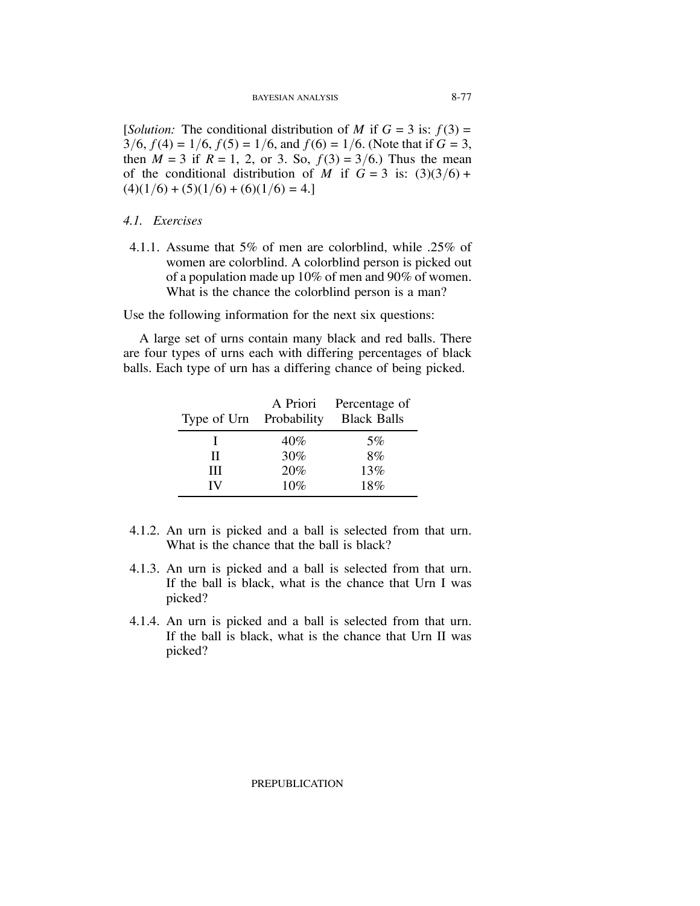[*Solution:* The conditional distribution of $M$ if $G = 3$ is: $f(3) = 3/6$, $f(4) = 1/6$, $f(5) = 1/6$, and $f(6) = 1/6$. (Note that if $G = 3$, then $M = 3$ if $R = 1$, 2, or 3. So, $f(3) = 3/6$.) Thus the mean of the conditional distribution of $M$ if $G = 3$ is: $(3)(3/6) + (4)(1/6) + (5)(1/6) + (6)(1/6) = 4$.]

### *4.1. Exercises*

4.1.1. Assume that 5% of men are colorblind, while .25% of women are colorblind. A colorblind person is picked out of a population made up 10% of men and 90% of women. What is the chance the colorblind person is a man?

Use the following information for the next six questions:

A large set of urns contain many black and red balls. There are four types of urns each with differing percentages of black balls. Each type of urn has a differing chance of being picked.

| Type of Urn | A Priori Probability | Percentage of Black Balls |
|---|---|---|
| I | 40% | 5% |
| II | 30% | 8% |
| III | 20% | 13% |
| IV | 10% | 18% |

4.1.2. An urn is picked and a ball is selected from that urn. What is the chance that the ball is black?

4.1.3. An urn is picked and a ball is selected from that urn. If the ball is black, what is the chance that Urn I was picked?

4.1.4. An urn is picked and a ball is selected from that urn. If the ball is black, what is the chance that Urn II was picked?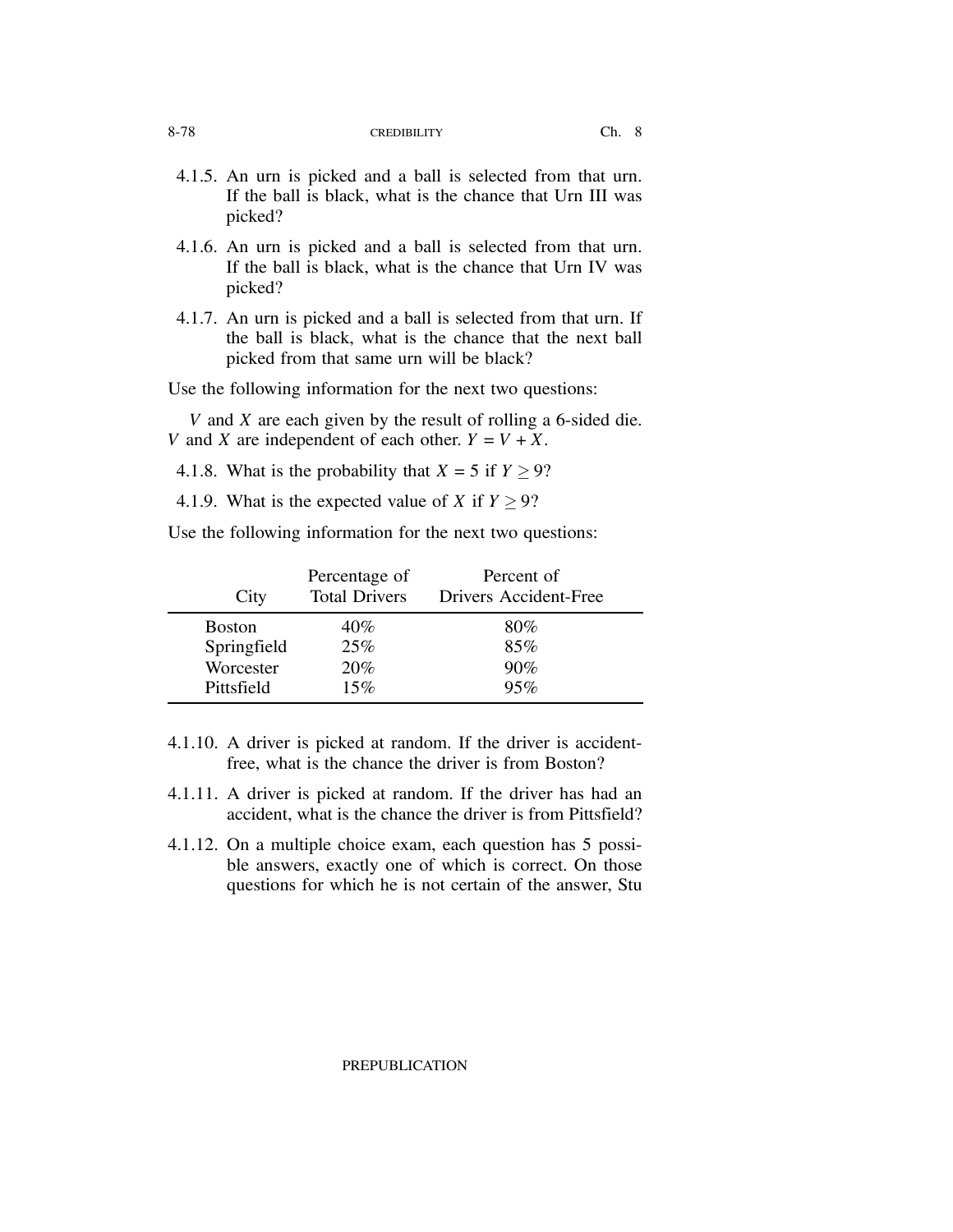4.1.5. An urn is picked and a ball is selected from that urn. If the ball is black, what is the chance that Urn III was picked?

4.1.6. An urn is picked and a ball is selected from that urn. If the ball is black, what is the chance that Urn IV was picked?

4.1.7. An urn is picked and a ball is selected from that urn. If the ball is black, what is the chance that the next ball picked from that same urn will be black?

Use the following information for the next two questions:

$V$ and $X$ are each given by the result of rolling a 6-sided die. $V$ and $X$ are independent of each other. $Y = V + X$.

4.1.8. What is the probability that $X = 5$ if $Y \geq 9$?

4.1.9. What is the expected value of $X$ if $Y \geq 9$?

Use the following information for the next two questions:

| City | Percentage of Total Drivers | Percent of Drivers Accident-Free |
|---|---|---|
| Boston | 40% | 80% |
| Springfield | 25% | 85% |
| Worcester | 20% | 90% |
| Pittsfield | 15% | 95% |

4.1.10. A driver is picked at random. If the driver is accident-free, what is the chance the driver is from Boston?

4.1.11. A driver is picked at random. If the driver has had an accident, what is the chance the driver is from Pittsfield?

4.1.12. On a multiple choice exam, each question has 5 possible answers, exactly one of which is correct. On those questions for which he is not certain of the answer, Stu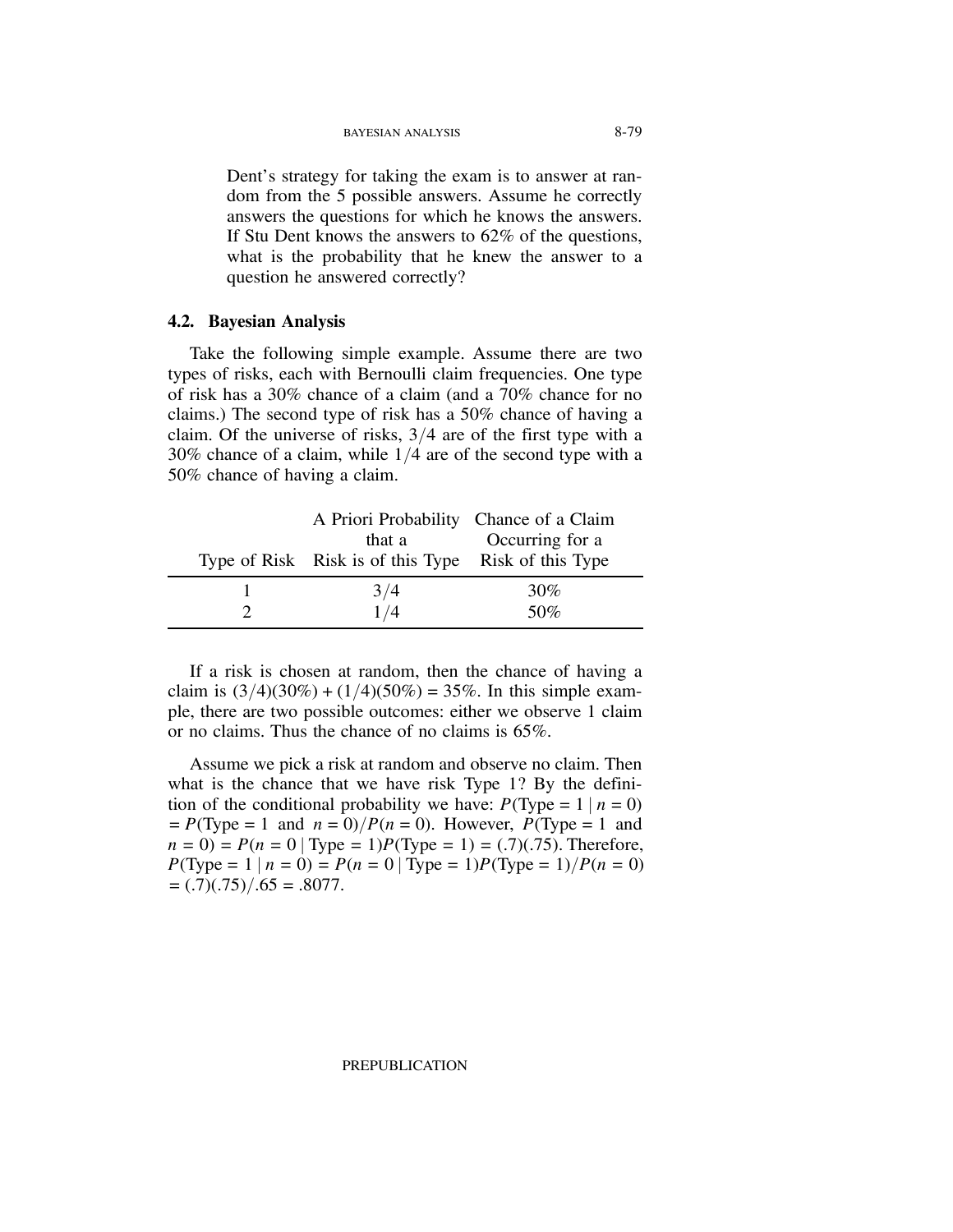Dent's strategy for taking the exam is to answer at random from the 5 possible answers. Assume he correctly answers the questions for which he knows the answers. If Stu Dent knows the answers to 62% of the questions, what is the probability that he knew the answer to a question he answered correctly?

## 4.2. Bayesian Analysis

Take the following simple example. Assume there are two types of risks, each with Bernoulli claim frequencies. One type of risk has a 30% chance of a claim (and a 70% chance for no claims.) The second type of risk has a 50% chance of having a claim. Of the universe of risks, 3/4 are of the first type with a 30% chance of a claim, while 1/4 are of the second type with a 50% chance of having a claim.

| Type of Risk | A Priori Probability that a Risk is of this Type | Chance of a Claim Occurring for a Risk of this Type |
|---|---|---|
| 1 | 3/4 | 30% |
| 2 | 1/4 | 50% |

If a risk is chosen at random, then the chance of having a claim is $(3/4)(30\%) + (1/4)(50\%) = 35\%$. In this simple example, there are two possible outcomes: either we observe 1 claim or no claims. Thus the chance of no claims is 65%.

Assume we pick a risk at random and observe no claim. Then what is the chance that we have risk Type 1? By the definition of the conditional probability we have: $P(\text{Type} = 1 \mid n = 0) = P(\text{Type} = 1 \text{ and } n = 0)/P(n = 0)$. However, $P(\text{Type} = 1 \text{ and } n = 0) = P(n = 0 \mid \text{Type} = 1)P(\text{Type} = 1) = (.7)(.75)$. Therefore, $P(\text{Type} = 1 \mid n = 0) = P(n = 0 \mid \text{Type} = 1)P(\text{Type} = 1)/P(n = 0) = (.7)(.75)/.65 = .8077$.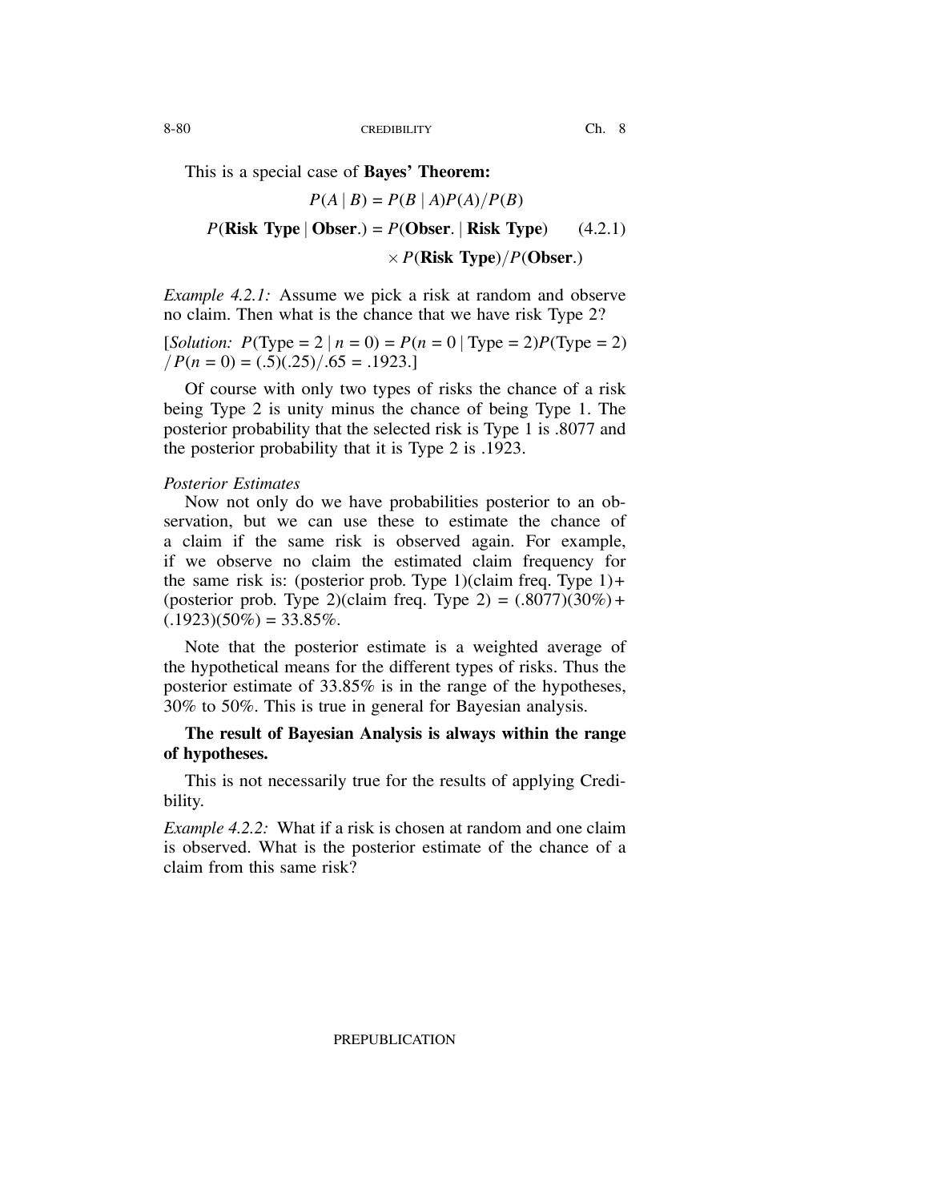This is a special case of **Bayes' Theorem:**

$$P(A \mid B) = P(B \mid A)P(A)/P(B)$$

$$P(\textbf{Risk Type} \mid \textbf{Obser.}) = P(\textbf{Obser.} \mid \textbf{Risk Type}) \times P(\textbf{Risk Type})/P(\textbf{Obser.}) \qquad (4.2.1)$$

*Example 4.2.1:* Assume we pick a risk at random and observe no claim. Then what is the chance that we have risk Type 2?

[*Solution:* $P(\text{Type} = 2 \mid n = 0) = P(n = 0 \mid \text{Type} = 2)P(\text{Type} = 2) / P(n = 0) = (.5)(.25)/.65 = .1923$.]

Of course with only two types of risks the chance of a risk being Type 2 is unity minus the chance of being Type 1. The posterior probability that the selected risk is Type 1 is .8077 and the posterior probability that it is Type 2 is .1923.

*Posterior Estimates*

Now not only do we have probabilities posterior to an observation, but we can use these to estimate the chance of a claim if the same risk is observed again. For example, if we observe no claim the estimated claim frequency for the same risk is: (posterior prob. Type 1)(claim freq. Type 1) + (posterior prob. Type 2)(claim freq. Type 2) = (.8077)(30%) + (.1923)(50%) = 33.85%.

Note that the posterior estimate is a weighted average of the hypothetical means for the different types of risks. Thus the posterior estimate of 33.85% is in the range of the hypotheses, 30% to 50%. This is true in general for Bayesian analysis.

**The result of Bayesian Analysis is always within the range of hypotheses.**

This is not necessarily true for the results of applying Credibility.

*Example 4.2.2:* What if a risk is chosen at random and one claim is observed. What is the posterior estimate of the chance of a claim from this same risk?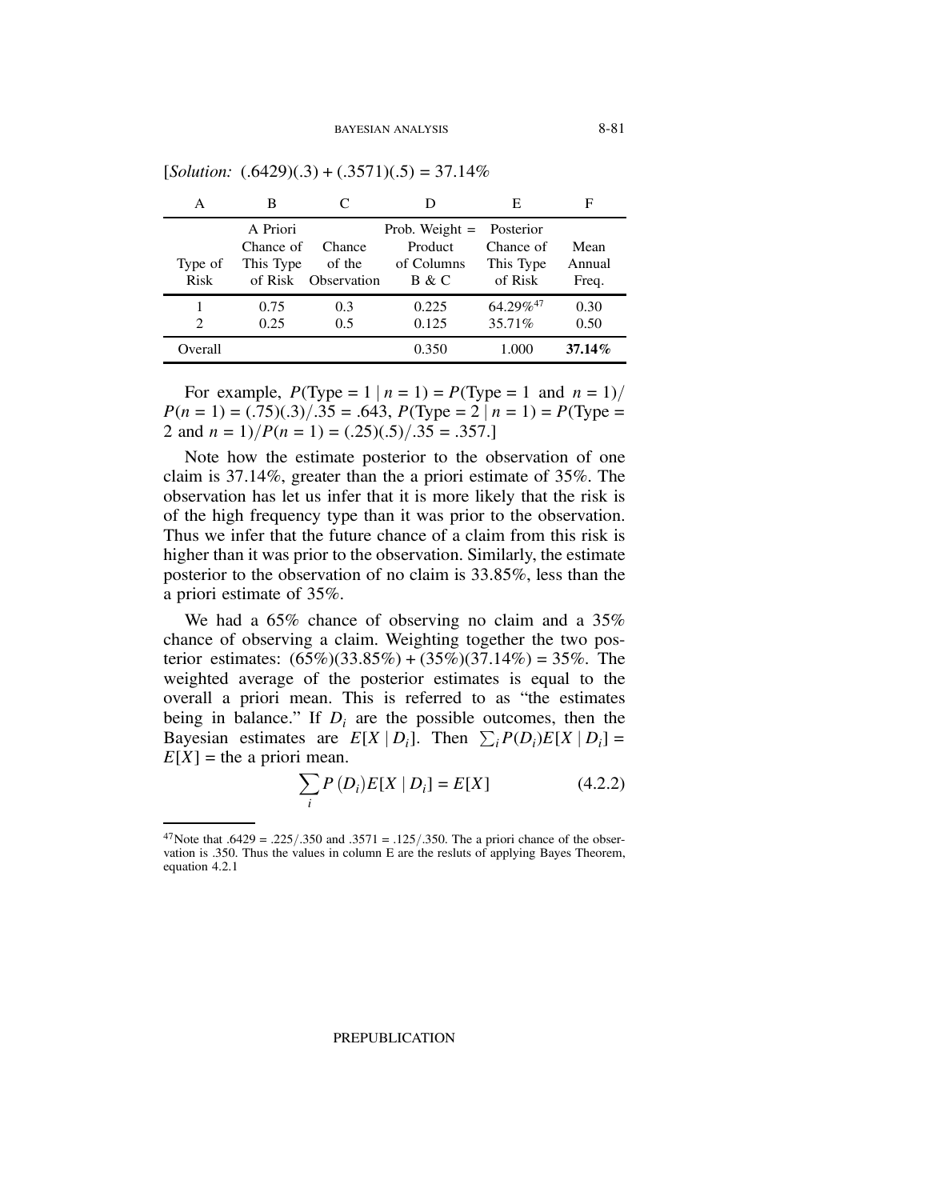[*Solution:* $(.6429)(.3) + (.3571)(.5) = 37.14\%$

| A | B | C | D | E | F |
|---|---|---|---|---|---|
| Type of Risk | A Priori Chance of This Type of Risk | Chance of the Observation | Prob. Weight = Product of Columns B & C | Posterior Chance of This Type of Risk | Mean Annual Freq. |
| 1 | 0.75 | 0.3 | 0.225 | 64.29%[47] | 0.30 |
| 2 | 0.25 | 0.5 | 0.125 | 35.71% | 0.50 |
| Overall | | | 0.350 | 1.000 | **37.14%** |

For example, $P(\text{Type} = 1 \mid n = 1) = P(\text{Type} = 1 \text{ and } n = 1)/P(n = 1) = (.75)(.3)/.35 = .643$, $P(\text{Type} = 2 \mid n = 1) = P(\text{Type} = 2 \text{ and } n = 1)/P(n = 1) = (.25)(.5)/.35 = .357$.]

Note how the estimate posterior to the observation of one claim is 37.14%, greater than the a priori estimate of 35%. The observation has let us infer that it is more likely that the risk is of the high frequency type than it was prior to the observation. Thus we infer that the future chance of a claim from this risk is higher than it was prior to the observation. Similarly, the estimate posterior to the observation of no claim is 33.85%, less than the a priori estimate of 35%.

We had a 65% chance of observing no claim and a 35% chance of observing a claim. Weighting together the two posterior estimates: $(65\%)(33.85\%) + (35\%)(37.14\%) = 35\%$. The weighted average of the posterior estimates is equal to the overall a priori mean. This is referred to as "the estimates being in balance." If $D_i$ are the possible outcomes, then the Bayesian estimates are $E[X \mid D_i]$. Then $\sum_i P(D_i)E[X \mid D_i] = E[X]$ = the a priori mean.

$$\sum_i P(D_i)E[X \mid D_i] = E[X] \tag{4.2.2}$$

[47] Note that $.6429 = .225/.350$ and $.3571 = .125/.350$. The a priori chance of the observation is .350. Thus the values in column E are the resluts of applying Bayes Theorem, equation 4.2.1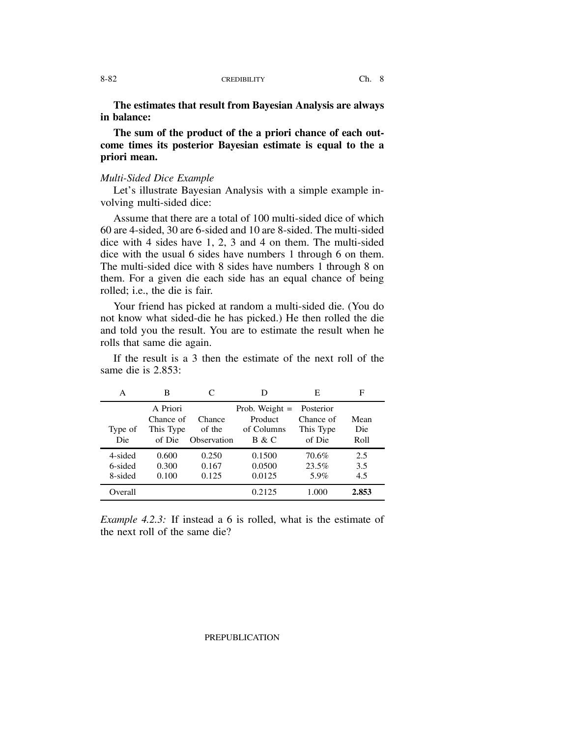**The estimates that result from Bayesian Analysis are always in balance:**

**The sum of the product of the a priori chance of each outcome times its posterior Bayesian estimate is equal to the a priori mean.**

*Multi-Sided Dice Example*

Let's illustrate Bayesian Analysis with a simple example involving multi-sided dice:

Assume that there are a total of 100 multi-sided dice of which 60 are 4-sided, 30 are 6-sided and 10 are 8-sided. The multi-sided dice with 4 sides have 1, 2, 3 and 4 on them. The multi-sided dice with the usual 6 sides have numbers 1 through 6 on them. The multi-sided dice with 8 sides have numbers 1 through 8 on them. For a given die each side has an equal chance of being rolled; i.e., the die is fair.

Your friend has picked at random a multi-sided die. (You do not know what sided-die he has picked.) He then rolled the die and told you the result. You are to estimate the result when he rolls that same die again.

If the result is a 3 then the estimate of the next roll of the same die is 2.853:

| A | B | C | D | E | F |
|---|---|---|---|---|---|
| Type of Die | A Priori Chance of This Type of Die | Chance of the Observation | Prob. Weight = Product of Columns B & C | Posterior Chance of This Type of Die | Mean Die Roll |
| 4-sided | 0.600 | 0.250 | 0.1500 | 70.6% | 2.5 |
| 6-sided | 0.300 | 0.167 | 0.0500 | 23.5% | 3.5 |
| 8-sided | 0.100 | 0.125 | 0.0125 | 5.9% | 4.5 |
| Overall | | | 0.2125 | 1.000 | **2.853** |

*Example 4.2.3:* If instead a 6 is rolled, what is the estimate of the next roll of the same die?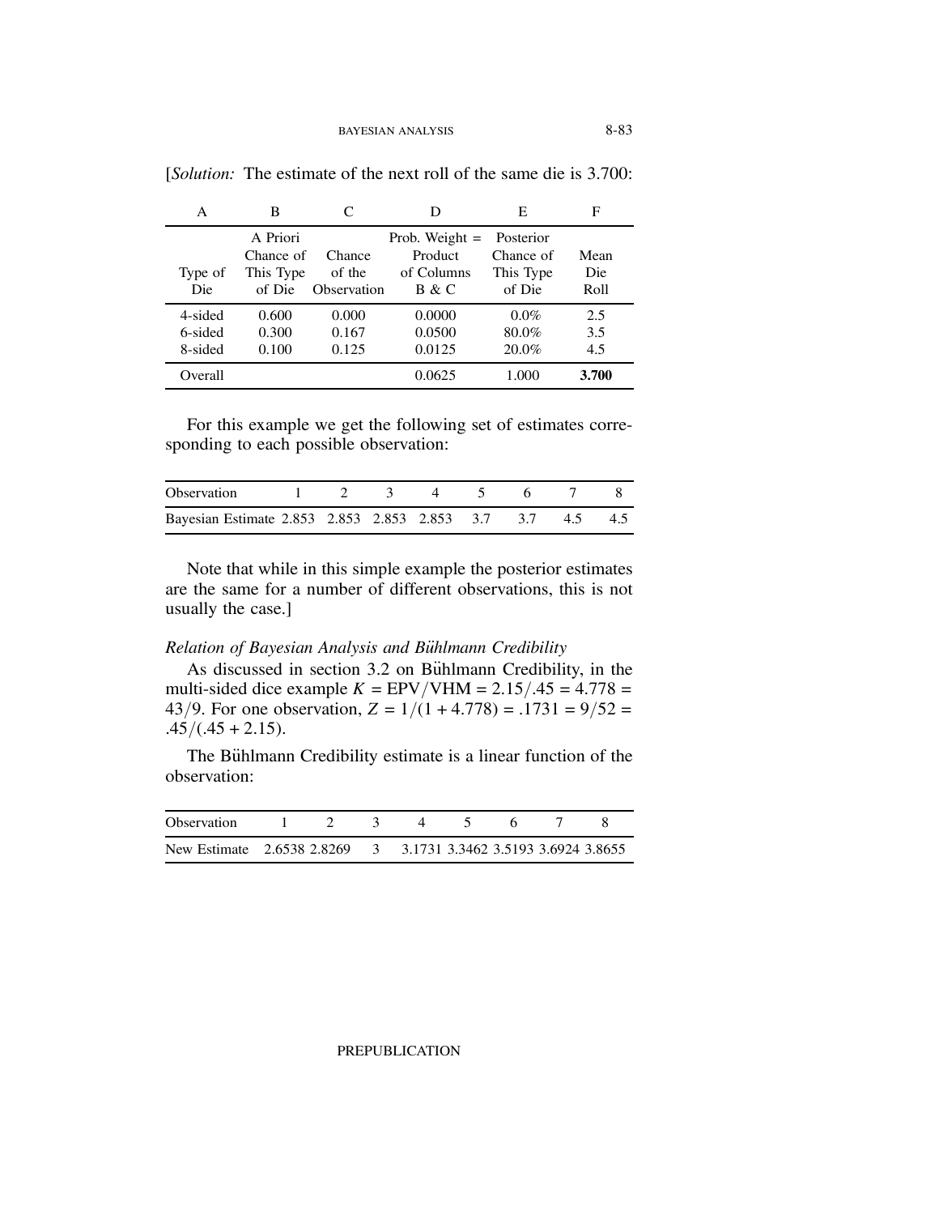[*Solution:* The estimate of the next roll of the same die is 3.700:

| A | B | C | D | E | F |
|---|---|---|---|---|---|
| Type of Die | A Priori Chance of This Type of Die | Chance of the Observation | Prob. Weight = Product of Columns B & C | Posterior Chance of This Type of Die | Mean Die Roll |
| 4-sided | 0.600 | 0.000 | 0.0000 | 0.0% | 2.5 |
| 6-sided | 0.300 | 0.167 | 0.0500 | 80.0% | 3.5 |
| 8-sided | 0.100 | 0.125 | 0.0125 | 20.0% | 4.5 |
| Overall | | | 0.0625 | 1.000 | **3.700** |

For this example we get the following set of estimates corresponding to each possible observation:

| Observation | 1 | 2 | 3 | 4 | 5 | 6 | 7 | 8 |
|---|---|---|---|---|---|---|---|---|
| Bayesian Estimate | 2.853 | 2.853 | 2.853 | 2.853 | 3.7 | 3.7 | 4.5 | 4.5 |

Note that while in this simple example the posterior estimates are the same for a number of different observations, this is not usually the case.]

*Relation of Bayesian Analysis and Bühlmann Credibility*

As discussed in section 3.2 on Bühlmann Credibility, in the multi-sided dice example $K = \text{EPV}/\text{VHM} = 2.15/.45 = 4.778 = 43/9$. For one observation, $Z = 1/(1 + 4.778) = .1731 = 9/52 = .45/(.45 + 2.15)$.

The Bühlmann Credibility estimate is a linear function of the observation:

| Observation | 1 | 2 | 3 | 4 | 5 | 6 | 7 | 8 |
|---|---|---|---|---|---|---|---|---|
| New Estimate | 2.6538 | 2.8269 | 3 | 3.1731 | 3.3462 | 3.5193 | 3.6924 | 3.8655 |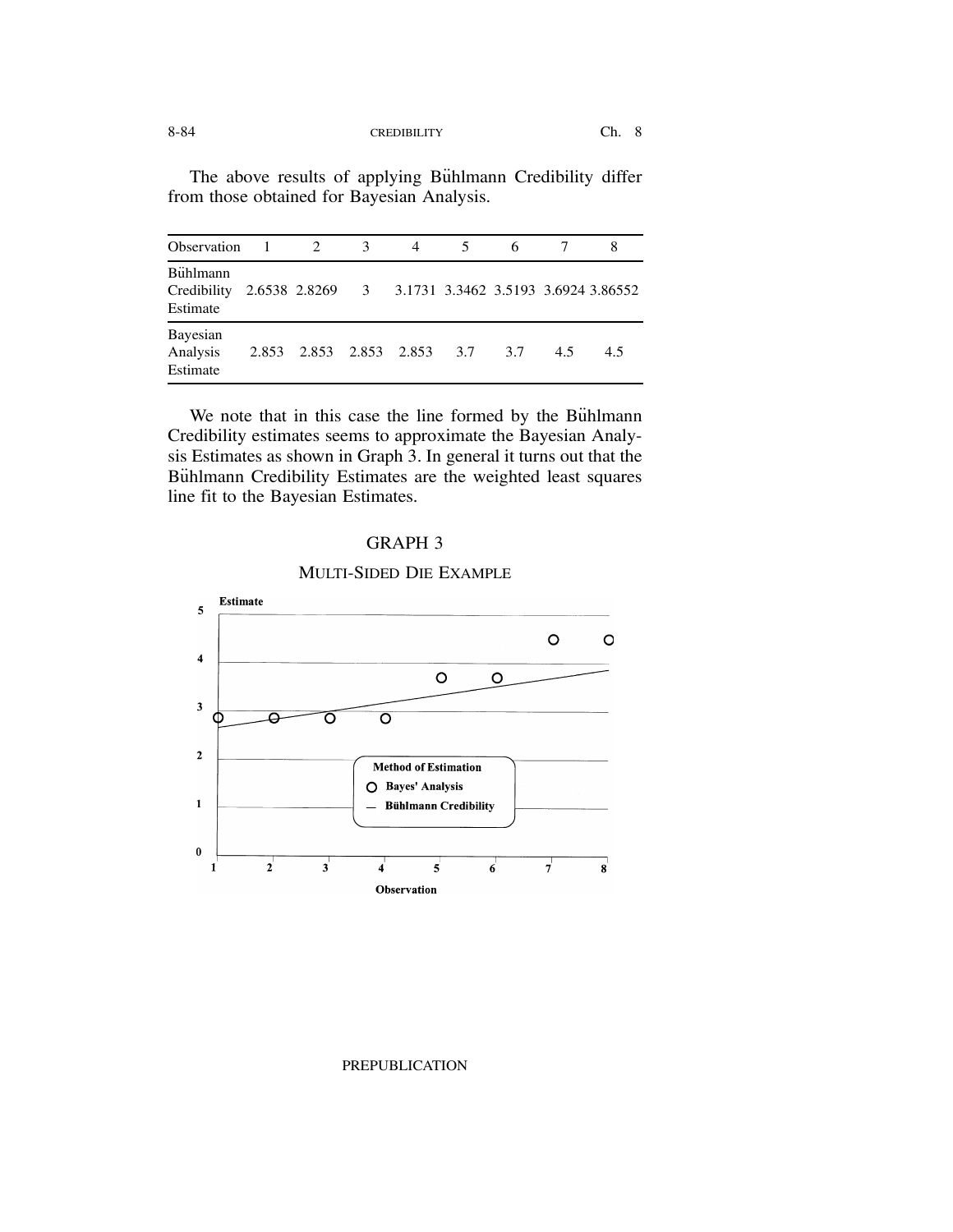The above results of applying Bühlmann Credibility differ from those obtained for Bayesian Analysis.

| Observation | 1 | 2 | 3 | 4 | 5 | 6 | 7 | 8 |
|---|---|---|---|---|---|---|---|---|
| Bühlmann Credibility Estimate | 2.6538 | 2.8269 | 3 | 3.1731 | 3.3462 | 3.5193 | 3.6924 | 3.86552 |
| Bayesian Analysis Estimate | 2.853 | 2.853 | 2.853 | 2.853 | 3.7 | 3.7 | 4.5 | 4.5 |

We note that in this case the line formed by the Bühlmann Credibility estimates seems to approximate the Bayesian Analysis Estimates as shown in Graph 3. In general it turns out that the Bühlmann Credibility Estimates are the weighted least squares line fit to the Bayesian Estimates.

GRAPH 3

MULTI-SIDED DIE EXAMPLE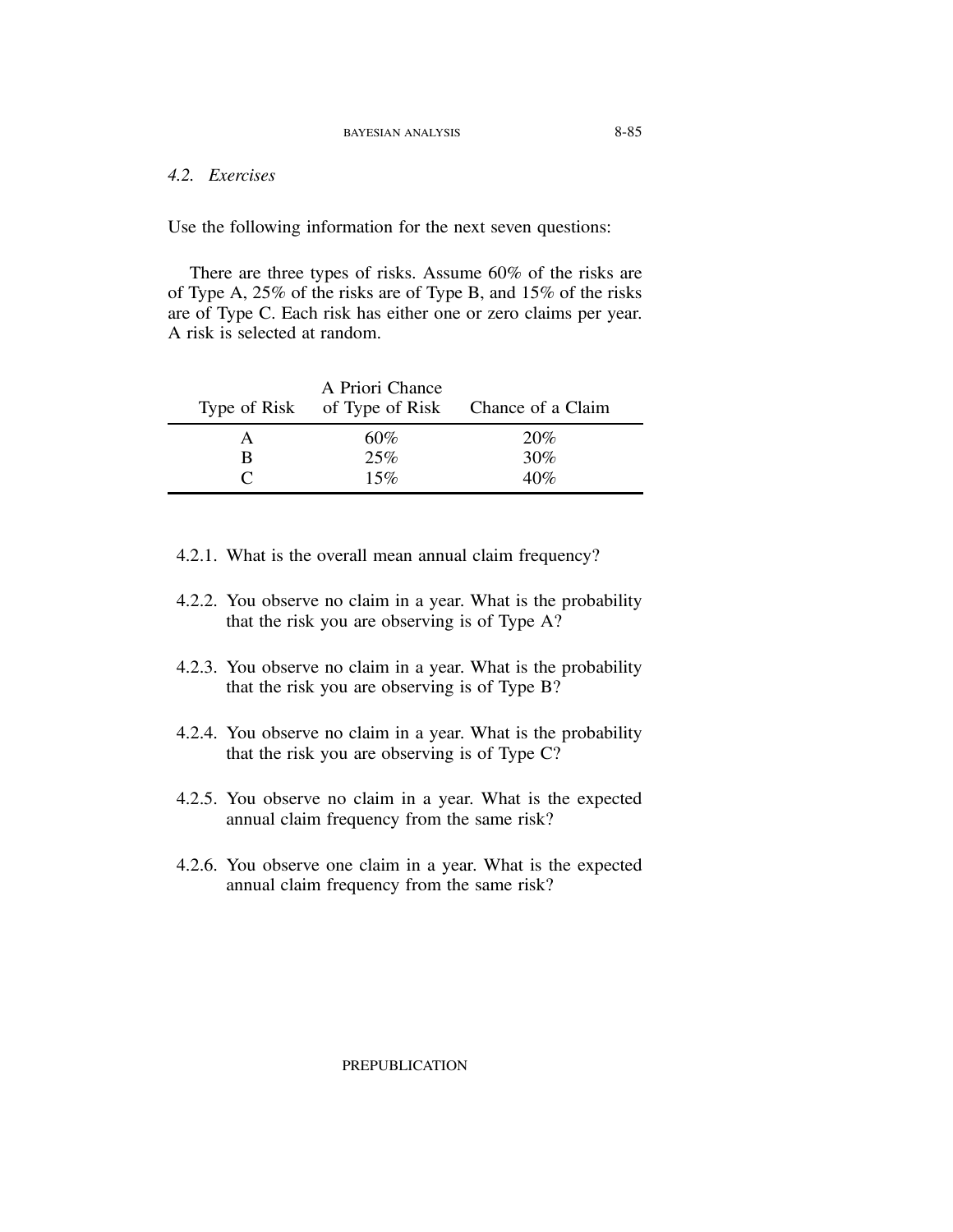### 4.2. *Exercises*

Use the following information for the next seven questions:

There are three types of risks. Assume 60% of the risks are of Type A, 25% of the risks are of Type B, and 15% of the risks are of Type C. Each risk has either one or zero claims per year. A risk is selected at random.

| Type of Risk | A Priori Chance of Type of Risk | Chance of a Claim |
|---|---|---|
| A | 60% | 20% |
| B | 25% | 30% |
| C | 15% | 40% |

4.2.1. What is the overall mean annual claim frequency?

4.2.2. You observe no claim in a year. What is the probability that the risk you are observing is of Type A?

4.2.3. You observe no claim in a year. What is the probability that the risk you are observing is of Type B?

4.2.4. You observe no claim in a year. What is the probability that the risk you are observing is of Type C?

4.2.5. You observe no claim in a year. What is the expected annual claim frequency from the same risk?

4.2.6. You observe one claim in a year. What is the expected annual claim frequency from the same risk?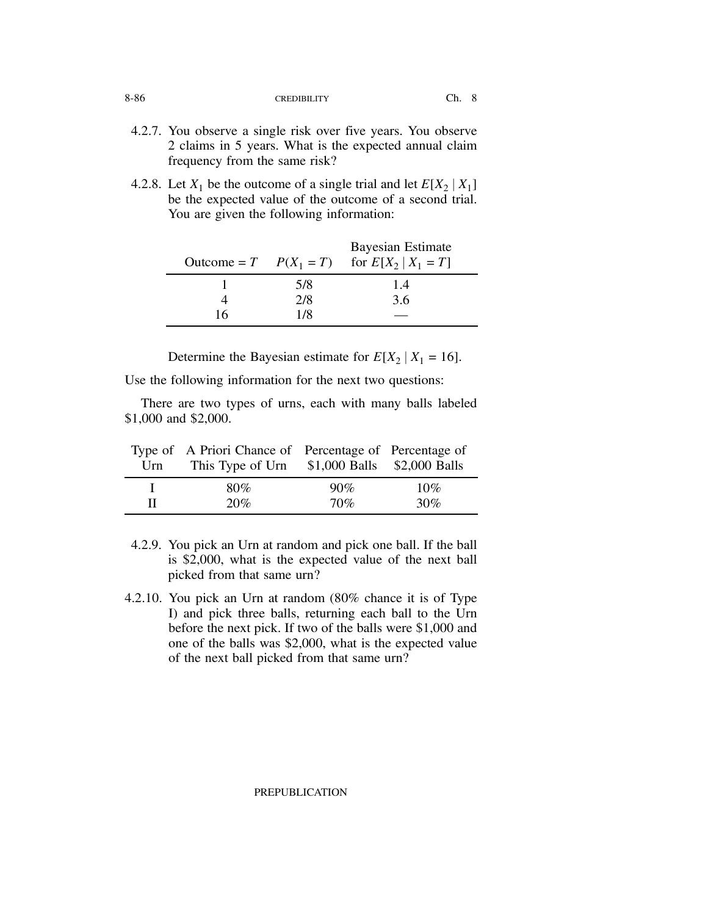4.2.7. You observe a single risk over five years. You observe 2 claims in 5 years. What is the expected annual claim frequency from the same risk?

4.2.8. Let $X_1$ be the outcome of a single trial and let $E[X_2 \mid X_1]$ be the expected value of the outcome of a second trial. You are given the following information:

| Outcome = $T$ | $P(X_1 = T)$ | Bayesian Estimate for $E[X_2 \mid X_1 = T]$ |
|---|---|---|
| 1 | 5/8 | 1.4 |
| 4 | 2/8 | 3.6 |
| 16 | 1/8 | — |

Determine the Bayesian estimate for $E[X_2 \mid X_1 = 16]$.

Use the following information for the next two questions:

There are two types of urns, each with many balls labeled \$1,000 and \$2,000.

| Type of Urn | A Priori Chance of This Type of Urn | Percentage of \$1,000 Balls | Percentage of \$2,000 Balls |
|---|---|---|---|
| I | 80% | 90% | 10% |
| II | 20% | 70% | 30% |

4.2.9. You pick an Urn at random and pick one ball. If the ball is \$2,000, what is the expected value of the next ball picked from that same urn?

4.2.10. You pick an Urn at random (80% chance it is of Type I) and pick three balls, returning each ball to the Urn before the next pick. If two of the balls were \$1,000 and one of the balls was \$2,000, what is the expected value of the next ball picked from that same urn?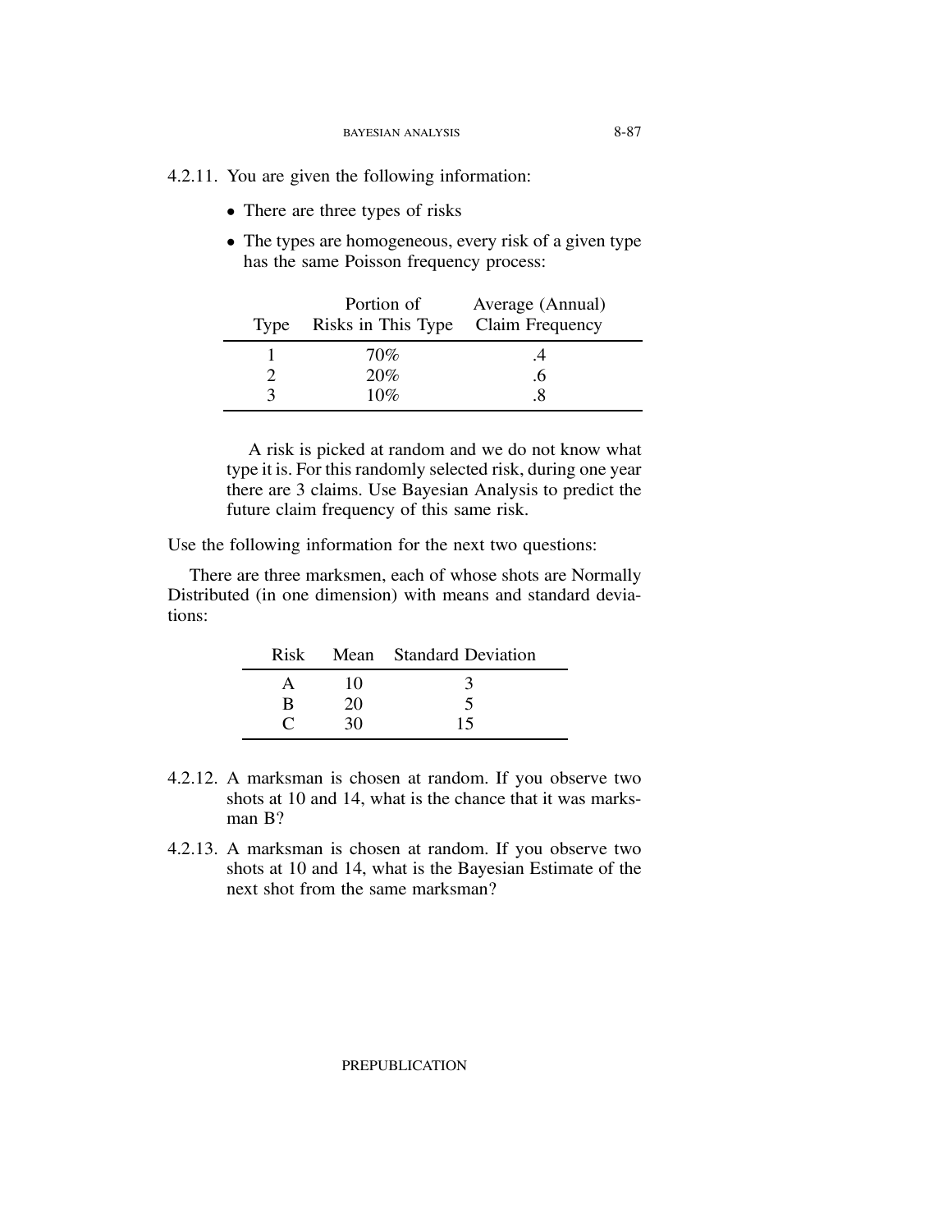4.2.11. You are given the following information:

- There are three types of risks
- The types are homogeneous, every risk of a given type has the same Poisson frequency process:

| Type | Portion of Risks in This Type | Average (Annual) Claim Frequency |
|---|---|---|
| 1 | 70% | .4 |
| 2 | 20% | .6 |
| 3 | 10% | .8 |

A risk is picked at random and we do not know what type it is. For this randomly selected risk, during one year there are 3 claims. Use Bayesian Analysis to predict the future claim frequency of this same risk.

Use the following information for the next two questions:

There are three marksmen, each of whose shots are Normally Distributed (in one dimension) with means and standard deviations:

| Risk | Mean | Standard Deviation |
|---|---|---|
| A | 10 | 3 |
| B | 20 | 5 |
| C | 30 | 15 |

4.2.12. A marksman is chosen at random. If you observe two shots at 10 and 14, what is the chance that it was marksman B?

4.2.13. A marksman is chosen at random. If you observe two shots at 10 and 14, what is the Bayesian Estimate of the next shot from the same marksman?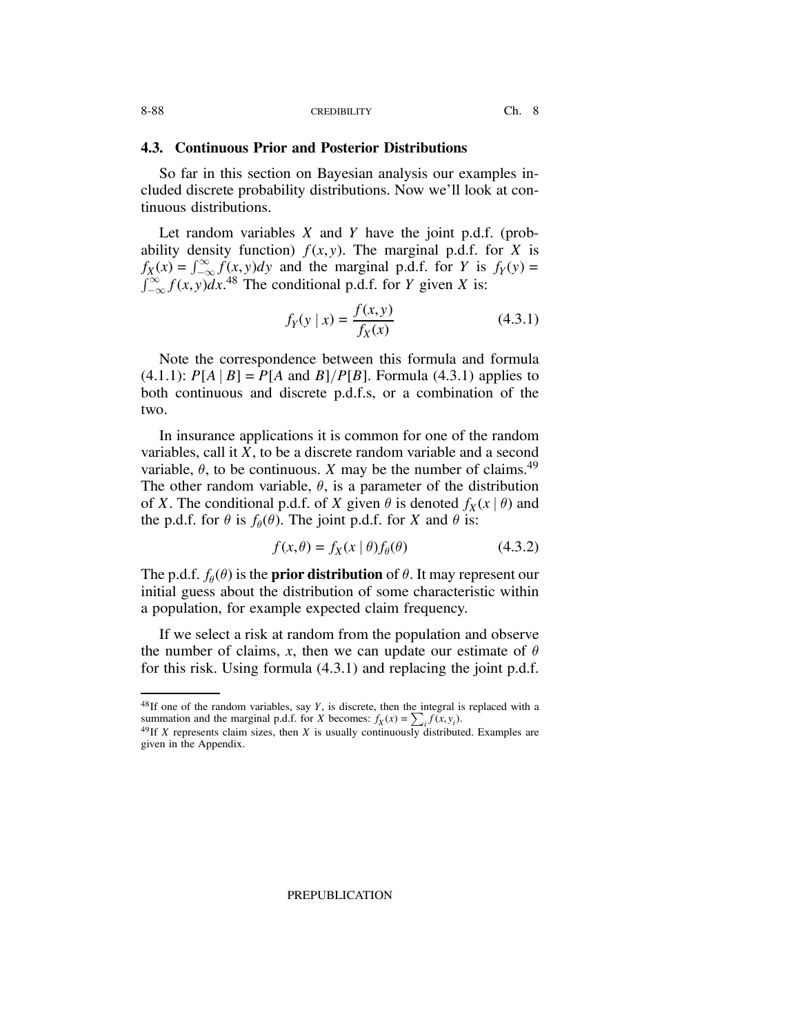### 4.3. Continuous Prior and Posterior Distributions

So far in this section on Bayesian analysis our examples included discrete probability distributions. Now we'll look at continuous distributions.

Let random variables $X$ and $Y$ have the joint p.d.f. (probability density function) $f(x,y)$. The marginal p.d.f. for $X$ is $f_X(x) = \int_{-\infty}^{\infty} f(x,y)dy$ and the marginal p.d.f. for $Y$ is $f_Y(y) = \int_{-\infty}^{\infty} f(x,y)dx$.[48] The conditional p.d.f. for $Y$ given $X$ is:

$$f_Y(y \mid x) = \frac{f(x,y)}{f_X(x)} \tag{4.3.1}$$

Note the correspondence between this formula and formula (4.1.1): $P[A \mid B] = P[A \text{ and } B]/P[B]$. Formula (4.3.1) applies to both continuous and discrete p.d.f.s, or a combination of the two.

In insurance applications it is common for one of the random variables, call it $X$, to be a discrete random variable and a second variable, $\theta$, to be continuous. $X$ may be the number of claims.[49] The other random variable, $\theta$, is a parameter of the distribution of $X$. The conditional p.d.f. of $X$ given $\theta$ is denoted $f_X(x \mid \theta)$ and the p.d.f. for $\theta$ is $f_\theta(\theta)$. The joint p.d.f. for $X$ and $\theta$ is:

$$f(x,\theta) = f_X(x \mid \theta) f_\theta(\theta) \tag{4.3.2}$$

The p.d.f. $f_\theta(\theta)$ is the **prior distribution** of $\theta$. It may represent our initial guess about the distribution of some characteristic within a population, for example expected claim frequency.

If we select a risk at random from the population and observe the number of claims, $x$, then we can update our estimate of $\theta$ for this risk. Using formula (4.3.1) and replacing the joint p.d.f.

---

[48] If one of the random variables, say $Y$, is discrete, then the integral is replaced with a summation and the marginal p.d.f. for $X$ becomes: $f_X(x) = \sum_i f(x, y_i)$.

[49] If $X$ represents claim sizes, then $X$ is usually continuously distributed. Examples are given in the Appendix.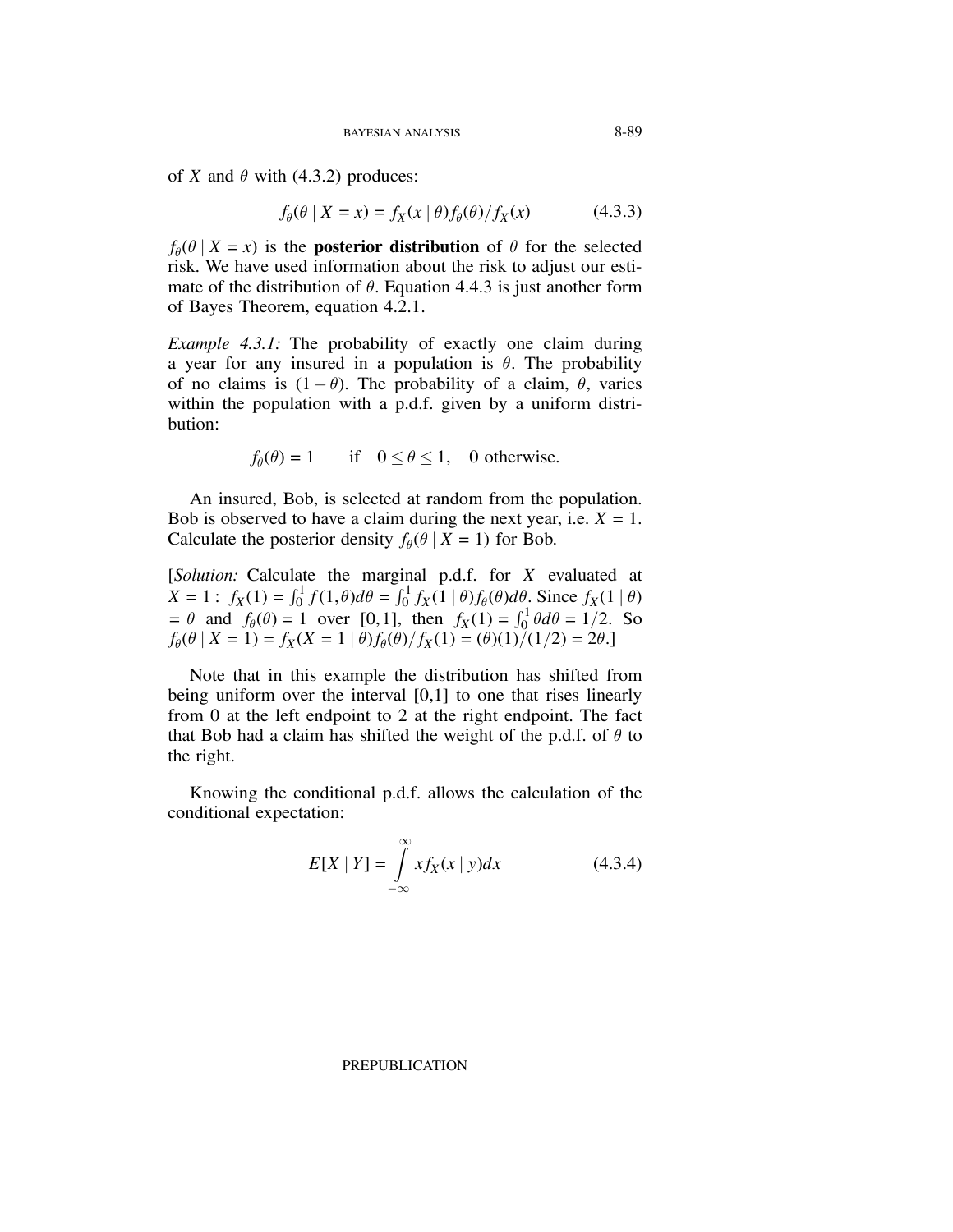of $X$ and $\theta$ with (4.3.2) produces:

$$f_\theta(\theta \mid X = x) = f_X(x \mid \theta)f_\theta(\theta)/f_X(x) \tag{4.3.3}$$

$f_\theta(\theta \mid X = x)$ is the **posterior distribution** of $\theta$ for the selected risk. We have used information about the risk to adjust our estimate of the distribution of $\theta$. Equation 4.4.3 is just another form of Bayes Theorem, equation 4.2.1.

*Example 4.3.1:* The probability of exactly one claim during a year for any insured in a population is $\theta$. The probability of no claims is $(1-\theta)$. The probability of a claim, $\theta$, varies within the population with a p.d.f. given by a uniform distribution:

$$f_\theta(\theta) = 1 \qquad \text{if} \quad 0 \leq \theta \leq 1, \quad 0 \text{ otherwise.}$$

An insured, Bob, is selected at random from the population. Bob is observed to have a claim during the next year, i.e. $X = 1$. Calculate the posterior density $f_\theta(\theta \mid X = 1)$ for Bob.

[*Solution:* Calculate the marginal p.d.f. for $X$ evaluated at $X = 1$: $f_X(1) = \int_0^1 f(1,\theta)d\theta = \int_0^1 f_X(1 \mid \theta)f_\theta(\theta)d\theta$. Since $f_X(1 \mid \theta) = \theta$ and $f_\theta(\theta) = 1$ over $[0,1]$, then $f_X(1) = \int_0^1 \theta d\theta = 1/2$. So $f_\theta(\theta \mid X = 1) = f_X(X = 1 \mid \theta)f_\theta(\theta)/f_X(1) = (\theta)(1)/(1/2) = 2\theta$.]

Note that in this example the distribution has shifted from being uniform over the interval [0,1] to one that rises linearly from 0 at the left endpoint to 2 at the right endpoint. The fact that Bob had a claim has shifted the weight of the p.d.f. of $\theta$ to the right.

Knowing the conditional p.d.f. allows the calculation of the conditional expectation:

$$E[X \mid Y] = \int_{-\infty}^{\infty} x f_X(x \mid y)dx \tag{4.3.4}$$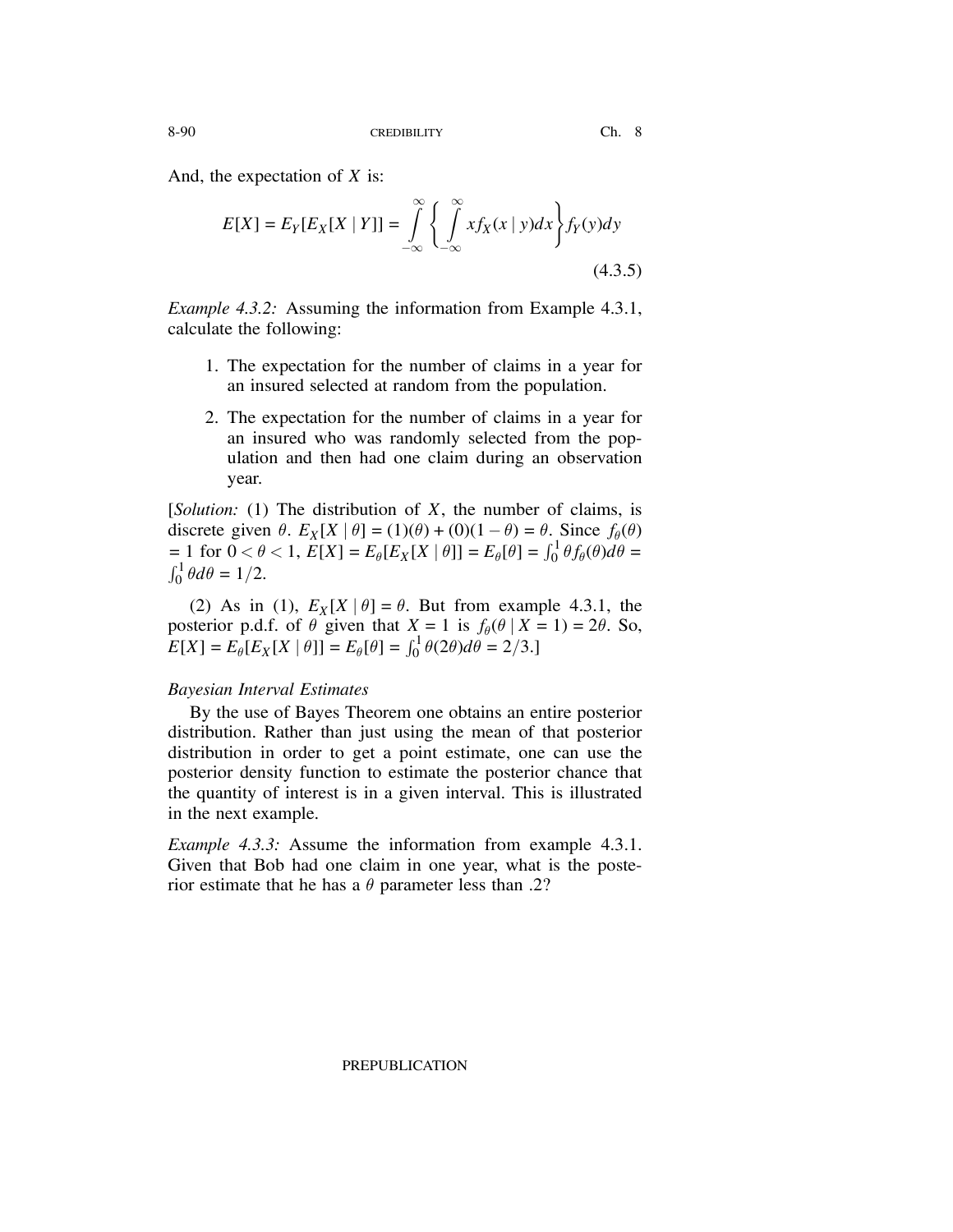And, the expectation of $X$ is:

$$E[X] = E_Y[E_X[X \mid Y]] = \int_{-\infty}^{\infty} \left\{ \int_{-\infty}^{\infty} x f_X(x \mid y) dx \right\} f_Y(y) dy \tag{4.3.5}$$

*Example 4.3.2:* Assuming the information from Example 4.3.1, calculate the following:

1. The expectation for the number of claims in a year for an insured selected at random from the population.
2. The expectation for the number of claims in a year for an insured who was randomly selected from the population and then had one claim during an observation year.

[*Solution:* (1) The distribution of $X$, the number of claims, is discrete given $\theta$. $E_X[X \mid \theta] = (1)(\theta) + (0)(1 - \theta) = \theta$. Since $f_\theta(\theta) = 1$ for $0 < \theta < 1$, $E[X] = E_\theta[E_X[X \mid \theta]] = E_\theta[\theta] = \int_0^1 \theta f_\theta(\theta) d\theta = \int_0^1 \theta d\theta = 1/2$.

(2) As in (1), $E_X[X \mid \theta] = \theta$. But from example 4.3.1, the posterior p.d.f. of $\theta$ given that $X = 1$ is $f_\theta(\theta \mid X = 1) = 2\theta$. So, $E[X] = E_\theta[E_X[X \mid \theta]] = E_\theta[\theta] = \int_0^1 \theta(2\theta) d\theta = 2/3$.]

*Bayesian Interval Estimates*

By the use of Bayes Theorem one obtains an entire posterior distribution. Rather than just using the mean of that posterior distribution in order to get a point estimate, one can use the posterior density function to estimate the posterior chance that the quantity of interest is in a given interval. This is illustrated in the next example.

*Example 4.3.3:* Assume the information from example 4.3.1. Given that Bob had one claim in one year, what is the posterior estimate that he has a $\theta$ parameter less than .2?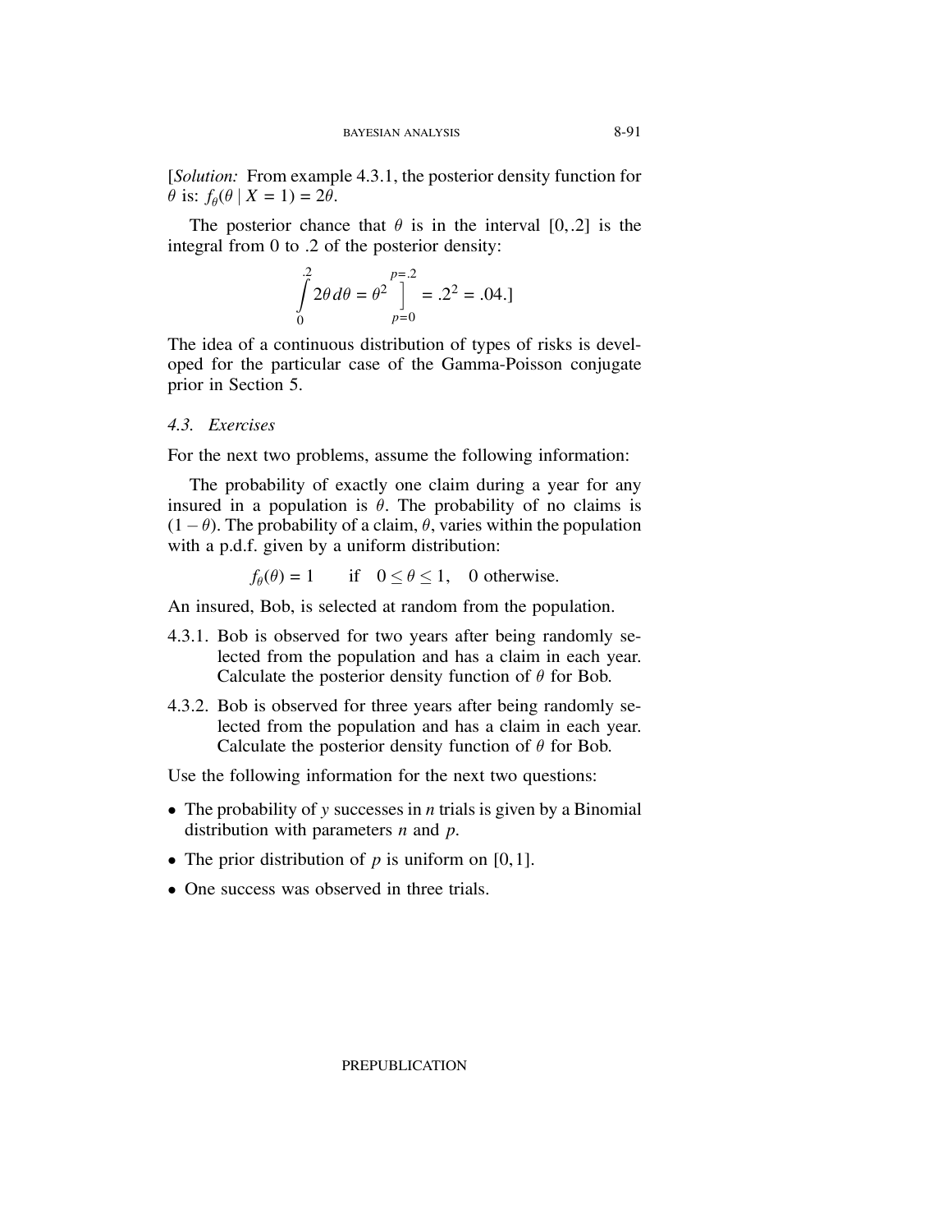[*Solution:* From example 4.3.1, the posterior density function for $\theta$ is: $f_\theta(\theta \mid X = 1) = 2\theta$.

The posterior chance that $\theta$ is in the interval $[0, .2]$ is the integral from 0 to .2 of the posterior density:

$$\int_0^{.2} 2\theta \, d\theta = \theta^2 \Big]_{p=0}^{p=.2} = .2^2 = .04.]$$

The idea of a continuous distribution of types of risks is developed for the particular case of the Gamma-Poisson conjugate prior in Section 5.

### *4.3. Exercises*

For the next two problems, assume the following information:

The probability of exactly one claim during a year for any insured in a population is $\theta$. The probability of no claims is $(1 - \theta)$. The probability of a claim, $\theta$, varies within the population with a p.d.f. given by a uniform distribution:

$$f_\theta(\theta) = 1 \qquad \text{if} \quad 0 \le \theta \le 1, \quad 0 \text{ otherwise.}$$

An insured, Bob, is selected at random from the population.

4.3.1. Bob is observed for two years after being randomly selected from the population and has a claim in each year. Calculate the posterior density function of $\theta$ for Bob.

4.3.2. Bob is observed for three years after being randomly selected from the population and has a claim in each year. Calculate the posterior density function of $\theta$ for Bob.

Use the following information for the next two questions:

- The probability of $y$ successes in $n$ trials is given by a Binomial distribution with parameters $n$ and $p$.
- The prior distribution of $p$ is uniform on $[0, 1]$.
- One success was observed in three trials.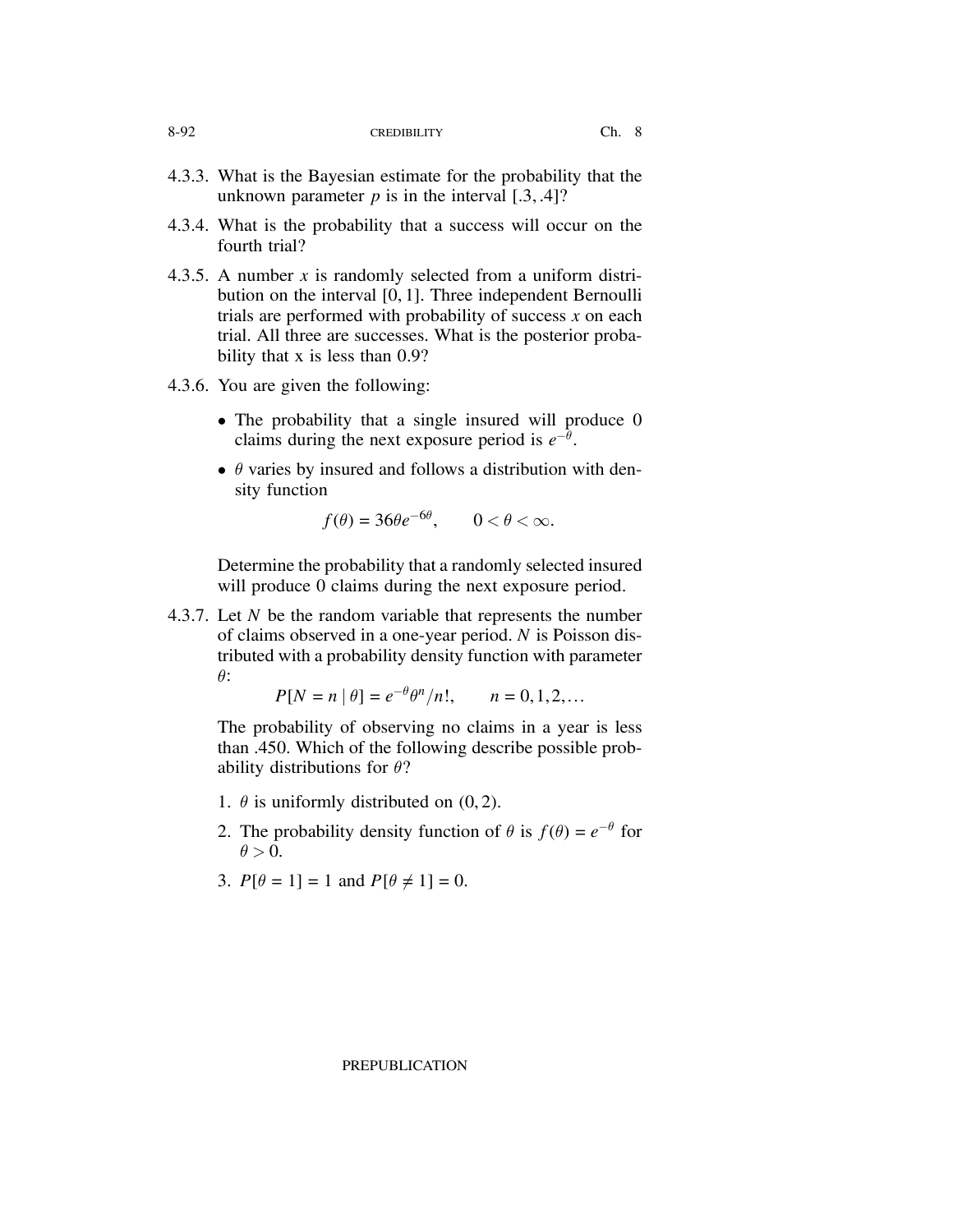4.3.3. What is the Bayesian estimate for the probability that the unknown parameter $p$ is in the interval $[.3,.4]$?

4.3.4. What is the probability that a success will occur on the fourth trial?

4.3.5. A number $x$ is randomly selected from a uniform distribution on the interval $[0,1]$. Three independent Bernoulli trials are performed with probability of success $x$ on each trial. All three are successes. What is the posterior probability that x is less than 0.9?

4.3.6. You are given the following:

- The probability that a single insured will produce 0 claims during the next exposure period is $e^{-\theta}$.
- $\theta$ varies by insured and follows a distribution with density function

$$f(\theta) = 36\theta e^{-6\theta}, \qquad 0 < \theta < \infty.$$

Determine the probability that a randomly selected insured will produce 0 claims during the next exposure period.

4.3.7. Let $N$ be the random variable that represents the number of claims observed in a one-year period. $N$ is Poisson distributed with a probability density function with parameter $\theta$:

$$P[N = n \mid \theta] = e^{-\theta}\theta^n/n!, \qquad n = 0,1,2,\ldots$$

The probability of observing no claims in a year is less than .450. Which of the following describe possible probability distributions for $\theta$?

1. $\theta$ is uniformly distributed on $(0,2)$.
2. The probability density function of $\theta$ is $f(\theta) = e^{-\theta}$ for $\theta > 0$.
3. $P[\theta = 1] = 1$ and $P[\theta \neq 1] = 0$.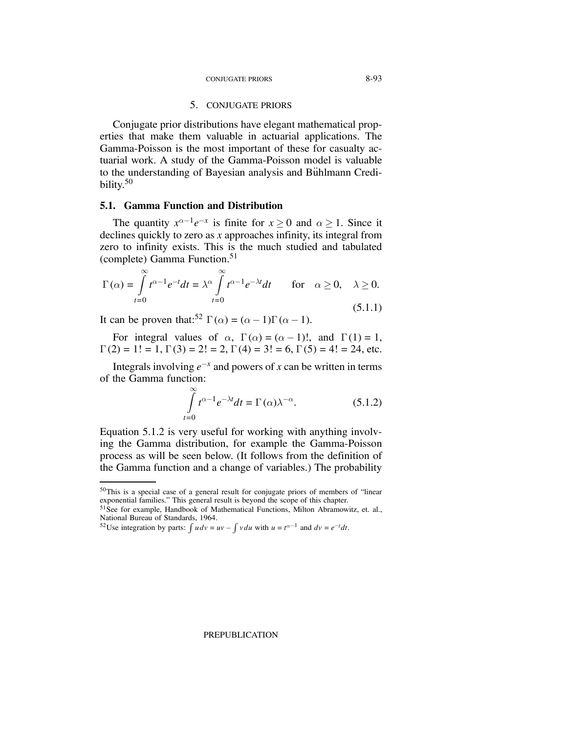## 5. CONJUGATE PRIORS

Conjugate prior distributions have elegant mathematical properties that make them valuable in actuarial applications. The Gamma-Poisson is the most important of these for casualty actuarial work. A study of the Gamma-Poisson model is valuable to the understanding of Bayesian analysis and Bühlmann Credibility.[50]

### 5.1. Gamma Function and Distribution

The quantity $x^{\alpha-1}e^{-x}$ is finite for $x \geq 0$ and $\alpha \geq 1$. Since it declines quickly to zero as $x$ approaches infinity, its integral from zero to infinity exists. This is the much studied and tabulated (complete) Gamma Function.[51]

$$\Gamma(\alpha) = \int_{t=0}^{\infty} t^{\alpha-1}e^{-t}dt = \lambda^{\alpha} \int_{t=0}^{\infty} t^{\alpha-1}e^{-\lambda t}dt \qquad \text{for} \quad \alpha \geq 0, \quad \lambda \geq 0. \tag{5.1.1}$$

It can be proven that:[52] $\Gamma(\alpha) = (\alpha - 1)\Gamma(\alpha - 1)$.

For integral values of $\alpha$, $\Gamma(\alpha) = (\alpha - 1)!$, and $\Gamma(1) = 1$, $\Gamma(2) = 1! = 1$, $\Gamma(3) = 2! = 2$, $\Gamma(4) = 3! = 6$, $\Gamma(5) = 4! = 24$, etc.

Integrals involving $e^{-x}$ and powers of $x$ can be written in terms of the Gamma function:

$$\int_{t=0}^{\infty} t^{\alpha-1}e^{-\lambda t}dt = \Gamma(\alpha)\lambda^{-\alpha}. \tag{5.1.2}$$

Equation 5.1.2 is very useful for working with anything involving the Gamma distribution, for example the Gamma-Poisson process as will be seen below. (It follows from the definition of the Gamma function and a change of variables.) The probability

---

[50] This is a special case of a general result for conjugate priors of members of "linear exponential families." This general result is beyond the scope of this chapter.

[51] See for example, Handbook of Mathematical Functions, Milton Abramowitz, et. al., National Bureau of Standards, 1964.

[52] Use integration by parts: $\int u\,dv = uv - \int v\,du$ with $u = t^{\alpha-1}$ and $dv = e^{-t}dt$.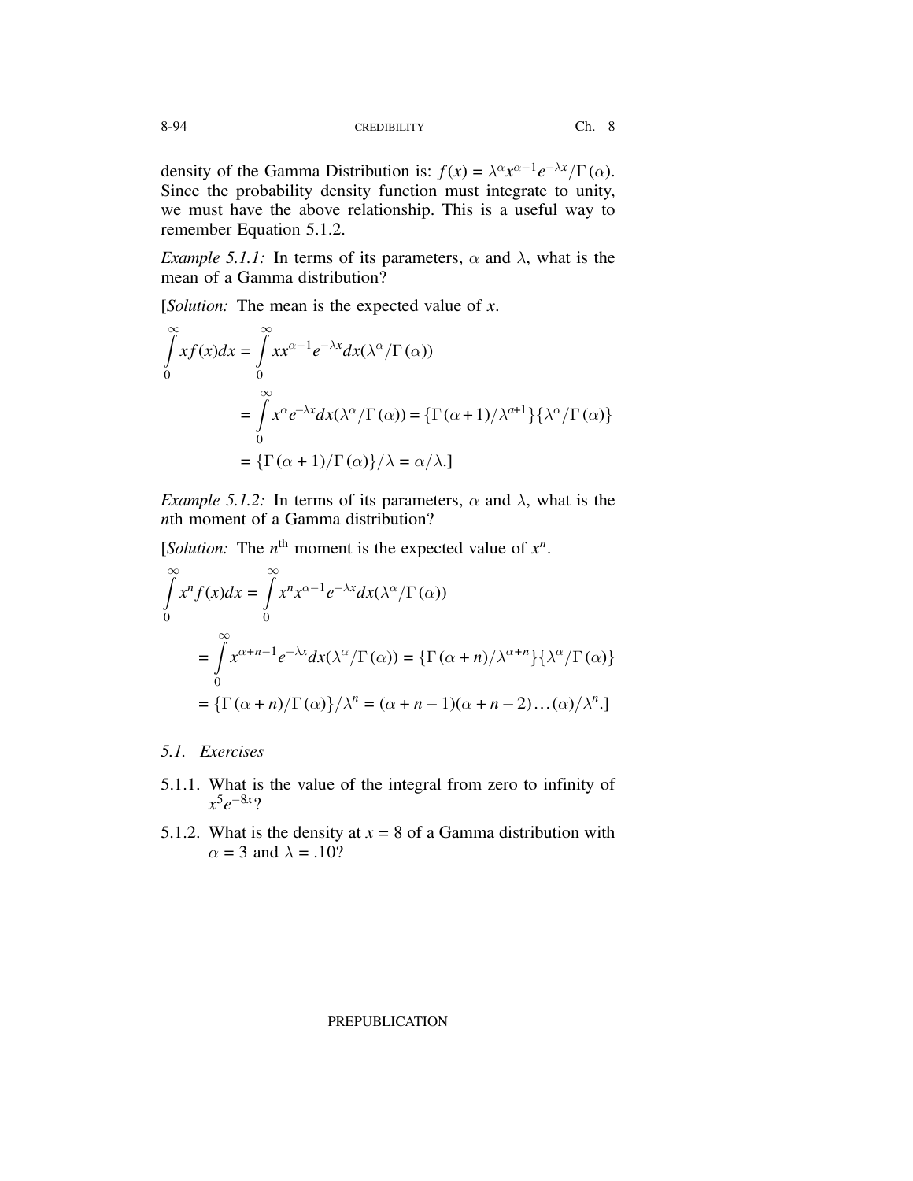density of the Gamma Distribution is: $f(x) = \lambda^{\alpha} x^{\alpha-1} e^{-\lambda x}/\Gamma(\alpha)$. Since the probability density function must integrate to unity, we must have the above relationship. This is a useful way to remember Equation 5.1.2.

*Example 5.1.1:* In terms of its parameters, $\alpha$ and $\lambda$, what is the mean of a Gamma distribution?

[*Solution:* The mean is the expected value of $x$.

$$
\begin{aligned}
\int_0^{\infty} x f(x) dx &= \int_0^{\infty} x x^{\alpha-1} e^{-\lambda x} dx (\lambda^{\alpha}/\Gamma(\alpha)) \\
&= \int_0^{\infty} x^{\alpha} e^{-\lambda x} dx (\lambda^{\alpha}/\Gamma(\alpha)) = \{\Gamma(\alpha+1)/\lambda^{a+1}\}\{\lambda^{\alpha}/\Gamma(\alpha)\} \\
&= \{\Gamma(\alpha+1)/\Gamma(\alpha)\}/\lambda = \alpha/\lambda.]
\end{aligned}
$$

*Example 5.1.2:* In terms of its parameters, $\alpha$ and $\lambda$, what is the $n$th moment of a Gamma distribution?

[*Solution:* The $n^{\text{th}}$ moment is the expected value of $x^n$.

$$
\begin{aligned}
\int_0^{\infty} x^n f(x) dx &= \int_0^{\infty} x^n x^{\alpha-1} e^{-\lambda x} dx (\lambda^{\alpha}/\Gamma(\alpha)) \\
&= \int_0^{\infty} x^{\alpha+n-1} e^{-\lambda x} dx (\lambda^{\alpha}/\Gamma(\alpha)) = \{\Gamma(\alpha+n)/\lambda^{\alpha+n}\}\{\lambda^{\alpha}/\Gamma(\alpha)\} \\
&= \{\Gamma(\alpha+n)/\Gamma(\alpha)\}/\lambda^n = (\alpha+n-1)(\alpha+n-2)\ldots(\alpha)/\lambda^n.]
\end{aligned}
$$

### 5.1. Exercises

5.1.1. What is the value of the integral from zero to infinity of $x^5 e^{-8x}$?

5.1.2. What is the density at $x = 8$ of a Gamma distribution with $\alpha = 3$ and $\lambda = .10$?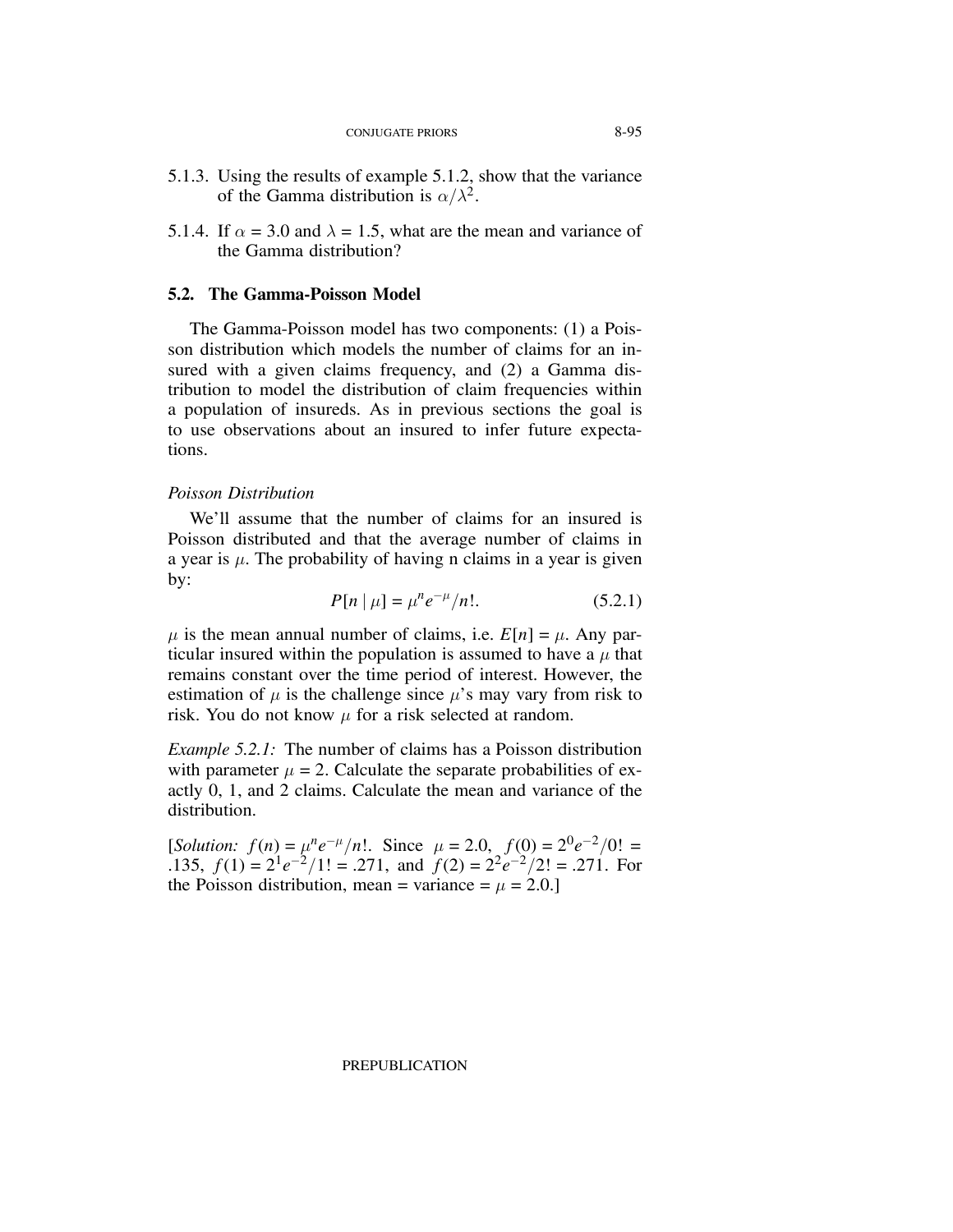5.1.3. Using the results of example 5.1.2, show that the variance of the Gamma distribution is $\alpha/\lambda^2$.

5.1.4. If $\alpha = 3.0$ and $\lambda = 1.5$, what are the mean and variance of the Gamma distribution?

## 5.2. The Gamma-Poisson Model

The Gamma-Poisson model has two components: (1) a Poisson distribution which models the number of claims for an insured with a given claims frequency, and (2) a Gamma distribution to model the distribution of claim frequencies within a population of insureds. As in previous sections the goal is to use observations about an insured to infer future expectations.

*Poisson Distribution*

We'll assume that the number of claims for an insured is Poisson distributed and that the average number of claims in a year is $\mu$. The probability of having n claims in a year is given by:

$$P[n \mid \mu] = \mu^n e^{-\mu}/n!. \tag{5.2.1}$$

$\mu$ is the mean annual number of claims, i.e. $E[n] = \mu$. Any particular insured within the population is assumed to have a $\mu$ that remains constant over the time period of interest. However, the estimation of $\mu$ is the challenge since $\mu$'s may vary from risk to risk. You do not know $\mu$ for a risk selected at random.

*Example 5.2.1:* The number of claims has a Poisson distribution with parameter $\mu = 2$. Calculate the separate probabilities of exactly 0, 1, and 2 claims. Calculate the mean and variance of the distribution.

[*Solution:* $f(n) = \mu^n e^{-\mu}/n!$. Since $\mu = 2.0$, $f(0) = 2^0 e^{-2}/0! = .135$, $f(1) = 2^1 e^{-2}/1! = .271$, and $f(2) = 2^2 e^{-2}/2! = .271$. For the Poisson distribution, mean = variance = $\mu = 2.0$.]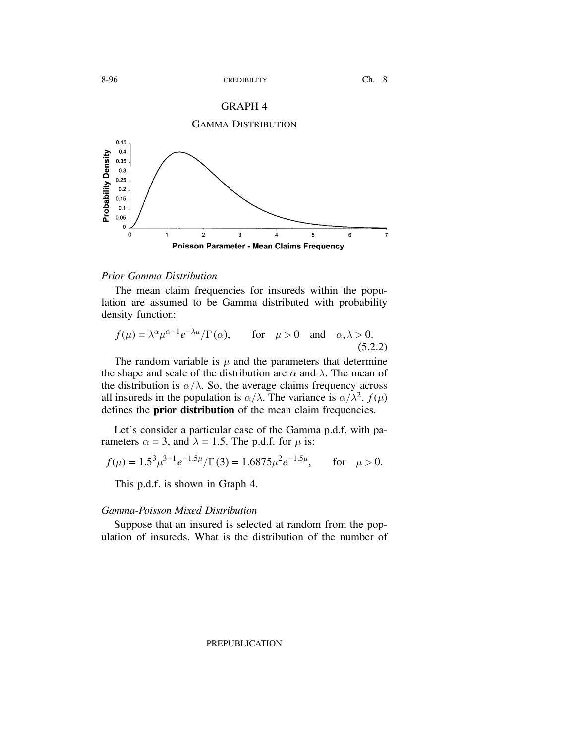GRAPH 4

GAMMA DISTRIBUTION

*Prior Gamma Distribution*

The mean claim frequencies for insureds within the population are assumed to be Gamma distributed with probability density function:

$$f(\mu) = \lambda^{\alpha}\mu^{\alpha-1}e^{-\lambda\mu}/\Gamma(\alpha), \qquad \text{for} \quad \mu > 0 \quad \text{and} \quad \alpha, \lambda > 0. \tag{5.2.2}$$

The random variable is $\mu$ and the parameters that determine the shape and scale of the distribution are $\alpha$ and $\lambda$. The mean of the distribution is $\alpha/\lambda$. So, the average claims frequency across all insureds in the population is $\alpha/\lambda$. The variance is $\alpha/\lambda^2$. $f(\mu)$ defines the **prior distribution** of the mean claim frequencies.

Let's consider a particular case of the Gamma p.d.f. with parameters $\alpha = 3$, and $\lambda = 1.5$. The p.d.f. for $\mu$ is:

$$f(\mu) = 1.5^3\mu^{3-1}e^{-1.5\mu}/\Gamma(3) = 1.6875\mu^2 e^{-1.5\mu}, \qquad \text{for} \quad \mu > 0.$$

This p.d.f. is shown in Graph 4.

*Gamma-Poisson Mixed Distribution*

Suppose that an insured is selected at random from the population of insureds. What is the distribution of the number of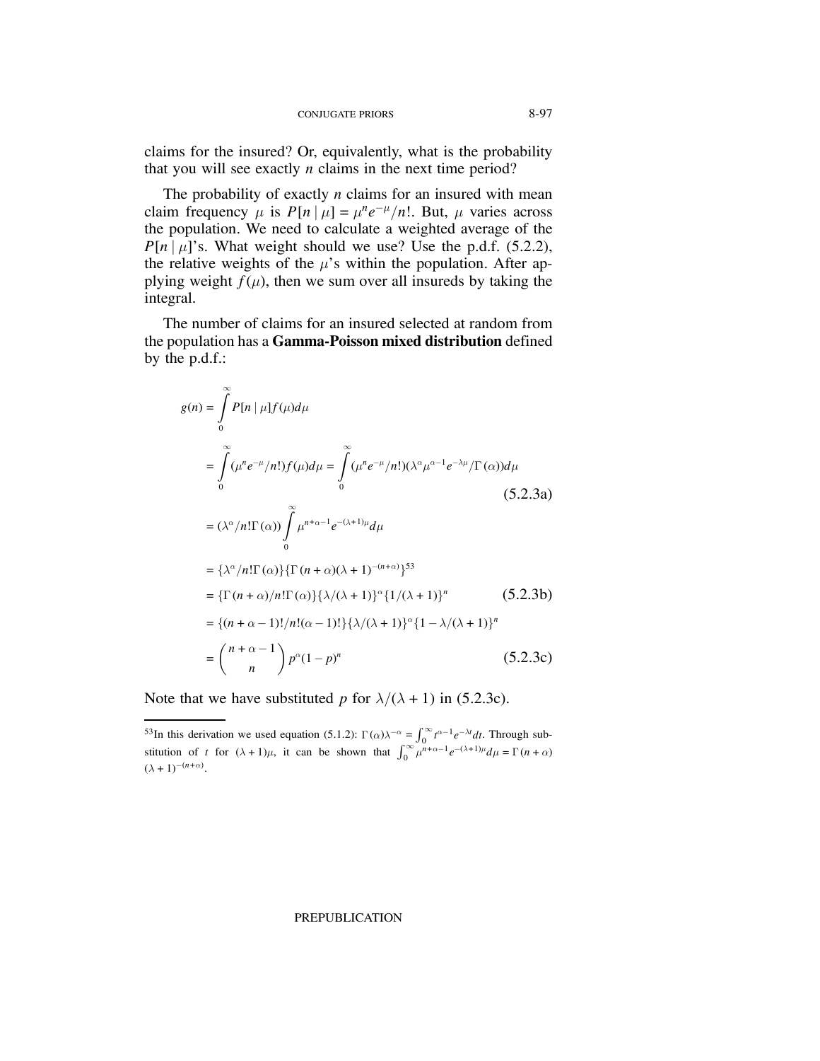claims for the insured? Or, equivalently, what is the probability that you will see exactly $n$ claims in the next time period?

The probability of exactly $n$ claims for an insured with mean claim frequency $\mu$ is $P[n \mid \mu] = \mu^n e^{-\mu}/n!$. But, $\mu$ varies across the population. We need to calculate a weighted average of the $P[n \mid \mu]$'s. What weight should we use? Use the p.d.f. (5.2.2), the relative weights of the $\mu$'s within the population. After applying weight $f(\mu)$, then we sum over all insureds by taking the integral.

The number of claims for an insured selected at random from the population has a **Gamma-Poisson mixed distribution** defined by the p.d.f.:

$$
\begin{aligned}
g(n) &= \int_0^\infty P[n \mid \mu] f(\mu) d\mu \\
&= \int_0^\infty (\mu^n e^{-\mu}/n!) f(\mu) d\mu = \int_0^\infty (\mu^n e^{-\mu}/n!)(\lambda^\alpha \mu^{\alpha-1} e^{-\lambda\mu}/\Gamma(\alpha)) d\mu \qquad (5.2.3a) \\
&= (\lambda^\alpha / n!\Gamma(\alpha)) \int_0^\infty \mu^{n+\alpha-1} e^{-(\lambda+1)\mu} d\mu \\
&= \{\lambda^\alpha / n!\Gamma(\alpha)\}\{\Gamma(n+\alpha)(\lambda+1)^{-(n+\alpha)}\}^{53} \\
&= \{\Gamma(n+\alpha)/n!\Gamma(\alpha)\}\{\lambda/(\lambda+1)\}^\alpha \{1/(\lambda+1)\}^n \qquad (5.2.3b) \\
&= \{(n+\alpha-1)!/n!(\alpha-1)!\}\{\lambda/(\lambda+1)\}^\alpha \{1-\lambda/(\lambda+1)\}^n \\
&= \binom{n+\alpha-1}{n} p^\alpha (1-p)^n \qquad (5.2.3c)
\end{aligned}
$$

Note that we have substituted $p$ for $\lambda/(\lambda+1)$ in (5.2.3c).

---

[53] In this derivation we used equation (5.1.2): $\Gamma(\alpha)\lambda^{-\alpha} = \int_0^\infty t^{\alpha-1} e^{-\lambda t} dt$. Through substitution of $t$ for $(\lambda+1)\mu$, it can be shown that $\int_0^\infty \mu^{n+\alpha-1} e^{-(\lambda+1)\mu} d\mu = \Gamma(n+\alpha)(\lambda+1)^{-(n+\alpha)}$.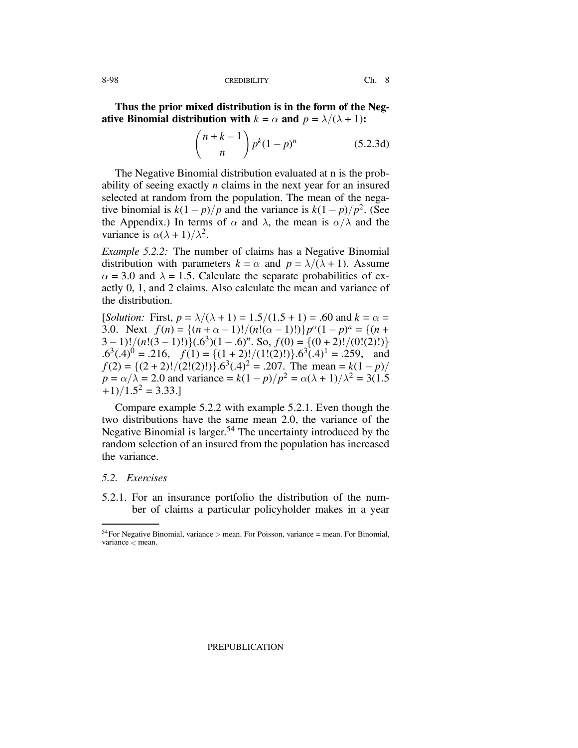**Thus the prior mixed distribution is in the form of the Negative Binomial distribution with $k = \alpha$ and $p = \lambda/(\lambda + 1)$:**

$$\binom{n+k-1}{n} p^k (1-p)^n \tag{5.2.3d}$$

The Negative Binomial distribution evaluated at n is the probability of seeing exactly $n$ claims in the next year for an insured selected at random from the population. The mean of the negative binomial is $k(1-p)/p$ and the variance is $k(1-p)/p^2$. (See the Appendix.) In terms of $\alpha$ and $\lambda$, the mean is $\alpha/\lambda$ and the variance is $\alpha(\lambda + 1)/\lambda^2$.

*Example 5.2.2:* The number of claims has a Negative Binomial distribution with parameters $k = \alpha$ and $p = \lambda/(\lambda + 1)$. Assume $\alpha = 3.0$ and $\lambda = 1.5$. Calculate the separate probabilities of exactly 0, 1, and 2 claims. Also calculate the mean and variance of the distribution.

[*Solution:* First, $p = \lambda/(\lambda+1) = 1.5/(1.5+1) = .60$ and $k = \alpha = 3.0$. Next $f(n) = \{(n+\alpha-1)!/(n!(\alpha-1)!)\}p^\alpha(1-p)^n = \{(n+3-1)!/(n!(3-1)!)\}(.6^3)(1-.6)^n$. So, $f(0) = \{(0+2)!/(0!(2)!)\}.6^3(.4)^0 = .216$, $f(1) = \{(1+2)!/(1!(2)!)\}.6^3(.4)^1 = .259$, and $f(2) = \{(2+2)!/(2!(2)!)\}.6^3(.4)^2 = .207$. The mean $= k(1-p)/p = \alpha/\lambda = 2.0$ and variance $= k(1-p)/p^2 = \alpha(\lambda+1)/\lambda^2 = 3(1.5+1)/1.5^2 = 3.33$.]

Compare example 5.2.2 with example 5.2.1. Even though the two distributions have the same mean 2.0, the variance of the Negative Binomial is larger.[54] The uncertainty introduced by the random selection of an insured from the population has increased the variance.

### *5.2. Exercises*

5.2.1. For an insurance portfolio the distribution of the number of claims a particular policyholder makes in a year

---

[54] For Negative Binomial, variance > mean. For Poisson, variance = mean. For Binomial, variance < mean.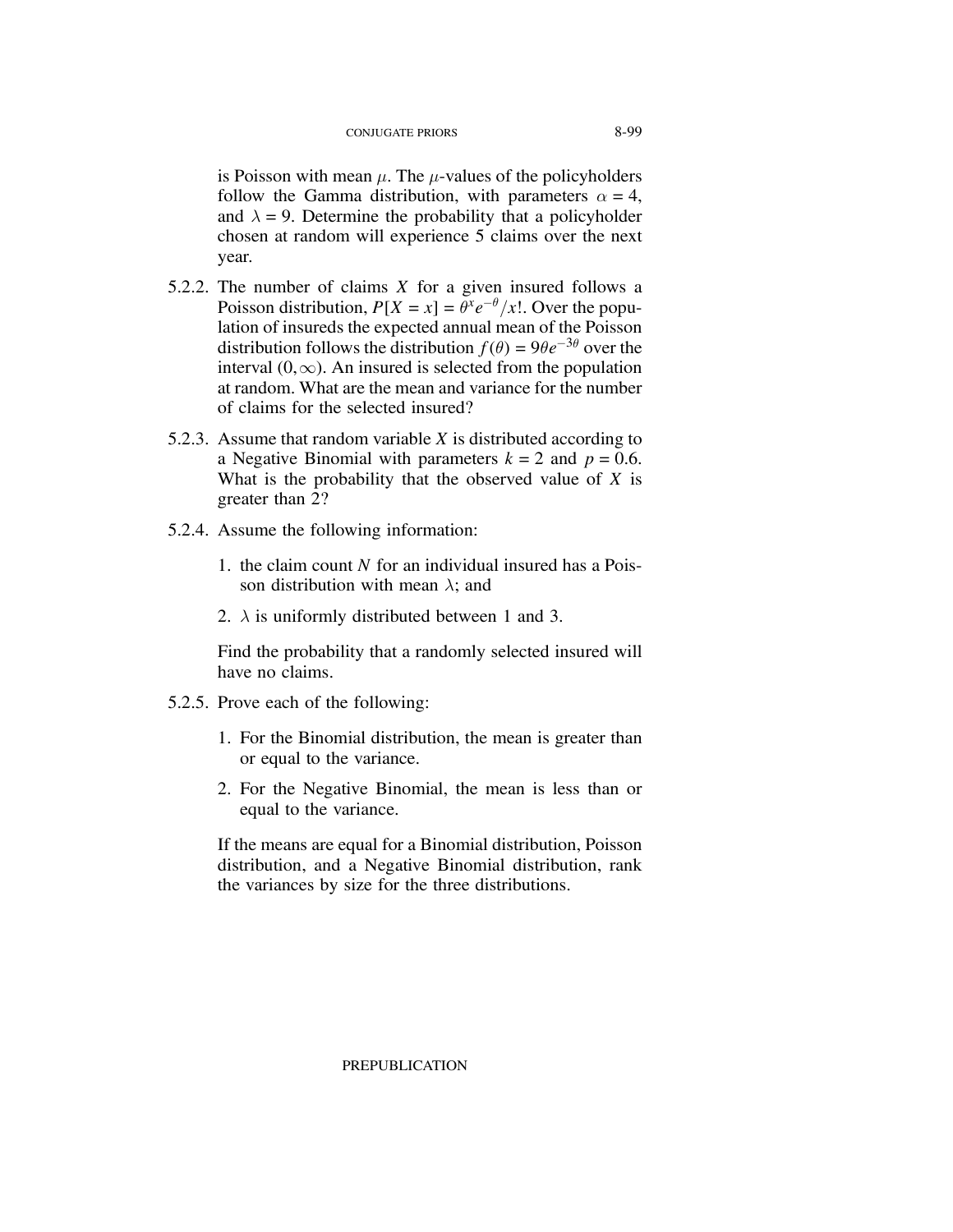is Poisson with mean $\mu$. The $\mu$-values of the policyholders follow the Gamma distribution, with parameters $\alpha = 4$, and $\lambda = 9$. Determine the probability that a policyholder chosen at random will experience 5 claims over the next year.

5.2.2. The number of claims $X$ for a given insured follows a Poisson distribution, $P[X = x] = \theta^x e^{-\theta}/x!$. Over the population of insureds the expected annual mean of the Poisson distribution follows the distribution $f(\theta) = 9\theta e^{-3\theta}$ over the interval $(0,\infty)$. An insured is selected from the population at random. What are the mean and variance for the number of claims for the selected insured?

5.2.3. Assume that random variable $X$ is distributed according to a Negative Binomial with parameters $k = 2$ and $p = 0.6$. What is the probability that the observed value of $X$ is greater than 2?

5.2.4. Assume the following information:

1. the claim count $N$ for an individual insured has a Poisson distribution with mean $\lambda$; and
2. $\lambda$ is uniformly distributed between 1 and 3.

Find the probability that a randomly selected insured will have no claims.

5.2.5. Prove each of the following:

1. For the Binomial distribution, the mean is greater than or equal to the variance.
2. For the Negative Binomial, the mean is less than or equal to the variance.

If the means are equal for a Binomial distribution, Poisson distribution, and a Negative Binomial distribution, rank the variances by size for the three distributions.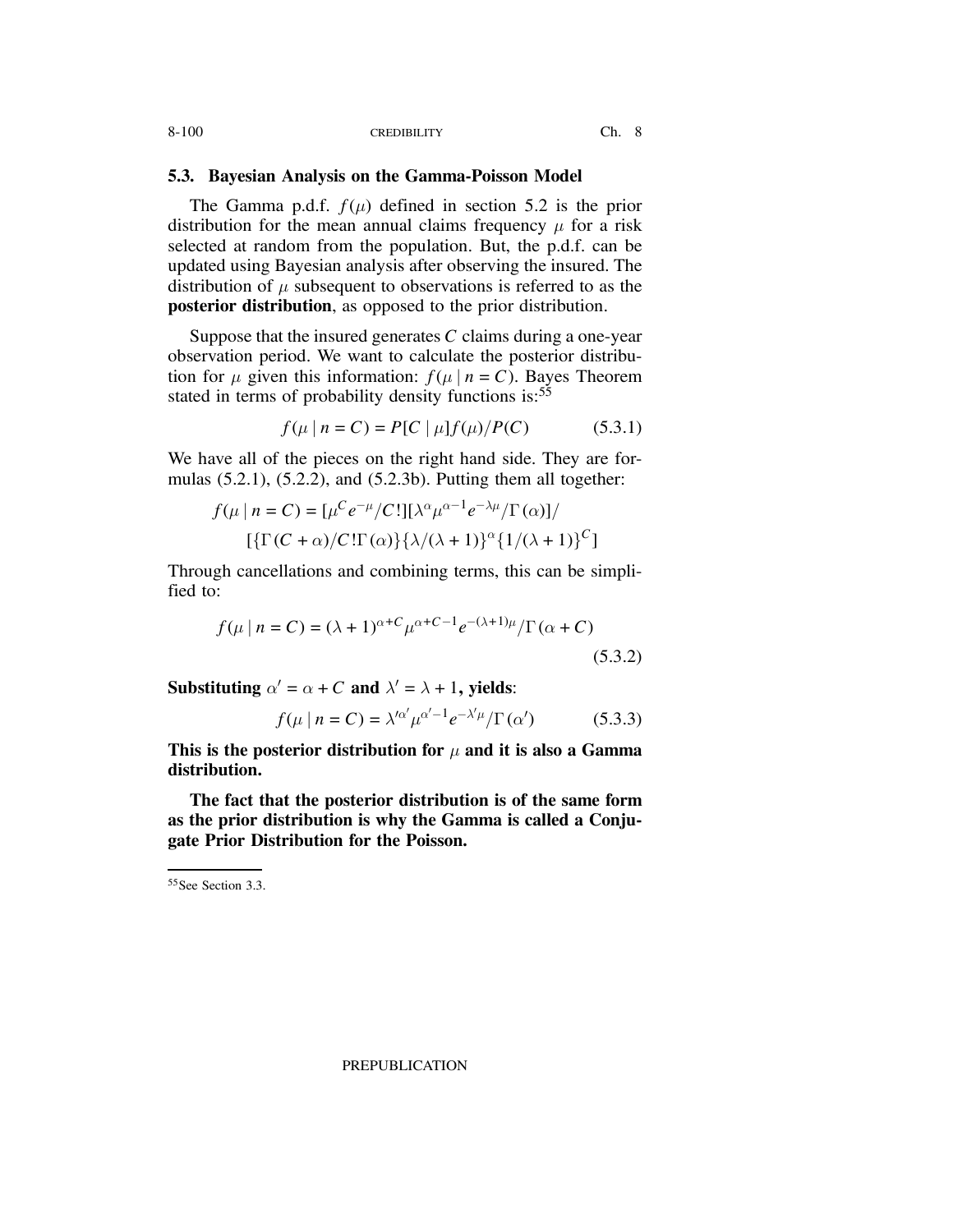### 5.3. Bayesian Analysis on the Gamma-Poisson Model

The Gamma p.d.f. $f(\mu)$ defined in section 5.2 is the prior distribution for the mean annual claims frequency $\mu$ for a risk selected at random from the population. But, the p.d.f. can be updated using Bayesian analysis after observing the insured. The distribution of $\mu$ subsequent to observations is referred to as the **posterior distribution**, as opposed to the prior distribution.

Suppose that the insured generates $C$ claims during a one-year observation period. We want to calculate the posterior distribution for $\mu$ given this information: $f(\mu \mid n = C)$. Bayes Theorem stated in terms of probability density functions is:[55]

$$f(\mu \mid n = C) = P[C \mid \mu] f(\mu)/P(C) \tag{5.3.1}$$

We have all of the pieces on the right hand side. They are formulas (5.2.1), (5.2.2), and (5.2.3b). Putting them all together:

$$f(\mu \mid n = C) = [\mu^C e^{-\mu}/C!][\lambda^\alpha \mu^{\alpha-1} e^{-\lambda\mu}/\Gamma(\alpha)]/ \\ [\{\Gamma(C+\alpha)/C!\Gamma(\alpha)\}\{\lambda/(\lambda+1)\}^\alpha \{1/(\lambda+1)\}^C]$$

Through cancellations and combining terms, this can be simplified to:

$$f(\mu \mid n = C) = (\lambda+1)^{\alpha+C} \mu^{\alpha+C-1} e^{-(\lambda+1)\mu}/\Gamma(\alpha+C) \tag{5.3.2}$$

**Substituting $\alpha' = \alpha + C$ and $\lambda' = \lambda + 1$, yields**:

$$f(\mu \mid n = C) = \lambda'^{\alpha'} \mu^{\alpha'-1} e^{-\lambda'\mu}/\Gamma(\alpha') \tag{5.3.3}$$

**This is the posterior distribution for $\mu$ and it is also a Gamma distribution.**

**The fact that the posterior distribution is of the same form as the prior distribution is why the Gamma is called a Conjugate Prior Distribution for the Poisson.**

[55] See Section 3.3.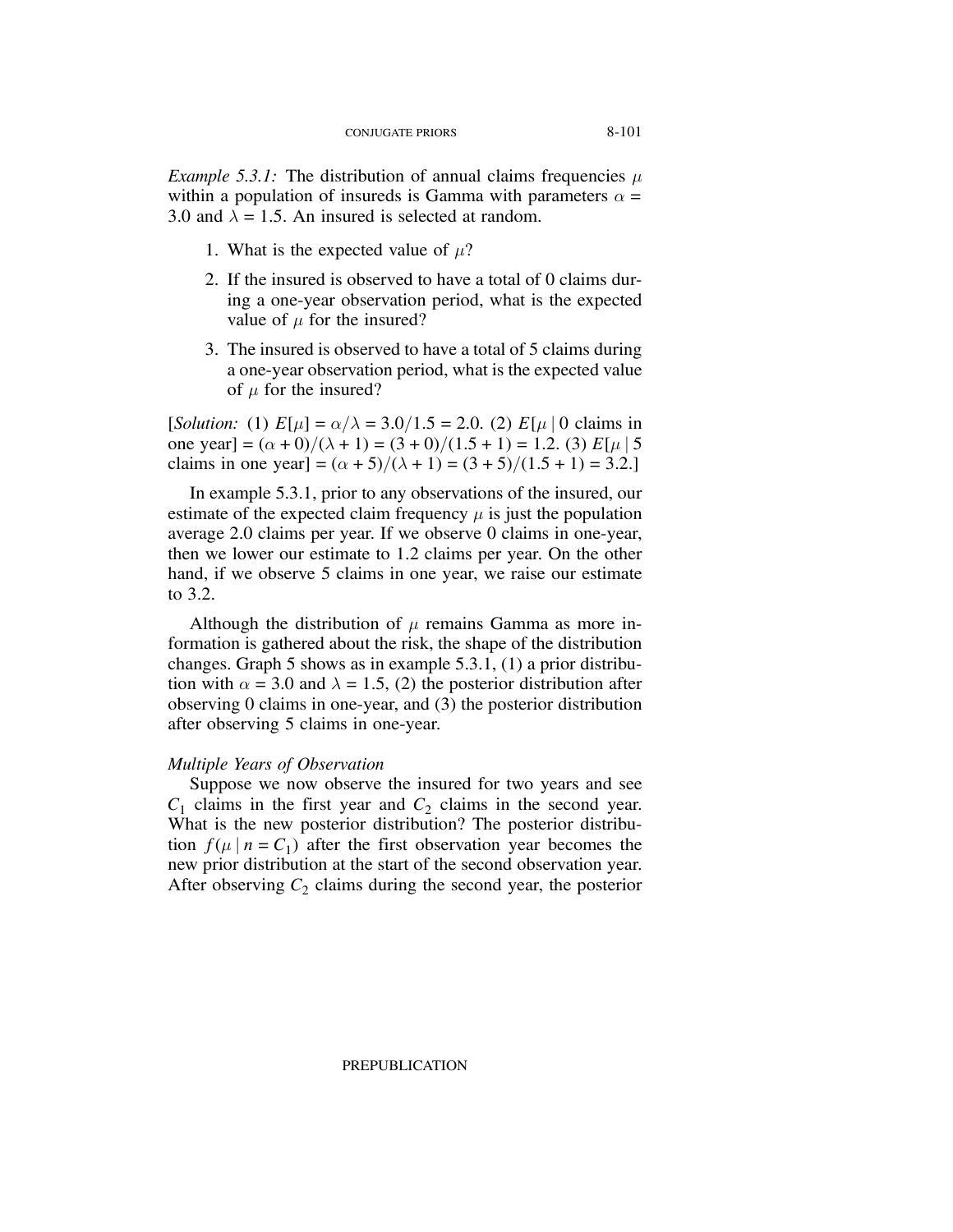*Example 5.3.1:* The distribution of annual claims frequencies $\mu$ within a population of insureds is Gamma with parameters $\alpha = 3.0$ and $\lambda = 1.5$. An insured is selected at random.

1. What is the expected value of $\mu$?
2. If the insured is observed to have a total of 0 claims during a one-year observation period, what is the expected value of $\mu$ for the insured?
3. The insured is observed to have a total of 5 claims during a one-year observation period, what is the expected value of $\mu$ for the insured?

[*Solution:* (1) $E[\mu] = \alpha/\lambda = 3.0/1.5 = 2.0$. (2) $E[\mu \mid 0$ claims in one year$] = (\alpha + 0)/(\lambda + 1) = (3 + 0)/(1.5 + 1) = 1.2$. (3) $E[\mu \mid 5$ claims in one year$] = (\alpha + 5)/(\lambda + 1) = (3 + 5)/(1.5 + 1) = 3.2$.]

In example 5.3.1, prior to any observations of the insured, our estimate of the expected claim frequency $\mu$ is just the population average 2.0 claims per year. If we observe 0 claims in one-year, then we lower our estimate to 1.2 claims per year. On the other hand, if we observe 5 claims in one year, we raise our estimate to 3.2.

Although the distribution of $\mu$ remains Gamma as more information is gathered about the risk, the shape of the distribution changes. Graph 5 shows as in example 5.3.1, (1) a prior distribution with $\alpha = 3.0$ and $\lambda = 1.5$, (2) the posterior distribution after observing 0 claims in one-year, and (3) the posterior distribution after observing 5 claims in one-year.

*Multiple Years of Observation*

Suppose we now observe the insured for two years and see $C_1$ claims in the first year and $C_2$ claims in the second year. What is the new posterior distribution? The posterior distribution $f(\mu \mid n = C_1)$ after the first observation year becomes the new prior distribution at the start of the second observation year. After observing $C_2$ claims during the second year, the posterior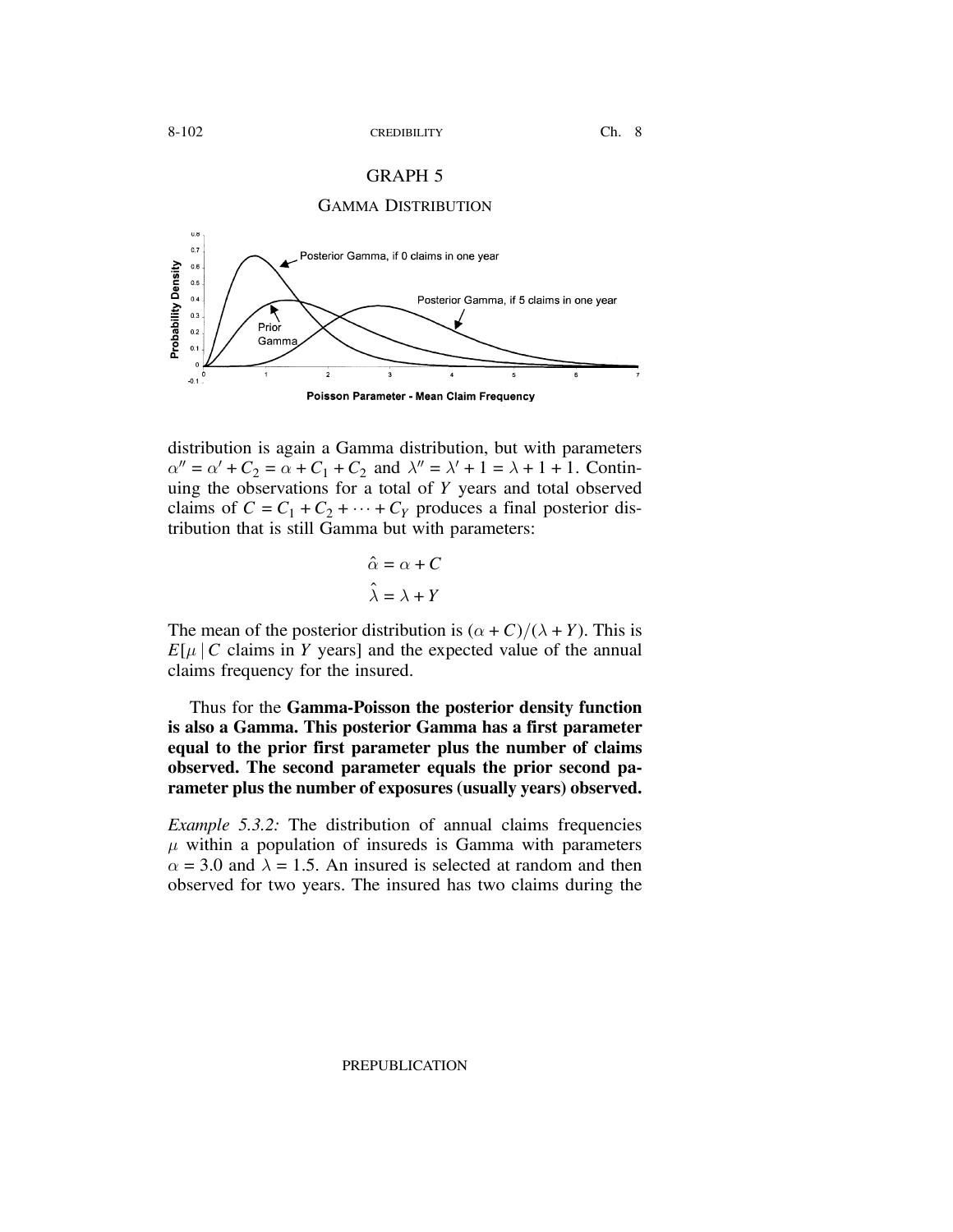GRAPH 5

GAMMA DISTRIBUTION

distribution is again a Gamma distribution, but with parameters $\alpha'' = \alpha' + C_2 = \alpha + C_1 + C_2$ and $\lambda'' = \lambda' + 1 = \lambda + 1 + 1$. Continuing the observations for a total of $Y$ years and total observed claims of $C = C_1 + C_2 + \cdots + C_Y$ produces a final posterior distribution that is still Gamma but with parameters:

$$\hat{\alpha} = \alpha + C$$

$$\hat{\lambda} = \lambda + Y$$

The mean of the posterior distribution is $(\alpha + C)/(\lambda + Y)$. This is $E[\mu \mid C$ claims in $Y$ years$]$ and the expected value of the annual claims frequency for the insured.

Thus for the **Gamma-Poisson the posterior density function is also a Gamma. This posterior Gamma has a first parameter equal to the prior first parameter plus the number of claims observed. The second parameter equals the prior second parameter plus the number of exposures (usually years) observed.**

*Example 5.3.2:* The distribution of annual claims frequencies $\mu$ within a population of insureds is Gamma with parameters $\alpha = 3.0$ and $\lambda = 1.5$. An insured is selected at random and then observed for two years. The insured has two claims during the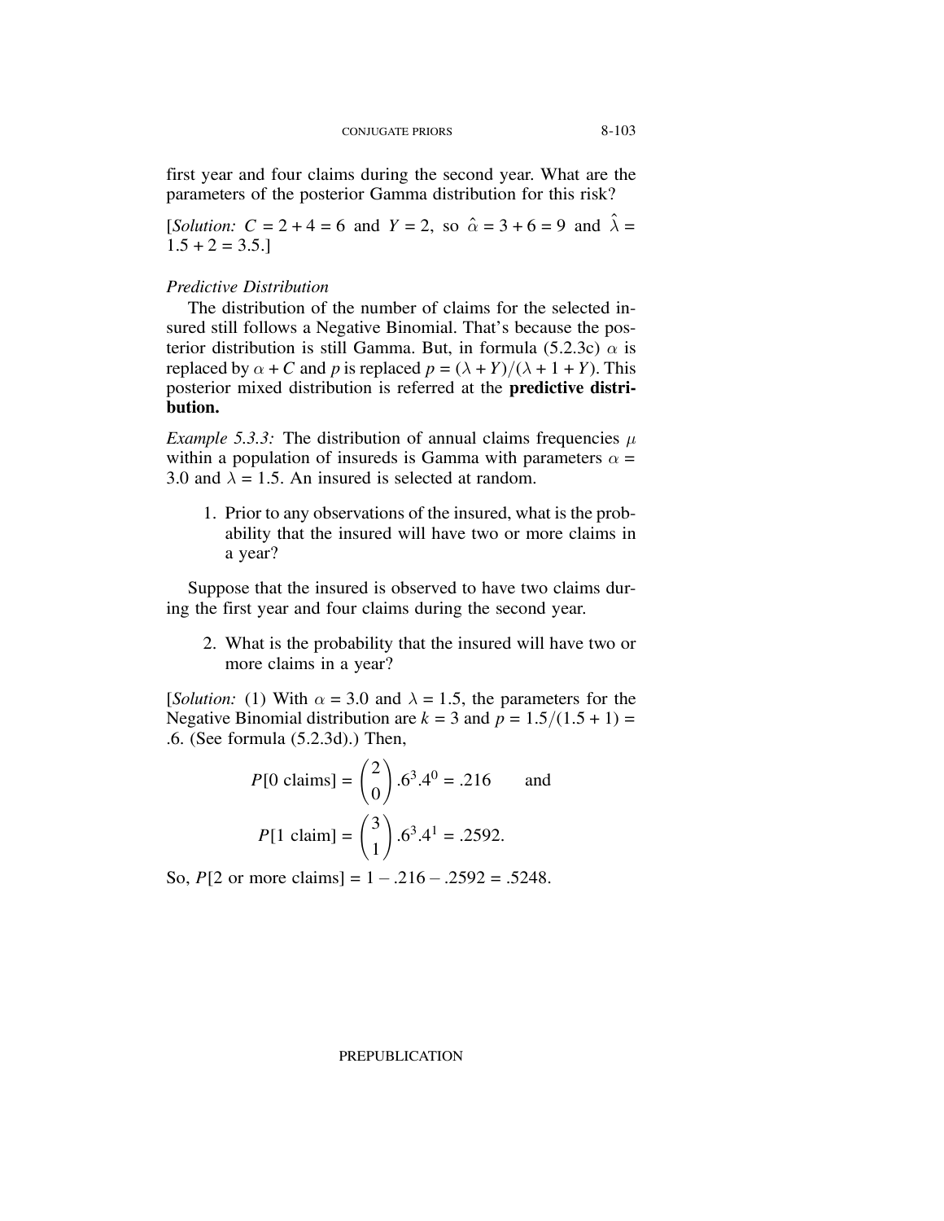first year and four claims during the second year. What are the parameters of the posterior Gamma distribution for this risk?

[*Solution:* $C = 2 + 4 = 6$ and $Y = 2$, so $\hat{\alpha} = 3 + 6 = 9$ and $\hat{\lambda} = 1.5 + 2 = 3.5$.]

*Predictive Distribution*

The distribution of the number of claims for the selected insured still follows a Negative Binomial. That's because the posterior distribution is still Gamma. But, in formula (5.2.3c) $\alpha$ is replaced by $\alpha + C$ and $p$ is replaced $p = (\lambda + Y)/(\lambda + 1 + Y)$. This posterior mixed distribution is referred at the **predictive distribution.**

*Example 5.3.3:* The distribution of annual claims frequencies $\mu$ within a population of insureds is Gamma with parameters $\alpha = 3.0$ and $\lambda = 1.5$. An insured is selected at random.

1. Prior to any observations of the insured, what is the probability that the insured will have two or more claims in a year?

Suppose that the insured is observed to have two claims during the first year and four claims during the second year.

2. What is the probability that the insured will have two or more claims in a year?

[*Solution:* (1) With $\alpha = 3.0$ and $\lambda = 1.5$, the parameters for the Negative Binomial distribution are $k = 3$ and $p = 1.5/(1.5 + 1) = .6$. (See formula (5.2.3d).) Then,

$$P[0 \text{ claims}] = \binom{2}{0} .6^3 .4^0 = .216 \qquad \text{and}$$

$$P[1 \text{ claim}] = \binom{3}{1} .6^3 .4^1 = .2592.$$

So, $P[2 \text{ or more claims}] = 1 - .216 - .2592 = .5248$.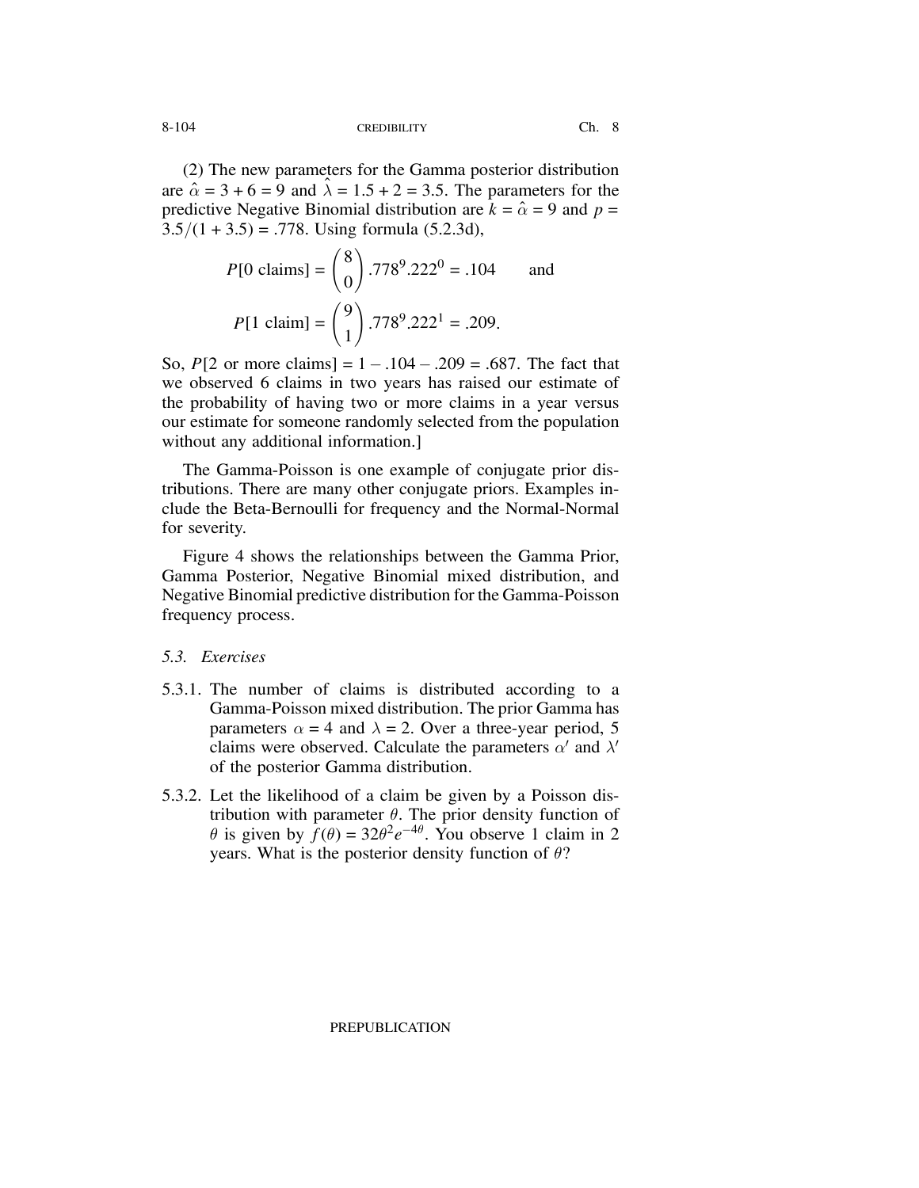(2) The new parameters for the Gamma posterior distribution are $\hat{\alpha} = 3 + 6 = 9$ and $\hat{\lambda} = 1.5 + 2 = 3.5$. The parameters for the predictive Negative Binomial distribution are $k = \hat{\alpha} = 9$ and $p = 3.5/(1 + 3.5) = .778$. Using formula (5.2.3d),

$$P[0 \text{ claims}] = \binom{8}{0} .778^9 .222^0 = .104 \qquad \text{and}$$

$$P[1 \text{ claim}] = \binom{9}{1} .778^9 .222^1 = .209.$$

So, $P[2$ or more claims$] = 1 - .104 - .209 = .687$. The fact that we observed 6 claims in two years has raised our estimate of the probability of having two or more claims in a year versus our estimate for someone randomly selected from the population without any additional information.]

The Gamma-Poisson is one example of conjugate prior distributions. There are many other conjugate priors. Examples include the Beta-Bernoulli for frequency and the Normal-Normal for severity.

Figure 4 shows the relationships between the Gamma Prior, Gamma Posterior, Negative Binomial mixed distribution, and Negative Binomial predictive distribution for the Gamma-Poisson frequency process.

### *5.3. Exercises*

5.3.1. The number of claims is distributed according to a Gamma-Poisson mixed distribution. The prior Gamma has parameters $\alpha = 4$ and $\lambda = 2$. Over a three-year period, 5 claims were observed. Calculate the parameters $\alpha'$ and $\lambda'$ of the posterior Gamma distribution.

5.3.2. Let the likelihood of a claim be given by a Poisson distribution with parameter $\theta$. The prior density function of $\theta$ is given by $f(\theta) = 32\theta^2 e^{-4\theta}$. You observe 1 claim in 2 years. What is the posterior density function of $\theta$?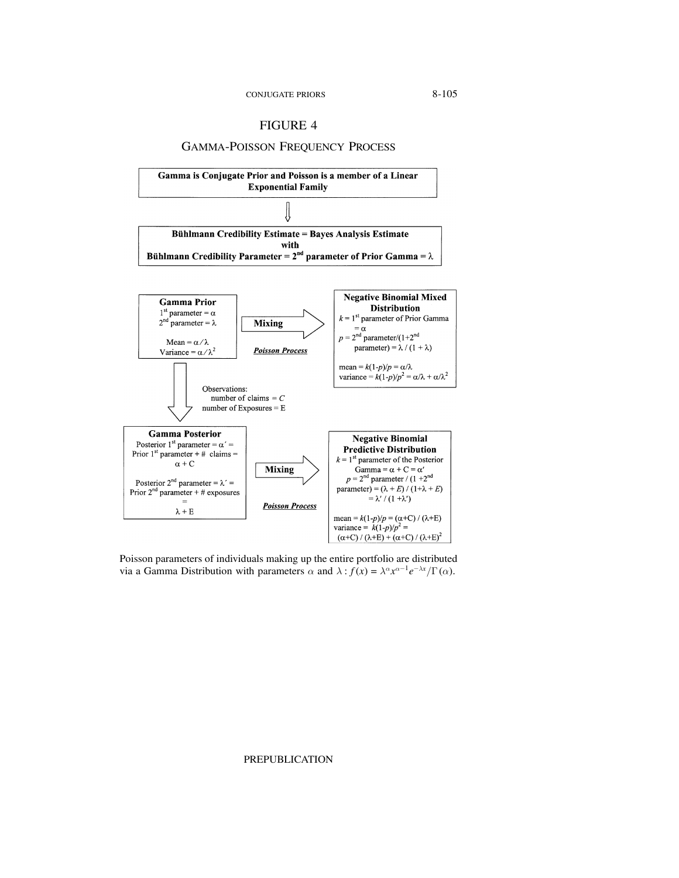# FIGURE 4

## GAMMA-POISSON FREQUENCY PROCESS

**Gamma is Conjugate Prior and Poisson is a member of a Linear Exponential Family**

⇩

**Bühlmann Credibility Estimate = Bayes Analysis Estimate with Bühlmann Credibility Parameter = 2nd parameter of Prior Gamma = $\lambda$**

**Gamma Prior**
1st parameter = $\alpha$
2nd parameter = $\lambda$

Mean = $\alpha / \lambda$
Variance = $\alpha / \lambda^2$

**Mixing** → *Poisson Process*

**Negative Binomial Mixed Distribution**
$k$ = 1st parameter of Prior Gamma = $\alpha$
$p$ = 2nd parameter/(1+2nd parameter) = $\lambda / (1 + \lambda)$

mean = $k(1\text{-}p)/p = \alpha/\lambda$
variance = $k(1\text{-}p)/p^2 = \alpha/\lambda + \alpha/\lambda^2$

Observations:
number of claims = $C$
number of Exposures = E

**Gamma Posterior**
Posterior 1st parameter = $\alpha'$ = Prior 1st parameter + # claims = $\alpha$ + C

Posterior 2nd parameter = $\lambda'$ = Prior 2nd parameter + # exposures = $\lambda$ + E

**Mixing** → *Poisson Process*

**Negative Binomial Predictive Distribution**
$k$ = 1st parameter of the Posterior Gamma = $\alpha + C = \alpha'$
$p$ = 2nd parameter / (1 +2nd parameter) = $(\lambda + E) / (1+\lambda + E)$ = $\lambda' / (1 + \lambda')$

mean = $k(1\text{-}p)/p = (\alpha\text{+C}) / (\lambda\text{+E})$
variance = $k(1\text{-}p)/p^2$ = $(\alpha\text{+C}) / (\lambda\text{+E}) + (\alpha\text{+C}) / (\lambda\text{+E})^2$

Poisson parameters of individuals making up the entire portfolio are distributed via a Gamma Distribution with parameters $\alpha$ and $\lambda : f(x) = \lambda^{\alpha} x^{\alpha-1} e^{-\lambda x} / \Gamma(\alpha)$.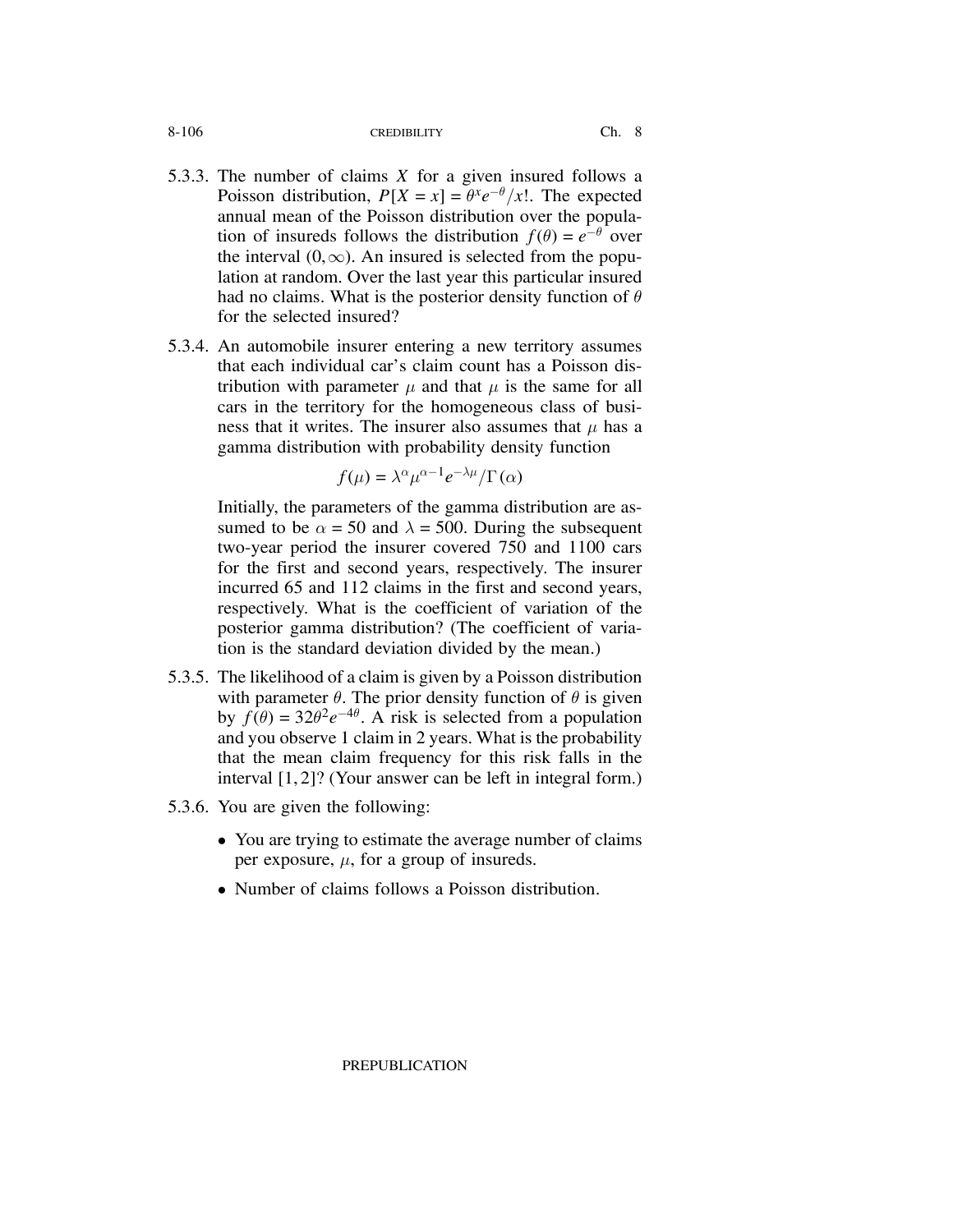5.3.3. The number of claims $X$ for a given insured follows a Poisson distribution, $P[X = x] = \theta^x e^{-\theta}/x!$. The expected annual mean of the Poisson distribution over the population of insureds follows the distribution $f(\theta) = e^{-\theta}$ over the interval $(0, \infty)$. An insured is selected from the population at random. Over the last year this particular insured had no claims. What is the posterior density function of $\theta$ for the selected insured?

5.3.4. An automobile insurer entering a new territory assumes that each individual car's claim count has a Poisson distribution with parameter $\mu$ and that $\mu$ is the same for all cars in the territory for the homogeneous class of business that it writes. The insurer also assumes that $\mu$ has a gamma distribution with probability density function

$$f(\mu) = \lambda^\alpha \mu^{\alpha-1} e^{-\lambda\mu}/\Gamma(\alpha)$$

Initially, the parameters of the gamma distribution are assumed to be $\alpha = 50$ and $\lambda = 500$. During the subsequent two-year period the insurer covered 750 and 1100 cars for the first and second years, respectively. The insurer incurred 65 and 112 claims in the first and second years, respectively. What is the coefficient of variation of the posterior gamma distribution? (The coefficient of variation is the standard deviation divided by the mean.)

5.3.5. The likelihood of a claim is given by a Poisson distribution with parameter $\theta$. The prior density function of $\theta$ is given by $f(\theta) = 32\theta^2 e^{-4\theta}$. A risk is selected from a population and you observe 1 claim in 2 years. What is the probability that the mean claim frequency for this risk falls in the interval $[1, 2]$? (Your answer can be left in integral form.)

5.3.6. You are given the following:

- You are trying to estimate the average number of claims per exposure, $\mu$, for a group of insureds.
- Number of claims follows a Poisson distribution.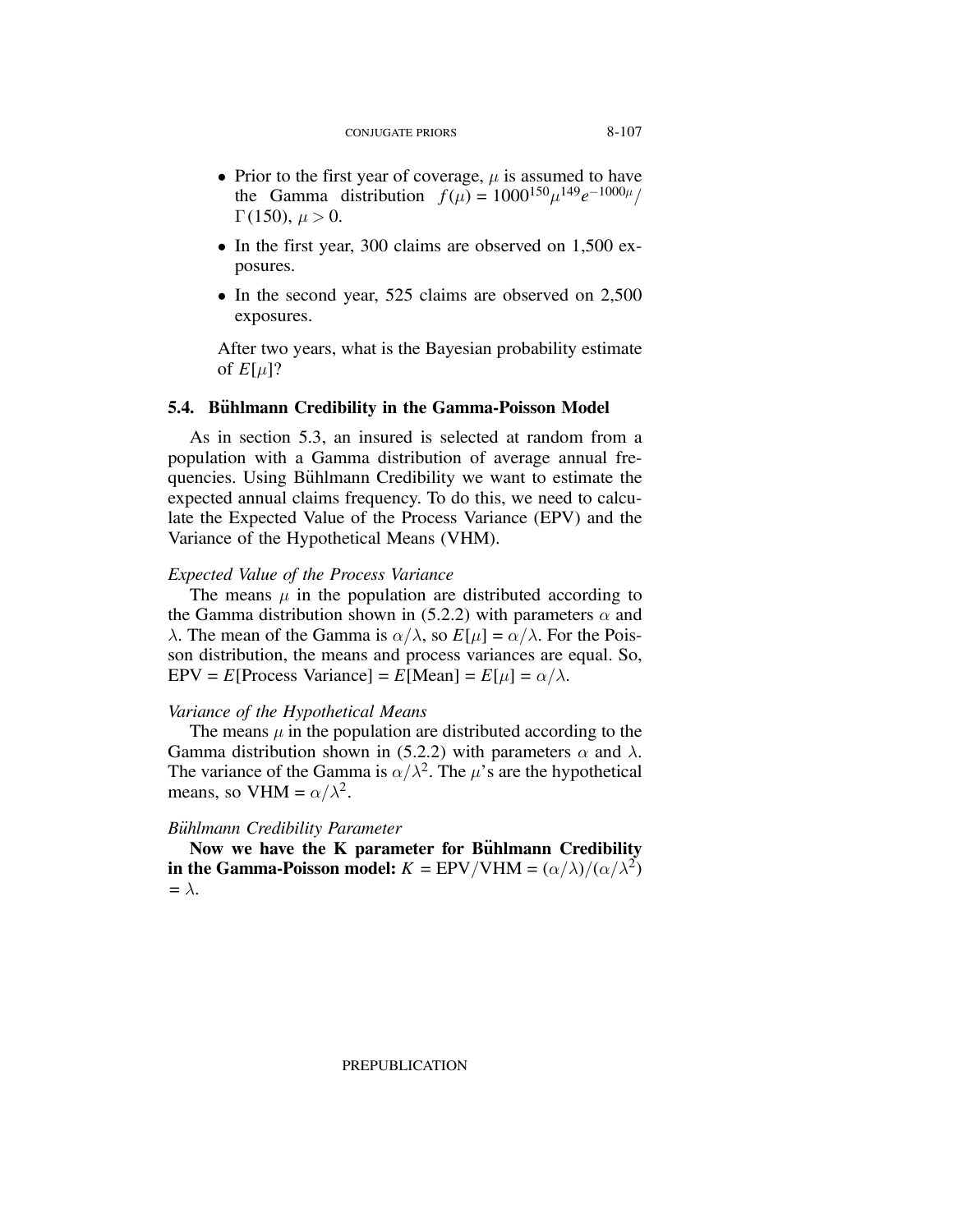- Prior to the first year of coverage, $\mu$ is assumed to have the Gamma distribution $f(\mu) = 1000^{150}\mu^{149}e^{-1000\mu}/\Gamma(150)$, $\mu > 0$.
- In the first year, 300 claims are observed on 1,500 exposures.
- In the second year, 525 claims are observed on 2,500 exposures.

After two years, what is the Bayesian probability estimate of $E[\mu]$?

## 5.4. Bühlmann Credibility in the Gamma-Poisson Model

As in section 5.3, an insured is selected at random from a population with a Gamma distribution of average annual frequencies. Using Bühlmann Credibility we want to estimate the expected annual claims frequency. To do this, we need to calculate the Expected Value of the Process Variance (EPV) and the Variance of the Hypothetical Means (VHM).

*Expected Value of the Process Variance*

The means $\mu$ in the population are distributed according to the Gamma distribution shown in (5.2.2) with parameters $\alpha$ and $\lambda$. The mean of the Gamma is $\alpha/\lambda$, so $E[\mu] = \alpha/\lambda$. For the Poisson distribution, the means and process variances are equal. So, EPV = $E$[Process Variance] = $E$[Mean] = $E[\mu] = \alpha/\lambda$.

*Variance of the Hypothetical Means*

The means $\mu$ in the population are distributed according to the Gamma distribution shown in (5.2.2) with parameters $\alpha$ and $\lambda$. The variance of the Gamma is $\alpha/\lambda^2$. The $\mu$'s are the hypothetical means, so VHM = $\alpha/\lambda^2$.

*Bühlmann Credibility Parameter*

**Now we have the K parameter for Bühlmann Credibility in the Gamma-Poisson model:** $K$ = EPV/VHM = $(\alpha/\lambda)/(\alpha/\lambda^2) = \lambda$.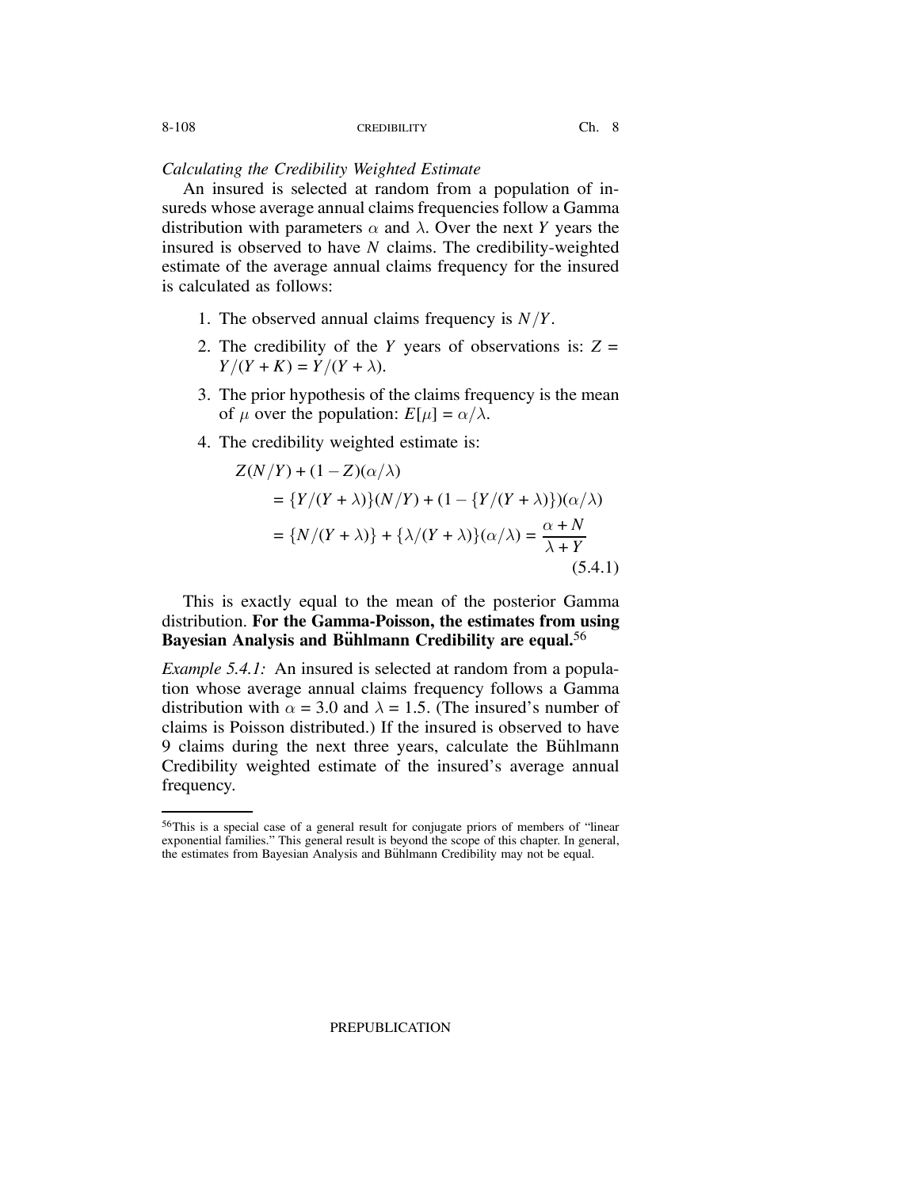*Calculating the Credibility Weighted Estimate*

An insured is selected at random from a population of insureds whose average annual claims frequencies follow a Gamma distribution with parameters $\alpha$ and $\lambda$. Over the next $Y$ years the insured is observed to have $N$ claims. The credibility-weighted estimate of the average annual claims frequency for the insured is calculated as follows:

1. The observed annual claims frequency is $N/Y$.
2. The credibility of the $Y$ years of observations is: $Z = Y/(Y+K) = Y/(Y+\lambda)$.
3. The prior hypothesis of the claims frequency is the mean of $\mu$ over the population: $E[\mu] = \alpha/\lambda$.
4. The credibility weighted estimate is:

$$
\begin{aligned}
&Z(N/Y) + (1-Z)(\alpha/\lambda) \\
&\quad = \{Y/(Y+\lambda)\}(N/Y) + (1 - \{Y/(Y+\lambda)\})(\alpha/\lambda) \\
&\quad = \{N/(Y+\lambda)\} + \{\lambda/(Y+\lambda)\}(\alpha/\lambda) = \frac{\alpha+N}{\lambda+Y}
\end{aligned}
\tag{5.4.1}
$$

This is exactly equal to the mean of the posterior Gamma distribution. **For the Gamma-Poisson, the estimates from using Bayesian Analysis and Bühlmann Credibility are equal.**[56]

*Example 5.4.1:* An insured is selected at random from a population whose average annual claims frequency follows a Gamma distribution with $\alpha = 3.0$ and $\lambda = 1.5$. (The insured's number of claims is Poisson distributed.) If the insured is observed to have 9 claims during the next three years, calculate the Bühlmann Credibility weighted estimate of the insured's average annual frequency.

---

[56]This is a special case of a general result for conjugate priors of members of "linear exponential families." This general result is beyond the scope of this chapter. In general, the estimates from Bayesian Analysis and Bühlmann Credibility may not be equal.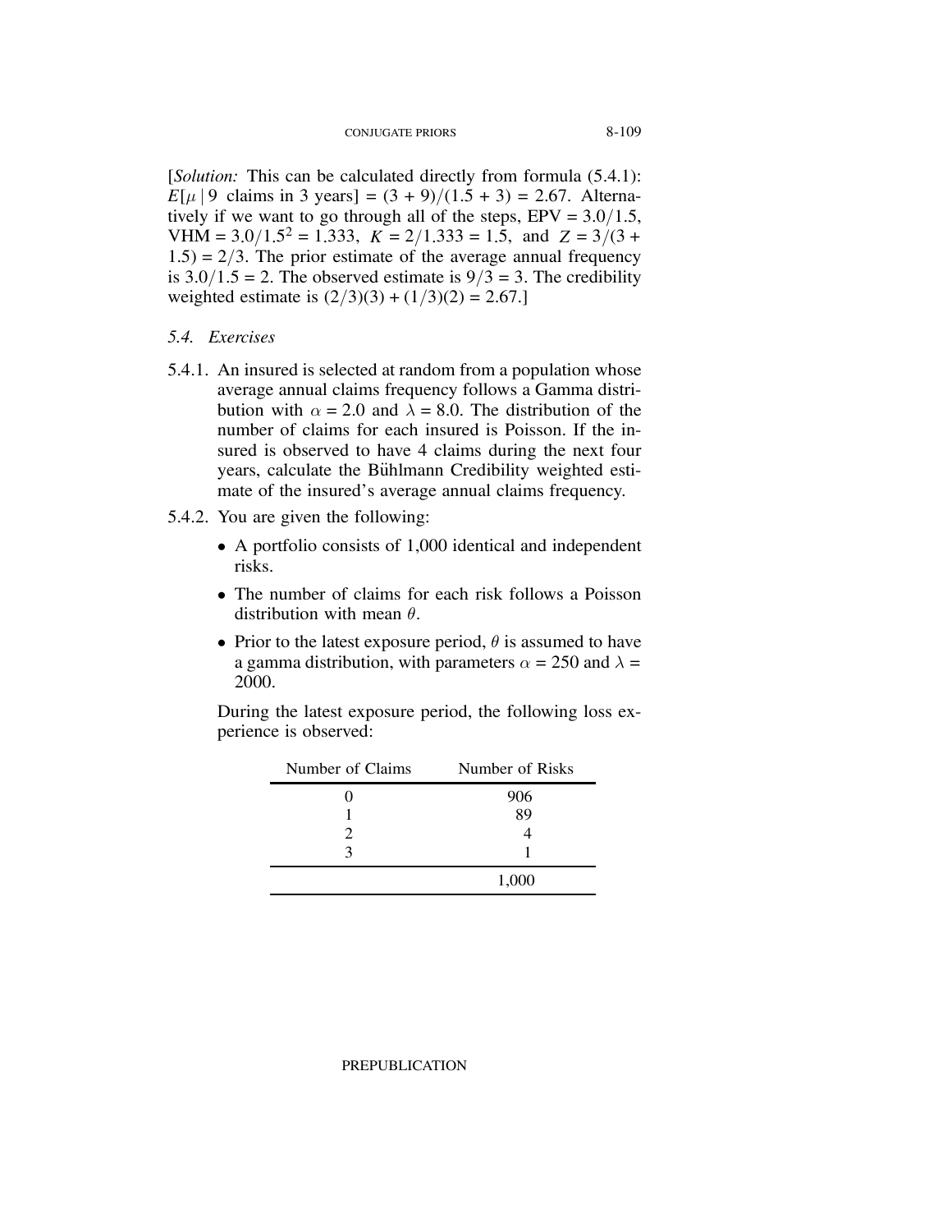[*Solution:* This can be calculated directly from formula (5.4.1): $E[\mu \mid 9 \text{ claims in 3 years}] = (3+9)/(1.5+3) = 2.67$. Alternatively if we want to go through all of the steps, EPV $= 3.0/1.5$, VHM $= 3.0/1.5^2 = 1.333$, $K = 2/1.333 = 1.5$, and $Z = 3/(3+1.5) = 2/3$. The prior estimate of the average annual frequency is $3.0/1.5 = 2$. The observed estimate is $9/3 = 3$. The credibility weighted estimate is $(2/3)(3) + (1/3)(2) = 2.67$.]

### *5.4. Exercises*

5.4.1. An insured is selected at random from a population whose average annual claims frequency follows a Gamma distribution with $\alpha = 2.0$ and $\lambda = 8.0$. The distribution of the number of claims for each insured is Poisson. If the insured is observed to have 4 claims during the next four years, calculate the Bühlmann Credibility weighted estimate of the insured's average annual claims frequency.

5.4.2. You are given the following:

- A portfolio consists of 1,000 identical and independent risks.
- The number of claims for each risk follows a Poisson distribution with mean $\theta$.
- Prior to the latest exposure period, $\theta$ is assumed to have a gamma distribution, with parameters $\alpha = 250$ and $\lambda = 2000$.

During the latest exposure period, the following loss experience is observed:

| Number of Claims | Number of Risks |
|---|---|
| 0 | 906 |
| 1 | 89 |
| 2 | 4 |
| 3 | 1 |
| | 1,000 |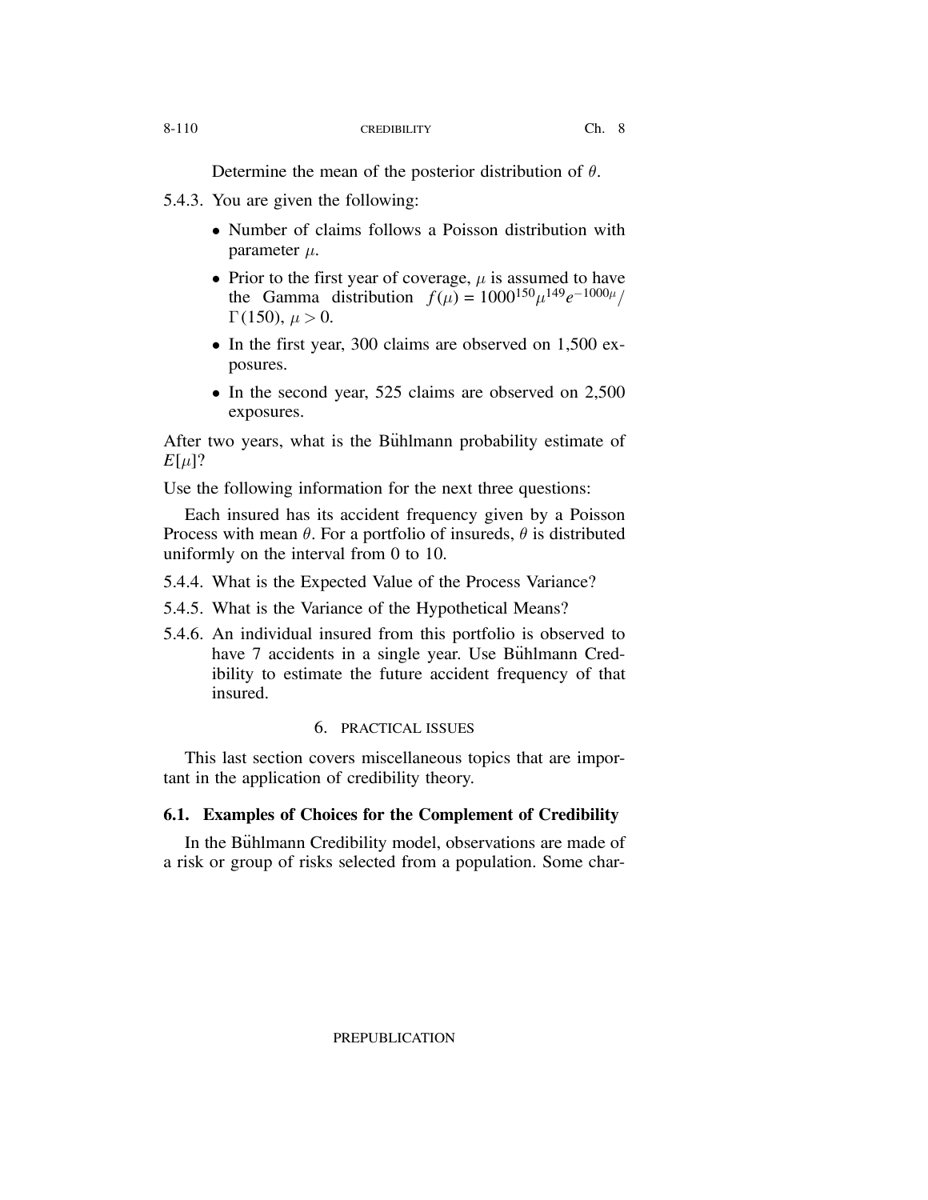Determine the mean of the posterior distribution of $\theta$.

5.4.3. You are given the following:

- Number of claims follows a Poisson distribution with parameter $\mu$.
- Prior to the first year of coverage, $\mu$ is assumed to have the Gamma distribution $f(\mu) = 1000^{150}\mu^{149}e^{-1000\mu}/\Gamma(150)$, $\mu > 0$.
- In the first year, 300 claims are observed on 1,500 exposures.
- In the second year, 525 claims are observed on 2,500 exposures.

After two years, what is the Bühlmann probability estimate of $E[\mu]$?

Use the following information for the next three questions:

Each insured has its accident frequency given by a Poisson Process with mean $\theta$. For a portfolio of insureds, $\theta$ is distributed uniformly on the interval from 0 to 10.

5.4.4. What is the Expected Value of the Process Variance?

5.4.5. What is the Variance of the Hypothetical Means?

5.4.6. An individual insured from this portfolio is observed to have 7 accidents in a single year. Use Bühlmann Credibility to estimate the future accident frequency of that insured.

## 6. PRACTICAL ISSUES

This last section covers miscellaneous topics that are important in the application of credibility theory.

### 6.1. Examples of Choices for the Complement of Credibility

In the Bühlmann Credibility model, observations are made of a risk or group of risks selected from a population. Some char-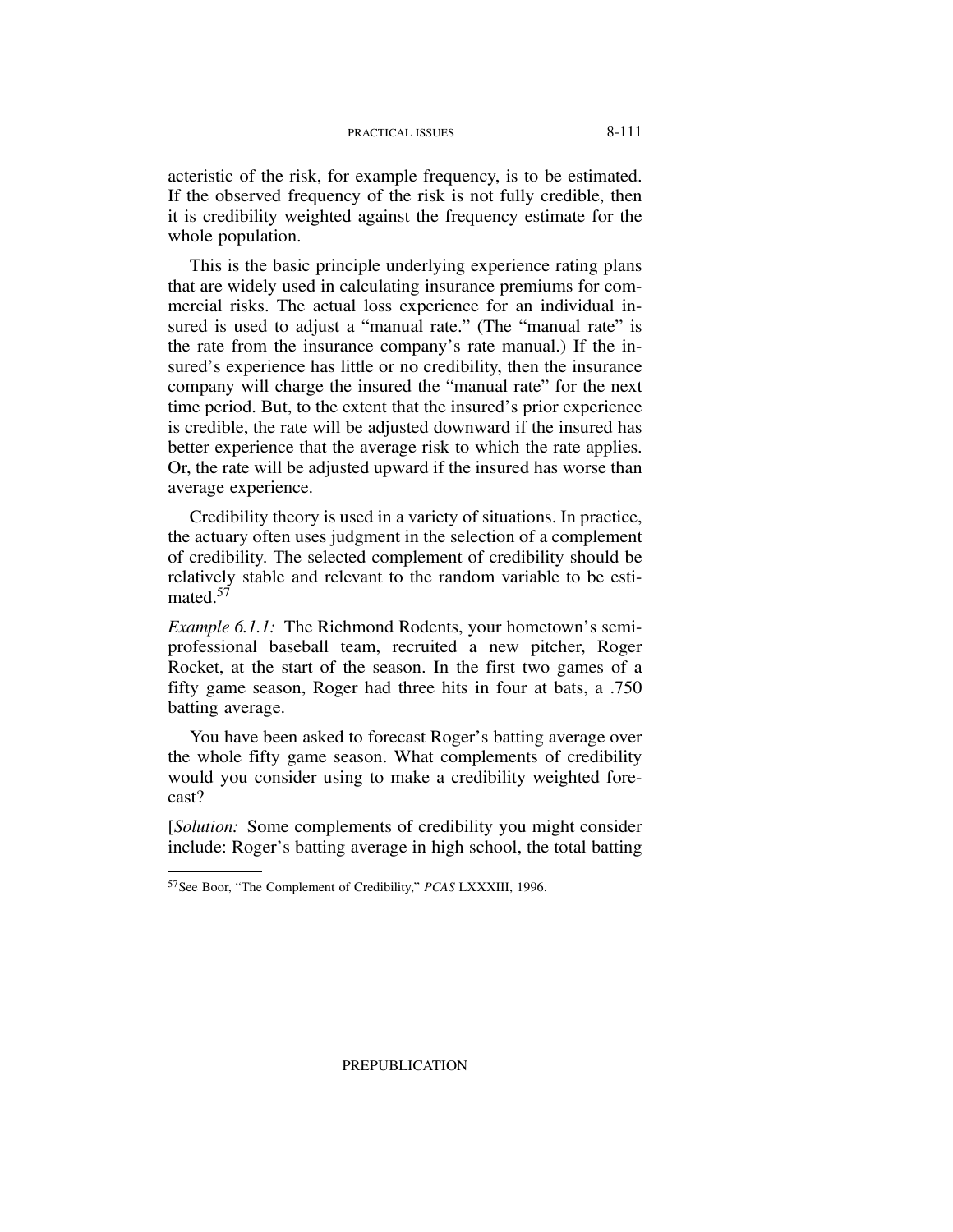acteristic of the risk, for example frequency, is to be estimated. If the observed frequency of the risk is not fully credible, then it is credibility weighted against the frequency estimate for the whole population.

This is the basic principle underlying experience rating plans that are widely used in calculating insurance premiums for commercial risks. The actual loss experience for an individual insured is used to adjust a "manual rate." (The "manual rate" is the rate from the insurance company's rate manual.) If the insured's experience has little or no credibility, then the insurance company will charge the insured the "manual rate" for the next time period. But, to the extent that the insured's prior experience is credible, the rate will be adjusted downward if the insured has better experience that the average risk to which the rate applies. Or, the rate will be adjusted upward if the insured has worse than average experience.

Credibility theory is used in a variety of situations. In practice, the actuary often uses judgment in the selection of a complement of credibility. The selected complement of credibility should be relatively stable and relevant to the random variable to be estimated.[57]

*Example 6.1.1:* The Richmond Rodents, your hometown's semi-professional baseball team, recruited a new pitcher, Roger Rocket, at the start of the season. In the first two games of a fifty game season, Roger had three hits in four at bats, a .750 batting average.

You have been asked to forecast Roger's batting average over the whole fifty game season. What complements of credibility would you consider using to make a credibility weighted forecast?

[*Solution:* Some complements of credibility you might consider include: Roger's batting average in high school, the total batting

[57] See Boor, "The Complement of Credibility," *PCAS* LXXXIII, 1996.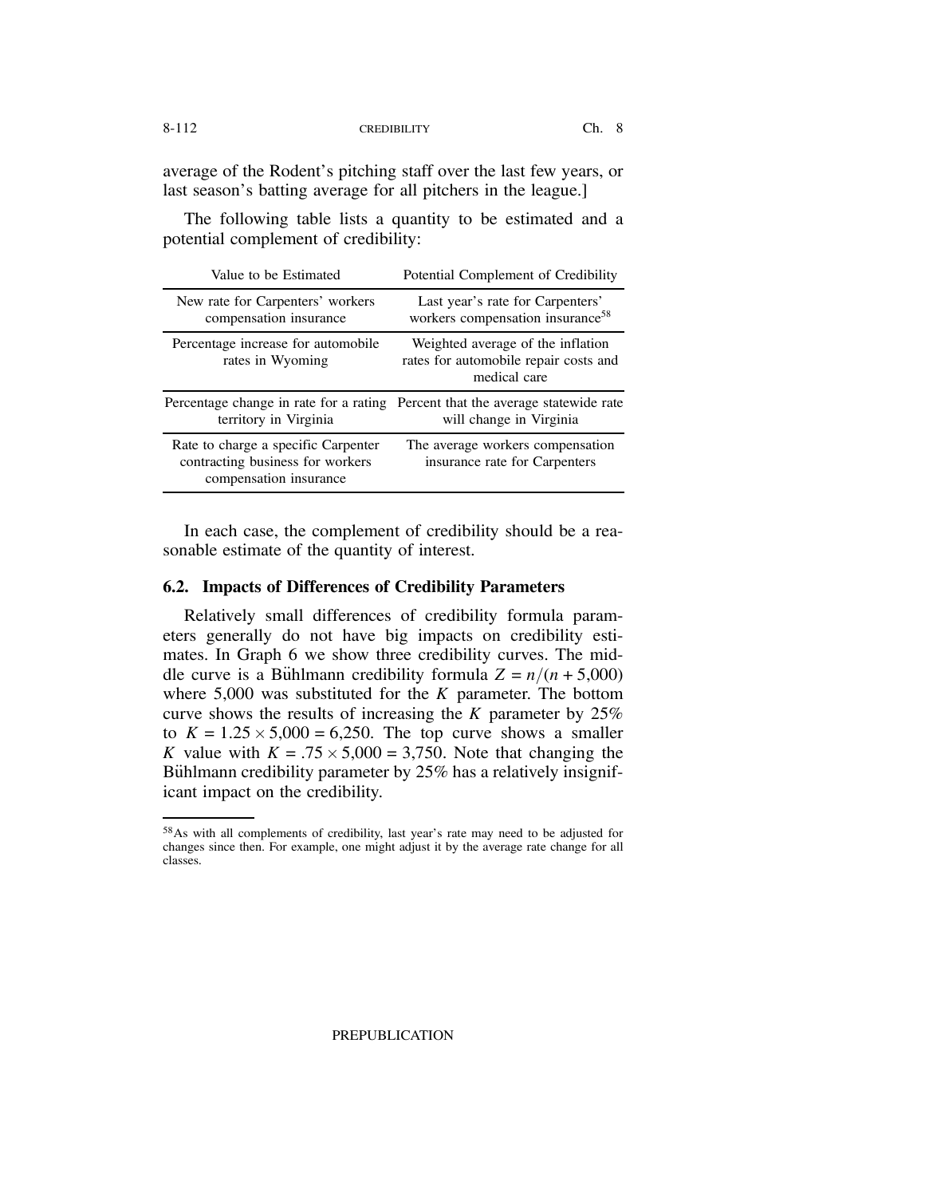average of the Rodent's pitching staff over the last few years, or last season's batting average for all pitchers in the league.]

The following table lists a quantity to be estimated and a potential complement of credibility:

| Value to be Estimated | Potential Complement of Credibility |
|---|---|
| New rate for Carpenters' workers compensation insurance | Last year's rate for Carpenters' workers compensation insurance[58] |
| Percentage increase for automobile rates in Wyoming | Weighted average of the inflation rates for automobile repair costs and medical care |
| Percentage change in rate for a rating territory in Virginia | Percent that the average statewide rate will change in Virginia |
| Rate to charge a specific Carpenter contracting business for workers compensation insurance | The average workers compensation insurance rate for Carpenters |

In each case, the complement of credibility should be a reasonable estimate of the quantity of interest.

### 6.2. Impacts of Differences of Credibility Parameters

Relatively small differences of credibility formula parameters generally do not have big impacts on credibility estimates. In Graph 6 we show three credibility curves. The middle curve is a Bühlmann credibility formula $Z = n/(n + 5{,}000)$ where 5,000 was substituted for the $K$ parameter. The bottom curve shows the results of increasing the $K$ parameter by 25% to $K = 1.25 \times 5{,}000 = 6{,}250$. The top curve shows a smaller $K$ value with $K = .75 \times 5{,}000 = 3{,}750$. Note that changing the Bühlmann credibility parameter by 25% has a relatively insignificant impact on the credibility.

[58] As with all complements of credibility, last year's rate may need to be adjusted for changes since then. For example, one might adjust it by the average rate change for all classes.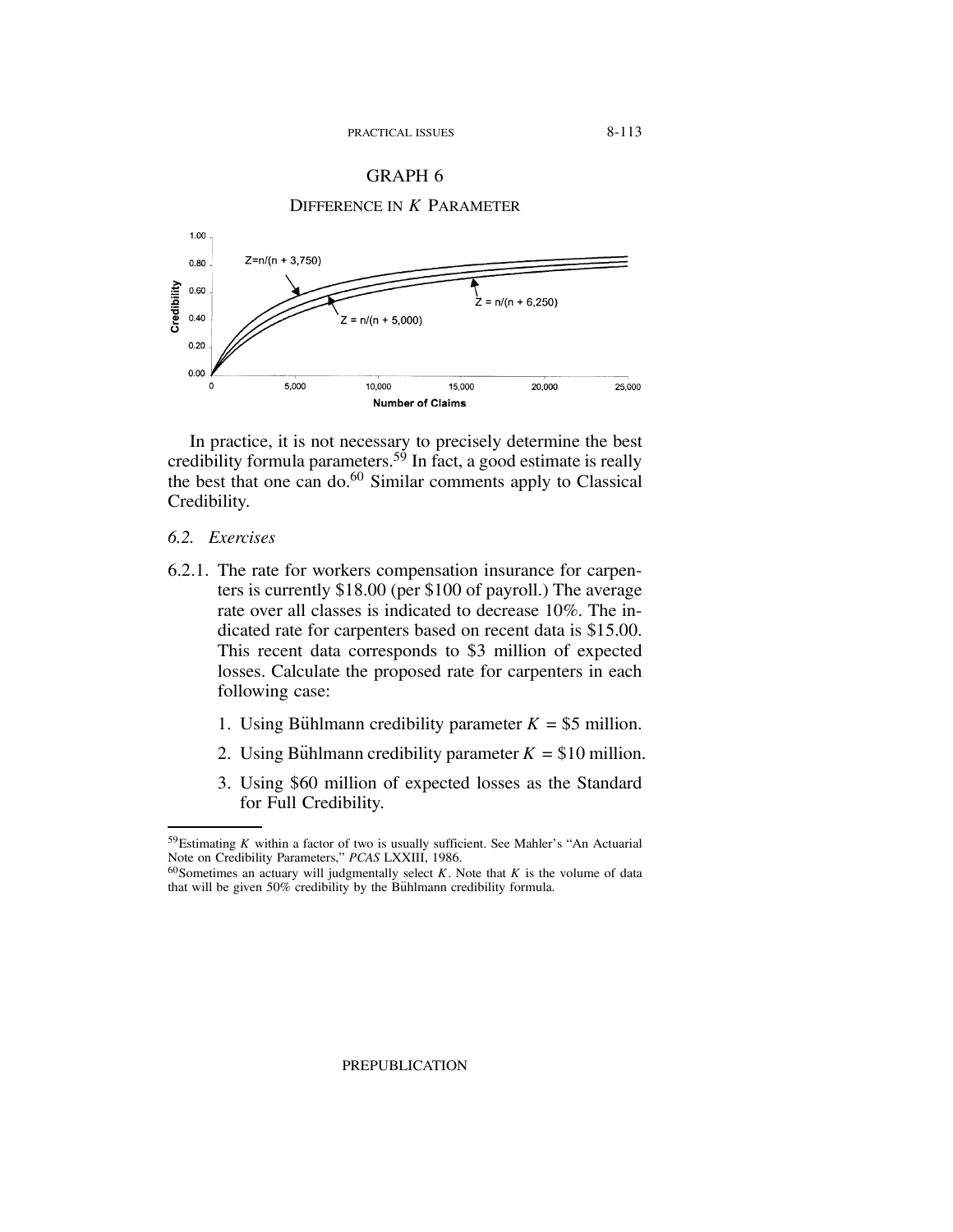GRAPH 6

DIFFERENCE IN $K$ PARAMETER

In practice, it is not necessary to precisely determine the best credibility formula parameters.[59] In fact, a good estimate is really the best that one can do.[60] Similar comments apply to Classical Credibility.

### 6.2. Exercises

6.2.1. The rate for workers compensation insurance for carpenters is currently \$18.00 (per \$100 of payroll.) The average rate over all classes is indicated to decrease 10%. The indicated rate for carpenters based on recent data is \$15.00. This recent data corresponds to \$3 million of expected losses. Calculate the proposed rate for carpenters in each following case:

1. Using Bühlmann credibility parameter $K = \$5$ million.
2. Using Bühlmann credibility parameter $K = \$10$ million.
3. Using \$60 million of expected losses as the Standard for Full Credibility.

---

[59] Estimating $K$ within a factor of two is usually sufficient. See Mahler's "An Actuarial Note on Credibility Parameters," *PCAS* LXXIII, 1986.

[60] Sometimes an actuary will judgmentally select $K$. Note that $K$ is the volume of data that will be given 50% credibility by the Bühlmann credibility formula.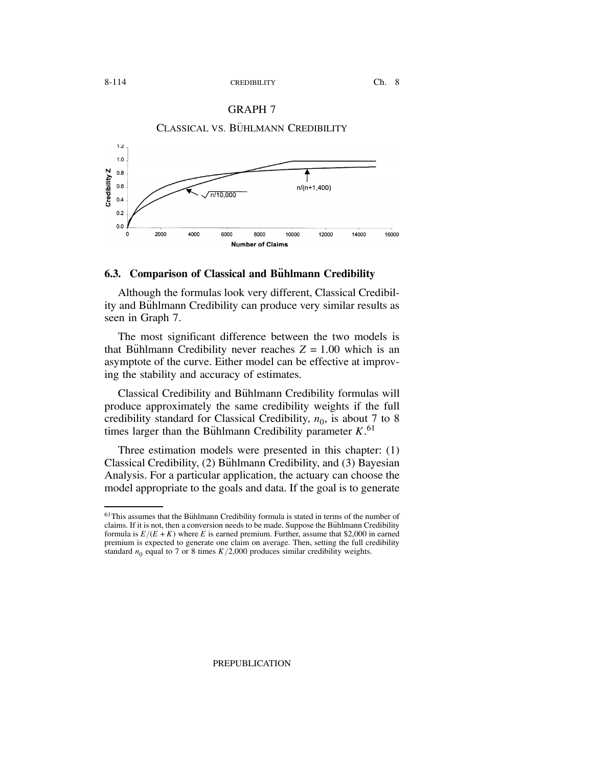GRAPH 7

CLASSICAL VS. BÜHLMANN CREDIBILITY

## 6.3. Comparison of Classical and Bühlmann Credibility

Although the formulas look very different, Classical Credibility and Bühlmann Credibility can produce very similar results as seen in Graph 7.

The most significant difference between the two models is that Bühlmann Credibility never reaches $Z = 1.00$ which is an asymptote of the curve. Either model can be effective at improving the stability and accuracy of estimates.

Classical Credibility and Bühlmann Credibility formulas will produce approximately the same credibility weights if the full credibility standard for Classical Credibility, $n_0$, is about 7 to 8 times larger than the Bühlmann Credibility parameter $K$.[61]

Three estimation models were presented in this chapter: (1) Classical Credibility, (2) Bühlmann Credibility, and (3) Bayesian Analysis. For a particular application, the actuary can choose the model appropriate to the goals and data. If the goal is to generate

---

[61] This assumes that the Bühlmann Credibility formula is stated in terms of the number of claims. If it is not, then a conversion needs to be made. Suppose the Bühlmann Credibility formula is $E/(E+K)$ where $E$ is earned premium. Further, assume that \$2,000 in earned premium is expected to generate one claim on average. Then, setting the full credibility standard $n_0$ equal to 7 or 8 times $K/2{,}000$ produces similar credibility weights.

PREPUBLICATION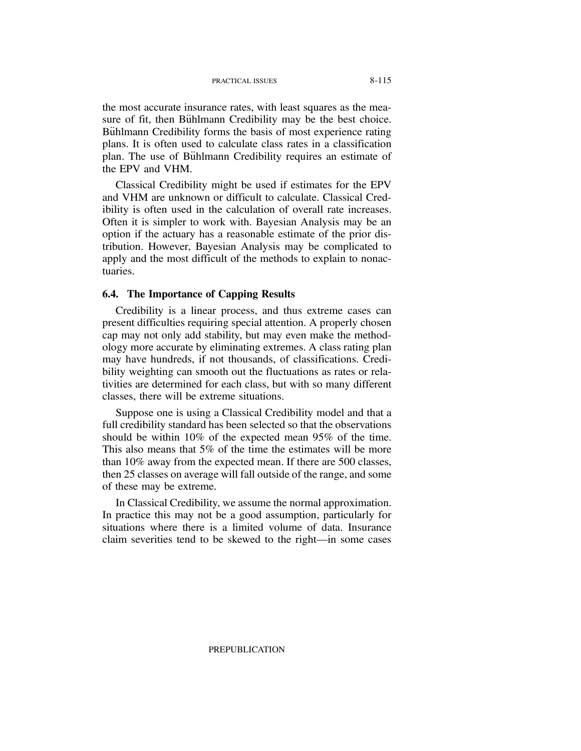the most accurate insurance rates, with least squares as the measure of fit, then Bühlmann Credibility may be the best choice. Bühlmann Credibility forms the basis of most experience rating plans. It is often used to calculate class rates in a classification plan. The use of Bühlmann Credibility requires an estimate of the EPV and VHM.

Classical Credibility might be used if estimates for the EPV and VHM are unknown or difficult to calculate. Classical Credibility is often used in the calculation of overall rate increases. Often it is simpler to work with. Bayesian Analysis may be an option if the actuary has a reasonable estimate of the prior distribution. However, Bayesian Analysis may be complicated to apply and the most difficult of the methods to explain to nonactuaries.

### 6.4. The Importance of Capping Results

Credibility is a linear process, and thus extreme cases can present difficulties requiring special attention. A properly chosen cap may not only add stability, but may even make the methodology more accurate by eliminating extremes. A class rating plan may have hundreds, if not thousands, of classifications. Credibility weighting can smooth out the fluctuations as rates or relativities are determined for each class, but with so many different classes, there will be extreme situations.

Suppose one is using a Classical Credibility model and that a full credibility standard has been selected so that the observations should be within 10% of the expected mean 95% of the time. This also means that 5% of the time the estimates will be more than 10% away from the expected mean. If there are 500 classes, then 25 classes on average will fall outside of the range, and some of these may be extreme.

In Classical Credibility, we assume the normal approximation. In practice this may not be a good assumption, particularly for situations where there is a limited volume of data. Insurance claim severities tend to be skewed to the right—in some cases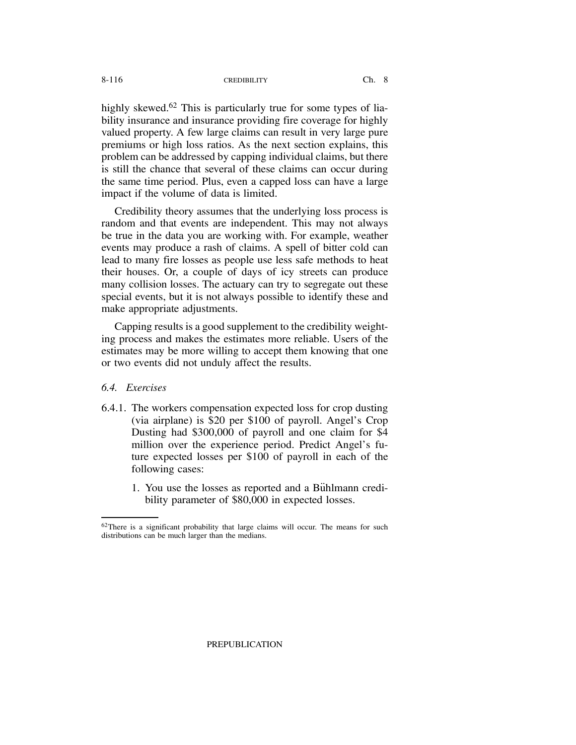highly skewed.[62] This is particularly true for some types of liability insurance and insurance providing fire coverage for highly valued property. A few large claims can result in very large pure premiums or high loss ratios. As the next section explains, this problem can be addressed by capping individual claims, but there is still the chance that several of these claims can occur during the same time period. Plus, even a capped loss can have a large impact if the volume of data is limited.

Credibility theory assumes that the underlying loss process is random and that events are independent. This may not always be true in the data you are working with. For example, weather events may produce a rash of claims. A spell of bitter cold can lead to many fire losses as people use less safe methods to heat their houses. Or, a couple of days of icy streets can produce many collision losses. The actuary can try to segregate out these special events, but it is not always possible to identify these and make appropriate adjustments.

Capping results is a good supplement to the credibility weighting process and makes the estimates more reliable. Users of the estimates may be more willing to accept them knowing that one or two events did not unduly affect the results.

### *6.4. Exercises*

6.4.1. The workers compensation expected loss for crop dusting (via airplane) is $20 per $100 of payroll. Angel's Crop Dusting had $300,000 of payroll and one claim for $4 million over the experience period. Predict Angel's future expected losses per $100 of payroll in each of the following cases:

1. You use the losses as reported and a Bühlmann credibility parameter of $80,000 in expected losses.

---

[62] There is a significant probability that large claims will occur. The means for such distributions can be much larger than the medians.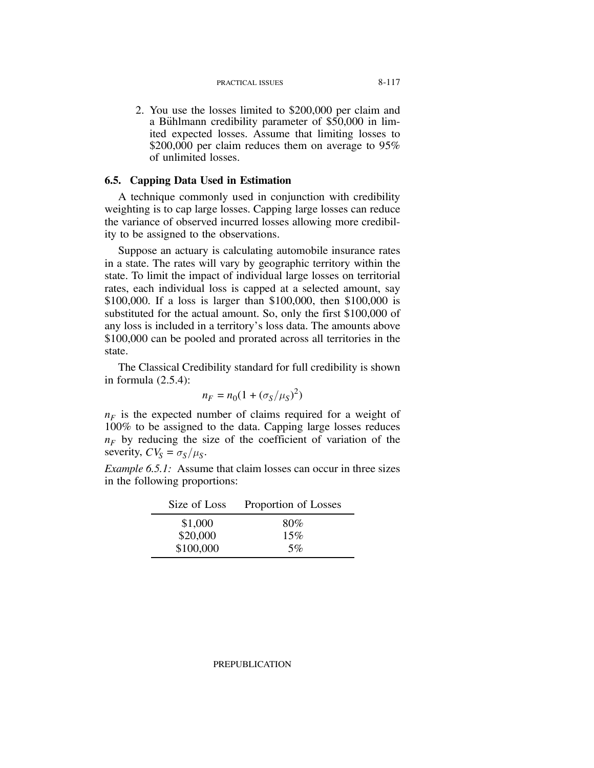2. You use the losses limited to \$200,000 per claim and a Bühlmann credibility parameter of \$50,000 in limited expected losses. Assume that limiting losses to \$200,000 per claim reduces them on average to 95% of unlimited losses.

### 6.5. Capping Data Used in Estimation

A technique commonly used in conjunction with credibility weighting is to cap large losses. Capping large losses can reduce the variance of observed incurred losses allowing more credibility to be assigned to the observations.

Suppose an actuary is calculating automobile insurance rates in a state. The rates will vary by geographic territory within the state. To limit the impact of individual large losses on territorial rates, each individual loss is capped at a selected amount, say \$100,000. If a loss is larger than \$100,000, then \$100,000 is substituted for the actual amount. So, only the first \$100,000 of any loss is included in a territory's loss data. The amounts above \$100,000 can be pooled and prorated across all territories in the state.

The Classical Credibility standard for full credibility is shown in formula (2.5.4):

$$n_F = n_0(1 + (\sigma_S/\mu_S)^2)$$

$n_F$ is the expected number of claims required for a weight of 100% to be assigned to the data. Capping large losses reduces $n_F$ by reducing the size of the coefficient of variation of the severity, $CV_S = \sigma_S/\mu_S$.

*Example 6.5.1:* Assume that claim losses can occur in three sizes in the following proportions:

| Size of Loss | Proportion of Losses |
|---|---|
| \$1,000 | 80% |
| \$20,000 | 15% |
| \$100,000 | 5% |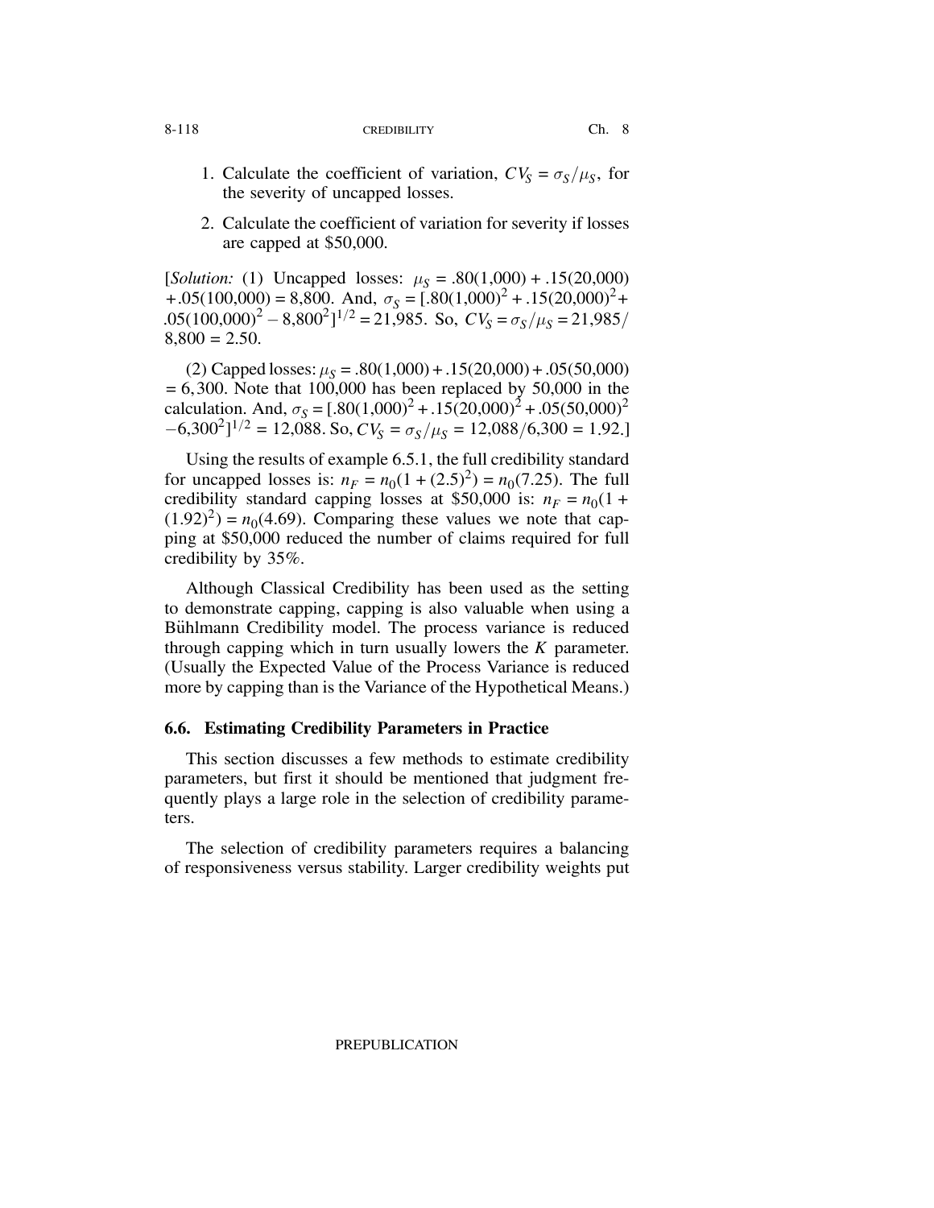1. Calculate the coefficient of variation, $CV_S = \sigma_S/\mu_S$, for the severity of uncapped losses.

2. Calculate the coefficient of variation for severity if losses are capped at \$50,000.

[*Solution:* (1) Uncapped losses: $\mu_S = .80(1{,}000) + .15(20{,}000) + .05(100{,}000) = 8{,}800$. And, $\sigma_S = [.80(1{,}000)^2 + .15(20{,}000)^2 + .05(100{,}000)^2 - 8{,}800^2]^{1/2} = 21{,}985$. So, $CV_S = \sigma_S/\mu_S = 21{,}985/8{,}800 = 2.50$.

(2) Capped losses: $\mu_S = .80(1{,}000) + .15(20{,}000) + .05(50{,}000) = 6{,}300$. Note that 100,000 has been replaced by 50,000 in the calculation. And, $\sigma_S = [.80(1{,}000)^2 + .15(20{,}000)^2 + .05(50{,}000)^2 - 6{,}300^2]^{1/2} = 12{,}088$. So, $CV_S = \sigma_S/\mu_S = 12{,}088/6{,}300 = 1.92$.]

Using the results of example 6.5.1, the full credibility standard for uncapped losses is: $n_F = n_0(1 + (2.5)^2) = n_0(7.25)$. The full credibility standard capping losses at \$50,000 is: $n_F = n_0(1 + (1.92)^2) = n_0(4.69)$. Comparing these values we note that capping at \$50,000 reduced the number of claims required for full credibility by 35%.

Although Classical Credibility has been used as the setting to demonstrate capping, capping is also valuable when using a Bühlmann Credibility model. The process variance is reduced through capping which in turn usually lowers the $K$ parameter. (Usually the Expected Value of the Process Variance is reduced more by capping than is the Variance of the Hypothetical Means.)

### 6.6. Estimating Credibility Parameters in Practice

This section discusses a few methods to estimate credibility parameters, but first it should be mentioned that judgment frequently plays a large role in the selection of credibility parameters.

The selection of credibility parameters requires a balancing of responsiveness versus stability. Larger credibility weights put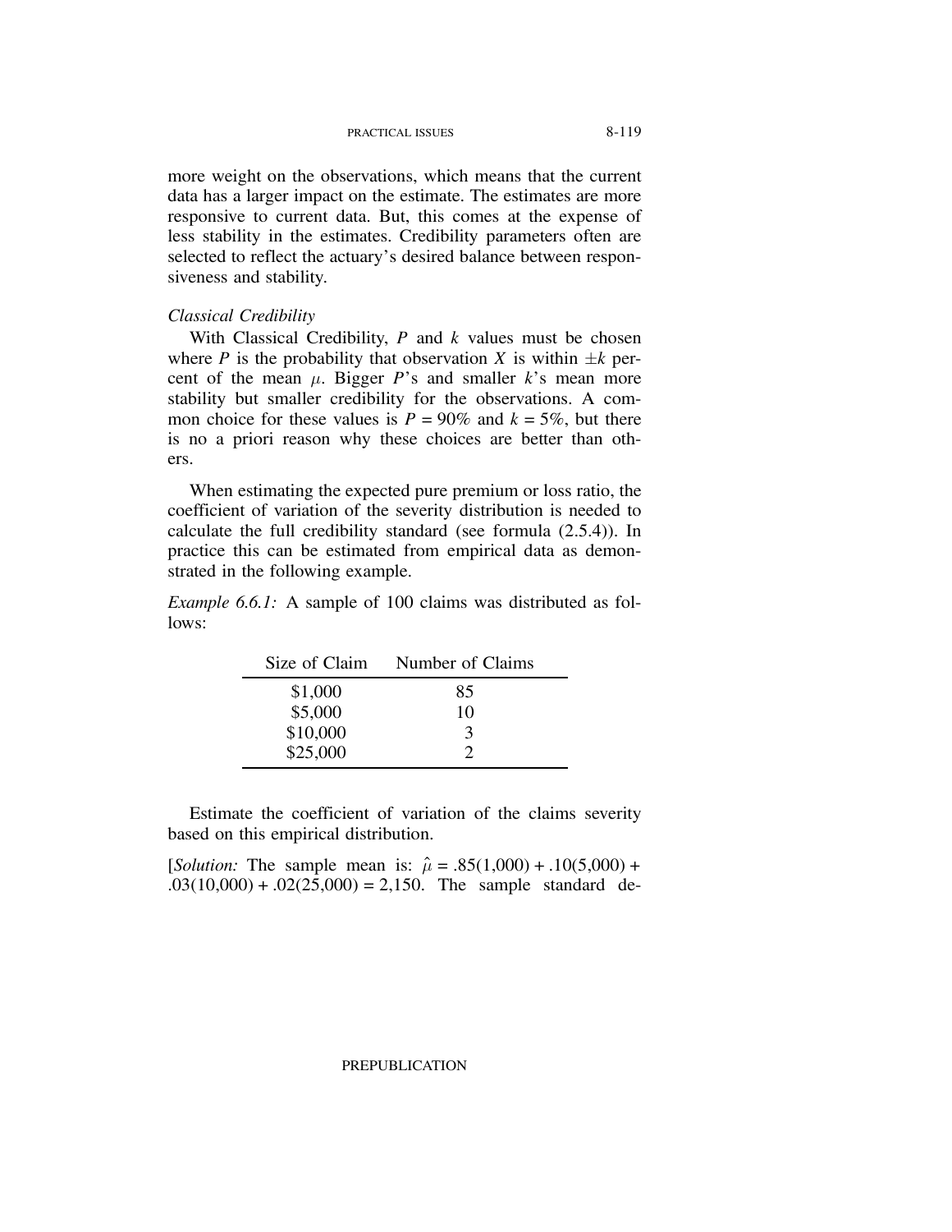more weight on the observations, which means that the current data has a larger impact on the estimate. The estimates are more responsive to current data. But, this comes at the expense of less stability in the estimates. Credibility parameters often are selected to reflect the actuary's desired balance between responsiveness and stability.

*Classical Credibility*

With Classical Credibility, $P$ and $k$ values must be chosen where $P$ is the probability that observation $X$ is within $\pm k$ percent of the mean $\mu$. Bigger $P$'s and smaller $k$'s mean more stability but smaller credibility for the observations. A common choice for these values is $P = 90\%$ and $k = 5\%$, but there is no a priori reason why these choices are better than others.

When estimating the expected pure premium or loss ratio, the coefficient of variation of the severity distribution is needed to calculate the full credibility standard (see formula (2.5.4)). In practice this can be estimated from empirical data as demonstrated in the following example.

*Example 6.6.1:* A sample of 100 claims was distributed as follows:

| Size of Claim | Number of Claims |
|---|---|
| $1,000 | 85 |
| $5,000 | 10 |
| $10,000 | 3 |
| $25,000 | 2 |

Estimate the coefficient of variation of the claims severity based on this empirical distribution.

[*Solution:* The sample mean is: $\hat{\mu} = .85(1{,}000) + .10(5{,}000) + .03(10{,}000) + .02(25{,}000) = 2{,}150$. The sample standard de-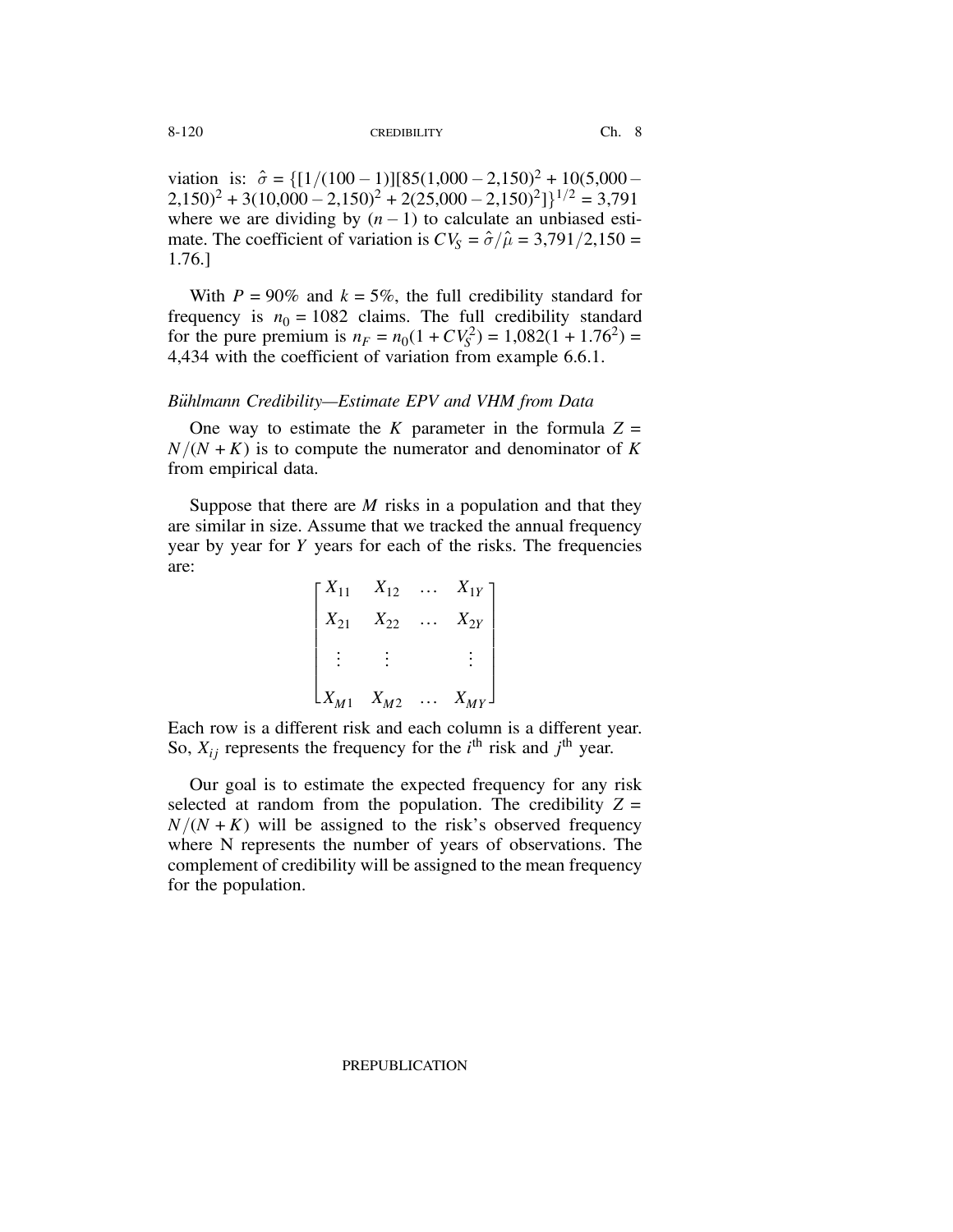viation is: $\hat{\sigma} = \{[1/(100-1)][85(1{,}000 - 2{,}150)^2 + 10(5{,}000 - 2{,}150)^2 + 3(10{,}000 - 2{,}150)^2 + 2(25{,}000 - 2{,}150)^2]\}^{1/2} = 3{,}791$ where we are dividing by $(n-1)$ to calculate an unbiased estimate. The coefficient of variation is $CV_S = \hat{\sigma}/\hat{\mu} = 3{,}791/2{,}150 = 1.76$.]

With $P = 90\%$ and $k = 5\%$, the full credibility standard for frequency is $n_0 = 1082$ claims. The full credibility standard for the pure premium is $n_F = n_0(1 + CV_S^2) = 1{,}082(1 + 1.76^2) = 4{,}434$ with the coefficient of variation from example 6.6.1.

*Bühlmann Credibility—Estimate EPV and VHM from Data*

One way to estimate the $K$ parameter in the formula $Z = N/(N+K)$ is to compute the numerator and denominator of $K$ from empirical data.

Suppose that there are $M$ risks in a population and that they are similar in size. Assume that we tracked the annual frequency year by year for $Y$ years for each of the risks. The frequencies are:

$$\begin{bmatrix} X_{11} & X_{12} & \ldots & X_{1Y} \\ X_{21} & X_{22} & \ldots & X_{2Y} \\ \vdots & \vdots & & \vdots \\ X_{M1} & X_{M2} & \ldots & X_{MY} \end{bmatrix}$$

Each row is a different risk and each column is a different year. So, $X_{ij}$ represents the frequency for the $i^{\text{th}}$ risk and $j^{\text{th}}$ year.

Our goal is to estimate the expected frequency for any risk selected at random from the population. The credibility $Z = N/(N+K)$ will be assigned to the risk's observed frequency where N represents the number of years of observations. The complement of credibility will be assigned to the mean frequency for the population.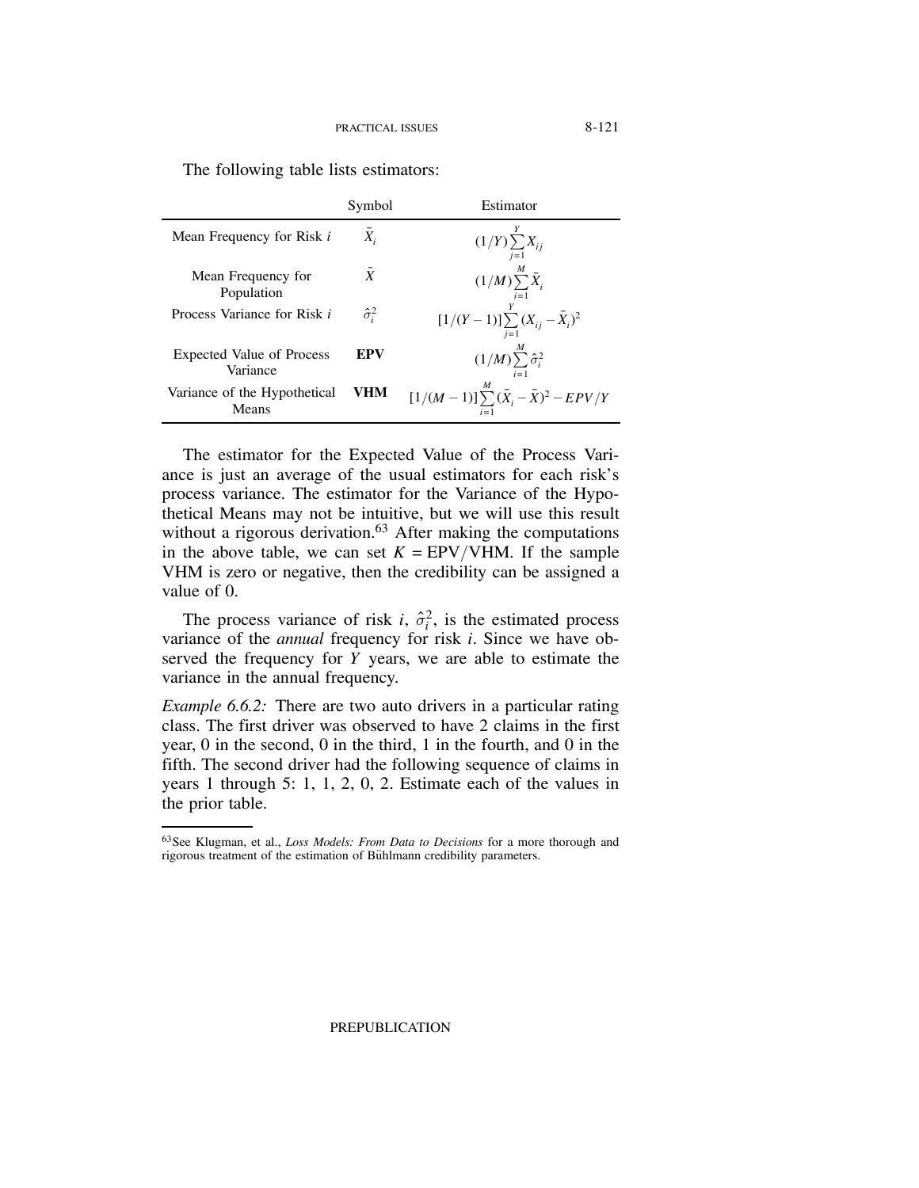The following table lists estimators:

| | Symbol | Estimator |
|---|---|---|
| Mean Frequency for Risk $i$ | $\bar{X}_i$ | $(1/Y)\sum_{j=1}^{Y} X_{ij}$ |
| Mean Frequency for Population | $\bar{X}$ | $(1/M)\sum_{i=1}^{M} \bar{X}_i$ |
| Process Variance for Risk $i$ | $\hat{\sigma}_i^2$ | $[1/(Y-1)]\sum_{j=1}^{Y} (X_{ij} - \bar{X}_i)^2$ |
| Expected Value of Process Variance | **EPV** | $(1/M)\sum_{i=1}^{M} \hat{\sigma}_i^2$ |
| Variance of the Hypothetical Means | **VHM** | $[1/(M-1)]\sum_{i=1}^{M} (\bar{X}_i - \bar{X})^2 - EPV/Y$ |

The estimator for the Expected Value of the Process Variance is just an average of the usual estimators for each risk's process variance. The estimator for the Variance of the Hypothetical Means may not be intuitive, but we will use this result without a rigorous derivation.[63] After making the computations in the above table, we can set $K = \text{EPV}/\text{VHM}$. If the sample VHM is zero or negative, then the credibility can be assigned a value of 0.

The process variance of risk $i$, $\hat{\sigma}_i^2$, is the estimated process variance of the *annual* frequency for risk $i$. Since we have observed the frequency for $Y$ years, we are able to estimate the variance in the annual frequency.

*Example 6.6.2:* There are two auto drivers in a particular rating class. The first driver was observed to have 2 claims in the first year, 0 in the second, 0 in the third, 1 in the fourth, and 0 in the fifth. The second driver had the following sequence of claims in years 1 through 5: 1, 1, 2, 0, 2. Estimate each of the values in the prior table.

[63] See Klugman, et al., *Loss Models: From Data to Decisions* for a more thorough and rigorous treatment of the estimation of Bühlmann credibility parameters.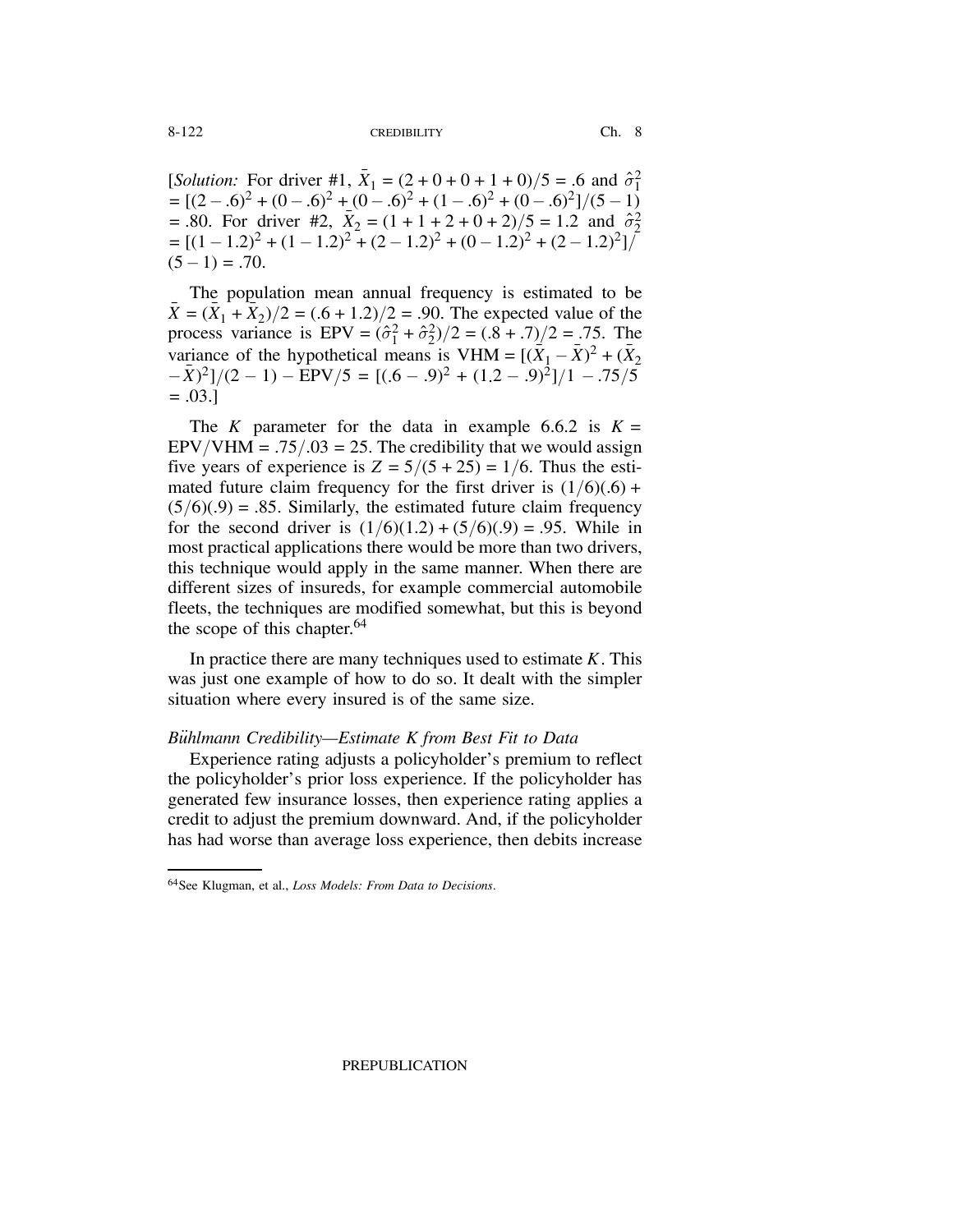[*Solution:* For driver #1, $\bar{X}_1 = (2+0+0+1+0)/5 = .6$ and $\hat{\sigma}_1^2 = [(2-.6)^2 + (0-.6)^2 + (0-.6)^2 + (1-.6)^2 + (0-.6)^2]/(5-1) = .80$. For driver #2, $\bar{X}_2 = (1+1+2+0+2)/5 = 1.2$ and $\hat{\sigma}_2^2 = [(1-1.2)^2 + (1-1.2)^2 + (2-1.2)^2 + (0-1.2)^2 + (2-1.2)^2]/(5-1) = .70$.

The population mean annual frequency is estimated to be $\bar{X} = (\bar{X}_1 + \bar{X}_2)/2 = (.6 + 1.2)/2 = .90$. The expected value of the process variance is $\text{EPV} = (\hat{\sigma}_1^2 + \hat{\sigma}_2^2)/2 = (.8 + .7)/2 = .75$. The variance of the hypothetical means is $\text{VHM} = [(\bar{X}_1 - \bar{X})^2 + (\bar{X}_2 - \bar{X})^2]/(2-1) - \text{EPV}/5 = [(.6 - .9)^2 + (1.2 - .9)^2]/1 - .75/5 = .03$.]

The $K$ parameter for the data in example 6.6.2 is $K = \text{EPV}/\text{VHM} = .75/.03 = 25$. The credibility that we would assign five years of experience is $Z = 5/(5+25) = 1/6$. Thus the estimated future claim frequency for the first driver is $(1/6)(.6) + (5/6)(.9) = .85$. Similarly, the estimated future claim frequency for the second driver is $(1/6)(1.2) + (5/6)(.9) = .95$. While in most practical applications there would be more than two drivers, this technique would apply in the same manner. When there are different sizes of insureds, for example commercial automobile fleets, the techniques are modified somewhat, but this is beyond the scope of this chapter.[64]

In practice there are many techniques used to estimate $K$. This was just one example of how to do so. It dealt with the simpler situation where every insured is of the same size.

*Bühlmann Credibility—Estimate K from Best Fit to Data*

Experience rating adjusts a policyholder's premium to reflect the policyholder's prior loss experience. If the policyholder has generated few insurance losses, then experience rating applies a credit to adjust the premium downward. And, if the policyholder has had worse than average loss experience, then debits increase

[64] See Klugman, et al., *Loss Models: From Data to Decisions*.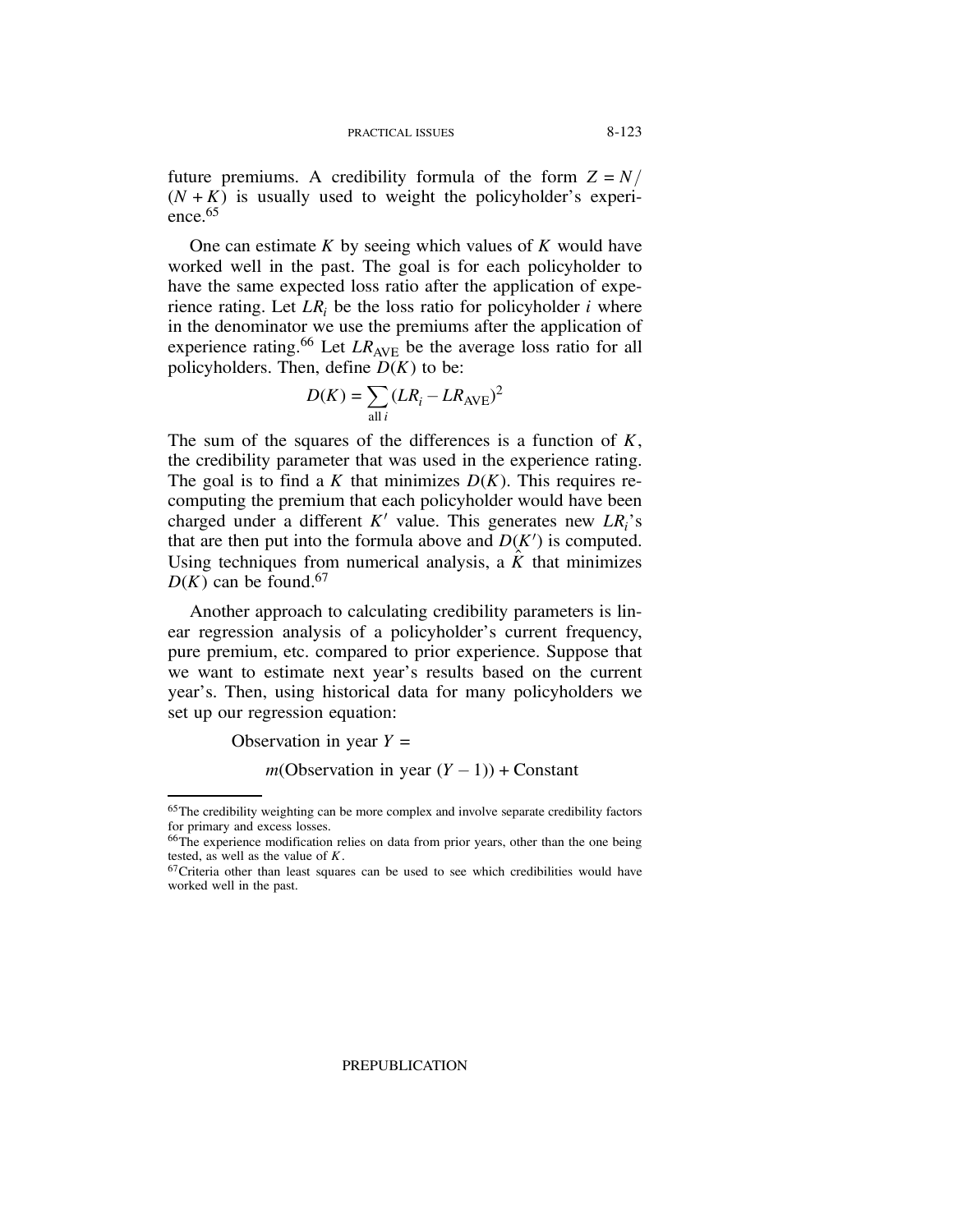future premiums. A credibility formula of the form $Z = N/(N + K)$ is usually used to weight the policyholder's experience.[65]

One can estimate $K$ by seeing which values of $K$ would have worked well in the past. The goal is for each policyholder to have the same expected loss ratio after the application of experience rating. Let $LR_i$ be the loss ratio for policyholder $i$ where in the denominator we use the premiums after the application of experience rating.[66] Let $LR_{\text{AVE}}$ be the average loss ratio for all policyholders. Then, define $D(K)$ to be:

$$D(K) = \sum_{\text{all } i} (LR_i - LR_{\text{AVE}})^2$$

The sum of the squares of the differences is a function of $K$, the credibility parameter that was used in the experience rating. The goal is to find a $K$ that minimizes $D(K)$. This requires recomputing the premium that each policyholder would have been charged under a different $K'$ value. This generates new $LR_i$'s that are then put into the formula above and $D(K')$ is computed. Using techniques from numerical analysis, a $\hat{K}$ that minimizes $D(K)$ can be found.[67]

Another approach to calculating credibility parameters is linear regression analysis of a policyholder's current frequency, pure premium, etc. compared to prior experience. Suppose that we want to estimate next year's results based on the current year's. Then, using historical data for many policyholders we set up our regression equation:

$$\text{Observation in year } Y = m(\text{Observation in year } (Y - 1)) + \text{Constant}$$

[65] The credibility weighting can be more complex and involve separate credibility factors for primary and excess losses.

[66] The experience modification relies on data from prior years, other than the one being tested, as well as the value of $K$.

[67] Criteria other than least squares can be used to see which credibilities would have worked well in the past.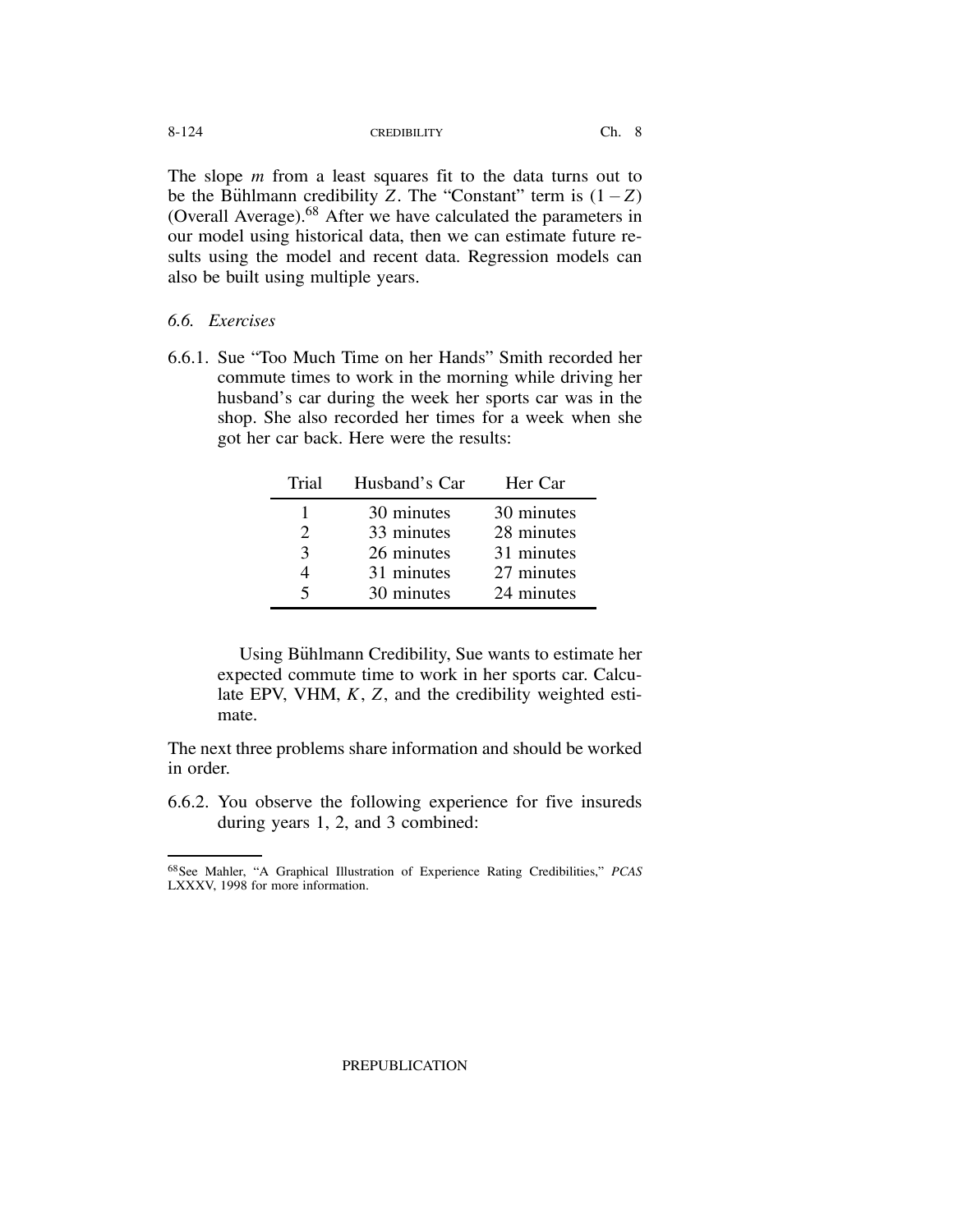The slope $m$ from a least squares fit to the data turns out to be the Bühlmann credibility $Z$. The "Constant" term is $(1 - Z)$ (Overall Average).[68] After we have calculated the parameters in our model using historical data, then we can estimate future results using the model and recent data. Regression models can also be built using multiple years.

### 6.6. Exercises

6.6.1. Sue "Too Much Time on her Hands" Smith recorded her commute times to work in the morning while driving her husband's car during the week her sports car was in the shop. She also recorded her times for a week when she got her car back. Here were the results:

| Trial | Husband's Car | Her Car |
|---|---|---|
| 1 | 30 minutes | 30 minutes |
| 2 | 33 minutes | 28 minutes |
| 3 | 26 minutes | 31 minutes |
| 4 | 31 minutes | 27 minutes |
| 5 | 30 minutes | 24 minutes |

Using Bühlmann Credibility, Sue wants to estimate her expected commute time to work in her sports car. Calculate EPV, VHM, $K$, $Z$, and the credibility weighted estimate.

The next three problems share information and should be worked in order.

6.6.2. You observe the following experience for five insureds during years 1, 2, and 3 combined:

[68] See Mahler, "A Graphical Illustration of Experience Rating Credibilities," *PCAS* LXXXV, 1998 for more information.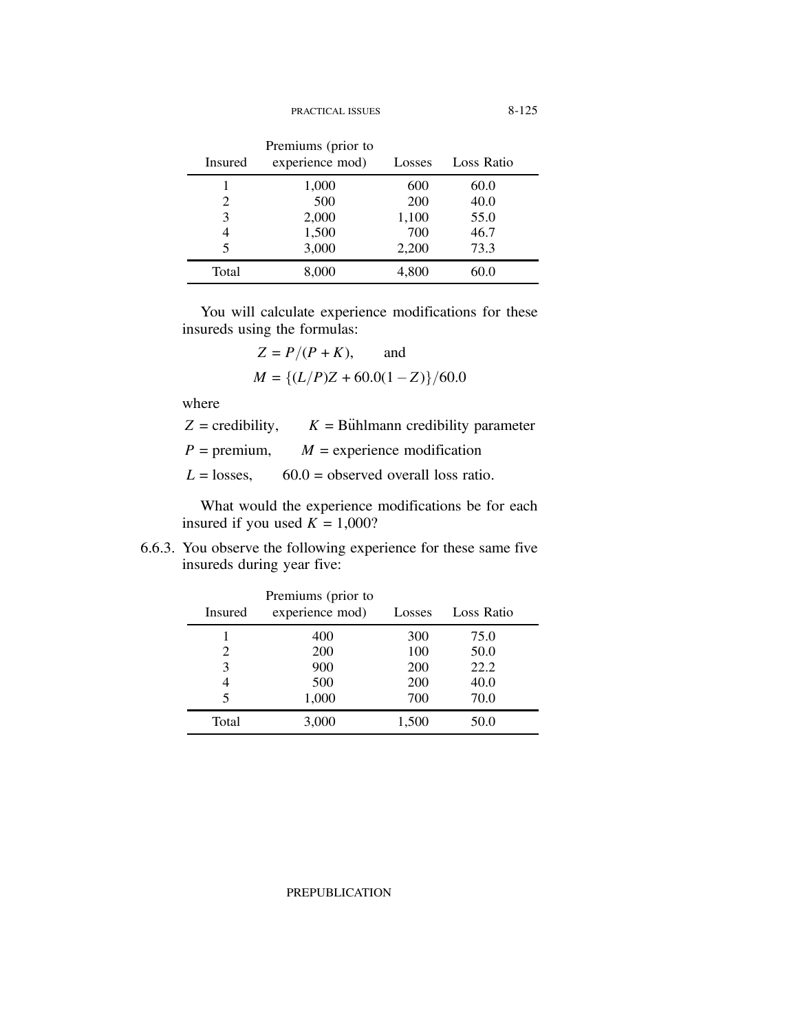| Insured | Premiums (prior to experience mod) | Losses | Loss Ratio |
|---|---|---|---|
| 1 | 1,000 | 600 | 60.0 |
| 2 | 500 | 200 | 40.0 |
| 3 | 2,000 | 1,100 | 55.0 |
| 4 | 1,500 | 700 | 46.7 |
| 5 | 3,000 | 2,200 | 73.3 |
| Total | 8,000 | 4,800 | 60.0 |

You will calculate experience modifications for these insureds using the formulas:

$$Z = P/(P+K), \qquad \text{and}$$

$$M = \{(L/P)Z + 60.0(1-Z)\}/60.0$$

where

$Z$ = credibility, $K$ = Bühlmann credibility parameter

$P$ = premium, $M$ = experience modification

$L$ = losses, 60.0 = observed overall loss ratio.

What would the experience modifications be for each insured if you used $K = 1{,}000$?

6.6.3. You observe the following experience for these same five insureds during year five:

| Insured | Premiums (prior to experience mod) | Losses | Loss Ratio |
|---|---|---|---|
| 1 | 400 | 300 | 75.0 |
| 2 | 200 | 100 | 50.0 |
| 3 | 900 | 200 | 22.2 |
| 4 | 500 | 200 | 40.0 |
| 5 | 1,000 | 700 | 70.0 |
| Total | 3,000 | 1,500 | 50.0 |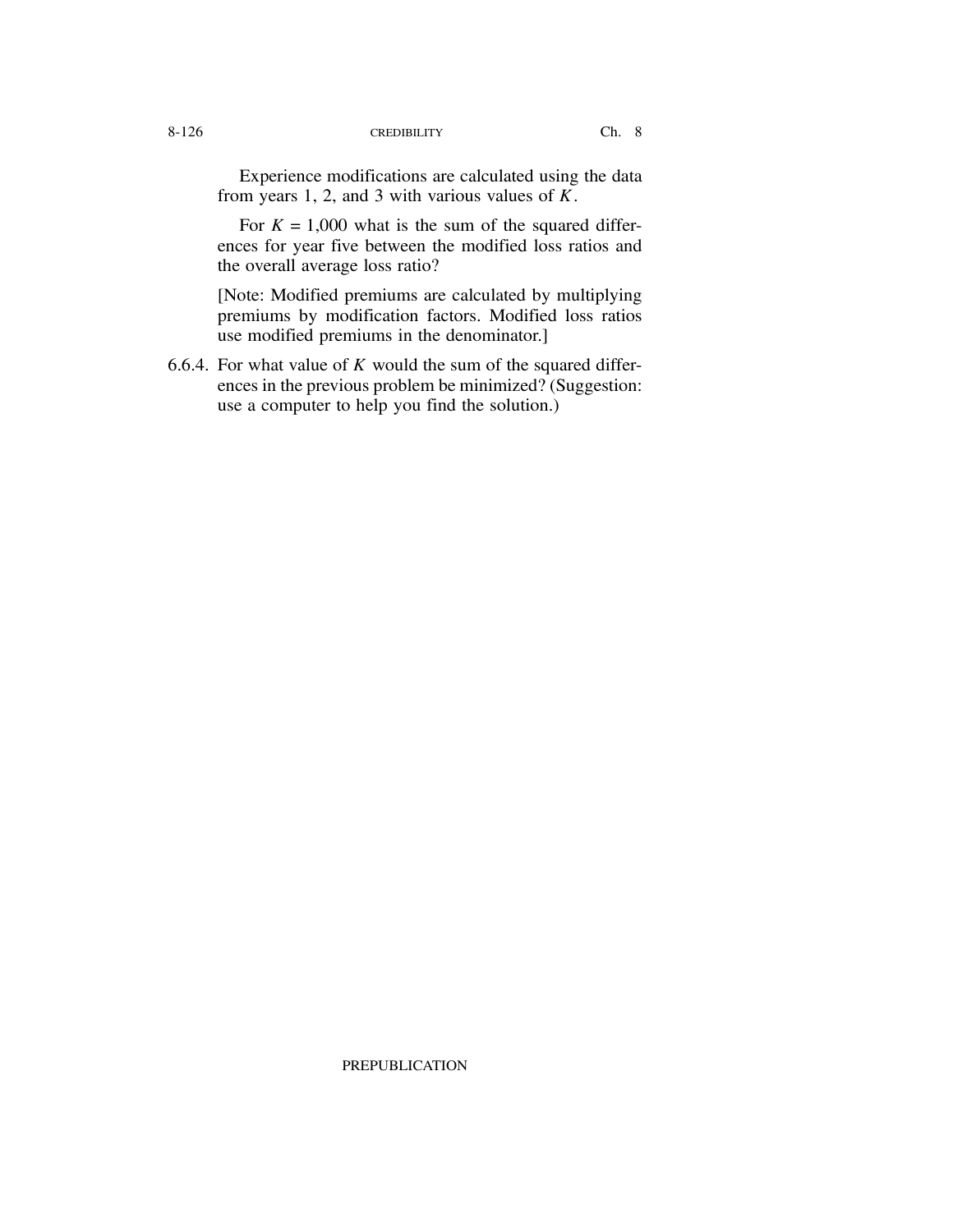Experience modifications are calculated using the data from years 1, 2, and 3 with various values of $K$.

For $K = 1{,}000$ what is the sum of the squared differences for year five between the modified loss ratios and the overall average loss ratio?

[Note: Modified premiums are calculated by multiplying premiums by modification factors. Modified loss ratios use modified premiums in the denominator.]

6.6.4. For what value of $K$ would the sum of the squared differences in the previous problem be minimized? (Suggestion: use a computer to help you find the solution.)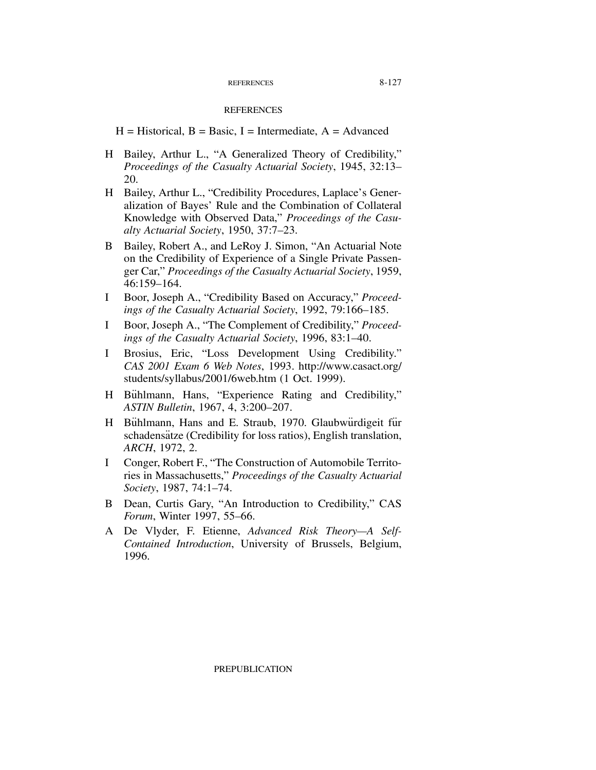## REFERENCES

H = Historical, B = Basic, I = Intermediate, A = Advanced

- H Bailey, Arthur L., "A Generalized Theory of Credibility," *Proceedings of the Casualty Actuarial Society*, 1945, 32:13–20.
- H Bailey, Arthur L., "Credibility Procedures, Laplace's Generalization of Bayes' Rule and the Combination of Collateral Knowledge with Observed Data," *Proceedings of the Casualty Actuarial Society*, 1950, 37:7–23.
- B Bailey, Robert A., and LeRoy J. Simon, "An Actuarial Note on the Credibility of Experience of a Single Private Passenger Car," *Proceedings of the Casualty Actuarial Society*, 1959, 46:159–164.
- I Boor, Joseph A., "Credibility Based on Accuracy," *Proceedings of the Casualty Actuarial Society*, 1992, 79:166–185.
- I Boor, Joseph A., "The Complement of Credibility," *Proceedings of the Casualty Actuarial Society*, 1996, 83:1–40.
- I Brosius, Eric, "Loss Development Using Credibility." *CAS 2001 Exam 6 Web Notes*, 1993. http://www.casact.org/students/syllabus/2001/6web.htm (1 Oct. 1999).
- H Bühlmann, Hans, "Experience Rating and Credibility," *ASTIN Bulletin*, 1967, 4, 3:200–207.
- H Bühlmann, Hans and E. Straub, 1970. Glaubwürdigeit für schadensätze (Credibility for loss ratios), English translation, *ARCH*, 1972, 2.
- I Conger, Robert F., "The Construction of Automobile Territories in Massachusetts," *Proceedings of the Casualty Actuarial Society*, 1987, 74:1–74.
- B Dean, Curtis Gary, "An Introduction to Credibility," CAS *Forum*, Winter 1997, 55–66.
- A De Vlyder, F. Etienne, *Advanced Risk Theory—A Self-Contained Introduction*, University of Brussels, Belgium, 1996.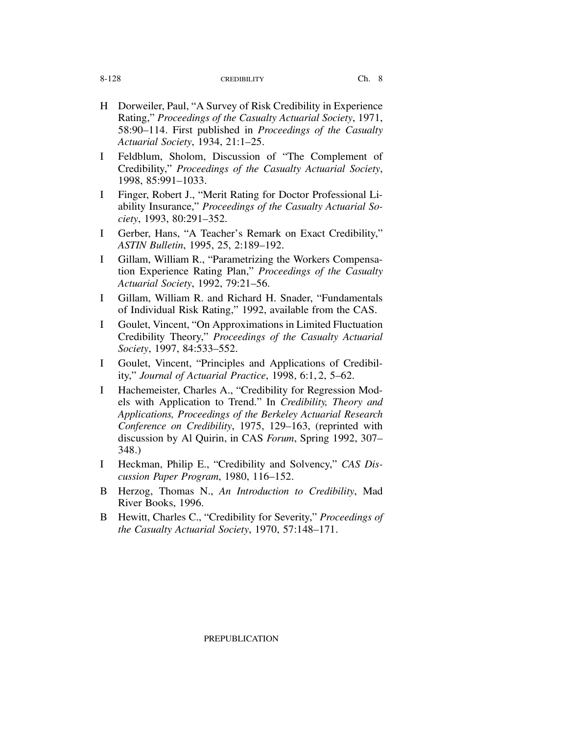H Dorweiler, Paul, "A Survey of Risk Credibility in Experience Rating," *Proceedings of the Casualty Actuarial Society*, 1971, 58:90–114. First published in *Proceedings of the Casualty Actuarial Society*, 1934, 21:1–25.

I Feldblum, Sholom, Discussion of "The Complement of Credibility," *Proceedings of the Casualty Actuarial Society*, 1998, 85:991–1033.

I Finger, Robert J., "Merit Rating for Doctor Professional Liability Insurance," *Proceedings of the Casualty Actuarial Society*, 1993, 80:291–352.

I Gerber, Hans, "A Teacher's Remark on Exact Credibility," *ASTIN Bulletin*, 1995, 25, 2:189–192.

I Gillam, William R., "Parametrizing the Workers Compensation Experience Rating Plan," *Proceedings of the Casualty Actuarial Society*, 1992, 79:21–56.

I Gillam, William R. and Richard H. Snader, "Fundamentals of Individual Risk Rating," 1992, available from the CAS.

I Goulet, Vincent, "On Approximations in Limited Fluctuation Credibility Theory," *Proceedings of the Casualty Actuarial Society*, 1997, 84:533–552.

I Goulet, Vincent, "Principles and Applications of Credibility," *Journal of Actuarial Practice*, 1998, 6:1, 2, 5–62.

I Hachemeister, Charles A., "Credibility for Regression Models with Application to Trend." In *Credibility, Theory and Applications, Proceedings of the Berkeley Actuarial Research Conference on Credibility*, 1975, 129–163, (reprinted with discussion by Al Quirin, in CAS *Forum*, Spring 1992, 307–348.)

I Heckman, Philip E., "Credibility and Solvency," *CAS Discussion Paper Program*, 1980, 116–152.

B Herzog, Thomas N., *An Introduction to Credibility*, Mad River Books, 1996.

B Hewitt, Charles C., "Credibility for Severity," *Proceedings of the Casualty Actuarial Society*, 1970, 57:148–171.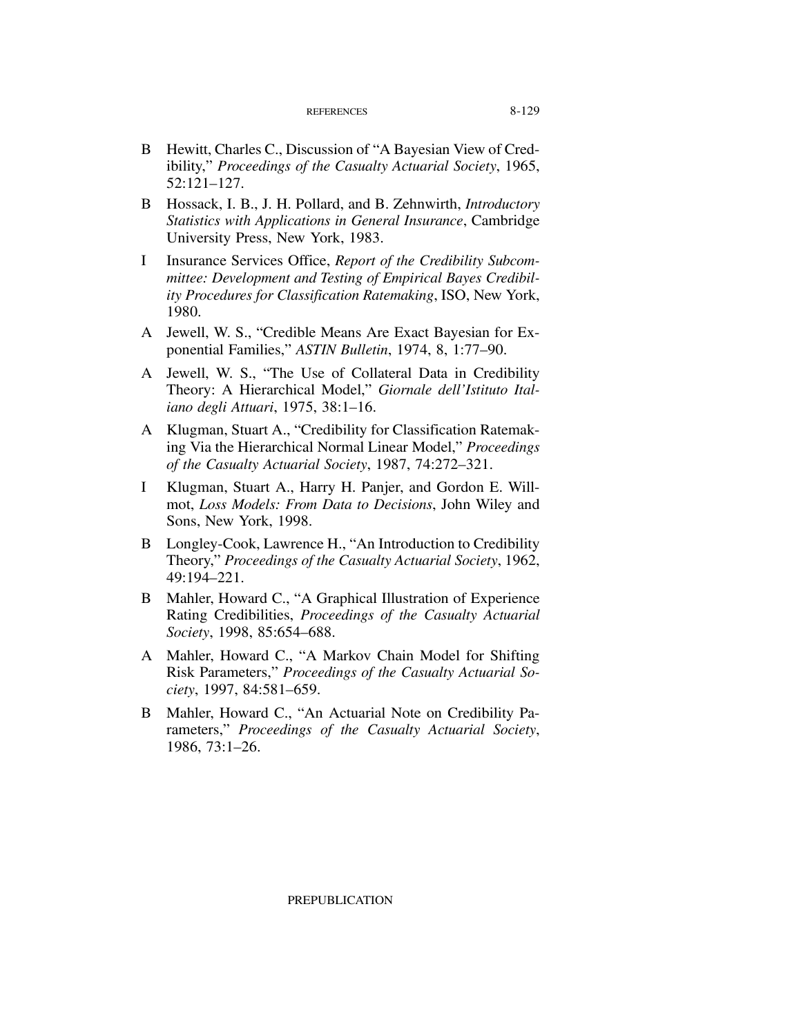B Hewitt, Charles C., Discussion of "A Bayesian View of Credibility," *Proceedings of the Casualty Actuarial Society*, 1965, 52:121–127.

B Hossack, I. B., J. H. Pollard, and B. Zehnwirth, *Introductory Statistics with Applications in General Insurance*, Cambridge University Press, New York, 1983.

I Insurance Services Office, *Report of the Credibility Subcommittee: Development and Testing of Empirical Bayes Credibility Procedures for Classification Ratemaking*, ISO, New York, 1980.

A Jewell, W. S., "Credible Means Are Exact Bayesian for Exponential Families," *ASTIN Bulletin*, 1974, 8, 1:77–90.

A Jewell, W. S., "The Use of Collateral Data in Credibility Theory: A Hierarchical Model," *Giornale dell'Istituto Italiano degli Attuari*, 1975, 38:1–16.

A Klugman, Stuart A., "Credibility for Classification Ratemaking Via the Hierarchical Normal Linear Model," *Proceedings of the Casualty Actuarial Society*, 1987, 74:272–321.

I Klugman, Stuart A., Harry H. Panjer, and Gordon E. Willmot, *Loss Models: From Data to Decisions*, John Wiley and Sons, New York, 1998.

B Longley-Cook, Lawrence H., "An Introduction to Credibility Theory," *Proceedings of the Casualty Actuarial Society*, 1962, 49:194–221.

B Mahler, Howard C., "A Graphical Illustration of Experience Rating Credibilities, *Proceedings of the Casualty Actuarial Society*, 1998, 85:654–688.

A Mahler, Howard C., "A Markov Chain Model for Shifting Risk Parameters," *Proceedings of the Casualty Actuarial Society*, 1997, 84:581–659.

B Mahler, Howard C., "An Actuarial Note on Credibility Parameters," *Proceedings of the Casualty Actuarial Society*, 1986, 73:1–26.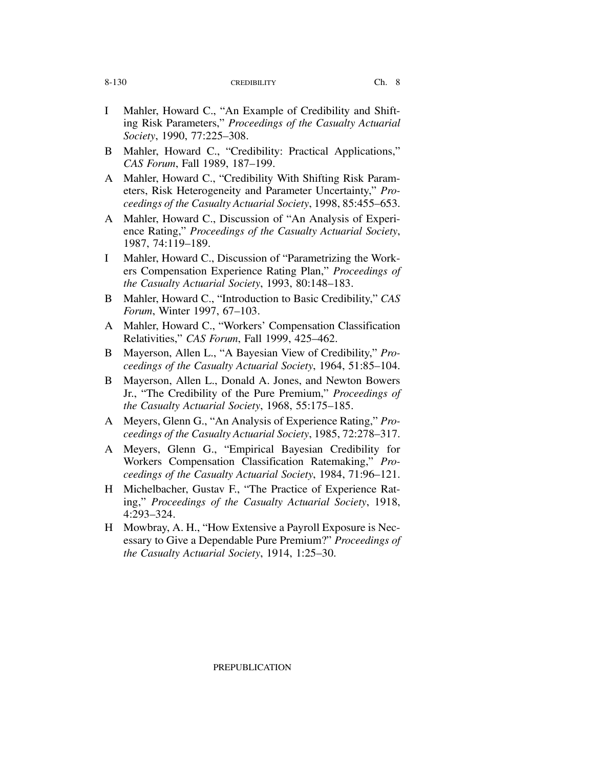I Mahler, Howard C., "An Example of Credibility and Shifting Risk Parameters," *Proceedings of the Casualty Actuarial Society*, 1990, 77:225–308.

B Mahler, Howard C., "Credibility: Practical Applications," *CAS Forum*, Fall 1989, 187–199.

A Mahler, Howard C., "Credibility With Shifting Risk Parameters, Risk Heterogeneity and Parameter Uncertainty," *Proceedings of the Casualty Actuarial Society*, 1998, 85:455–653.

A Mahler, Howard C., Discussion of "An Analysis of Experience Rating," *Proceedings of the Casualty Actuarial Society*, 1987, 74:119–189.

I Mahler, Howard C., Discussion of "Parametrizing the Workers Compensation Experience Rating Plan," *Proceedings of the Casualty Actuarial Society*, 1993, 80:148–183.

B Mahler, Howard C., "Introduction to Basic Credibility," *CAS Forum*, Winter 1997, 67–103.

A Mahler, Howard C., "Workers' Compensation Classification Relativities," *CAS Forum*, Fall 1999, 425–462.

B Mayerson, Allen L., "A Bayesian View of Credibility," *Proceedings of the Casualty Actuarial Society*, 1964, 51:85–104.

B Mayerson, Allen L., Donald A. Jones, and Newton Bowers Jr., "The Credibility of the Pure Premium," *Proceedings of the Casualty Actuarial Society*, 1968, 55:175–185.

A Meyers, Glenn G., "An Analysis of Experience Rating," *Proceedings of the Casualty Actuarial Society*, 1985, 72:278–317.

A Meyers, Glenn G., "Empirical Bayesian Credibility for Workers Compensation Classification Ratemaking," *Proceedings of the Casualty Actuarial Society*, 1984, 71:96–121.

H Michelbacher, Gustav F., "The Practice of Experience Rating," *Proceedings of the Casualty Actuarial Society*, 1918, 4:293–324.

H Mowbray, A. H., "How Extensive a Payroll Exposure is Necessary to Give a Dependable Pure Premium?" *Proceedings of the Casualty Actuarial Society*, 1914, 1:25–30.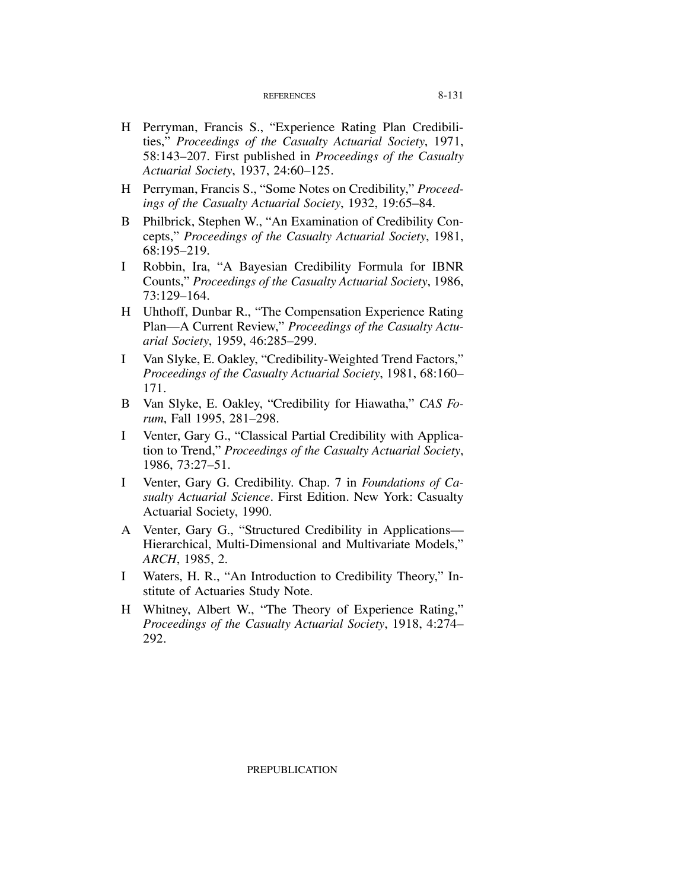H Perryman, Francis S., "Experience Rating Plan Credibilities," *Proceedings of the Casualty Actuarial Society*, 1971, 58:143–207. First published in *Proceedings of the Casualty Actuarial Society*, 1937, 24:60–125.

H Perryman, Francis S., "Some Notes on Credibility," *Proceedings of the Casualty Actuarial Society*, 1932, 19:65–84.

B Philbrick, Stephen W., "An Examination of Credibility Concepts," *Proceedings of the Casualty Actuarial Society*, 1981, 68:195–219.

I Robbin, Ira, "A Bayesian Credibility Formula for IBNR Counts," *Proceedings of the Casualty Actuarial Society*, 1986, 73:129–164.

H Uhthoff, Dunbar R., "The Compensation Experience Rating Plan—A Current Review," *Proceedings of the Casualty Actuarial Society*, 1959, 46:285–299.

I Van Slyke, E. Oakley, "Credibility-Weighted Trend Factors," *Proceedings of the Casualty Actuarial Society*, 1981, 68:160–171.

B Van Slyke, E. Oakley, "Credibility for Hiawatha," *CAS Forum*, Fall 1995, 281–298.

I Venter, Gary G., "Classical Partial Credibility with Application to Trend," *Proceedings of the Casualty Actuarial Society*, 1986, 73:27–51.

I Venter, Gary G. Credibility. Chap. 7 in *Foundations of Casualty Actuarial Science*. First Edition. New York: Casualty Actuarial Society, 1990.

A Venter, Gary G., "Structured Credibility in Applications—Hierarchical, Multi-Dimensional and Multivariate Models," *ARCH*, 1985, 2.

I Waters, H. R., "An Introduction to Credibility Theory," Institute of Actuaries Study Note.

H Whitney, Albert W., "The Theory of Experience Rating," *Proceedings of the Casualty Actuarial Society*, 1918, 4:274–292.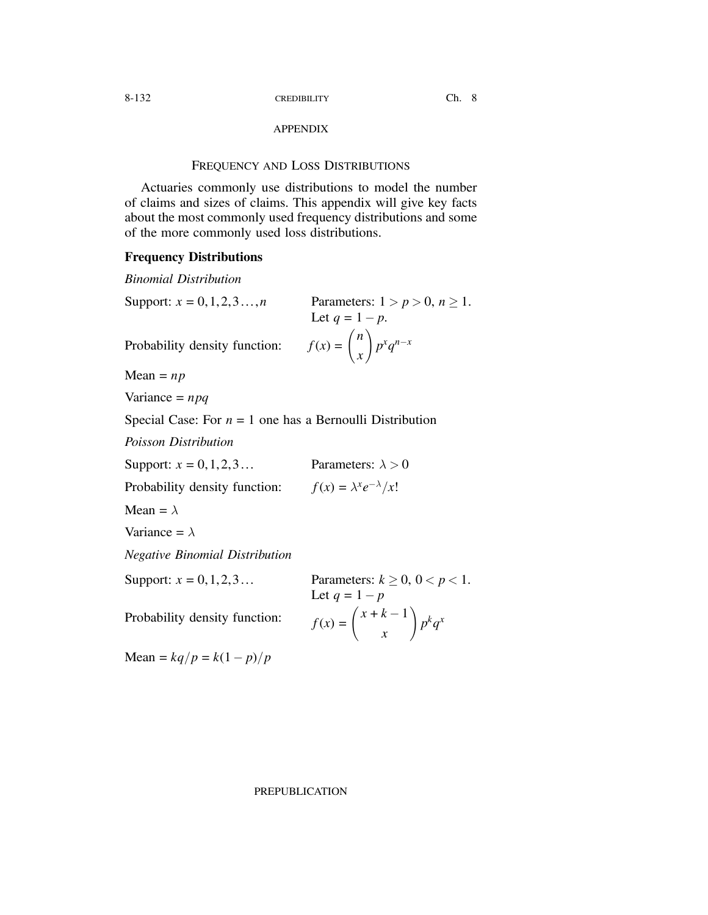## APPENDIX

### FREQUENCY AND LOSS DISTRIBUTIONS

Actuaries commonly use distributions to model the number of claims and sizes of claims. This appendix will give key facts about the most commonly used frequency distributions and some of the more commonly used loss distributions.

**Frequency Distributions**

*Binomial Distribution*

Support: $x = 0, 1, 2, 3 \ldots, n$ Parameters: $1 > p > 0$, $n \geq 1$. Let $q = 1 - p$.

Probability density function: $f(x) = \binom{n}{x} p^x q^{n-x}$

Mean = $np$

Variance = $npq$

Special Case: For $n = 1$ one has a Bernoulli Distribution

*Poisson Distribution*

Support: $x = 0, 1, 2, 3 \ldots$ Parameters: $\lambda > 0$

Probability density function: $f(x) = \lambda^x e^{-\lambda}/x!$

Mean = $\lambda$

Variance = $\lambda$

*Negative Binomial Distribution*

Support: $x = 0, 1, 2, 3 \ldots$ Parameters: $k \geq 0$, $0 < p < 1$. Let $q = 1 - p$

Probability density function: $f(x) = \binom{x+k-1}{x} p^k q^x$

Mean = $kq/p = k(1-p)/p$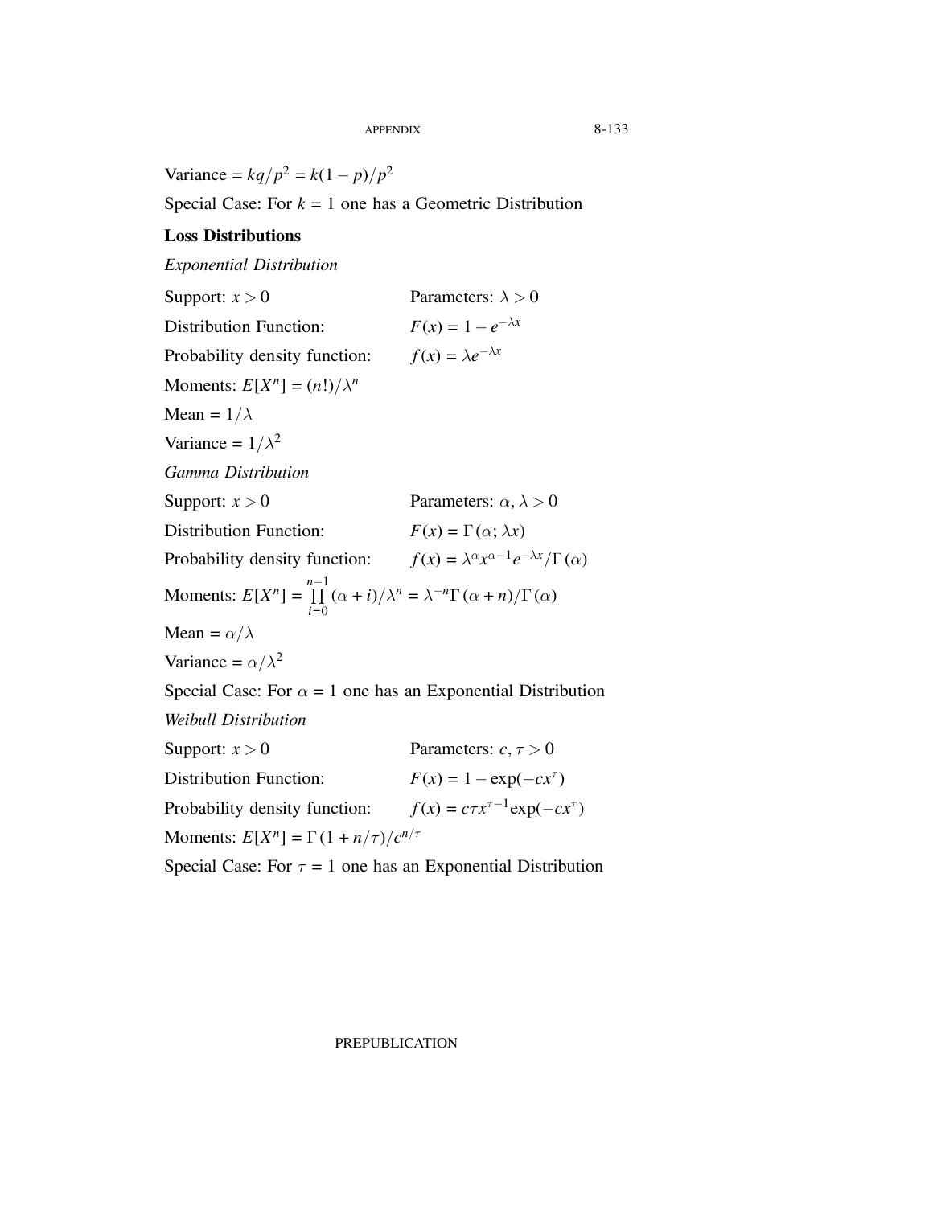Variance = $kq/p^2 = k(1-p)/p^2$

Special Case: For $k = 1$ one has a Geometric Distribution

**Loss Distributions**

*Exponential Distribution*

Support: $x > 0$ Parameters: $\lambda > 0$

Distribution Function: $F(x) = 1 - e^{-\lambda x}$

Probability density function: $f(x) = \lambda e^{-\lambda x}$

Moments: $E[X^n] = (n!)/\lambda^n$

Mean = $1/\lambda$

Variance = $1/\lambda^2$

*Gamma Distribution*

Support: $x > 0$ Parameters: $\alpha, \lambda > 0$

Distribution Function: $F(x) = \Gamma(\alpha; \lambda x)$

Probability density function: $f(x) = \lambda^\alpha x^{\alpha-1} e^{-\lambda x}/\Gamma(\alpha)$

Moments: $E[X^n] = \prod_{i=0}^{n-1} (\alpha + i)/\lambda^n = \lambda^{-n}\Gamma(\alpha + n)/\Gamma(\alpha)$

Mean = $\alpha/\lambda$

Variance = $\alpha/\lambda^2$

Special Case: For $\alpha = 1$ one has an Exponential Distribution

*Weibull Distribution*

Support: $x > 0$ Parameters: $c, \tau > 0$

Distribution Function: $F(x) = 1 - \exp(-cx^\tau)$

Probability density function: $f(x) = c\tau x^{\tau-1}\exp(-cx^\tau)$

Moments: $E[X^n] = \Gamma(1 + n/\tau)/c^{n/\tau}$

Special Case: For $\tau = 1$ one has an Exponential Distribution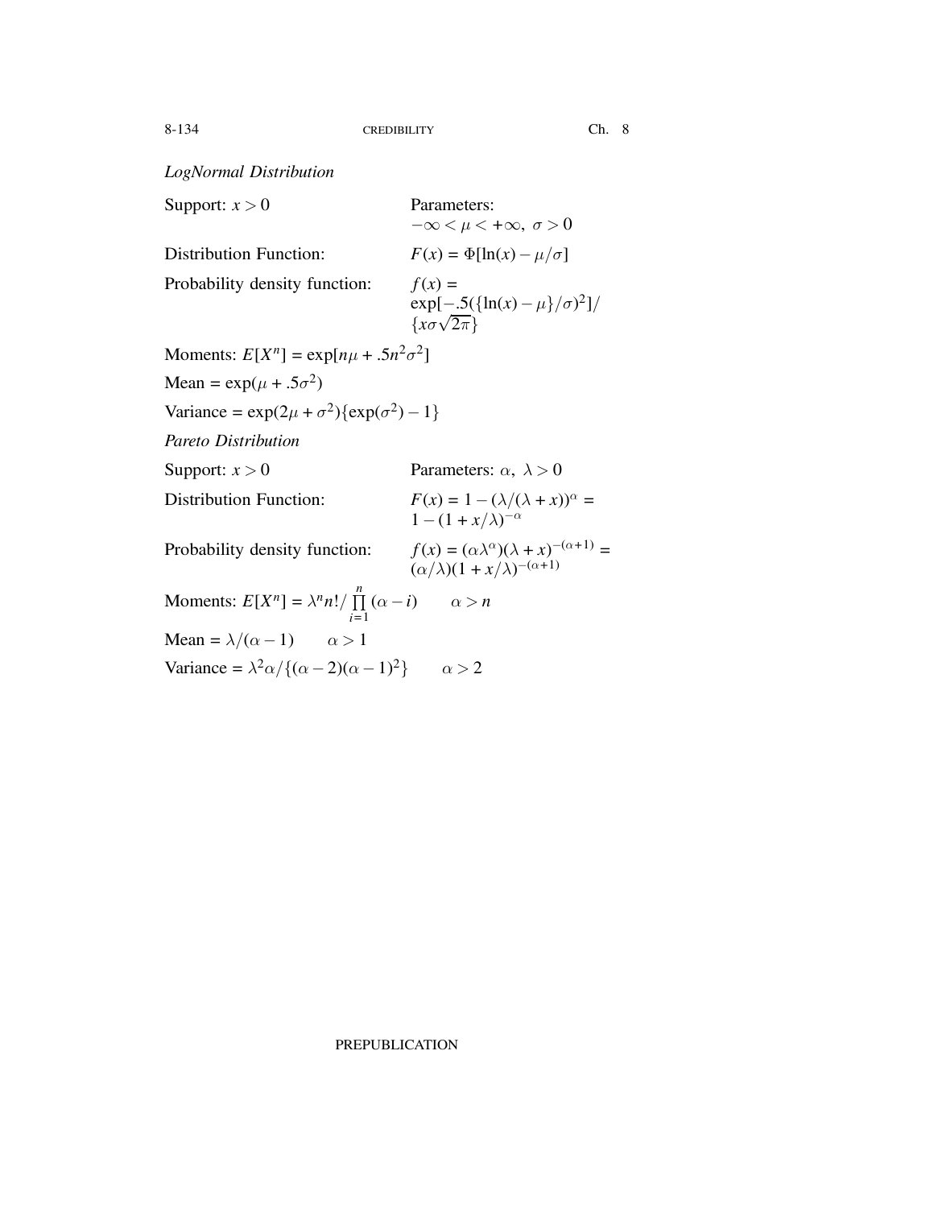*LogNormal Distribution*

Support: $x > 0$ 	Parameters: $-\infty < \mu < +\infty,\ \sigma > 0$

Distribution Function: 	$F(x) = \Phi[\ln(x) - \mu/\sigma]$

Probability density function: 	$f(x) = \exp[-.5(\{\ln(x) - \mu\}/\sigma)^2]/\{x\sigma\sqrt{2\pi}\}$

Moments: $E[X^n] = \exp[n\mu + .5n^2\sigma^2]$

Mean $= \exp(\mu + .5\sigma^2)$

Variance $= \exp(2\mu + \sigma^2)\{\exp(\sigma^2) - 1\}$

*Pareto Distribution*

Support: $x > 0$ 	Parameters: $\alpha,\ \lambda > 0$

Distribution Function: 	$F(x) = 1 - (\lambda/(\lambda + x))^\alpha = 1 - (1 + x/\lambda)^{-\alpha}$

Probability density function: 	$f(x) = (\alpha\lambda^\alpha)(\lambda + x)^{-(\alpha+1)} = (\alpha/\lambda)(1 + x/\lambda)^{-(\alpha+1)}$

Moments: $E[X^n] = \lambda^n n!/\prod_{i=1}^{n}(\alpha - i) \qquad \alpha > n$

Mean $= \lambda/(\alpha - 1) \qquad \alpha > 1$

Variance $= \lambda^2\alpha/\{(\alpha - 2)(\alpha - 1)^2\} \qquad \alpha > 2$

PREPUBLICATION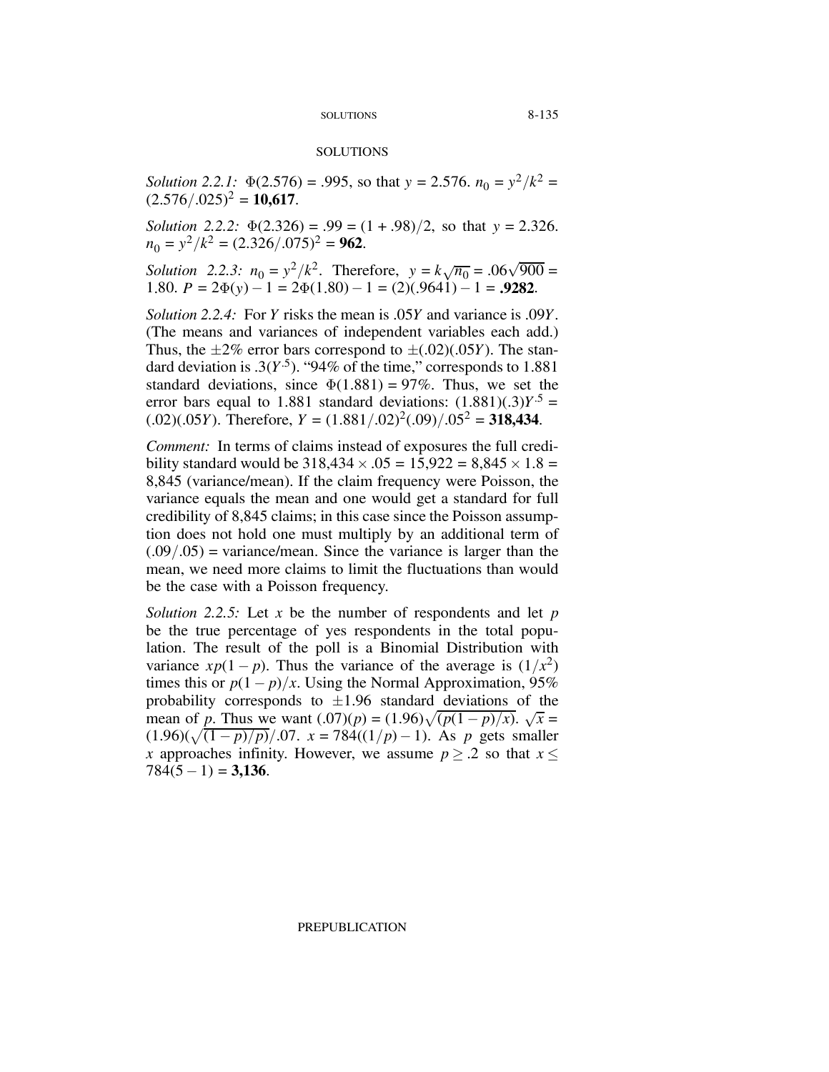# SOLUTIONS

*Solution 2.2.1:* $\Phi(2.576) = .995$, so that $y = 2.576$. $n_0 = y^2/k^2 = (2.576/.025)^2 =$ **10,617**.

*Solution 2.2.2:* $\Phi(2.326) = .99 = (1 + .98)/2$, so that $y = 2.326$. $n_0 = y^2/k^2 = (2.326/.075)^2 =$ **962**.

*Solution 2.2.3:* $n_0 = y^2/k^2$. Therefore, $y = k\sqrt{n_0} = .06\sqrt{900} = 1.80$. $P = 2\Phi(y) - 1 = 2\Phi(1.80) - 1 = (2)(.9641) - 1 =$ **.9282**.

*Solution 2.2.4:* For $Y$ risks the mean is $.05Y$ and variance is $.09Y$. (The means and variances of independent variables each add.) Thus, the $\pm 2\%$ error bars correspond to $\pm(.02)(.05Y)$. The standard deviation is $.3(Y^{.5})$. "94% of the time," corresponds to 1.881 standard deviations, since $\Phi(1.881) = 97\%$. Thus, we set the error bars equal to 1.881 standard deviations: $(1.881)(.3)Y^{.5} = (.02)(.05Y)$. Therefore, $Y = (1.881/.02)^2(.09)/.05^2 =$ **318,434**.

*Comment:* In terms of claims instead of exposures the full credibility standard would be $318{,}434 \times .05 = 15{,}922 = 8{,}845 \times 1.8 = 8{,}845$ (variance/mean). If the claim frequency were Poisson, the variance equals the mean and one would get a standard for full credibility of 8,845 claims; in this case since the Poisson assumption does not hold one must multiply by an additional term of $(.09/.05) =$ variance/mean. Since the variance is larger than the mean, we need more claims to limit the fluctuations than would be the case with a Poisson frequency.

*Solution 2.2.5:* Let $x$ be the number of respondents and let $p$ be the true percentage of yes respondents in the total population. The result of the poll is a Binomial Distribution with variance $xp(1-p)$. Thus the variance of the average is $(1/x^2)$ times this or $p(1-p)/x$. Using the Normal Approximation, 95% probability corresponds to $\pm 1.96$ standard deviations of the mean of $p$. Thus we want $(.07)(p) = (1.96)\sqrt{(p(1-p)/x)}$. $\sqrt{x} = (1.96)(\sqrt{(1-p)/p})/.07$. $x = 784((1/p) - 1)$. As $p$ gets smaller $x$ approaches infinity. However, we assume $p \geq .2$ so that $x \leq 784(5-1) =$ **3,136**.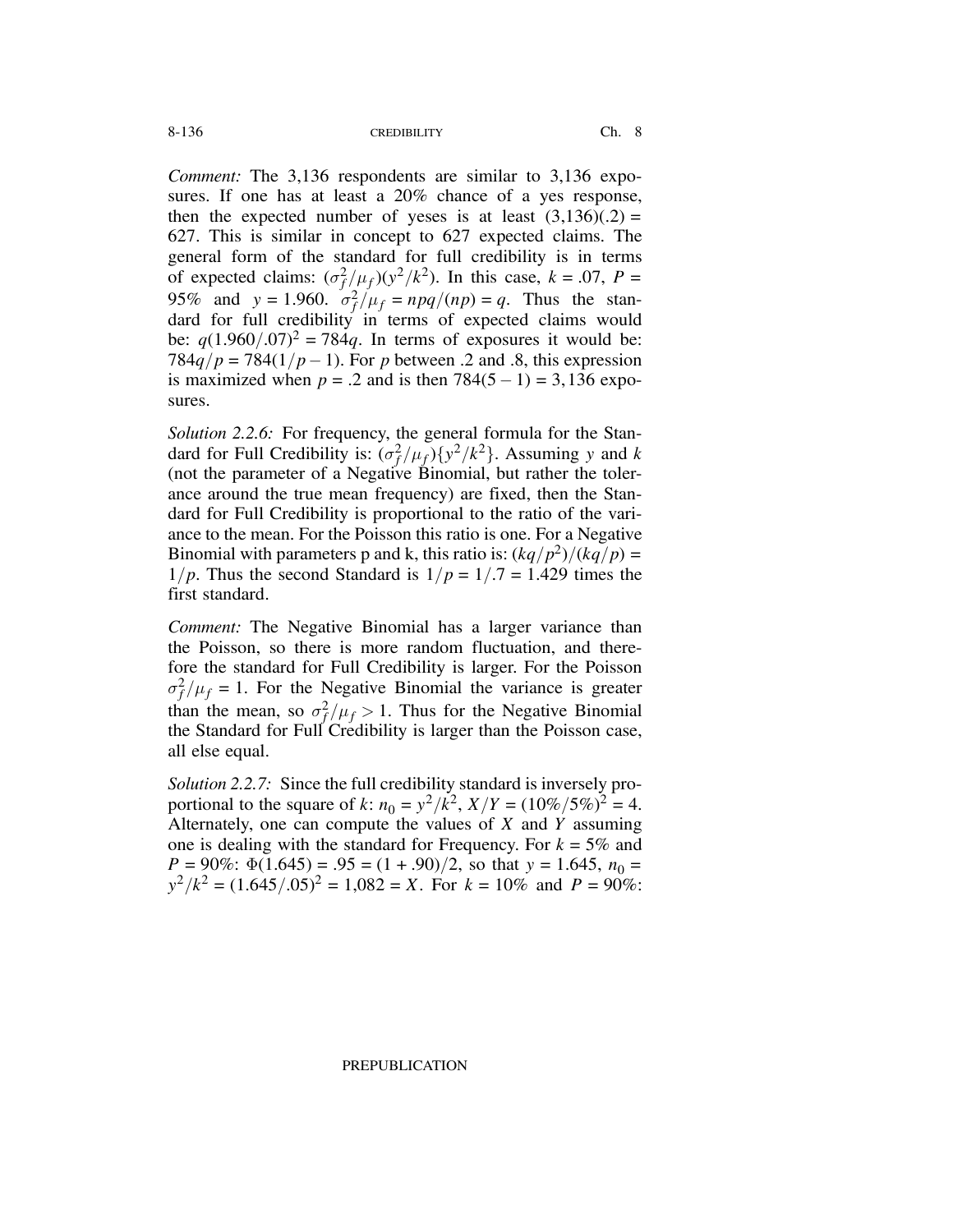*Comment:* The 3,136 respondents are similar to 3,136 exposures. If one has at least a 20% chance of a yes response, then the expected number of yeses is at least (3,136)(.2) = 627. This is similar in concept to 627 expected claims. The general form of the standard for full credibility is in terms of expected claims: $(\sigma_f^2/\mu_f)(y^2/k^2)$. In this case, $k = .07$, $P = 95\%$ and $y = 1.960$. $\sigma_f^2/\mu_f = npq/(np) = q$. Thus the standard for full credibility in terms of expected claims would be: $q(1.960/.07)^2 = 784q$. In terms of exposures it would be: $784q/p = 784(1/p - 1)$. For $p$ between .2 and .8, this expression is maximized when $p = .2$ and is then $784(5 - 1) = 3{,}136$ exposures.

*Solution 2.2.6:* For frequency, the general formula for the Standard for Full Credibility is: $(\sigma_f^2/\mu_f)\{y^2/k^2\}$. Assuming $y$ and $k$ (not the parameter of a Negative Binomial, but rather the tolerance around the true mean frequency) are fixed, then the Standard for Full Credibility is proportional to the ratio of the variance to the mean. For the Poisson this ratio is one. For a Negative Binomial with parameters p and k, this ratio is: $(kq/p^2)/(kq/p) = 1/p$. Thus the second Standard is $1/p = 1/.7 = 1.429$ times the first standard.

*Comment:* The Negative Binomial has a larger variance than the Poisson, so there is more random fluctuation, and therefore the standard for Full Credibility is larger. For the Poisson $\sigma_f^2/\mu_f = 1$. For the Negative Binomial the variance is greater than the mean, so $\sigma_f^2/\mu_f > 1$. Thus for the Negative Binomial the Standard for Full Credibility is larger than the Poisson case, all else equal.

*Solution 2.2.7:* Since the full credibility standard is inversely proportional to the square of $k$: $n_0 = y^2/k^2$, $X/Y = (10\%/5\%)^2 = 4$. Alternately, one can compute the values of $X$ and $Y$ assuming one is dealing with the standard for Frequency. For $k = 5\%$ and $P = 90\%$: $\Phi(1.645) = .95 = (1 + .90)/2$, so that $y = 1.645$, $n_0 = y^2/k^2 = (1.645/.05)^2 = 1{,}082 = X$. For $k = 10\%$ and $P = 90\%$: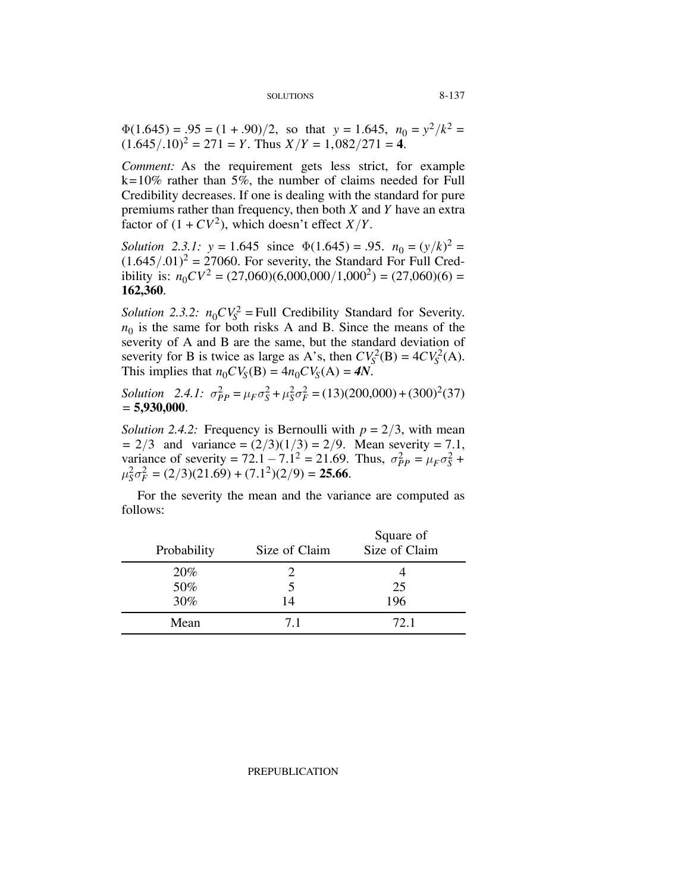$\Phi(1.645) = .95 = (1 + .90)/2$, so that $y = 1.645$, $n_0 = y^2/k^2 = (1.645/.10)^2 = 271 = Y$. Thus $X/Y = 1{,}082/271 = \mathbf{4}$.

*Comment:* As the requirement gets less strict, for example k=10% rather than 5%, the number of claims needed for Full Credibility decreases. If one is dealing with the standard for pure premiums rather than frequency, then both $X$ and $Y$ have an extra factor of $(1 + CV^2)$, which doesn't effect $X/Y$.

*Solution 2.3.1:* $y = 1.645$ since $\Phi(1.645) = .95$. $n_0 = (y/k)^2 = (1.645/.01)^2 = 27060$. For severity, the Standard For Full Credibility is: $n_0 CV^2 = (27{,}060)(6{,}000{,}000/1{,}000^2) = (27{,}060)(6) = \mathbf{162{,}360}$.

*Solution 2.3.2:* $n_0 CV_S^2 =$ Full Credibility Standard for Severity. $n_0$ is the same for both risks A and B. Since the means of the severity of A and B are the same, but the standard deviation of severity for B is twice as large as A's, then $CV_S^2(\text{B}) = 4CV_S^2(\text{A})$. This implies that $n_0 CV_S(\text{B}) = 4n_0 CV_S(\text{A}) = \boldsymbol{4N}$.

*Solution 2.4.1:* $\sigma_{PP}^2 = \mu_F \sigma_S^2 + \mu_S^2 \sigma_F^2 = (13)(200{,}000) + (300)^2(37) = \mathbf{5{,}930{,}000}$.

*Solution 2.4.2:* Frequency is Bernoulli with $p = 2/3$, with mean $= 2/3$ and variance $= (2/3)(1/3) = 2/9$. Mean severity = 7.1, variance of severity $= 72.1 - 7.1^2 = 21.69$. Thus, $\sigma_{PP}^2 = \mu_F \sigma_S^2 + \mu_S^2 \sigma_F^2 = (2/3)(21.69) + (7.1^2)(2/9) = \mathbf{25.66}$.

For the severity the mean and the variance are computed as follows:

| Probability | Size of Claim | Square of Size of Claim |
|---|---|---|
| 20% | 2 | 4 |
| 50% | 5 | 25 |
| 30% | 14 | 196 |
| Mean | 7.1 | 72.1 |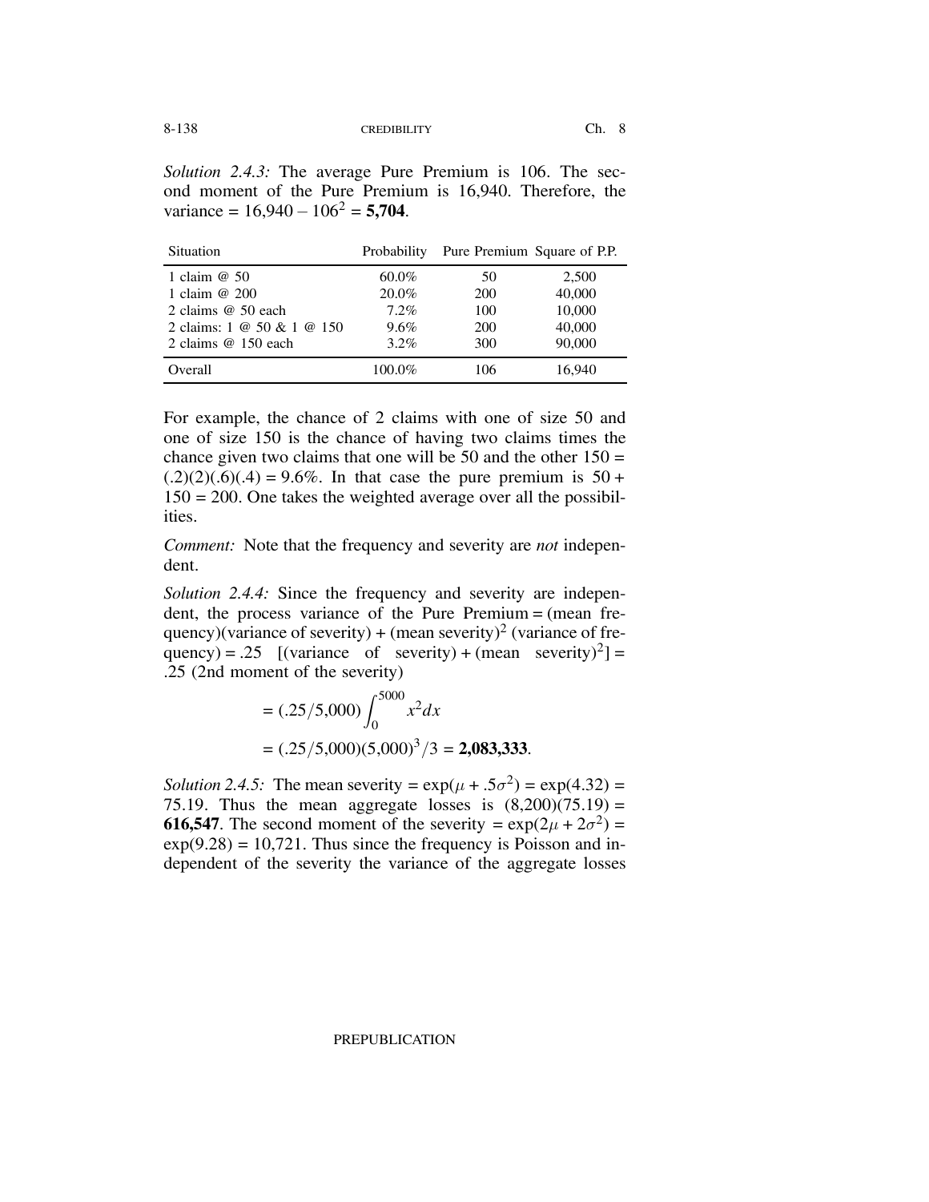*Solution 2.4.3:* The average Pure Premium is 106. The second moment of the Pure Premium is 16,940. Therefore, the variance = $16{,}940 - 106^2 =$ **5,704**.

| Situation | Probability | Pure Premium | Square of P.P. |
|---|---|---|---|
| 1 claim @ 50 | 60.0% | 50 | 2,500 |
| 1 claim @ 200 | 20.0% | 200 | 40,000 |
| 2 claims @ 50 each | 7.2% | 100 | 10,000 |
| 2 claims: 1 @ 50 & 1 @ 150 | 9.6% | 200 | 40,000 |
| 2 claims @ 150 each | 3.2% | 300 | 90,000 |
| Overall | 100.0% | 106 | 16,940 |

For example, the chance of 2 claims with one of size 50 and one of size 150 is the chance of having two claims times the chance given two claims that one will be 50 and the other 150 = $(.2)(2)(.6)(.4) = 9.6\%$. In that case the pure premium is $50 + 150 = 200$. One takes the weighted average over all the possibilities.

*Comment:* Note that the frequency and severity are *not* independent.

*Solution 2.4.4:* Since the frequency and severity are independent, the process variance of the Pure Premium = (mean frequency)(variance of severity) + (mean severity)$^2$ (variance of frequency) = .25 [(variance of severity) + (mean severity)$^2$] = .25 (2nd moment of the severity)

$$= (.25/5{,}000)\int_0^{5000} x^2 dx$$

$$= (.25/5{,}000)(5{,}000)^3/3 = \mathbf{2{,}083{,}333}.$$

*Solution 2.4.5:* The mean severity = $\exp(\mu + .5\sigma^2) = \exp(4.32) = 75.19$. Thus the mean aggregate losses is $(8{,}200)(75.19) =$ **616,547**. The second moment of the severity = $\exp(2\mu + 2\sigma^2) = \exp(9.28) = 10{,}721$. Thus since the frequency is Poisson and independent of the severity the variance of the aggregate losses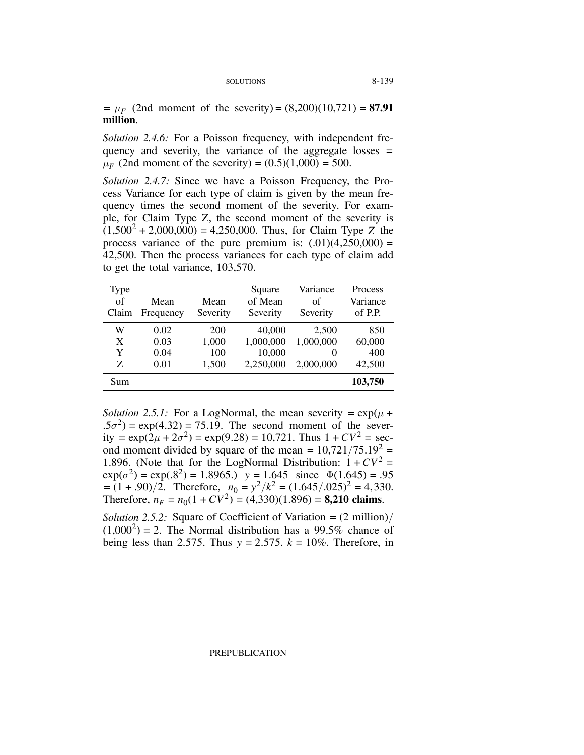$= \mu_F$ (2nd moment of the severity) = (8,200)(10,721) = **87.91 million**.

*Solution 2.4.6:* For a Poisson frequency, with independent frequency and severity, the variance of the aggregate losses = $\mu_F$ (2nd moment of the severity) = (0.5)(1,000) = 500.

*Solution 2.4.7:* Since we have a Poisson Frequency, the Process Variance for each type of claim is given by the mean frequency times the second moment of the severity. For example, for Claim Type Z, the second moment of the severity is $(1{,}500^2 + 2{,}000{,}000) = 4{,}250{,}000$. Thus, for Claim Type $Z$ the process variance of the pure premium is: (.01)(4,250,000) = 42,500. Then the process variances for each type of claim add to get the total variance, 103,570.

| Type of Claim | Mean Frequency | Mean Severity | Square of Mean Severity | Variance of Severity | Process Variance of P.P. |
|---|---|---|---|---|---|
| W | 0.02 | 200 | 40,000 | 2,500 | 850 |
| X | 0.03 | 1,000 | 1,000,000 | 1,000,000 | 60,000 |
| Y | 0.04 | 100 | 10,000 | 0 | 400 |
| Z | 0.01 | 1,500 | 2,250,000 | 2,000,000 | 42,500 |
| Sum | | | | | **103,750** |

*Solution 2.5.1:* For a LogNormal, the mean severity = $\exp(\mu + .5\sigma^2) = \exp(4.32) = 75.19$. The second moment of the severity = $\exp(2\mu + 2\sigma^2) = \exp(9.28) = 10{,}721$. Thus $1 + CV^2$ = second moment divided by square of the mean = $10{,}721/75.19^2 = 1.896$. (Note that for the LogNormal Distribution: $1 + CV^2 = \exp(\sigma^2) = \exp(.8^2) = 1.8965$.) $y = 1.645$ since $\Phi(1.645) = .95 = (1 + .90)/2$. Therefore, $n_0 = y^2/k^2 = (1.645/.025)^2 = 4{,}330$. Therefore, $n_F = n_0(1 + CV^2) = (4{,}330)(1.896) =$ **8,210 claims**.

*Solution 2.5.2:* Square of Coefficient of Variation = (2 million)/$(1{,}000^2) = 2$. The Normal distribution has a 99.5% chance of being less than 2.575. Thus $y = 2.575$. $k = 10\%$. Therefore, in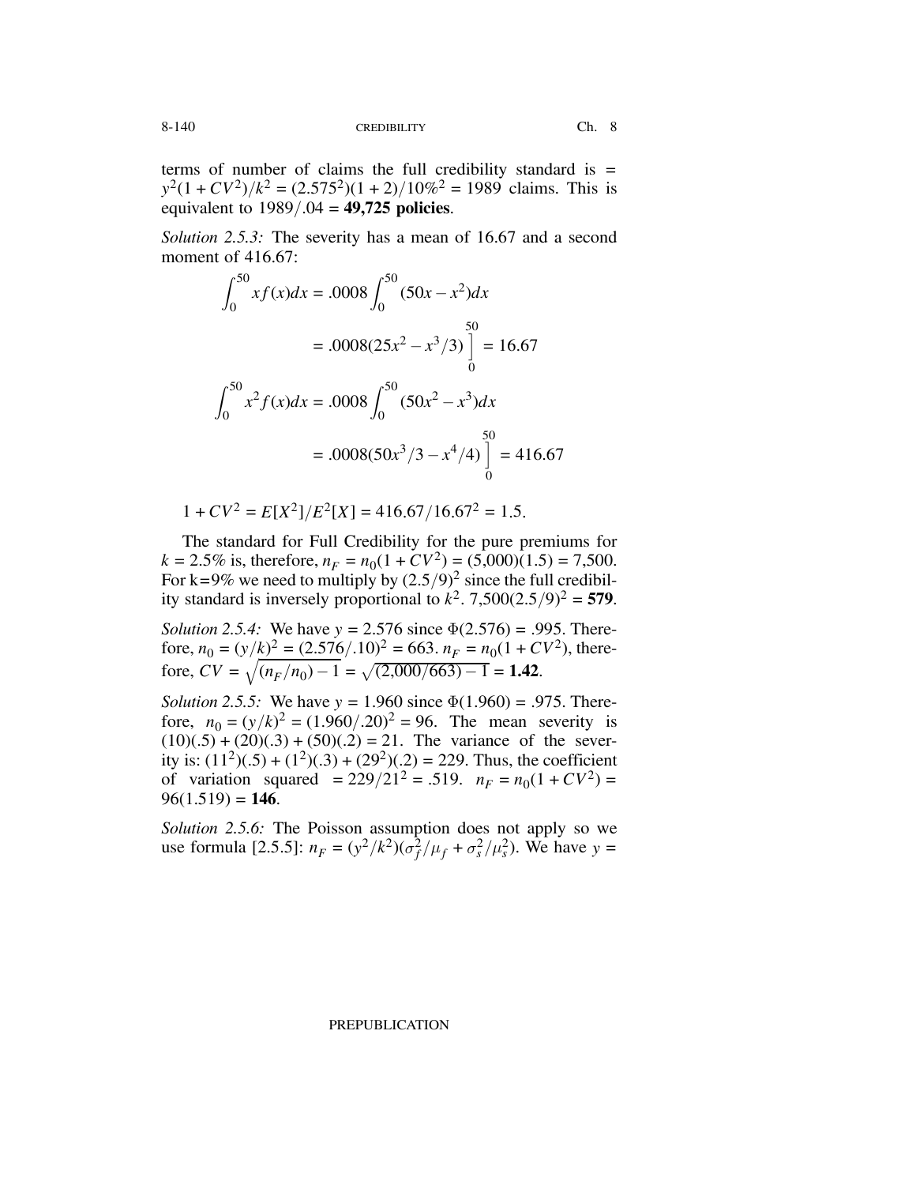terms of number of claims the full credibility standard is = $y^2(1 + CV^2)/k^2 = (2.575^2)(1 + 2)/10\%^2 = 1989$ claims. This is equivalent to $1989/.04 =$ **49,725 policies**.

*Solution 2.5.3:* The severity has a mean of 16.67 and a second moment of 416.67:

$$\int_0^{50} xf(x)dx = .0008\int_0^{50}(50x - x^2)dx$$

$$= .0008(25x^2 - x^3/3)\Big]_0^{50} = 16.67$$

$$\int_0^{50} x^2 f(x)dx = .0008\int_0^{50}(50x^2 - x^3)dx$$

$$= .0008(50x^3/3 - x^4/4)\Big]_0^{50} = 416.67$$

$$1 + CV^2 = E[X^2]/E^2[X] = 416.67/16.67^2 = 1.5.$$

The standard for Full Credibility for the pure premiums for $k = 2.5\%$ is, therefore, $n_F = n_0(1 + CV^2) = (5{,}000)(1.5) = 7{,}500$. For k=9% we need to multiply by $(2.5/9)^2$ since the full credibility standard is inversely proportional to $k^2$. $7{,}500(2.5/9)^2 =$ **579**.

*Solution 2.5.4:* We have $y = 2.576$ since $\Phi(2.576) = .995$. Therefore, $n_0 = (y/k)^2 = (2.576/.10)^2 = 663$. $n_F = n_0(1 + CV^2)$, therefore, $CV = \sqrt{(n_F/n_0) - 1} = \sqrt{(2{,}000/663) - 1} =$ **1.42**.

*Solution 2.5.5:* We have $y = 1.960$ since $\Phi(1.960) = .975$. Therefore, $n_0 = (y/k)^2 = (1.960/.20)^2 = 96$. The mean severity is $(10)(.5) + (20)(.3) + (50)(.2) = 21$. The variance of the severity is: $(11^2)(.5) + (1^2)(.3) + (29^2)(.2) = 229$. Thus, the coefficient of variation squared $= 229/21^2 = .519$. $n_F = n_0(1 + CV^2) = 96(1.519) =$ **146**.

*Solution 2.5.6:* The Poisson assumption does not apply so we use formula [2.5.5]: $n_F = (y^2/k^2)(\sigma_f^2/\mu_f + \sigma_s^2/\mu_s^2)$. We have $y =$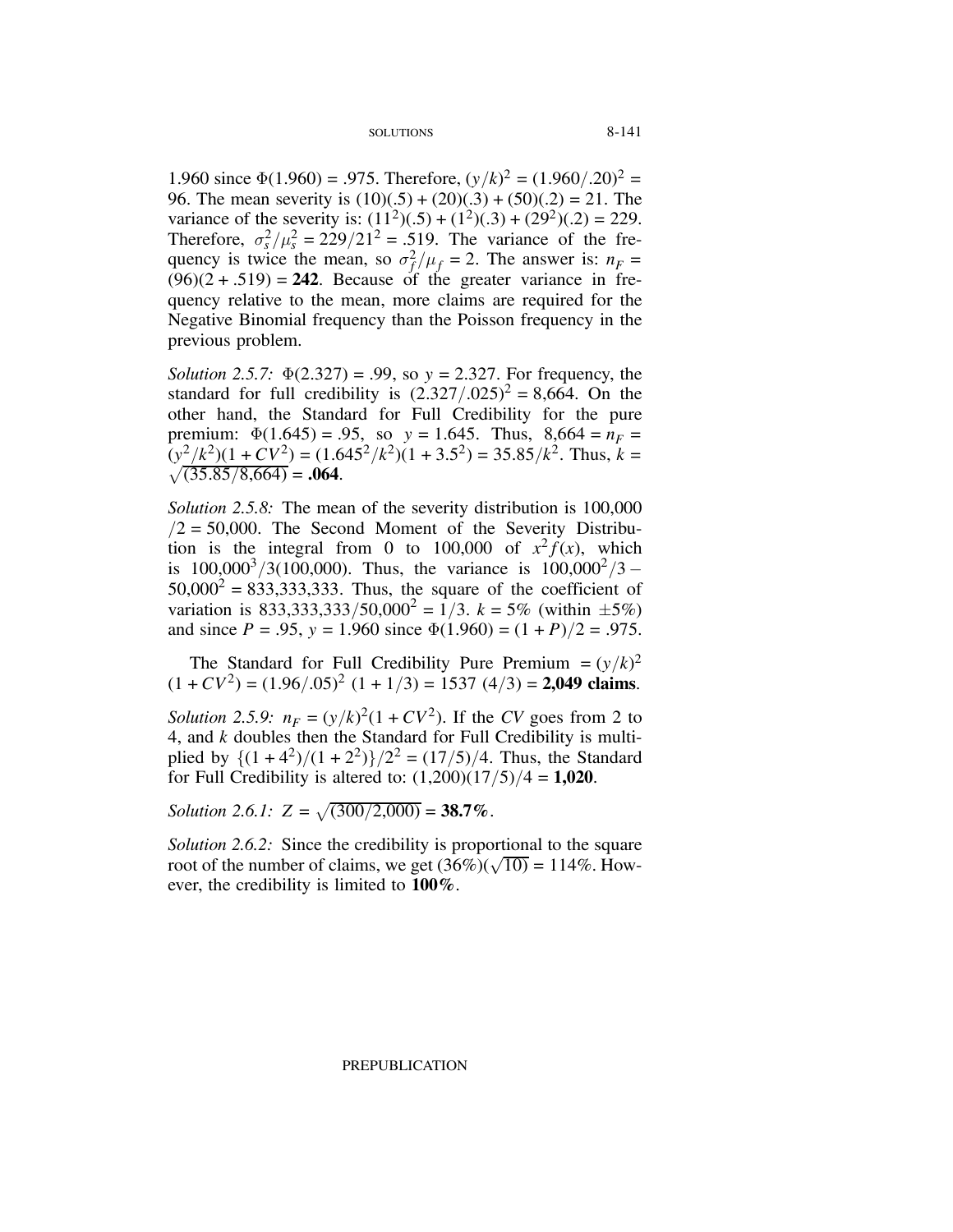1.960 since $\Phi(1.960) = .975$. Therefore, $(y/k)^2 = (1.960/.20)^2 = 96$. The mean severity is $(10)(.5) + (20)(.3) + (50)(.2) = 21$. The variance of the severity is: $(11^2)(.5) + (1^2)(.3) + (29^2)(.2) = 229$. Therefore, $\sigma_s^2/\mu_s^2 = 229/21^2 = .519$. The variance of the frequency is twice the mean, so $\sigma_f^2/\mu_f = 2$. The answer is: $n_F = (96)(2 + .519) =$ **242**. Because of the greater variance in frequency relative to the mean, more claims are required for the Negative Binomial frequency than the Poisson frequency in the previous problem.

*Solution 2.5.7:* $\Phi(2.327) = .99$, so $y = 2.327$. For frequency, the standard for full credibility is $(2.327/.025)^2 = 8{,}664$. On the other hand, the Standard for Full Credibility for the pure premium: $\Phi(1.645) = .95$, so $y = 1.645$. Thus, $8{,}664 = n_F = (y^2/k^2)(1 + CV^2) = (1.645^2/k^2)(1 + 3.5^2) = 35.85/k^2$. Thus, $k = \sqrt{(35.85/8{,}664)} =$ **.064**.

*Solution 2.5.8:* The mean of the severity distribution is $100{,}000/2 = 50{,}000$. The Second Moment of the Severity Distribution is the integral from 0 to 100,000 of $x^2 f(x)$, which is $100{,}000^3/3(100{,}000)$. Thus, the variance is $100{,}000^2/3 - 50{,}000^2 = 833{,}333{,}333$. Thus, the square of the coefficient of variation is $833{,}333{,}333/50{,}000^2 = 1/3$. $k = 5\%$ (within $\pm 5\%$) and since $P = .95$, $y = 1.960$ since $\Phi(1.960) = (1 + P)/2 = .975$.

The Standard for Full Credibility Pure Premium $= (y/k)^2 (1 + CV^2) = (1.96/.05)^2\ (1 + 1/3) = 1537\ (4/3) =$ **2,049 claims**.

*Solution 2.5.9:* $n_F = (y/k)^2(1 + CV^2)$. If the $CV$ goes from 2 to 4, and $k$ doubles then the Standard for Full Credibility is multiplied by $\{(1 + 4^2)/(1 + 2^2)\}/2^2 = (17/5)/4$. Thus, the Standard for Full Credibility is altered to: $(1{,}200)(17/5)/4 =$ **1,020**.

*Solution 2.6.1:* $Z = \sqrt{(300/2{,}000)} =$ **38.7%**.

*Solution 2.6.2:* Since the credibility is proportional to the square root of the number of claims, we get $(36\%)(\sqrt{10}) = 114\%$. However, the credibility is limited to **100%**.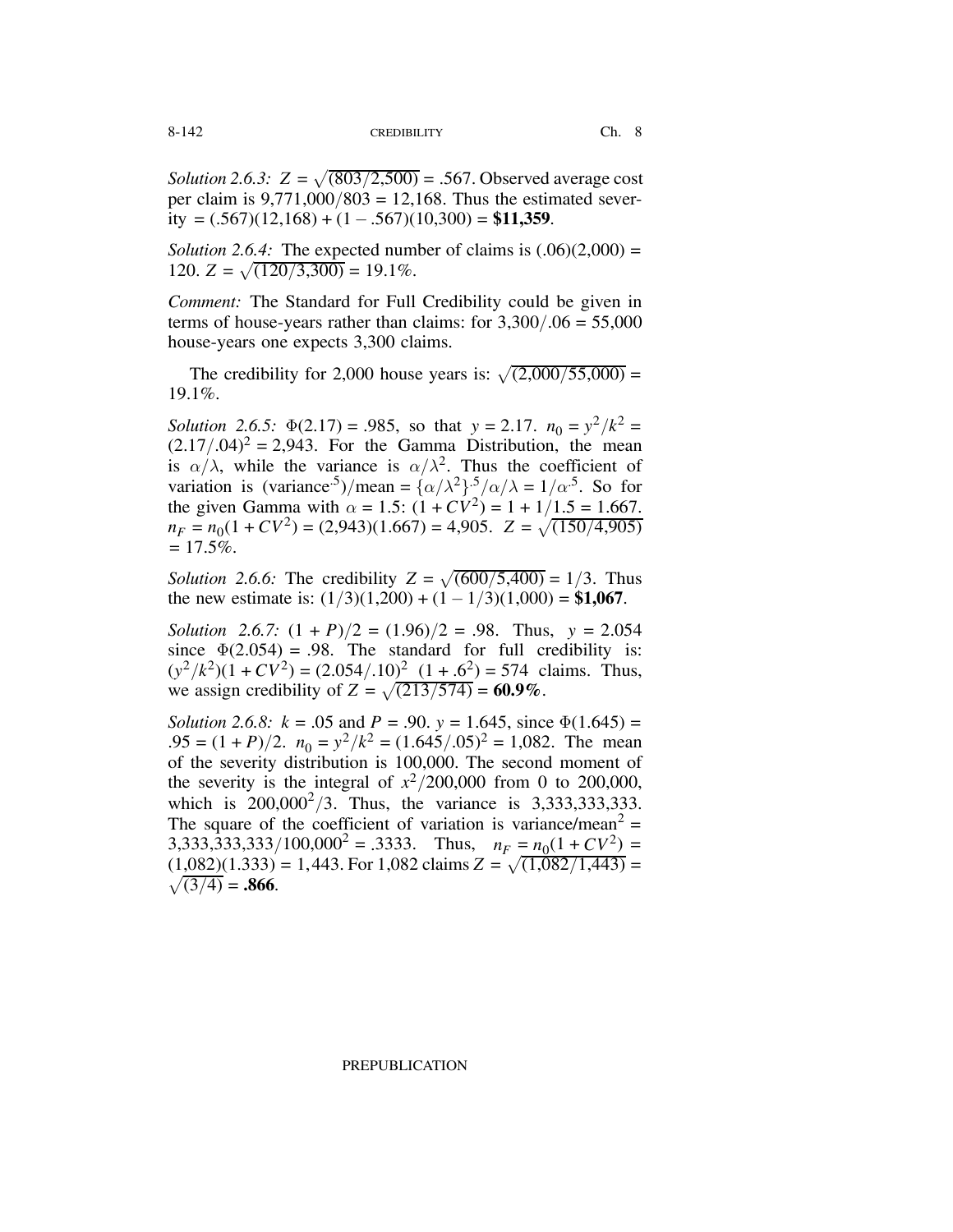*Solution 2.6.3:* $Z = \sqrt{(803/2{,}500)} = .567$. Observed average cost per claim is $9{,}771{,}000/803 = 12{,}168$. Thus the estimated severity $= (.567)(12{,}168) + (1 - .567)(10{,}300) =$ **\$11,359**.

*Solution 2.6.4:* The expected number of claims is $(.06)(2{,}000) = 120$. $Z = \sqrt{(120/3{,}300)} = 19.1\%$.

*Comment:* The Standard for Full Credibility could be given in terms of house-years rather than claims: for $3{,}300/.06 = 55{,}000$ house-years one expects 3,300 claims.

The credibility for 2,000 house years is: $\sqrt{(2{,}000/55{,}000)} = 19.1\%$.

*Solution 2.6.5:* $\Phi(2.17) = .985$, so that $y = 2.17$. $n_0 = y^2/k^2 = (2.17/.04)^2 = 2{,}943$. For the Gamma Distribution, the mean is $\alpha/\lambda$, while the variance is $\alpha/\lambda^2$. Thus the coefficient of variation is $(\text{variance}^{.5})/\text{mean} = \{\alpha/\lambda^2\}^{.5}/\alpha/\lambda = 1/\alpha^{.5}$. So for the given Gamma with $\alpha = 1.5$: $(1 + CV^2) = 1 + 1/1.5 = 1.667$. $n_F = n_0(1 + CV^2) = (2{,}943)(1.667) = 4{,}905$. $Z = \sqrt{(150/4{,}905)} = 17.5\%$.

*Solution 2.6.6:* The credibility $Z = \sqrt{(600/5{,}400)} = 1/3$. Thus the new estimate is: $(1/3)(1{,}200) + (1 - 1/3)(1{,}000) =$ **\$1,067**.

*Solution 2.6.7:* $(1 + P)/2 = (1.96)/2 = .98$. Thus, $y = 2.054$ since $\Phi(2.054) = .98$. The standard for full credibility is: $(y^2/k^2)(1 + CV^2) = (2.054/.10)^2\ (1 + .6^2) = 574$ claims. Thus, we assign credibility of $Z = \sqrt{(213/574)} =$ **60.9%**.

*Solution 2.6.8:* $k = .05$ and $P = .90$. $y = 1.645$, since $\Phi(1.645) = .95 = (1 + P)/2$. $n_0 = y^2/k^2 = (1.645/.05)^2 = 1{,}082$. The mean of the severity distribution is 100,000. The second moment of the severity is the integral of $x^2/200{,}000$ from 0 to 200,000, which is $200{,}000^2/3$. Thus, the variance is 3,333,333,333. The square of the coefficient of variation is variance/mean$^2$ = $3{,}333{,}333{,}333/100{,}000^2 = .3333$. Thus, $n_F = n_0(1 + CV^2) = (1{,}082)(1.333) = 1{,}443$. For 1,082 claims $Z = \sqrt{(1{,}082/1{,}443)} = \sqrt{(3/4)} =$ **.866**.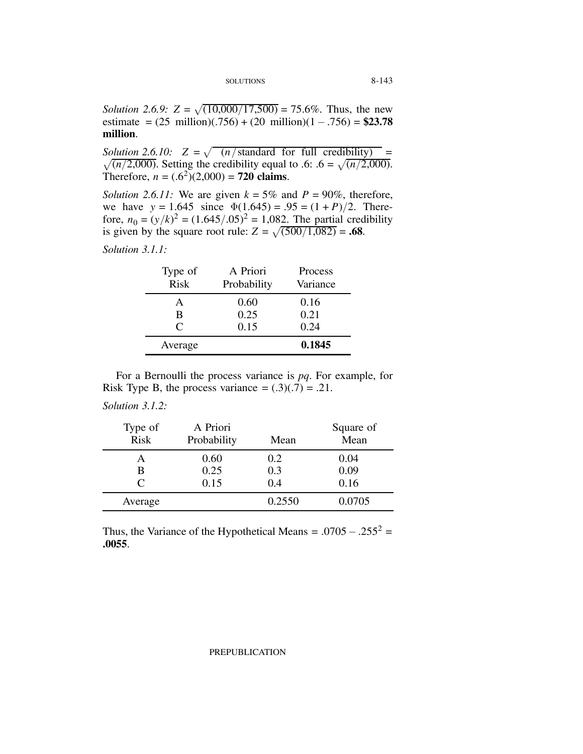*Solution 2.6.9:* $Z = \sqrt{(10{,}000/17{,}500)} = 75.6\%$. Thus, the new estimate $= (25 \text{ million})(.756) + (20 \text{ million})(1 - .756) =$ **\$23.78 million**.

*Solution 2.6.10:* $Z = \sqrt{(n/\text{standard for full credibility})} = \sqrt{(n/2{,}000)}$. Setting the credibility equal to .6: $.6 = \sqrt{(n/2{,}000)}$. Therefore, $n = (.6^2)(2{,}000) =$ **720 claims**.

*Solution 2.6.11:* We are given $k = 5\%$ and $P = 90\%$, therefore, we have $y = 1.645$ since $\Phi(1.645) = .95 = (1 + P)/2$. Therefore, $n_0 = (y/k)^2 = (1.645/.05)^2 = 1{,}082$. The partial credibility is given by the square root rule: $Z = \sqrt{(500/1{,}082)} =$ **.68**.

*Solution 3.1.1:*

| Type of Risk | A Priori Probability | Process Variance |
|---|---|---|
| A | 0.60 | 0.16 |
| B | 0.25 | 0.21 |
| C | 0.15 | 0.24 |
| Average | | **0.1845** |

For a Bernoulli the process variance is $pq$. For example, for Risk Type B, the process variance $= (.3)(.7) = .21$.

*Solution 3.1.2:*

| Type of Risk | A Priori Probability | Mean | Square of Mean |
|---|---|---|---|
| A | 0.60 | 0.2 | 0.04 |
| B | 0.25 | 0.3 | 0.09 |
| C | 0.15 | 0.4 | 0.16 |
| Average | | 0.2550 | 0.0705 |

Thus, the Variance of the Hypothetical Means $= .0705 - .255^2 =$ **.0055**.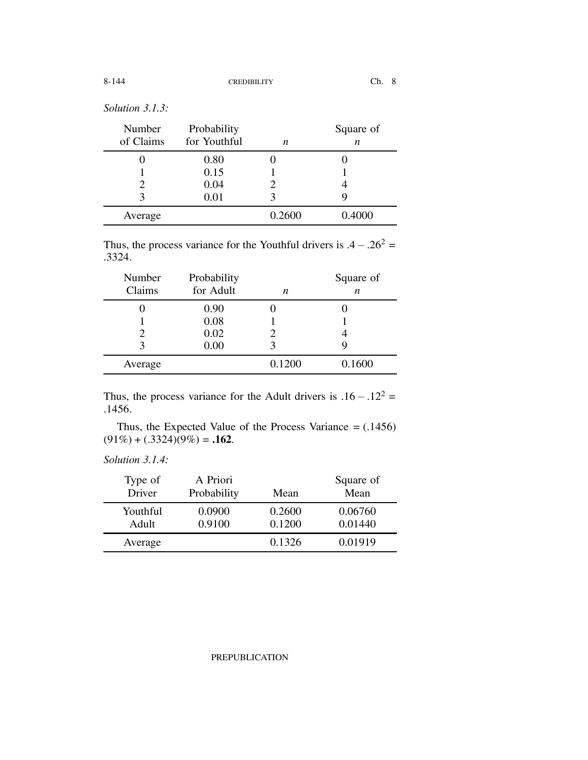*Solution 3.1.3:*

| Number of Claims | Probability for Youthful | $n$ | Square of $n$ |
|---|---|---|---|
| 0 | 0.80 | 0 | 0 |
| 1 | 0.15 | 1 | 1 |
| 2 | 0.04 | 2 | 4 |
| 3 | 0.01 | 3 | 9 |
| Average | | 0.2600 | 0.4000 |

Thus, the process variance for the Youthful drivers is $.4 - .26^2 = .3324$.

| Number Claims | Probability for Adult | $n$ | Square of $n$ |
|---|---|---|---|
| 0 | 0.90 | 0 | 0 |
| 1 | 0.08 | 1 | 1 |
| 2 | 0.02 | 2 | 4 |
| 3 | 0.00 | 3 | 9 |
| Average | | 0.1200 | 0.1600 |

Thus, the process variance for the Adult drivers is $.16 - .12^2 = .1456$.

Thus, the Expected Value of the Process Variance = (.1456)(91%) + (.3324)(9%) = **.162**.

*Solution 3.1.4:*

| Type of Driver | A Priori Probability | Mean | Square of Mean |
|---|---|---|---|
| Youthful | 0.0900 | 0.2600 | 0.06760 |
| Adult | 0.9100 | 0.1200 | 0.01440 |
| Average | | 0.1326 | 0.01919 |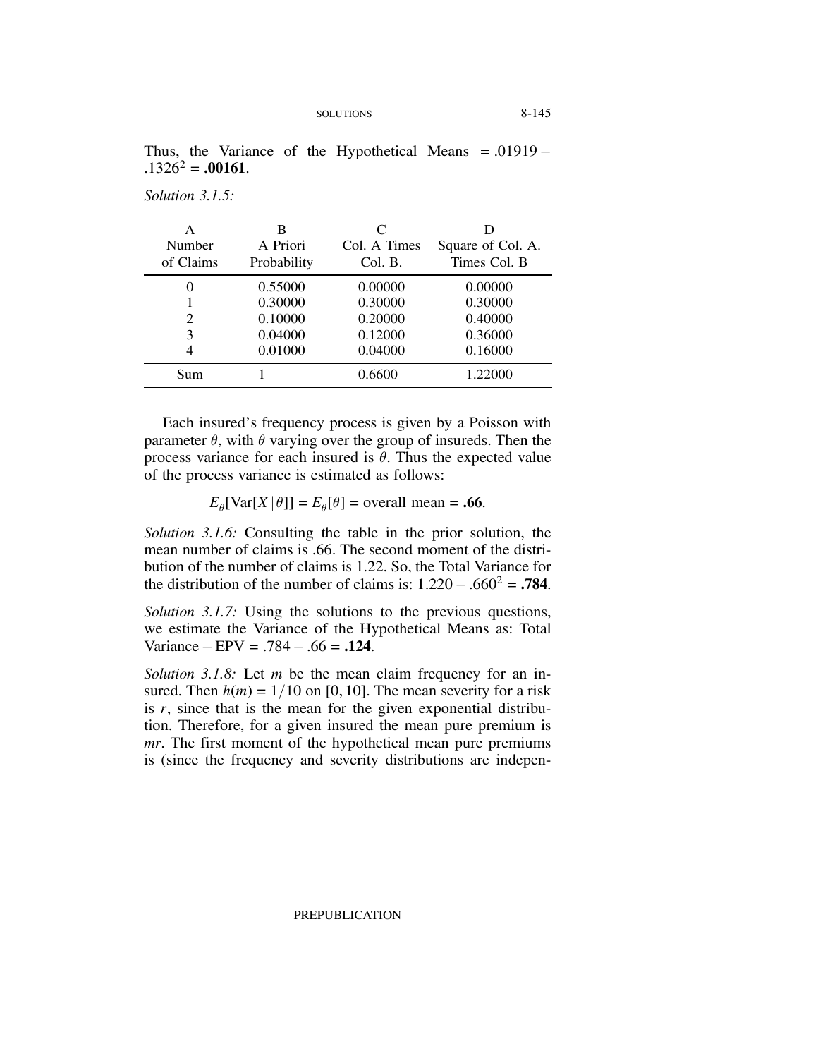Thus, the Variance of the Hypothetical Means $= .01919 - .1326^2 =$ **.00161**.

*Solution 3.1.5:*

| A Number of Claims | B A Priori Probability | C Col. A Times Col. B. | D Square of Col. A. Times Col. B |
|---|---|---|---|
| 0 | 0.55000 | 0.00000 | 0.00000 |
| 1 | 0.30000 | 0.30000 | 0.30000 |
| 2 | 0.10000 | 0.20000 | 0.40000 |
| 3 | 0.04000 | 0.12000 | 0.36000 |
| 4 | 0.01000 | 0.04000 | 0.16000 |
| Sum | 1 | 0.6600 | 1.22000 |

Each insured's frequency process is given by a Poisson with parameter $\theta$, with $\theta$ varying over the group of insureds. Then the process variance for each insured is $\theta$. Thus the expected value of the process variance is estimated as follows:

$$E_\theta[\mathrm{Var}[X \mid \theta]] = E_\theta[\theta] = \text{overall mean} = \mathbf{.66}.$$

*Solution 3.1.6:* Consulting the table in the prior solution, the mean number of claims is .66. The second moment of the distribution of the number of claims is 1.22. So, the Total Variance for the distribution of the number of claims is: $1.220 - .660^2 =$ **.784**.

*Solution 3.1.7:* Using the solutions to the previous questions, we estimate the Variance of the Hypothetical Means as: Total Variance – EPV $= .784 - .66 =$ **.124**.

*Solution 3.1.8:* Let $m$ be the mean claim frequency for an insured. Then $h(m) = 1/10$ on $[0, 10]$. The mean severity for a risk is $r$, since that is the mean for the given exponential distribution. Therefore, for a given insured the mean pure premium is $mr$. The first moment of the hypothetical mean pure premiums is (since the frequency and severity distributions are indepen-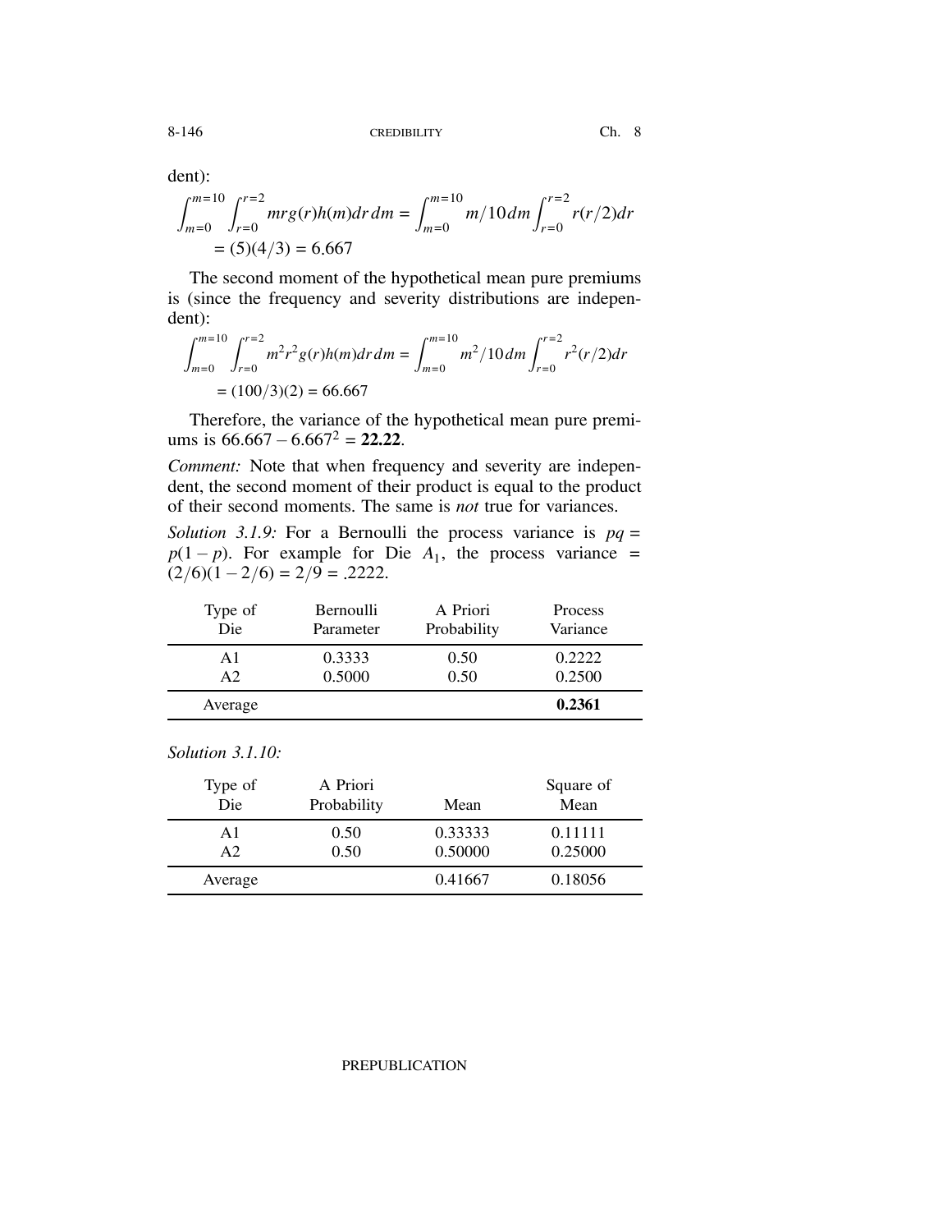dent):

$$\int_{m=0}^{m=10} \int_{r=0}^{r=2} mrg(r)h(m)\,dr\,dm = \int_{m=0}^{m=10} m/10\,dm \int_{r=0}^{r=2} r(r/2)\,dr$$
$$= (5)(4/3) = 6.667$$

The second moment of the hypothetical mean pure premiums is (since the frequency and severity distributions are independent):

$$\int_{m=0}^{m=10} \int_{r=0}^{r=2} m^2 r^2 g(r)h(m)\,dr\,dm = \int_{m=0}^{m=10} m^2/10\,dm \int_{r=0}^{r=2} r^2(r/2)\,dr$$
$$= (100/3)(2) = 66.667$$

Therefore, the variance of the hypothetical mean pure premiums is $66.667 - 6.667^2 = \mathbf{22.22}$.

*Comment:* Note that when frequency and severity are independent, the second moment of their product is equal to the product of their second moments. The same is *not* true for variances.

*Solution 3.1.9:* For a Bernoulli the process variance is $pq = p(1-p)$. For example for Die $A_1$, the process variance $= (2/6)(1-2/6) = 2/9 = .2222$.

| Type of Die | Bernoulli Parameter | A Priori Probability | Process Variance |
|---|---|---|---|
| A1 | 0.3333 | 0.50 | 0.2222 |
| A2 | 0.5000 | 0.50 | 0.2500 |
| Average | | | **0.2361** |

*Solution 3.1.10:*

| Type of Die | A Priori Probability | Mean | Square of Mean |
|---|---|---|---|
| A1 | 0.50 | 0.33333 | 0.11111 |
| A2 | 0.50 | 0.50000 | 0.25000 |
| Average | | 0.41667 | 0.18056 |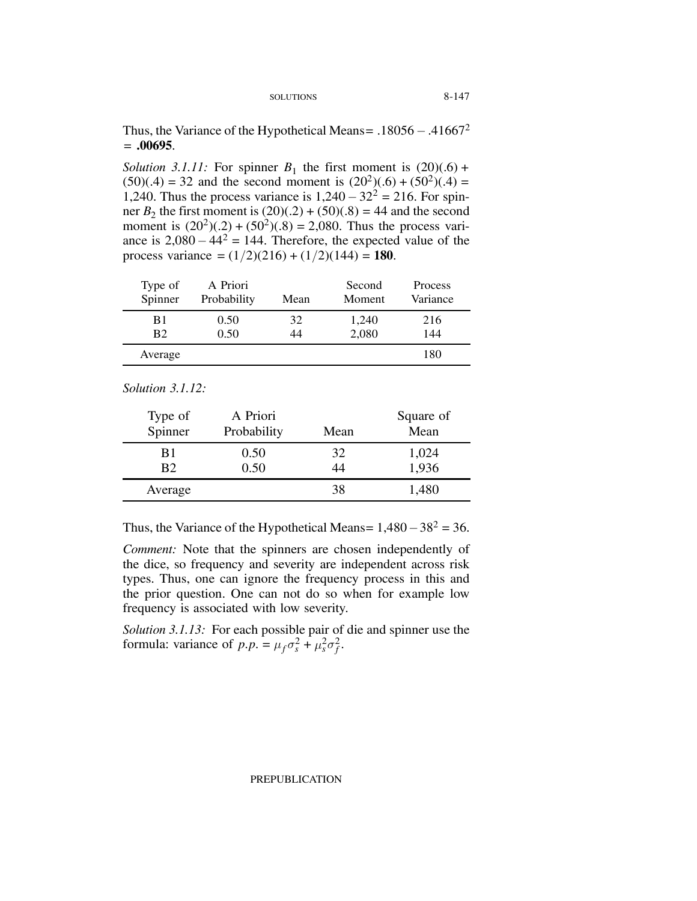Thus, the Variance of the Hypothetical Means= $.18056 - .41667^2$ = **.00695**.

*Solution 3.1.11:* For spinner $B_1$ the first moment is $(20)(.6) + (50)(.4) = 32$ and the second moment is $(20^2)(.6) + (50^2)(.4) = 1{,}240$. Thus the process variance is $1{,}240 - 32^2 = 216$. For spinner $B_2$ the first moment is $(20)(.2) + (50)(.8) = 44$ and the second moment is $(20^2)(.2) + (50^2)(.8) = 2{,}080$. Thus the process variance is $2{,}080 - 44^2 = 144$. Therefore, the expected value of the process variance $= (1/2)(216) + (1/2)(144) =$ **180**.

| Type of Spinner | A Priori Probability | Mean | Second Moment | Process Variance |
|---|---|---|---|---|
| B1 | 0.50 | 32 | 1,240 | 216 |
| B2 | 0.50 | 44 | 2,080 | 144 |
| Average | | | | 180 |

*Solution 3.1.12:*

| Type of Spinner | A Priori Probability | Mean | Square of Mean |
|---|---|---|---|
| B1 | 0.50 | 32 | 1,024 |
| B2 | 0.50 | 44 | 1,936 |
| Average | | 38 | 1,480 |

Thus, the Variance of the Hypothetical Means= $1{,}480 - 38^2 = 36$.

*Comment:* Note that the spinners are chosen independently of the dice, so frequency and severity are independent across risk types. Thus, one can ignore the frequency process in this and the prior question. One can not do so when for example low frequency is associated with low severity.

*Solution 3.1.13:* For each possible pair of die and spinner use the formula: variance of $p.p. = \mu_f \sigma_s^2 + \mu_s^2 \sigma_f^2$.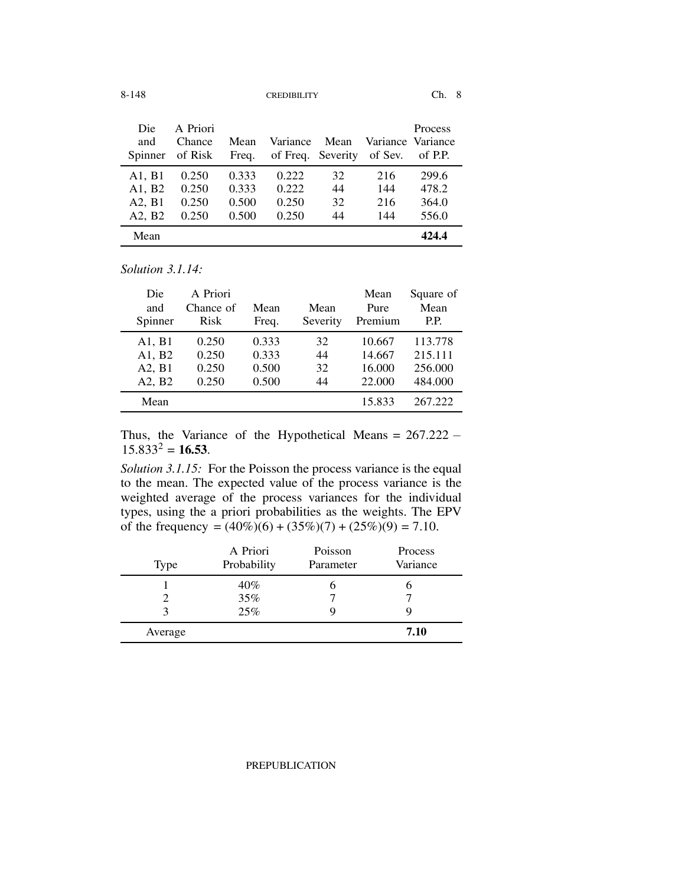| Die and Spinner | A Priori Chance of Risk | Mean Freq. | Variance of Freq. | Mean Severity | Variance of Sev. | Process Variance of P.P. |
|---|---|---|---|---|---|---|
| A1, B1 | 0.250 | 0.333 | 0.222 | 32 | 216 | 299.6 |
| A1, B2 | 0.250 | 0.333 | 0.222 | 44 | 144 | 478.2 |
| A2, B1 | 0.250 | 0.500 | 0.250 | 32 | 216 | 364.0 |
| A2, B2 | 0.250 | 0.500 | 0.250 | 44 | 144 | 556.0 |
| Mean | | | | | | **424.4** |

*Solution 3.1.14:*

| Die and Spinner | A Priori Chance of Risk | Mean Freq. | Mean Severity | Mean Pure Premium | Square of Mean P.P. |
|---|---|---|---|---|---|
| A1, B1 | 0.250 | 0.333 | 32 | 10.667 | 113.778 |
| A1, B2 | 0.250 | 0.333 | 44 | 14.667 | 215.111 |
| A2, B1 | 0.250 | 0.500 | 32 | 16.000 | 256.000 |
| A2, B2 | 0.250 | 0.500 | 44 | 22.000 | 484.000 |
| Mean | | | | 15.833 | 267.222 |

Thus, the Variance of the Hypothetical Means = $267.222 - 15.833^2 = \mathbf{16.53}$.

*Solution 3.1.15:* For the Poisson the process variance is the equal to the mean. The expected value of the process variance is the weighted average of the process variances for the individual types, using the a priori probabilities as the weights. The EPV of the frequency = (40%)(6) + (35%)(7) + (25%)(9) = 7.10.

| Type | A Priori Probability | Poisson Parameter | Process Variance |
|---|---|---|---|
| 1 | 40% | 6 | 6 |
| 2 | 35% | 7 | 7 |
| 3 | 25% | 9 | 9 |
| Average | | | **7.10** |

PREPUBLICATION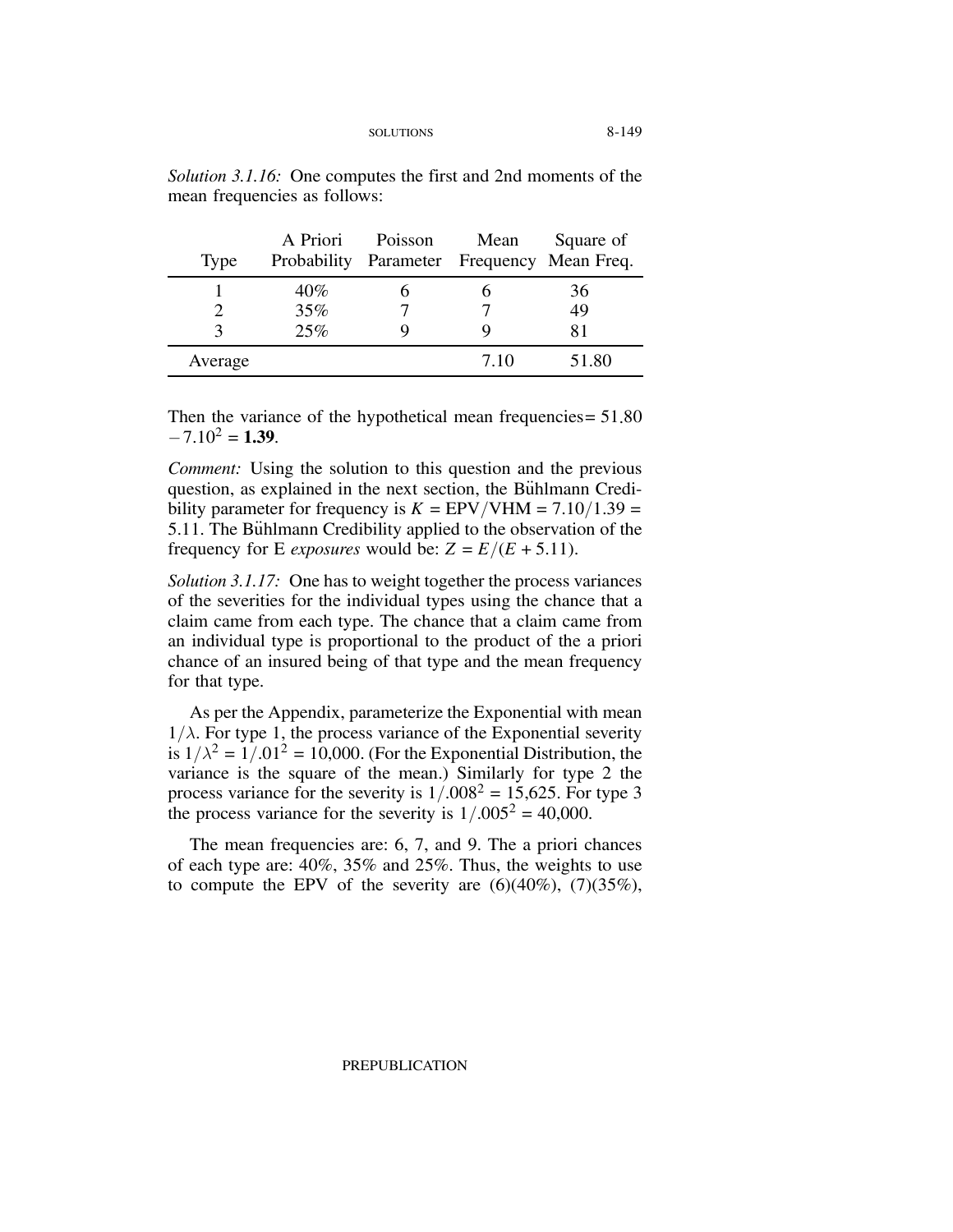*Solution 3.1.16:* One computes the first and 2nd moments of the mean frequencies as follows:

| Type | A Priori Probability | Poisson Parameter | Mean Frequency | Square of Mean Freq. |
|---|---|---|---|---|
| 1 | 40% | 6 | 6 | 36 |
| 2 | 35% | 7 | 7 | 49 |
| 3 | 25% | 9 | 9 | 81 |
| Average | | | 7.10 | 51.80 |

Then the variance of the hypothetical mean frequencies $= 51.80 - 7.10^2 = \mathbf{1.39}$.

*Comment:* Using the solution to this question and the previous question, as explained in the next section, the Bühlmann Credibility parameter for frequency is $K = \text{EPV}/\text{VHM} = 7.10/1.39 = 5.11$. The Bühlmann Credibility applied to the observation of the frequency for E *exposures* would be: $Z = E/(E + 5.11)$.

*Solution 3.1.17:* One has to weight together the process variances of the severities for the individual types using the chance that a claim came from each type. The chance that a claim came from an individual type is proportional to the product of the a priori chance of an insured being of that type and the mean frequency for that type.

As per the Appendix, parameterize the Exponential with mean $1/\lambda$. For type 1, the process variance of the Exponential severity is $1/\lambda^2 = 1/.01^2 = 10{,}000$. (For the Exponential Distribution, the variance is the square of the mean.) Similarly for type 2 the process variance for the severity is $1/.008^2 = 15{,}625$. For type 3 the process variance for the severity is $1/.005^2 = 40{,}000$.

The mean frequencies are: 6, 7, and 9. The a priori chances of each type are: 40%, 35% and 25%. Thus, the weights to use to compute the EPV of the severity are (6)(40%), (7)(35%),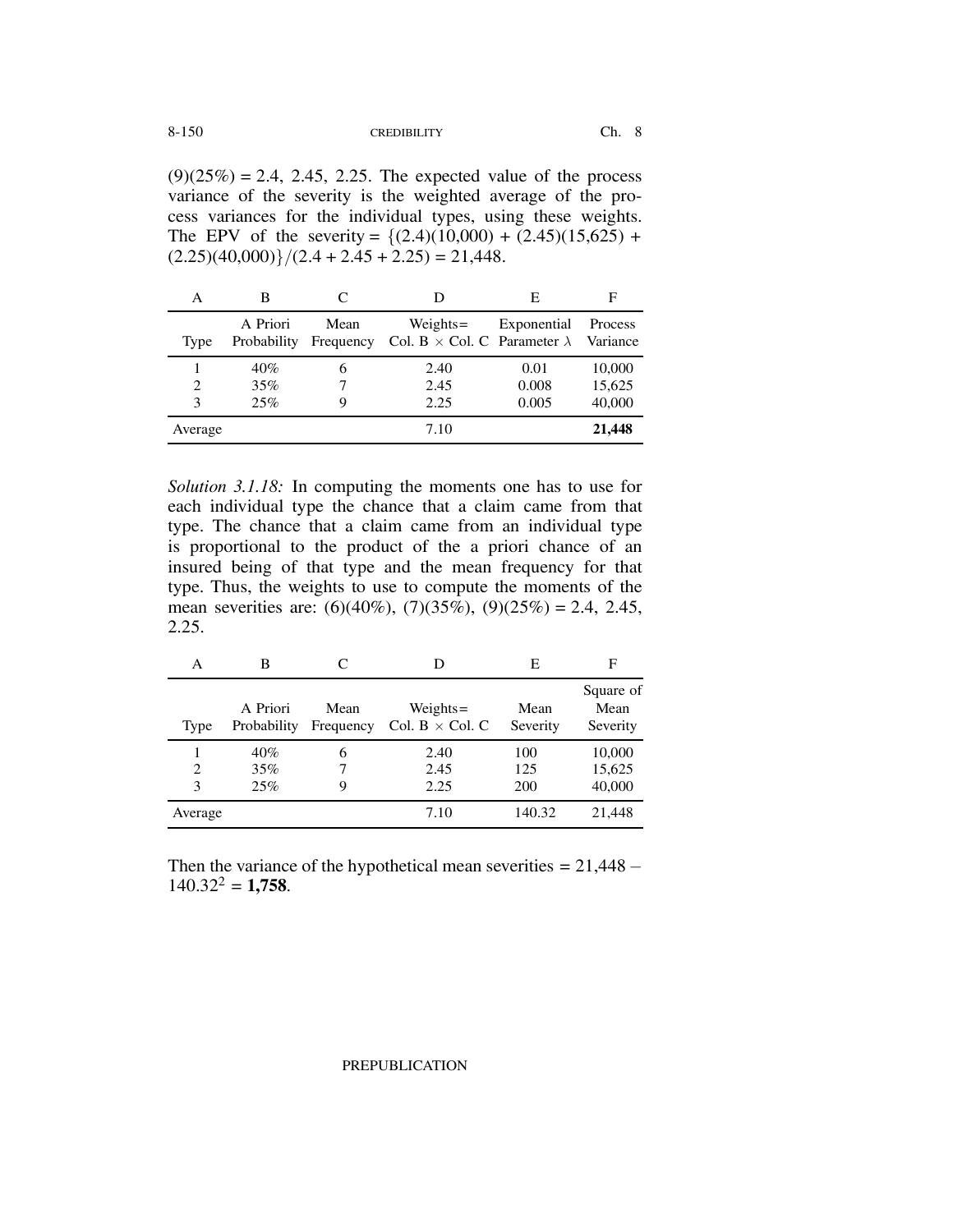(9)(25%) = 2.4, 2.45, 2.25. The expected value of the process variance of the severity is the weighted average of the process variances for the individual types, using these weights. The EPV of the severity = $\{(2.4)(10{,}000) + (2.45)(15{,}625) + (2.25)(40{,}000)\}/(2.4 + 2.45 + 2.25) = 21{,}448$.

| A | B | C | D | E | F |
|---|---|---|---|---|---|
| Type | A Priori Probability | Mean Frequency | Weights= Col. B $\times$ Col. C | Exponential Parameter $\lambda$ | Process Variance |
| 1 | 40% | 6 | 2.40 | 0.01 | 10,000 |
| 2 | 35% | 7 | 2.45 | 0.008 | 15,625 |
| 3 | 25% | 9 | 2.25 | 0.005 | 40,000 |
| Average | | | 7.10 | | **21,448** |

*Solution 3.1.18:* In computing the moments one has to use for each individual type the chance that a claim came from that type. The chance that a claim came from an individual type is proportional to the product of the a priori chance of an insured being of that type and the mean frequency for that type. Thus, the weights to use to compute the moments of the mean severities are: (6)(40%), (7)(35%), (9)(25%) = 2.4, 2.45, 2.25.

| A | B | C | D | E | F |
|---|---|---|---|---|---|
| Type | A Priori Probability | Mean Frequency | Weights= Col. B $\times$ Col. C | Mean Severity | Square of Mean Severity |
| 1 | 40% | 6 | 2.40 | 100 | 10,000 |
| 2 | 35% | 7 | 2.45 | 125 | 15,625 |
| 3 | 25% | 9 | 2.25 | 200 | 40,000 |
| Average | | | 7.10 | 140.32 | 21,448 |

Then the variance of the hypothetical mean severities = $21{,}448 - 140.32^2 =$ **1,758**.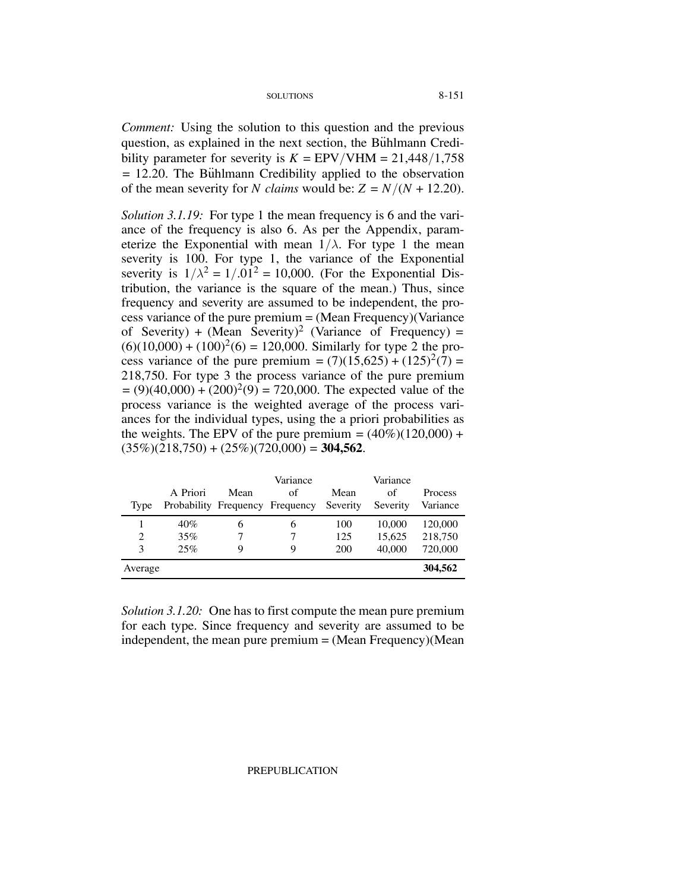*Comment:* Using the solution to this question and the previous question, as explained in the next section, the Bühlmann Credibility parameter for severity is $K = \text{EPV}/\text{VHM} = 21{,}448/1{,}758 = 12.20$. The Bühlmann Credibility applied to the observation of the mean severity for $N$ *claims* would be: $Z = N/(N + 12.20)$.

*Solution 3.1.19:* For type 1 the mean frequency is 6 and the variance of the frequency is also 6. As per the Appendix, parameterize the Exponential with mean $1/\lambda$. For type 1 the mean severity is 100. For type 1, the variance of the Exponential severity is $1/\lambda^2 = 1/.01^2 = 10{,}000$. (For the Exponential Distribution, the variance is the square of the mean.) Thus, since frequency and severity are assumed to be independent, the process variance of the pure premium = (Mean Frequency)(Variance of Severity) + (Mean Severity)$^2$ (Variance of Frequency) = $(6)(10{,}000) + (100)^2(6) = 120{,}000$. Similarly for type 2 the process variance of the pure premium $= (7)(15{,}625) + (125)^2(7) = 218{,}750$. For type 3 the process variance of the pure premium $= (9)(40{,}000) + (200)^2(9) = 720{,}000$. The expected value of the process variance is the weighted average of the process variances for the individual types, using the a priori probabilities as the weights. The EPV of the pure premium = (40%)(120,000) + (35%)(218,750) + (25%)(720,000) = **304,562**.

| Type | A Priori Probability | Mean Frequency | Variance of Frequency | Mean Severity | Variance of Severity | Process Variance |
|---|---|---|---|---|---|---|
| 1 | 40% | 6 | 6 | 100 | 10,000 | 120,000 |
| 2 | 35% | 7 | 7 | 125 | 15,625 | 218,750 |
| 3 | 25% | 9 | 9 | 200 | 40,000 | 720,000 |
| Average | | | | | | **304,562** |

*Solution 3.1.20:* One has to first compute the mean pure premium for each type. Since frequency and severity are assumed to be independent, the mean pure premium = (Mean Frequency)(Mean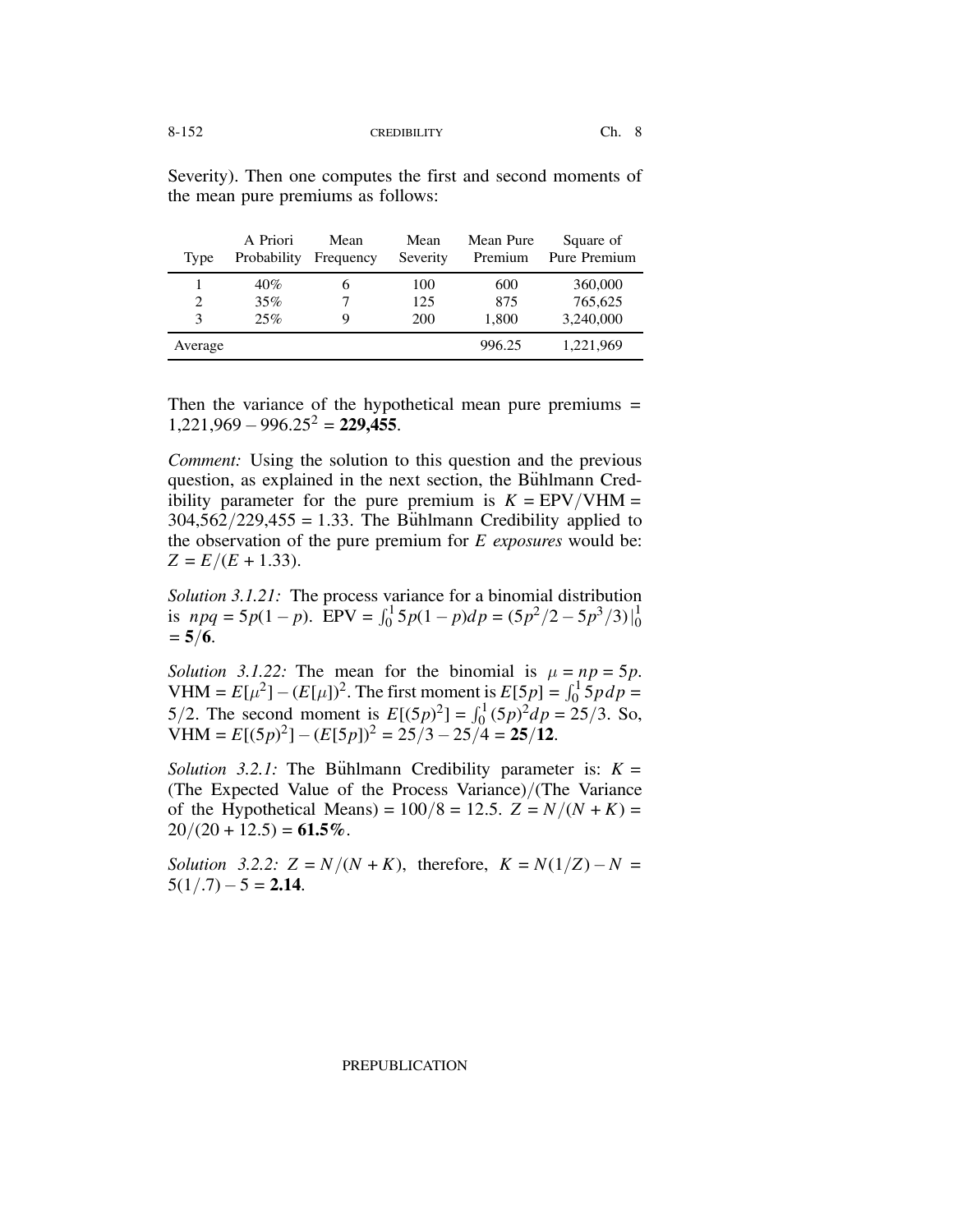Severity). Then one computes the first and second moments of the mean pure premiums as follows:

| Type | A Priori Probability | Mean Frequency | Mean Severity | Mean Pure Premium | Square of Pure Premium |
|---|---|---|---|---|---|
| 1 | 40% | 6 | 100 | 600 | 360,000 |
| 2 | 35% | 7 | 125 | 875 | 765,625 |
| 3 | 25% | 9 | 200 | 1,800 | 3,240,000 |
| Average | | | | 996.25 | 1,221,969 |

Then the variance of the hypothetical mean pure premiums = $1{,}221{,}969 - 996.25^2 = \mathbf{229{,}455}$.

*Comment:* Using the solution to this question and the previous question, as explained in the next section, the Bühlmann Credibility parameter for the pure premium is $K = \text{EPV}/\text{VHM} = 304{,}562/229{,}455 = 1.33$. The Bühlmann Credibility applied to the observation of the pure premium for $E$ *exposures* would be: $Z = E/(E + 1.33)$.

*Solution 3.1.21:* The process variance for a binomial distribution is $npq = 5p(1-p)$. $\text{EPV} = \int_0^1 5p(1-p)dp = (5p^2/2 - 5p^3/3)\big|_0^1 = \mathbf{5/6}$.

*Solution 3.1.22:* The mean for the binomial is $\mu = np = 5p$. $\text{VHM} = E[\mu^2] - (E[\mu])^2$. The first moment is $E[5p] = \int_0^1 5p\,dp = 5/2$. The second moment is $E[(5p)^2] = \int_0^1 (5p)^2 dp = 25/3$. So, $\text{VHM} = E[(5p)^2] - (E[5p])^2 = 25/3 - 25/4 = \mathbf{25/12}$.

*Solution 3.2.1:* The Bühlmann Credibility parameter is: $K =$ (The Expected Value of the Process Variance)/(The Variance of the Hypothetical Means) $= 100/8 = 12.5$. $Z = N/(N + K) = 20/(20 + 12.5) = \mathbf{61.5\%}$.

*Solution 3.2.2:* $Z = N/(N + K)$, therefore, $K = N(1/Z) - N = 5(1/.7) - 5 = \mathbf{2.14}$.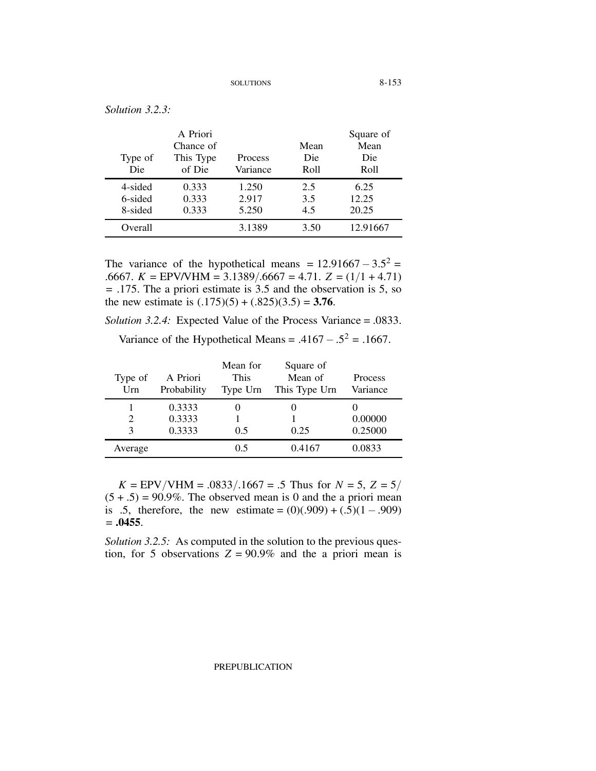*Solution 3.2.3:*

| Type of Die | A Priori Chance of This Type of Die | Process Variance | Mean Die Roll | Square of Mean Die Roll |
|---|---|---|---|---|
| 4-sided | 0.333 | 1.250 | 2.5 | 6.25 |
| 6-sided | 0.333 | 2.917 | 3.5 | 12.25 |
| 8-sided | 0.333 | 5.250 | 4.5 | 20.25 |
| Overall | | 3.1389 | 3.50 | 12.91667 |

The variance of the hypothetical means $= 12.91667 - 3.5^2 = .6667$. $K = \text{EPV/VHM} = 3.1389/.6667 = 4.71$. $Z = (1/1 + 4.71) = .175$. The a priori estimate is 3.5 and the observation is 5, so the new estimate is $(.175)(5) + (.825)(3.5) =$ **3.76**.

*Solution 3.2.4:* Expected Value of the Process Variance = .0833.

Variance of the Hypothetical Means $= .4167 - .5^2 = .1667$.

| Type of Urn | A Priori Probability | Mean for This Type Urn | Square of Mean of This Type Urn | Process Variance |
|---|---|---|---|---|
| 1 | 0.3333 | 0 | 0 | 0 |
| 2 | 0.3333 | 1 | 1 | 0.00000 |
| 3 | 0.3333 | 0.5 | 0.25 | 0.25000 |
| Average | | 0.5 | 0.4167 | 0.0833 |

$K = \text{EPV}/\text{VHM} = .0833/.1667 = .5$ Thus for $N = 5$, $Z = 5/(5 + .5) = 90.9\%$. The observed mean is 0 and the a priori mean is .5, therefore, the new estimate $= (0)(.909) + (.5)(1 - .909) =$ **.0455**.

*Solution 3.2.5:* As computed in the solution to the previous question, for 5 observations $Z = 90.9\%$ and the a priori mean is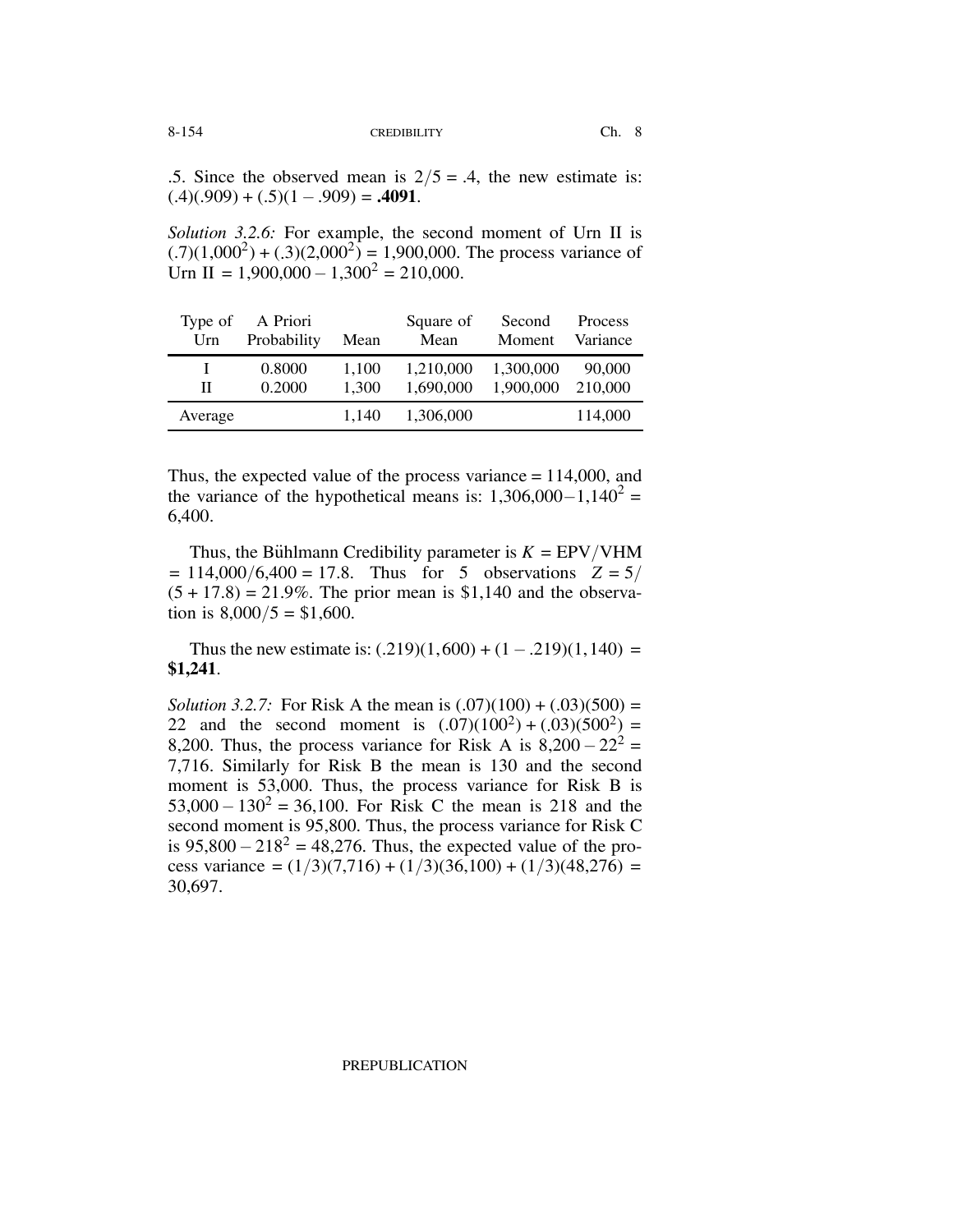.5. Since the observed mean is $2/5 = .4$, the new estimate is: $(.4)(.909) + (.5)(1 - .909) =$ **.4091**.

*Solution 3.2.6:* For example, the second moment of Urn II is $(.7)(1{,}000^2) + (.3)(2{,}000^2) = 1{,}900{,}000$. The process variance of Urn II $= 1{,}900{,}000 - 1{,}300^2 = 210{,}000$.

| Type of Urn | A Priori Probability | Mean | Square of Mean | Second Moment | Process Variance |
|---|---|---|---|---|---|
| I | 0.8000 | 1,100 | 1,210,000 | 1,300,000 | 90,000 |
| II | 0.2000 | 1,300 | 1,690,000 | 1,900,000 | 210,000 |
| Average | | 1,140 | 1,306,000 | | 114,000 |

Thus, the expected value of the process variance = 114,000, and the variance of the hypothetical means is: $1{,}306{,}000 - 1{,}140^2 = 6{,}400$.

Thus, the Bühlmann Credibility parameter is $K = \text{EPV}/\text{VHM} = 114{,}000/6{,}400 = 17.8$. Thus for 5 observations $Z = 5/(5 + 17.8) = 21.9\%$. The prior mean is \$1,140 and the observation is $8{,}000/5 = \$1{,}600$.

Thus the new estimate is: $(.219)(1{,}600) + (1 - .219)(1{,}140) =$ **\$1,241**.

*Solution 3.2.7:* For Risk A the mean is $(.07)(100) + (.03)(500) = 22$ and the second moment is $(.07)(100^2) + (.03)(500^2) = 8{,}200$. Thus, the process variance for Risk A is $8{,}200 - 22^2 = 7{,}716$. Similarly for Risk B the mean is 130 and the second moment is 53,000. Thus, the process variance for Risk B is $53{,}000 - 130^2 = 36{,}100$. For Risk C the mean is 218 and the second moment is 95,800. Thus, the process variance for Risk C is $95{,}800 - 218^2 = 48{,}276$. Thus, the expected value of the process variance $= (1/3)(7{,}716) + (1/3)(36{,}100) + (1/3)(48{,}276) = 30{,}697$.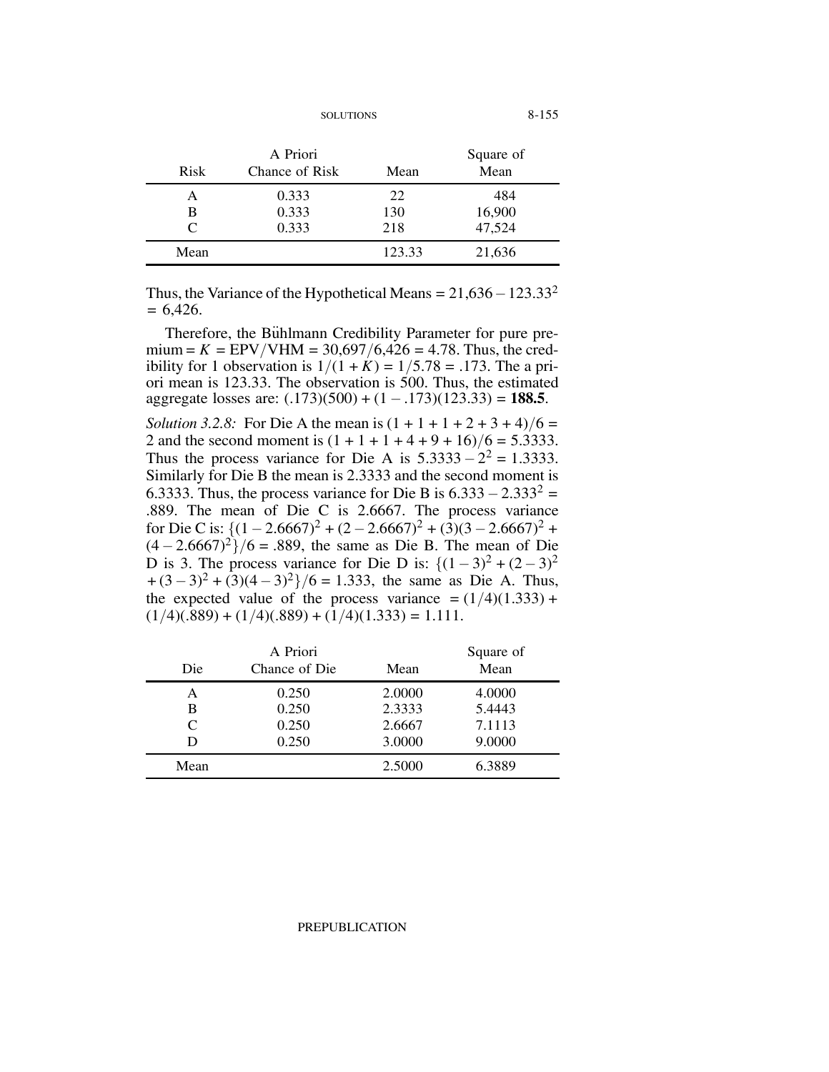| Risk | A Priori Chance of Risk | Mean | Square of Mean |
|---|---|---|---|
| A | 0.333 | 22 | 484 |
| B | 0.333 | 130 | 16,900 |
| C | 0.333 | 218 | 47,524 |
| Mean | | 123.33 | 21,636 |

Thus, the Variance of the Hypothetical Means = $21{,}636 - 123.33^2 = 6{,}426$.

Therefore, the Bühlmann Credibility Parameter for pure premium = $K$ = EPV/VHM = $30{,}697/6{,}426 = 4.78$. Thus, the credibility for 1 observation is $1/(1+K) = 1/5.78 = .173$. The a priori mean is 123.33. The observation is 500. Thus, the estimated aggregate losses are: $(.173)(500) + (1 - .173)(123.33) =$ **188.5**.

*Solution 3.2.8:* For Die A the mean is $(1+1+1+2+3+4)/6 = 2$ and the second moment is $(1+1+1+4+9+16)/6 = 5.3333$. Thus the process variance for Die A is $5.3333 - 2^2 = 1.3333$. Similarly for Die B the mean is 2.3333 and the second moment is 6.3333. Thus, the process variance for Die B is $6.333 - 2.333^2 = .889$. The mean of Die C is 2.6667. The process variance for Die C is: $\{(1-2.6667)^2 + (2-2.6667)^2 + (3)(3-2.6667)^2 + (4-2.6667)^2\}/6 = .889$, the same as Die B. The mean of Die D is 3. The process variance for Die D is: $\{(1-3)^2 + (2-3)^2 + (3-3)^2 + (3)(4-3)^2\}/6 = 1.333$, the same as Die A. Thus, the expected value of the process variance $= (1/4)(1.333) + (1/4)(.889) + (1/4)(.889) + (1/4)(1.333) = 1.111$.

| Die | A Priori Chance of Die | Mean | Square of Mean |
|---|---|---|---|
| A | 0.250 | 2.0000 | 4.0000 |
| B | 0.250 | 2.3333 | 5.4443 |
| C | 0.250 | 2.6667 | 7.1113 |
| D | 0.250 | 3.0000 | 9.0000 |
| Mean | | 2.5000 | 6.3889 |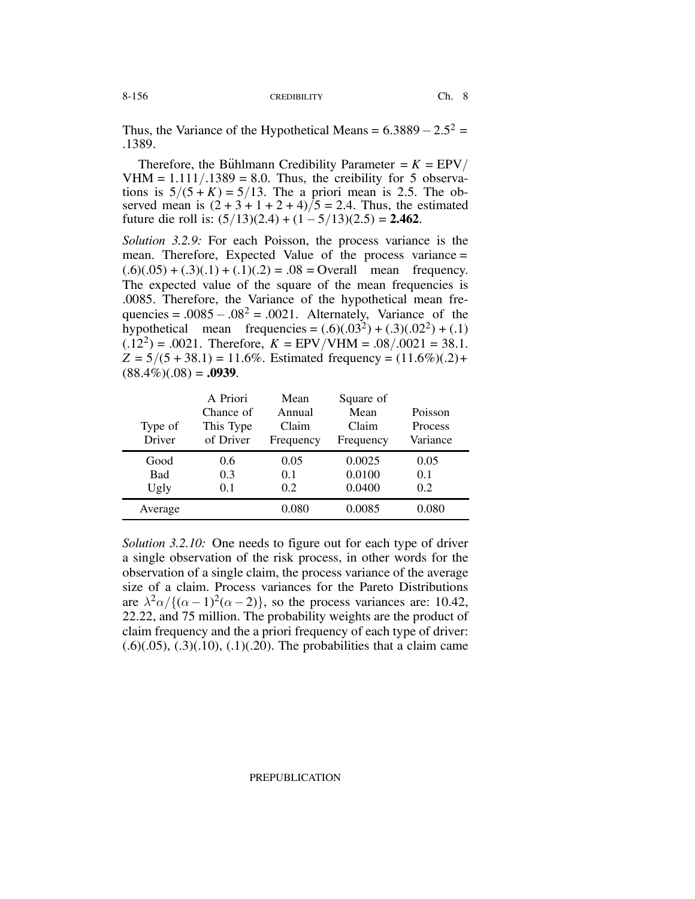Thus, the Variance of the Hypothetical Means = $6.3889 - 2.5^2 = .1389$.

Therefore, the Bühlmann Credibility Parameter = $K$ = EPV/VHM = $1.111/.1389 = 8.0$. Thus, the creibility for 5 observations is $5/(5+K) = 5/13$. The a priori mean is 2.5. The observed mean is $(2+3+1+2+4)/5 = 2.4$. Thus, the estimated future die roll is: $(5/13)(2.4) + (1 - 5/13)(2.5) =$ **2.462**.

*Solution 3.2.9:* For each Poisson, the process variance is the mean. Therefore, Expected Value of the process variance = $(.6)(.05) + (.3)(.1) + (.1)(.2) = .08$ = Overall mean frequency. The expected value of the square of the mean frequencies is .0085. Therefore, the Variance of the hypothetical mean frequencies = $.0085 - .08^2 = .0021$. Alternately, Variance of the hypothetical mean frequencies = $(.6)(.03^2) + (.3)(.02^2) + (.1)(.12^2) = .0021$. Therefore, $K$ = EPV/VHM = $.08/.0021 = 38.1$. $Z = 5/(5 + 38.1) = 11.6\%$. Estimated frequency = $(11.6\%)(.2) + (88.4\%)(.08) =$ **.0939**.

| Type of Driver | A Priori Chance of This Type of Driver | Mean Annual Claim Frequency | Square of Mean Claim Frequency | Poisson Process Variance |
|---|---|---|---|---|
| Good | 0.6 | 0.05 | 0.0025 | 0.05 |
| Bad | 0.3 | 0.1 | 0.0100 | 0.1 |
| Ugly | 0.1 | 0.2 | 0.0400 | 0.2 |
| Average | | 0.080 | 0.0085 | 0.080 |

*Solution 3.2.10:* One needs to figure out for each type of driver a single observation of the risk process, in other words for the observation of a single claim, the process variance of the average size of a claim. Process variances for the Pareto Distributions are $\lambda^2\alpha/\{(\alpha-1)^2(\alpha-2)\}$, so the process variances are: 10.42, 22.22, and 75 million. The probability weights are the product of claim frequency and the a priori frequency of each type of driver: (.6)(.05), (.3)(.10), (.1)(.20). The probabilities that a claim came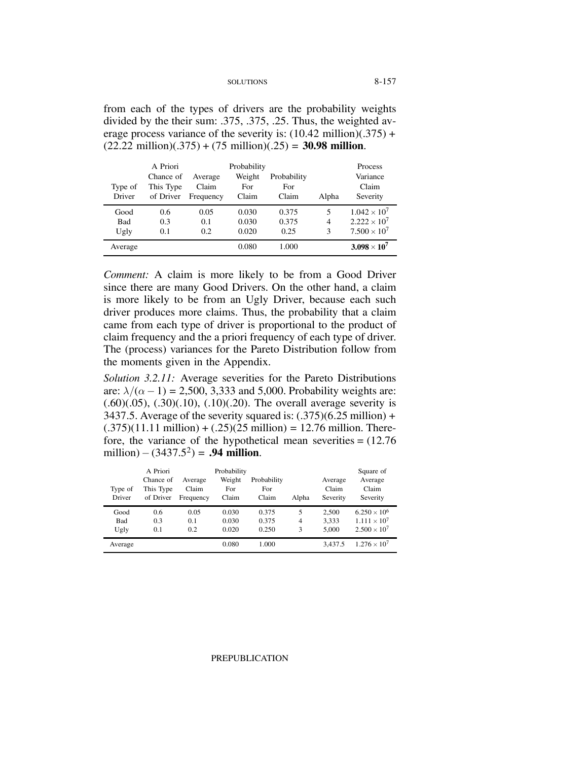from each of the types of drivers are the probability weights divided by the their sum: .375, .375, .25. Thus, the weighted average process variance of the severity is: (10.42 million)(.375) + (22.22 million)(.375) + (75 million)(.25) = **30.98 million**.

| Type of Driver | A Priori Chance of This Type of Driver | Average Claim Frequency | Probability Weight For Claim | Probability For Claim | Alpha | Process Variance Claim Severity |
|---|---|---|---|---|---|---|
| Good | 0.6 | 0.05 | 0.030 | 0.375 | 5 | $1.042 \times 10^7$ |
| Bad | 0.3 | 0.1 | 0.030 | 0.375 | 4 | $2.222 \times 10^7$ |
| Ugly | 0.1 | 0.2 | 0.020 | 0.25 | 3 | $7.500 \times 10^7$ |
| Average | | | 0.080 | 1.000 | | $\mathbf{3.098 \times 10^7}$ |

*Comment:* A claim is more likely to be from a Good Driver since there are many Good Drivers. On the other hand, a claim is more likely to be from an Ugly Driver, because each such driver produces more claims. Thus, the probability that a claim came from each type of driver is proportional to the product of claim frequency and the a priori frequency of each type of driver. The (process) variances for the Pareto Distribution follow from the moments given in the Appendix.

*Solution 3.2.11:* Average severities for the Pareto Distributions are: $\lambda/(\alpha - 1)$ = 2,500, 3,333 and 5,000. Probability weights are: (.60)(.05), (.30)(.10), (.10)(.20). The overall average severity is 3437.5. Average of the severity squared is: (.375)(6.25 million) + (.375)(11.11 million) + (.25)(25 million) = 12.76 million. Therefore, the variance of the hypothetical mean severities = (12.76 million) – ($3437.5^2$) = **.94 million**.

| Type of Driver | A Priori Chance of This Type of Driver | Average Claim Frequency | Probability Weight For Claim | Probability For Claim | Alpha | Average Claim Severity | Square of Average Claim Severity |
|---|---|---|---|---|---|---|---|
| Good | 0.6 | 0.05 | 0.030 | 0.375 | 5 | 2,500 | $6.250 \times 10^6$ |
| Bad | 0.3 | 0.1 | 0.030 | 0.375 | 4 | 3,333 | $1.111 \times 10^7$ |
| Ugly | 0.1 | 0.2 | 0.020 | 0.250 | 3 | 5,000 | $2.500 \times 10^7$ |
| Average | | | 0.080 | 1.000 | | 3,437.5 | $1.276 \times 10^7$ |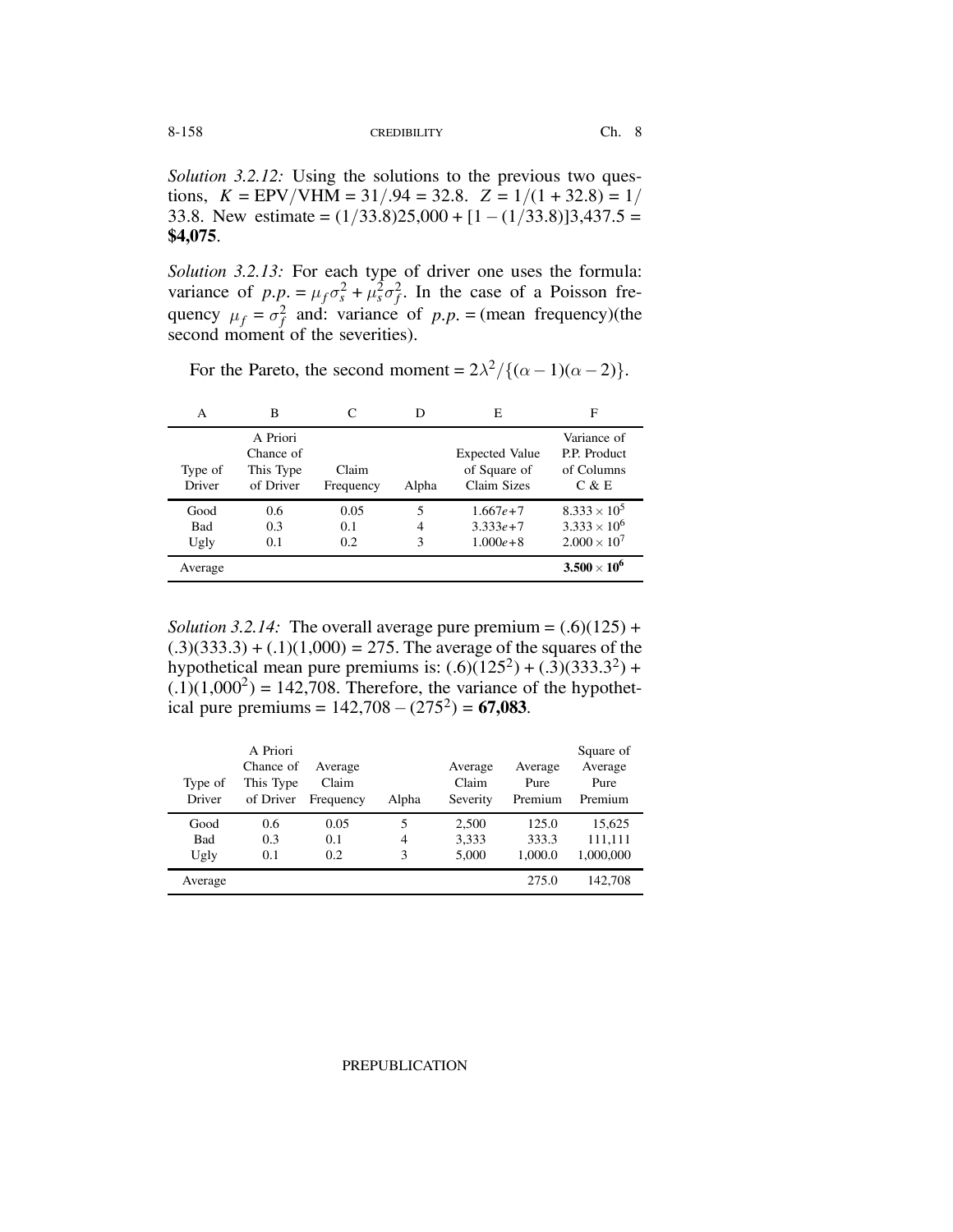*Solution 3.2.12:* Using the solutions to the previous two questions, $K = \text{EPV}/\text{VHM} = 31/.94 = 32.8$. $Z = 1/(1 + 32.8) = 1/33.8$. New estimate $= (1/33.8)25{,}000 + [1 - (1/33.8)]3{,}437.5 =$ **\$4,075**.

*Solution 3.2.13:* For each type of driver one uses the formula: variance of $p.p. = \mu_f \sigma_s^2 + \mu_s^2 \sigma_f^2$. In the case of a Poisson frequency $\mu_f = \sigma_f^2$ and: variance of $p.p. =$ (mean frequency)(the second moment of the severities).

For the Pareto, the second moment $= 2\lambda^2/\{(\alpha - 1)(\alpha - 2)\}$.

| A | B | C | D | E | F |
|---|---|---|---|---|---|
| Type of Driver | A Priori Chance of This Type of Driver | Claim Frequency | Alpha | Expected Value of Square of Claim Sizes | Variance of P.P. Product of Columns C & E |
| Good | 0.6 | 0.05 | 5 | 1.667e+7 | $8.333 \times 10^5$ |
| Bad | 0.3 | 0.1 | 4 | 3.333e+7 | $3.333 \times 10^6$ |
| Ugly | 0.1 | 0.2 | 3 | 1.000e+8 | $2.000 \times 10^7$ |
| Average | | | | | $\mathbf{3.500 \times 10^6}$ |

*Solution 3.2.14:* The overall average pure premium $= (.6)(125) + (.3)(333.3) + (.1)(1{,}000) = 275$. The average of the squares of the hypothetical mean pure premiums is: $(.6)(125^2) + (.3)(333.3^2) + (.1)(1{,}000^2) = 142{,}708$. Therefore, the variance of the hypothetical pure premiums $= 142{,}708 - (275^2) =$ **67,083**.

| Type of Driver | A Priori Chance of This Type of Driver | Average Claim Frequency | Alpha | Average Claim Severity | Average Pure Premium | Square of Average Pure Premium |
|---|---|---|---|---|---|---|
| Good | 0.6 | 0.05 | 5 | 2,500 | 125.0 | 15,625 |
| Bad | 0.3 | 0.1 | 4 | 3,333 | 333.3 | 111,111 |
| Ugly | 0.1 | 0.2 | 3 | 5,000 | 1,000.0 | 1,000,000 |
| Average | | | | | 275.0 | 142,708 |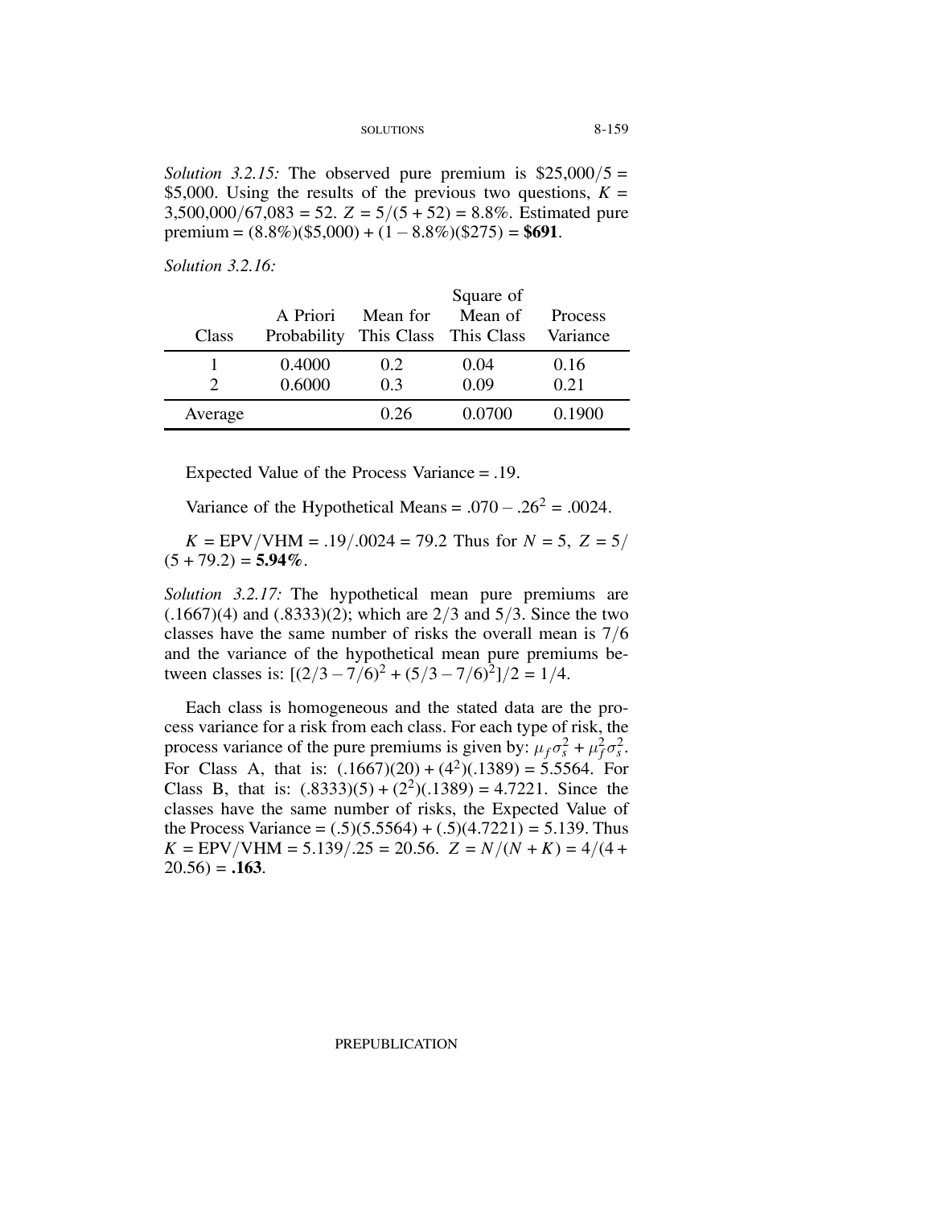*Solution 3.2.15:* The observed pure premium is \$25,000/5 = \$5,000. Using the results of the previous two questions, $K$ = 3,500,000/67,083 = 52. $Z = 5/(5+52) = 8.8\%$. Estimated pure premium = (8.8%)(\$5,000) + (1 − 8.8%)(\$275) = **\$691**.

*Solution 3.2.16:*

| Class | A Priori Probability | Mean for This Class | Square of Mean of This Class | Process Variance |
|---|---|---|---|---|
| 1 | 0.4000 | 0.2 | 0.04 | 0.16 |
| 2 | 0.6000 | 0.3 | 0.09 | 0.21 |
| Average | | 0.26 | 0.0700 | 0.1900 |

Expected Value of the Process Variance = .19.

Variance of the Hypothetical Means = $.070 - .26^2 = .0024$.

$K = \text{EPV}/\text{VHM} = .19/.0024 = 79.2$ Thus for $N = 5$, $Z = 5/(5+79.2) =$ **5.94%**.

*Solution 3.2.17:* The hypothetical mean pure premiums are (.1667)(4) and (.8333)(2); which are 2/3 and 5/3. Since the two classes have the same number of risks the overall mean is 7/6 and the variance of the hypothetical mean pure premiums between classes is: $[(2/3 - 7/6)^2 + (5/3 - 7/6)^2]/2 = 1/4$.

Each class is homogeneous and the stated data are the process variance for a risk from each class. For each type of risk, the process variance of the pure premiums is given by: $\mu_f \sigma_s^2 + \mu_f^2 \sigma_s^2$. For Class A, that is: $(.1667)(20) + (4^2)(.1389) = 5.5564$. For Class B, that is: $(.8333)(5) + (2^2)(.1389) = 4.7221$. Since the classes have the same number of risks, the Expected Value of the Process Variance = (.5)(5.5564) + (.5)(4.7221) = 5.139. Thus $K = \text{EPV}/\text{VHM} = 5.139/.25 = 20.56$. $Z = N/(N+K) = 4/(4+20.56) =$ **.163**.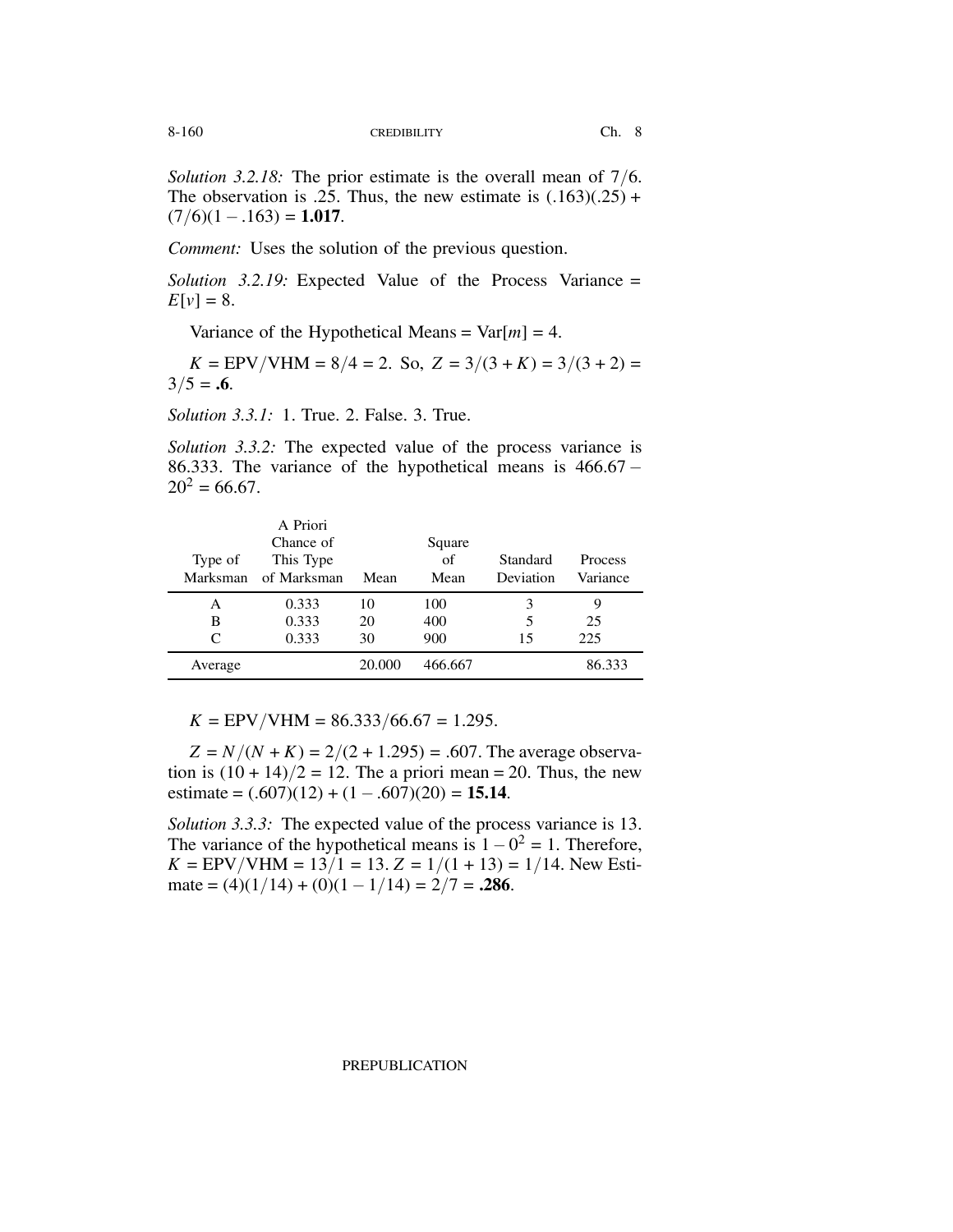*Solution 3.2.18:* The prior estimate is the overall mean of $7/6$. The observation is .25. Thus, the new estimate is $(.163)(.25) + (7/6)(1 - .163) =$ **1.017**.

*Comment:* Uses the solution of the previous question.

*Solution 3.2.19:* Expected Value of the Process Variance $= E[v] = 8$.

Variance of the Hypothetical Means $= \text{Var}[m] = 4$.

$K = \text{EPV}/\text{VHM} = 8/4 = 2$. So, $Z = 3/(3 + K) = 3/(3 + 2) = 3/5 =$ **.6**.

*Solution 3.3.1:* 1. True. 2. False. 3. True.

*Solution 3.3.2:* The expected value of the process variance is 86.333. The variance of the hypothetical means is $466.67 - 20^2 = 66.67$.

| Type of Marksman | A Priori Chance of This Type of Marksman | Mean | Square of Mean | Standard Deviation | Process Variance |
|---|---|---|---|---|---|
| A | 0.333 | 10 | 100 | 3 | 9 |
| B | 0.333 | 20 | 400 | 5 | 25 |
| C | 0.333 | 30 | 900 | 15 | 225 |
| Average | | 20.000 | 466.667 | | 86.333 |

$K = \text{EPV}/\text{VHM} = 86.333/66.67 = 1.295$.

$Z = N/(N + K) = 2/(2 + 1.295) = .607$. The average observation is $(10 + 14)/2 = 12$. The a priori mean $= 20$. Thus, the new estimate $= (.607)(12) + (1 - .607)(20) =$ **15.14**.

*Solution 3.3.3:* The expected value of the process variance is 13. The variance of the hypothetical means is $1 - 0^2 = 1$. Therefore, $K = \text{EPV}/\text{VHM} = 13/1 = 13$. $Z = 1/(1 + 13) = 1/14$. New Estimate $= (4)(1/14) + (0)(1 - 1/14) = 2/7 =$ **.286**.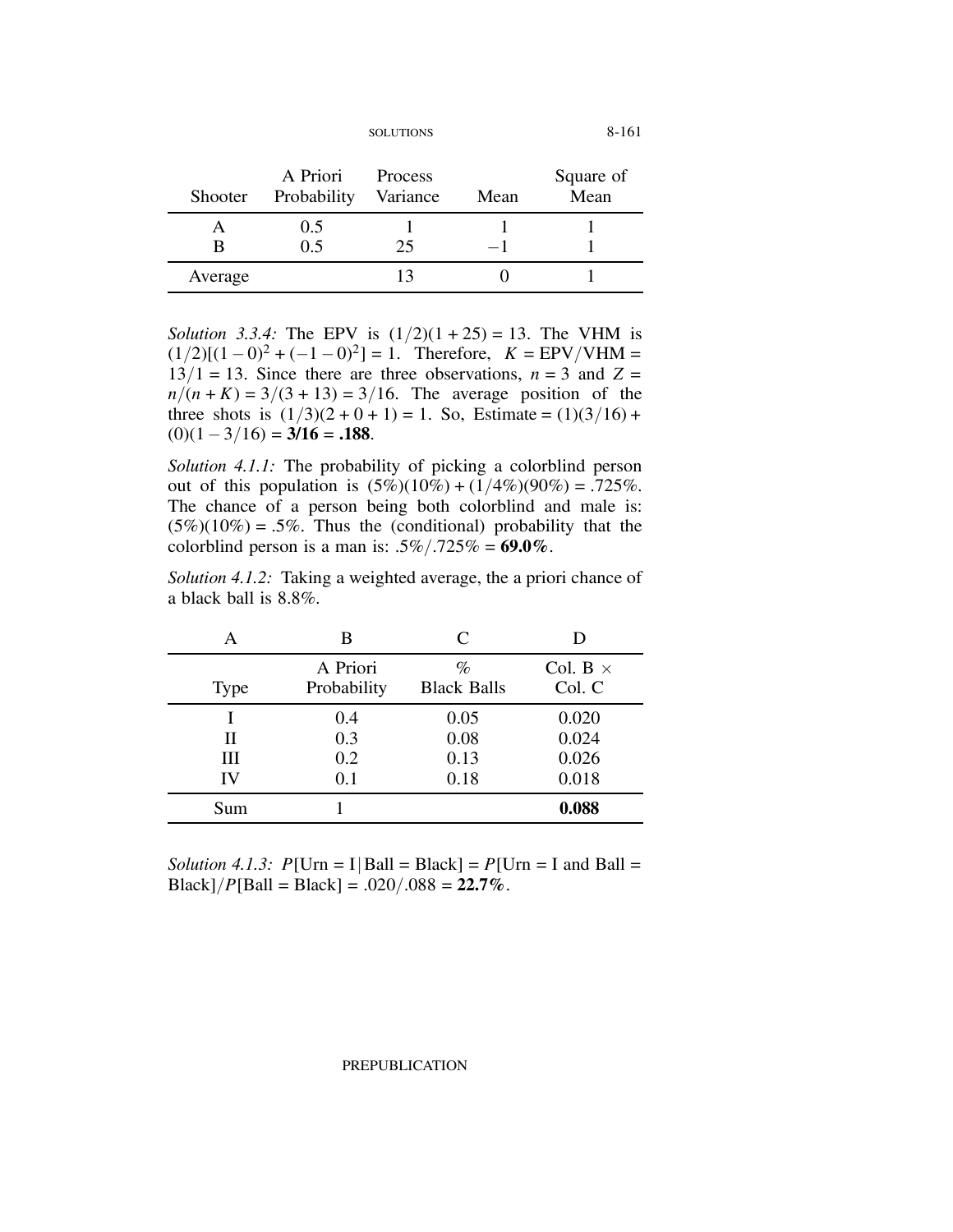| Shooter | A Priori Probability | Process Variance | Mean | Square of Mean |
|---|---|---|---|---|
| A | 0.5 | 1 | 1 | 1 |
| B | 0.5 | 25 | −1 | 1 |
| Average | | 13 | 0 | 1 |

*Solution 3.3.4:* The EPV is $(1/2)(1+25) = 13$. The VHM is $(1/2)[(1-0)^2 + (-1-0)^2] = 1$. Therefore, $K = \text{EPV}/\text{VHM} = 13/1 = 13$. Since there are three observations, $n = 3$ and $Z = n/(n+K) = 3/(3+13) = 3/16$. The average position of the three shots is $(1/3)(2+0+1) = 1$. So, Estimate $= (1)(3/16) + (0)(1 - 3/16) =$ **3/16 = .188**.

*Solution 4.1.1:* The probability of picking a colorblind person out of this population is $(5\%)(10\%) + (1/4\%)(90\%) = .725\%$. The chance of a person being both colorblind and male is: $(5\%)(10\%) = .5\%$. Thus the (conditional) probability that the colorblind person is a man is: $.5\%/.725\% =$ **69.0%**.

*Solution 4.1.2:* Taking a weighted average, the a priori chance of a black ball is 8.8%.

| A | B | C | D |
|---|---|---|---|
| Type | A Priori Probability | % Black Balls | Col. B × Col. C |
| I | 0.4 | 0.05 | 0.020 |
| II | 0.3 | 0.08 | 0.024 |
| III | 0.2 | 0.13 | 0.026 |
| IV | 0.1 | 0.18 | 0.018 |
| Sum | 1 | | **0.088** |

*Solution 4.1.3:* $P[\text{Urn} = \text{I} \mid \text{Ball} = \text{Black}] = P[\text{Urn} = \text{I and Ball} = \text{Black}]/P[\text{Ball} = \text{Black}] = .020/.088 =$ **22.7%**.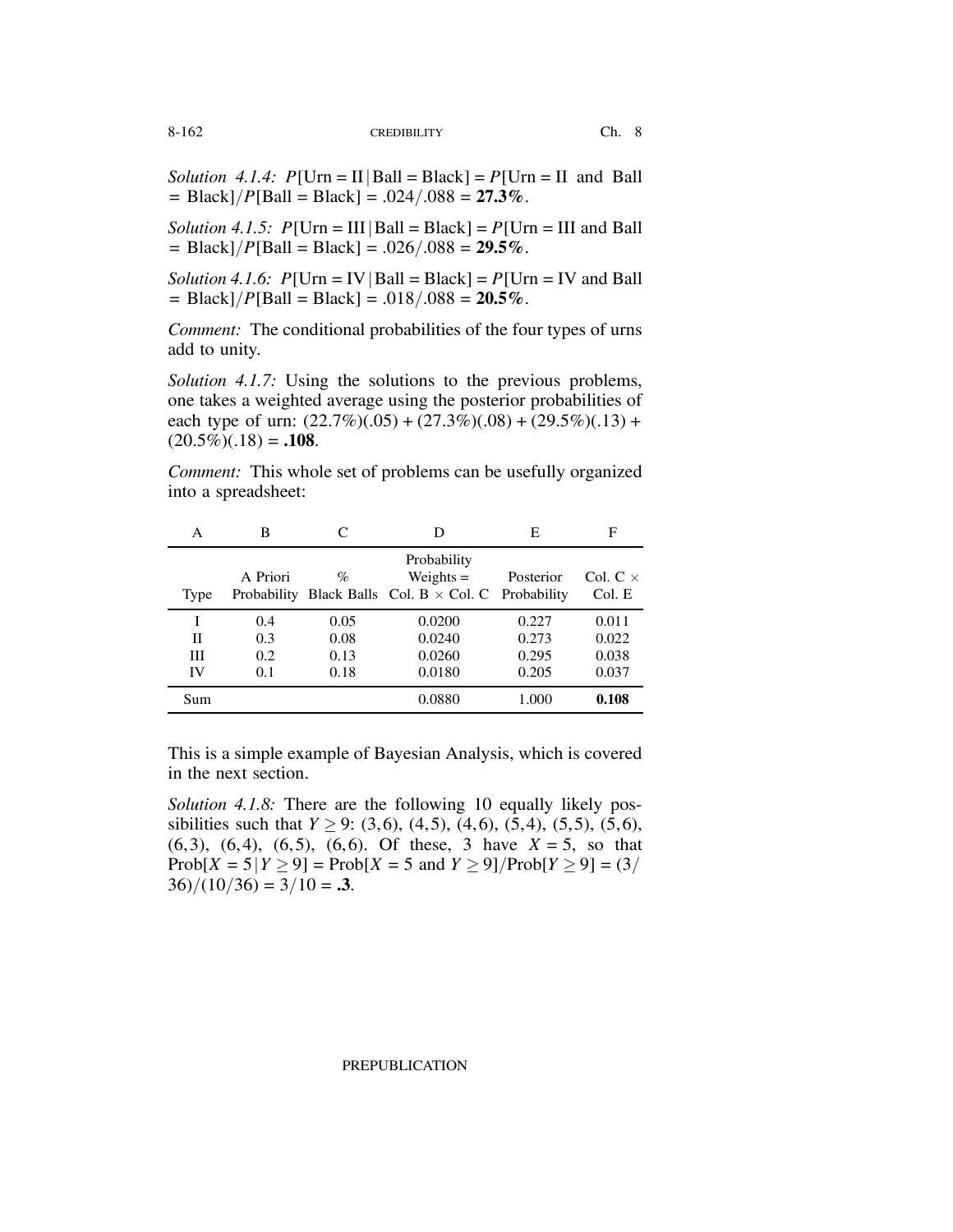*Solution 4.1.4:* $P[\text{Urn} = \text{II} \mid \text{Ball} = \text{Black}] = P[\text{Urn} = \text{II and Ball} = \text{Black}]/P[\text{Ball} = \text{Black}] = .024/.088 =$ **27.3%**.

*Solution 4.1.5:* $P[\text{Urn} = \text{III} \mid \text{Ball} = \text{Black}] = P[\text{Urn} = \text{III and Ball} = \text{Black}]/P[\text{Ball} = \text{Black}] = .026/.088 =$ **29.5%**.

*Solution 4.1.6:* $P[\text{Urn} = \text{IV} \mid \text{Ball} = \text{Black}] = P[\text{Urn} = \text{IV and Ball} = \text{Black}]/P[\text{Ball} = \text{Black}] = .018/.088 =$ **20.5%**.

*Comment:* The conditional probabilities of the four types of urns add to unity.

*Solution 4.1.7:* Using the solutions to the previous problems, one takes a weighted average using the posterior probabilities of each type of urn: $(22.7\%)(.05) + (27.3\%)(.08) + (29.5\%)(.13) + (20.5\%)(.18) =$ **.108**.

*Comment:* This whole set of problems can be usefully organized into a spreadsheet:

| A | B | C | D | E | F |
|---|---|---|---|---|---|
| Type | A Priori Probability | % Black Balls | Probability Weights = Col. B × Col. C | Posterior Probability | Col. C × Col. E |
| I | 0.4 | 0.05 | 0.0200 | 0.227 | 0.011 |
| II | 0.3 | 0.08 | 0.0240 | 0.273 | 0.022 |
| III | 0.2 | 0.13 | 0.0260 | 0.295 | 0.038 |
| IV | 0.1 | 0.18 | 0.0180 | 0.205 | 0.037 |
| Sum | | | 0.0880 | 1.000 | **0.108** |

This is a simple example of Bayesian Analysis, which is covered in the next section.

*Solution 4.1.8:* There are the following 10 equally likely possibilities such that $Y \geq 9$: (3,6), (4,5), (4,6), (5,4), (5,5), (5,6), (6,3), (6,4), (6,5), (6,6). Of these, 3 have $X = 5$, so that $\text{Prob}[X = 5 \mid Y \geq 9] = \text{Prob}[X = 5 \text{ and } Y \geq 9]/\text{Prob}[Y \geq 9] = (3/36)/(10/36) = 3/10 =$ **.3**.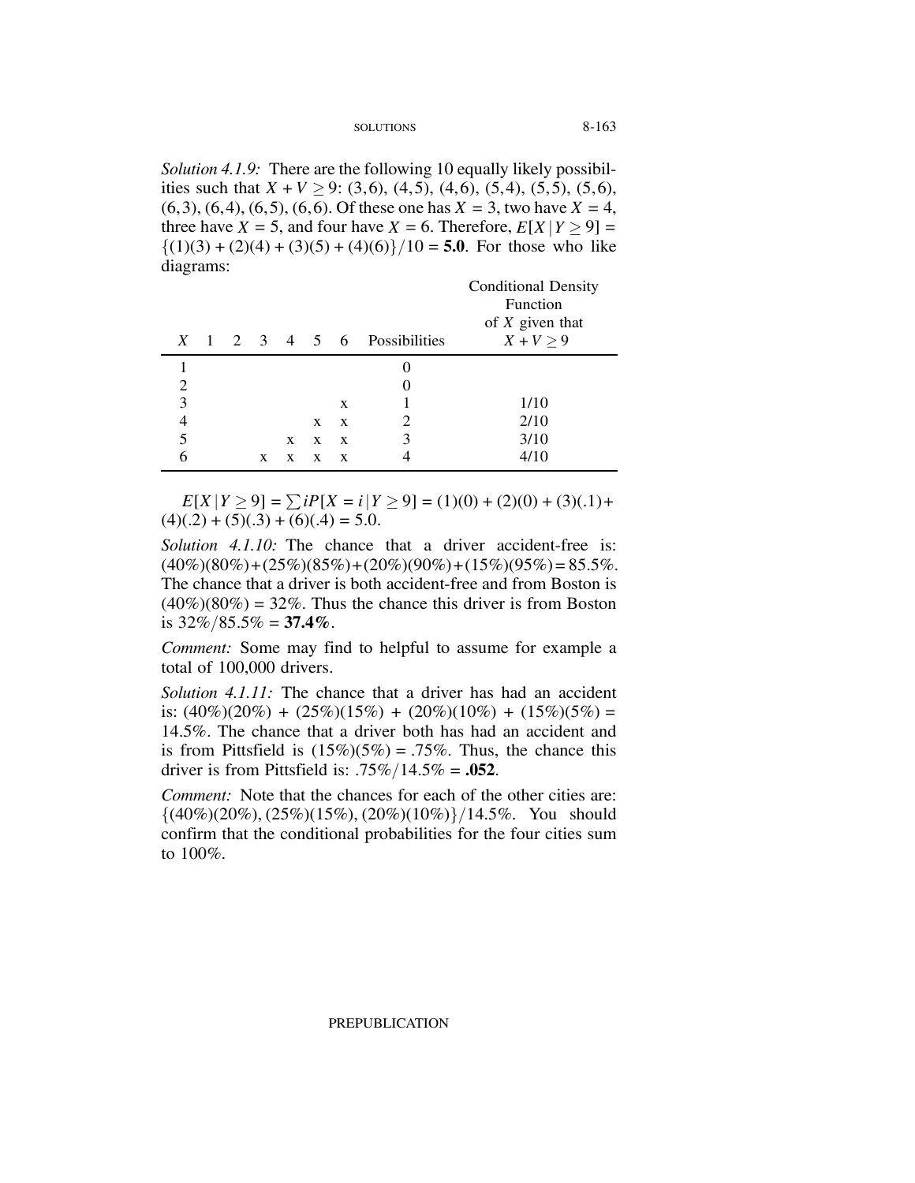*Solution 4.1.9:* There are the following 10 equally likely possibilities such that $X + V \geq 9$: (3,6), (4,5), (4,6), (5,4), (5,5), (5,6), (6,3), (6,4), (6,5), (6,6). Of these one has $X = 3$, two have $X = 4$, three have $X = 5$, and four have $X = 6$. Therefore, $E[X \mid Y \geq 9] = \{(1)(3) + (2)(4) + (3)(5) + (4)(6)\}/10 = \mathbf{5.0}$. For those who like diagrams:

| $X$ | 1 | 2 | 3 | 4 | 5 | 6 | Possibilities | Conditional Density Function of $X$ given that $X + V \geq 9$ |
|---|---|---|---|---|---|---|---|---|
| 1 | | | | | | | 0 | |
| 2 | | | | | | | 0 | |
| 3 | | | | | | x | 1 | 1/10 |
| 4 | | | | | x | x | 2 | 2/10 |
| 5 | | | | x | x | x | 3 | 3/10 |
| 6 | | | x | x | x | x | 4 | 4/10 |

$E[X \mid Y \geq 9] = \sum iP[X = i \mid Y \geq 9] = (1)(0) + (2)(0) + (3)(.1) + (4)(.2) + (5)(.3) + (6)(.4) = 5.0.$

*Solution 4.1.10:* The chance that a driver accident-free is: $(40\%)(80\%) + (25\%)(85\%) + (20\%)(90\%) + (15\%)(95\%) = 85.5\%$. The chance that a driver is both accident-free and from Boston is $(40\%)(80\%) = 32\%$. Thus the chance this driver is from Boston is $32\%/85.5\% = \mathbf{37.4\%}$.

*Comment:* Some may find to helpful to assume for example a total of 100,000 drivers.

*Solution 4.1.11:* The chance that a driver has had an accident is: $(40\%)(20\%) + (25\%)(15\%) + (20\%)(10\%) + (15\%)(5\%) = 14.5\%$. The chance that a driver both has had an accident and is from Pittsfield is $(15\%)(5\%) = .75\%$. Thus, the chance this driver is from Pittsfield is: $.75\%/14.5\% = \mathbf{.052}$.

*Comment:* Note that the chances for each of the other cities are: $\{(40\%)(20\%), (25\%)(15\%), (20\%)(10\%)\}/14.5\%$. You should confirm that the conditional probabilities for the four cities sum to 100%.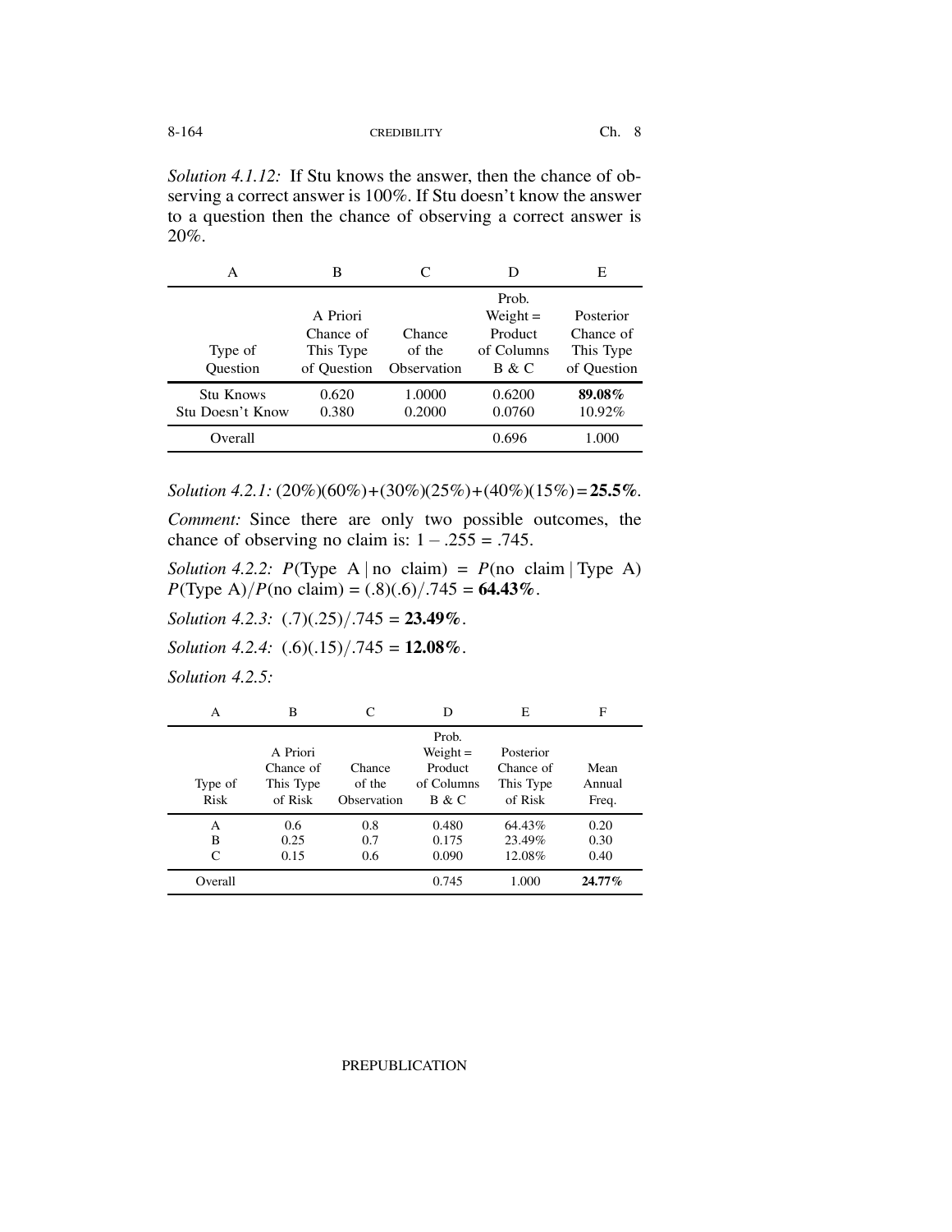*Solution 4.1.12:* If Stu knows the answer, then the chance of observing a correct answer is 100%. If Stu doesn't know the answer to a question then the chance of observing a correct answer is 20%.

| A | B | C | D | E |
|---|---|---|---|---|
| Type of Question | A Priori Chance of This Type of Question | Chance of the Observation | Prob. Weight = Product of Columns B & C | Posterior Chance of This Type of Question |
| Stu Knows | 0.620 | 1.0000 | 0.6200 | **89.08%** |
| Stu Doesn't Know | 0.380 | 0.2000 | 0.0760 | 10.92% |
| Overall | | | 0.696 | 1.000 |

*Solution 4.2.1:* (20%)(60%)+(30%)(25%)+(40%)(15%) = **25.5%**.

*Comment:* Since there are only two possible outcomes, the chance of observing no claim is: $1 - .255 = .745$.

*Solution 4.2.2:* $P(\text{Type A} \mid \text{no claim}) = P(\text{no claim} \mid \text{Type A}) P(\text{Type A})/P(\text{no claim}) = (.8)(.6)/.745 =$ **64.43%**.

*Solution 4.2.3:* $(.7)(.25)/.745 =$ **23.49%**.

*Solution 4.2.4:* $(.6)(.15)/.745 =$ **12.08%**.

*Solution 4.2.5:*

| A | B | C | D | E | F |
|---|---|---|---|---|---|
| Type of Risk | A Priori Chance of This Type of Risk | Chance of the Observation | Prob. Weight = Product of Columns B & C | Posterior Chance of This Type of Risk | Mean Annual Freq. |
| A | 0.6 | 0.8 | 0.480 | 64.43% | 0.20 |
| B | 0.25 | 0.7 | 0.175 | 23.49% | 0.30 |
| C | 0.15 | 0.6 | 0.090 | 12.08% | 0.40 |
| Overall | | | 0.745 | 1.000 | **24.77%** |

PREPUBLICATION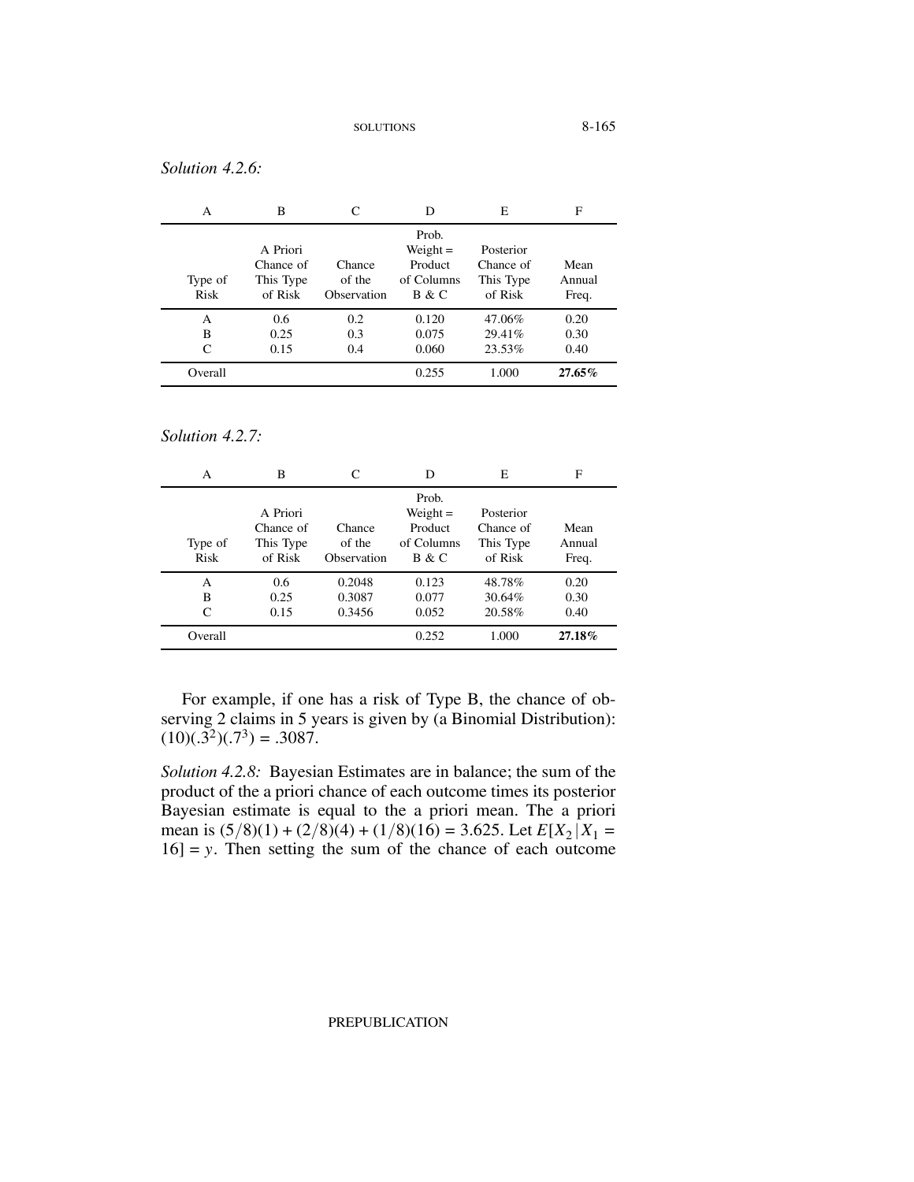*Solution 4.2.6:*

| A | B | C | D | E | F |
|---|---|---|---|---|---|
| Type of Risk | A Priori Chance of This Type of Risk | Chance of the Observation | Prob. Weight = Product of Columns B & C | Posterior Chance of This Type of Risk | Mean Annual Freq. |
| A | 0.6 | 0.2 | 0.120 | 47.06% | 0.20 |
| B | 0.25 | 0.3 | 0.075 | 29.41% | 0.30 |
| C | 0.15 | 0.4 | 0.060 | 23.53% | 0.40 |
| Overall | | | 0.255 | 1.000 | **27.65%** |

*Solution 4.2.7:*

| A | B | C | D | E | F |
|---|---|---|---|---|---|
| Type of Risk | A Priori Chance of This Type of Risk | Chance of the Observation | Prob. Weight = Product of Columns B & C | Posterior Chance of This Type of Risk | Mean Annual Freq. |
| A | 0.6 | 0.2048 | 0.123 | 48.78% | 0.20 |
| B | 0.25 | 0.3087 | 0.077 | 30.64% | 0.30 |
| C | 0.15 | 0.3456 | 0.052 | 20.58% | 0.40 |
| Overall | | | 0.252 | 1.000 | **27.18%** |

For example, if one has a risk of Type B, the chance of observing 2 claims in 5 years is given by (a Binomial Distribution): $(10)(.3^2)(.7^3) = .3087$.

*Solution 4.2.8:* Bayesian Estimates are in balance; the sum of the product of the a priori chance of each outcome times its posterior Bayesian estimate is equal to the a priori mean. The a priori mean is $(5/8)(1) + (2/8)(4) + (1/8)(16) = 3.625$. Let $E[X_2 \mid X_1 = 16] = y$. Then setting the sum of the chance of each outcome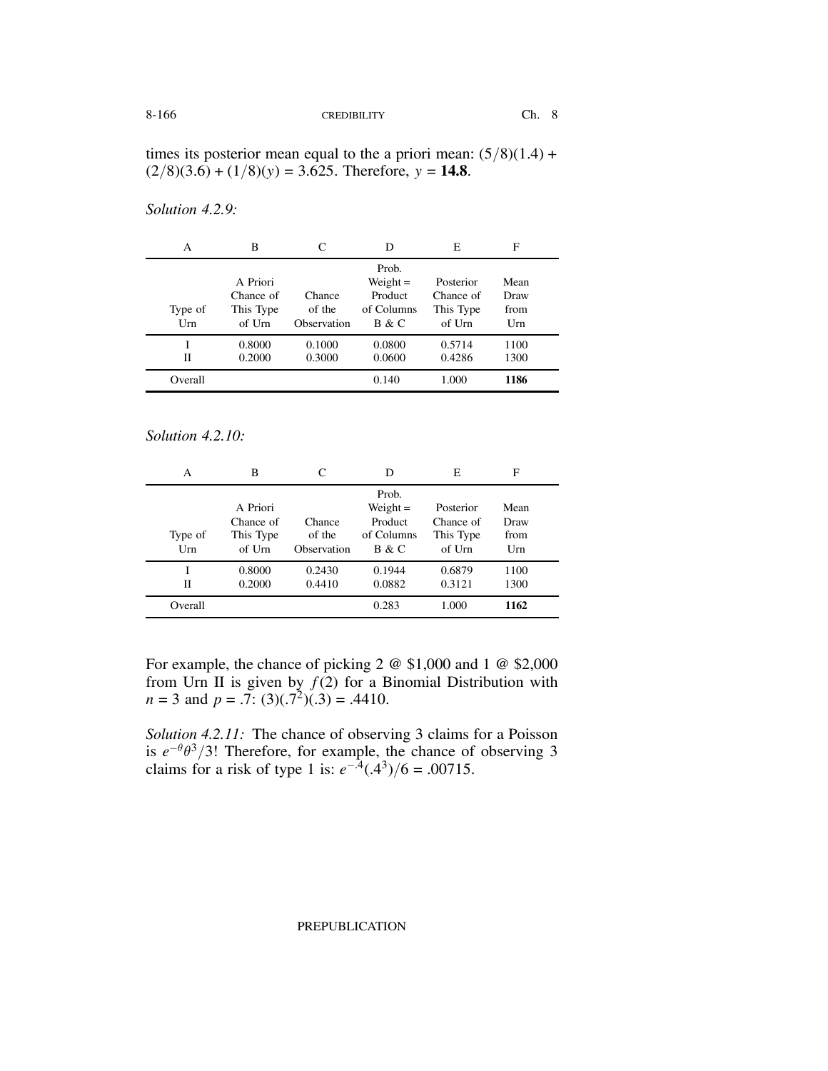times its posterior mean equal to the a priori mean: $(5/8)(1.4) + (2/8)(3.6) + (1/8)(y) = 3.625$. Therefore, $y = \mathbf{14.8}$.

*Solution 4.2.9:*

| A | B | C | D | E | F |
|---|---|---|---|---|---|
| Type of Urn | A Priori Chance of This Type of Urn | Chance of the Observation | Prob. Weight = Product of Columns B & C | Posterior Chance of This Type of Urn | Mean Draw from Urn |
| I | 0.8000 | 0.1000 | 0.0800 | 0.5714 | 1100 |
| II | 0.2000 | 0.3000 | 0.0600 | 0.4286 | 1300 |
| Overall | | | 0.140 | 1.000 | **1186** |

*Solution 4.2.10:*

| A | B | C | D | E | F |
|---|---|---|---|---|---|
| Type of Urn | A Priori Chance of This Type of Urn | Chance of the Observation | Prob. Weight = Product of Columns B & C | Posterior Chance of This Type of Urn | Mean Draw from Urn |
| I | 0.8000 | 0.2430 | 0.1944 | 0.6879 | 1100 |
| II | 0.2000 | 0.4410 | 0.0882 | 0.3121 | 1300 |
| Overall | | | 0.283 | 1.000 | **1162** |

For example, the chance of picking 2 @ \$1,000 and 1 @ \$2,000 from Urn II is given by $f(2)$ for a Binomial Distribution with $n = 3$ and $p = .7$: $(3)(.7^2)(.3) = .4410$.

*Solution 4.2.11:* The chance of observing 3 claims for a Poisson is $e^{-\theta}\theta^3/3!$ Therefore, for example, the chance of observing 3 claims for a risk of type 1 is: $e^{-.4}(.4^3)/6 = .00715$.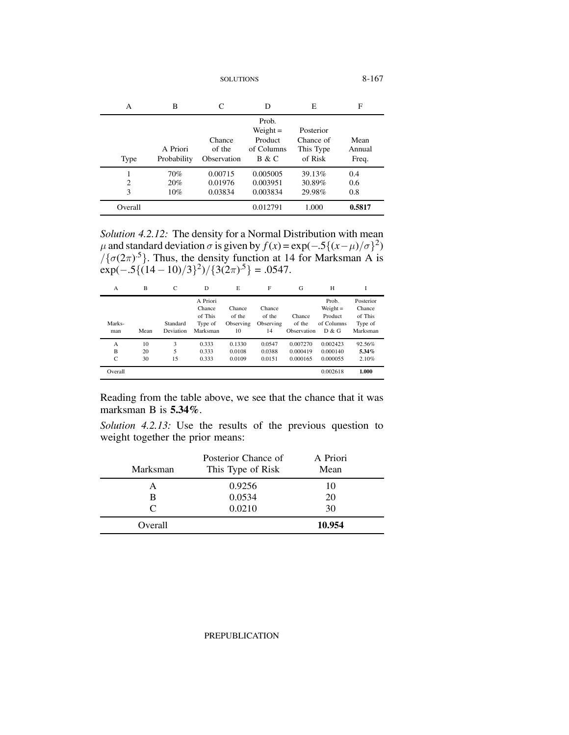| A | B | C | D | E | F |
|---|---|---|---|---|---|
| Type | A Priori Probability | Chance of the Observation | Prob. Weight = Product of Columns B & C | Posterior Chance of This Type of Risk | Mean Annual Freq. |
| 1 | 70% | 0.00715 | 0.005005 | 39.13% | 0.4 |
| 2 | 20% | 0.01976 | 0.003951 | 30.89% | 0.6 |
| 3 | 10% | 0.03834 | 0.003834 | 29.98% | 0.8 |
| Overall | | | 0.012791 | 1.000 | **0.5817** |

*Solution 4.2.12:* The density for a Normal Distribution with mean $\mu$ and standard deviation $\sigma$ is given by $f(x) = \exp(-.5\{(x-\mu)/\sigma\}^2) / \{\sigma(2\pi)^{.5}\}$. Thus, the density function at 14 for Marksman A is $\exp(-.5\{(14-10)/3\}^2)/\{3(2\pi)^{.5}\} = .0547$.

| A | B | C | D | E | F | G | H | I |
|---|---|---|---|---|---|---|---|---|
| Marks-man | Mean | Standard Deviation | A Priori Chance of This Type of Marksman | Chance of the Observing 10 | Chance of the Observing 14 | Chance of the Observation | Prob. Weight = Product of Columns D & G | Posterior Chance of This Type of Marksman |
| A | 10 | 3 | 0.333 | 0.1330 | 0.0547 | 0.007270 | 0.002423 | 92.56% |
| B | 20 | 5 | 0.333 | 0.0108 | 0.0388 | 0.000419 | 0.000140 | **5.34%** |
| C | 30 | 15 | 0.333 | 0.0109 | 0.0151 | 0.000165 | 0.000055 | 2.10% |
| Overall | | | | | | | 0.002618 | **1.000** |

Reading from the table above, we see that the chance that it was marksman B is **5.34%**.

*Solution 4.2.13:* Use the results of the previous question to weight together the prior means:

| Marksman | Posterior Chance of This Type of Risk | A Priori Mean |
|---|---|---|
| A | 0.9256 | 10 |
| B | 0.0534 | 20 |
| C | 0.0210 | 30 |
| Overall | | **10.954** |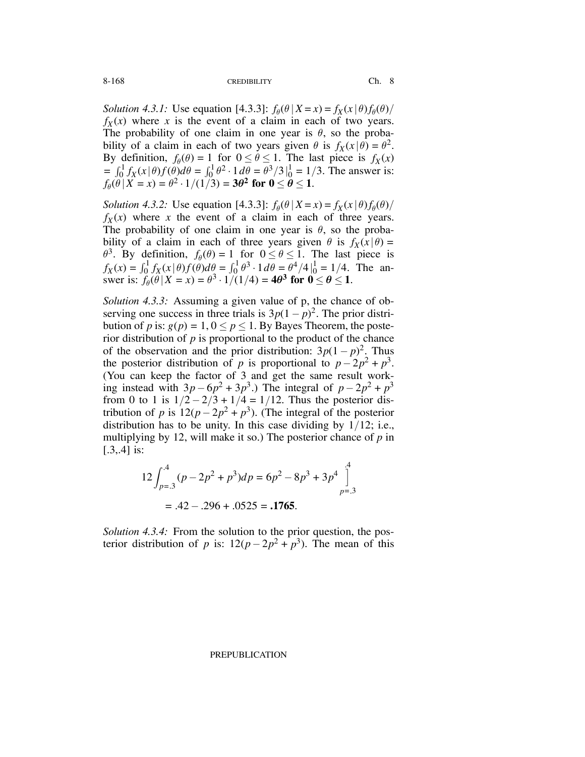*Solution 4.3.1:* Use equation [4.3.3]: $f_\theta(\theta \mid X = x) = f_X(x \mid \theta) f_\theta(\theta) / f_X(x)$ where $x$ is the event of a claim in each of two years. The probability of one claim in one year is $\theta$, so the probability of a claim in each of two years given $\theta$ is $f_X(x \mid \theta) = \theta^2$. By definition, $f_\theta(\theta) = 1$ for $0 \leq \theta \leq 1$. The last piece is $f_X(x) = \int_0^1 f_X(x \mid \theta) f(\theta) d\theta = \int_0^1 \theta^2 \cdot 1 \, d\theta = \theta^3/3 \,|_0^1 = 1/3$. The answer is: $f_\theta(\theta \mid X = x) = \theta^2 \cdot 1/(1/3) = \mathbf{3\theta^2}$ **for** $\mathbf{0 \leq \theta \leq 1}$.

*Solution 4.3.2:* Use equation [4.3.3]: $f_\theta(\theta \mid X = x) = f_X(x \mid \theta) f_\theta(\theta) / f_X(x)$ where $x$ the event of a claim in each of three years. The probability of one claim in one year is $\theta$, so the probability of a claim in each of three years given $\theta$ is $f_X(x \mid \theta) = \theta^3$. By definition, $f_\theta(\theta) = 1$ for $0 \leq \theta \leq 1$. The last piece is $f_X(x) = \int_0^1 f_X(x \mid \theta) f(\theta) d\theta = \int_0^1 \theta^3 \cdot 1 \, d\theta = \theta^4/4 \,|_0^1 = 1/4$. The answer is: $f_\theta(\theta \mid X = x) = \theta^3 \cdot 1/(1/4) = \mathbf{4\theta^3}$ **for** $\mathbf{0 \leq \theta \leq 1}$.

*Solution 4.3.3:* Assuming a given value of p, the chance of observing one success in three trials is $3p(1-p)^2$. The prior distribution of $p$ is: $g(p) = 1, 0 \leq p \leq 1$. By Bayes Theorem, the posterior distribution of $p$ is proportional to the product of the chance of the observation and the prior distribution: $3p(1-p)^2$. Thus the posterior distribution of $p$ is proportional to $p - 2p^2 + p^3$. (You can keep the factor of 3 and get the same result working instead with $3p - 6p^2 + 3p^3$.) The integral of $p - 2p^2 + p^3$ from 0 to 1 is $1/2 - 2/3 + 1/4 = 1/12$. Thus the posterior distribution of $p$ is $12(p - 2p^2 + p^3)$. (The integral of the posterior distribution has to be unity. In this case dividing by $1/12$; i.e., multiplying by 12, will make it so.) The posterior chance of $p$ in [.3,.4] is:

$$12\int_{p=.3}^{.4} (p - 2p^2 + p^3) dp = 6p^2 - 8p^3 + 3p^4 \Big]_{p=.3}^{.4}$$

$$= .42 - .296 + .0525 = \mathbf{.1765}.$$

*Solution 4.3.4:* From the solution to the prior question, the posterior distribution of $p$ is: $12(p - 2p^2 + p^3)$. The mean of this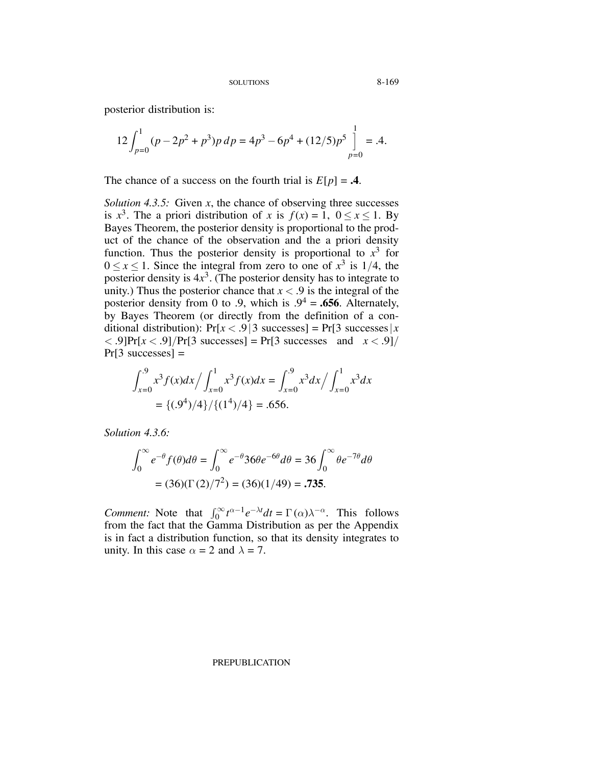posterior distribution is:

$$12\int_{p=0}^{1}(p-2p^2+p^3)p\,dp = 4p^3 - 6p^4 + (12/5)p^5 \Big]_{p=0}^{1} = .4.$$

The chance of a success on the fourth trial is $E[p] = \mathbf{.4}$.

*Solution 4.3.5:* Given $x$, the chance of observing three successes is $x^3$. The a priori distribution of $x$ is $f(x) = 1,\ 0 \le x \le 1$. By Bayes Theorem, the posterior density is proportional to the product of the chance of the observation and the a priori density function. Thus the posterior density is proportional to $x^3$ for $0 \le x \le 1$. Since the integral from zero to one of $x^3$ is $1/4$, the posterior density is $4x^3$. (The posterior density has to integrate to unity.) Thus the posterior chance that $x < .9$ is the integral of the posterior density from 0 to .9, which is $.9^4 = \mathbf{.656}$. Alternately, by Bayes Theorem (or directly from the definition of a conditional distribution): $\Pr[x < .9 \mid 3 \text{ successes}] = \Pr[3 \text{ successes} \mid x < .9]\Pr[x < .9]/\Pr[3 \text{ successes}] = \Pr[3 \text{ successes and } x < .9]/\Pr[3 \text{ successes}] =$

$$\int_{x=0}^{.9} x^3 f(x)dx \Big/ \int_{x=0}^{1} x^3 f(x)dx = \int_{x=0}^{.9} x^3 dx \Big/ \int_{x=0}^{1} x^3 dx$$
$$= \{(.9^4)/4\}/\{(1^4)/4\} = .656.$$

*Solution 4.3.6:*

$$\int_0^\infty e^{-\theta} f(\theta)d\theta = \int_0^\infty e^{-\theta} 36\theta e^{-6\theta} d\theta = 36\int_0^\infty \theta e^{-7\theta} d\theta$$
$$= (36)(\Gamma(2)/7^2) = (36)(1/49) = \mathbf{.735}.$$

*Comment:* Note that $\int_0^\infty t^{\alpha-1}e^{-\lambda t}dt = \Gamma(\alpha)\lambda^{-\alpha}$. This follows from the fact that the Gamma Distribution as per the Appendix is in fact a distribution function, so that its density integrates to unity. In this case $\alpha = 2$ and $\lambda = 7$.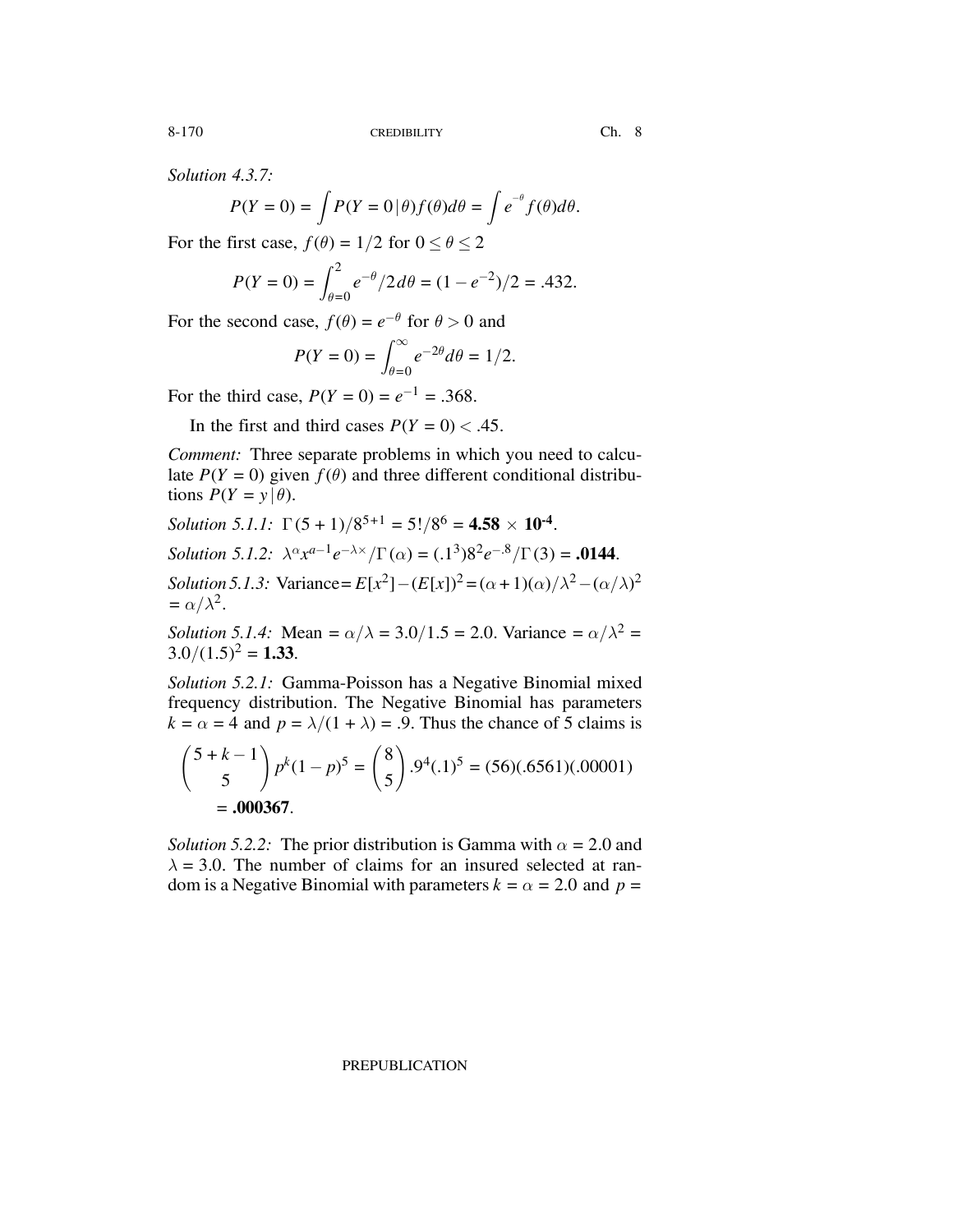*Solution 4.3.7:*

$$P(Y=0) = \int P(Y=0\,|\,\theta) f(\theta) d\theta = \int e^{-\theta} f(\theta) d\theta.$$

For the first case, $f(\theta) = 1/2$ for $0 \leq \theta \leq 2$

$$P(Y=0) = \int_{\theta=0}^{2} e^{-\theta}/2\, d\theta = (1-e^{-2})/2 = .432.$$

For the second case, $f(\theta) = e^{-\theta}$ for $\theta > 0$ and

$$P(Y=0) = \int_{\theta=0}^{\infty} e^{-2\theta} d\theta = 1/2.$$

For the third case, $P(Y=0) = e^{-1} = .368$.

In the first and third cases $P(Y=0) < .45$.

*Comment:* Three separate problems in which you need to calculate $P(Y=0)$ given $f(\theta)$ and three different conditional distributions $P(Y=y\,|\,\theta)$.

*Solution 5.1.1:* $\Gamma(5+1)/8^{5+1} = 5!/8^6 = \mathbf{4.58 \times 10^{-4}}$.

*Solution 5.1.2:* $\lambda^{\alpha} x^{a-1} e^{-\lambda x}/\Gamma(\alpha) = (.1^3)8^2 e^{-.8}/\Gamma(3) = \mathbf{.0144}$.

*Solution 5.1.3:* Variance $= E[x^2] - (E[x])^2 = (\alpha+1)(\alpha)/\lambda^2 - (\alpha/\lambda)^2 = \alpha/\lambda^2$.

*Solution 5.1.4:* Mean $= \alpha/\lambda = 3.0/1.5 = 2.0$. Variance $= \alpha/\lambda^2 = 3.0/(1.5)^2 = \mathbf{1.33}$.

*Solution 5.2.1:* Gamma-Poisson has a Negative Binomial mixed frequency distribution. The Negative Binomial has parameters $k = \alpha = 4$ and $p = \lambda/(1+\lambda) = .9$. Thus the chance of 5 claims is

$$\binom{5+k-1}{5} p^k (1-p)^5 = \binom{8}{5} .9^4 (.1)^5 = (56)(.6561)(.00001)$$
$$= \mathbf{.000367}.$$

*Solution 5.2.2:* The prior distribution is Gamma with $\alpha = 2.0$ and $\lambda = 3.0$. The number of claims for an insured selected at random is a Negative Binomial with parameters $k = \alpha = 2.0$ and $p =$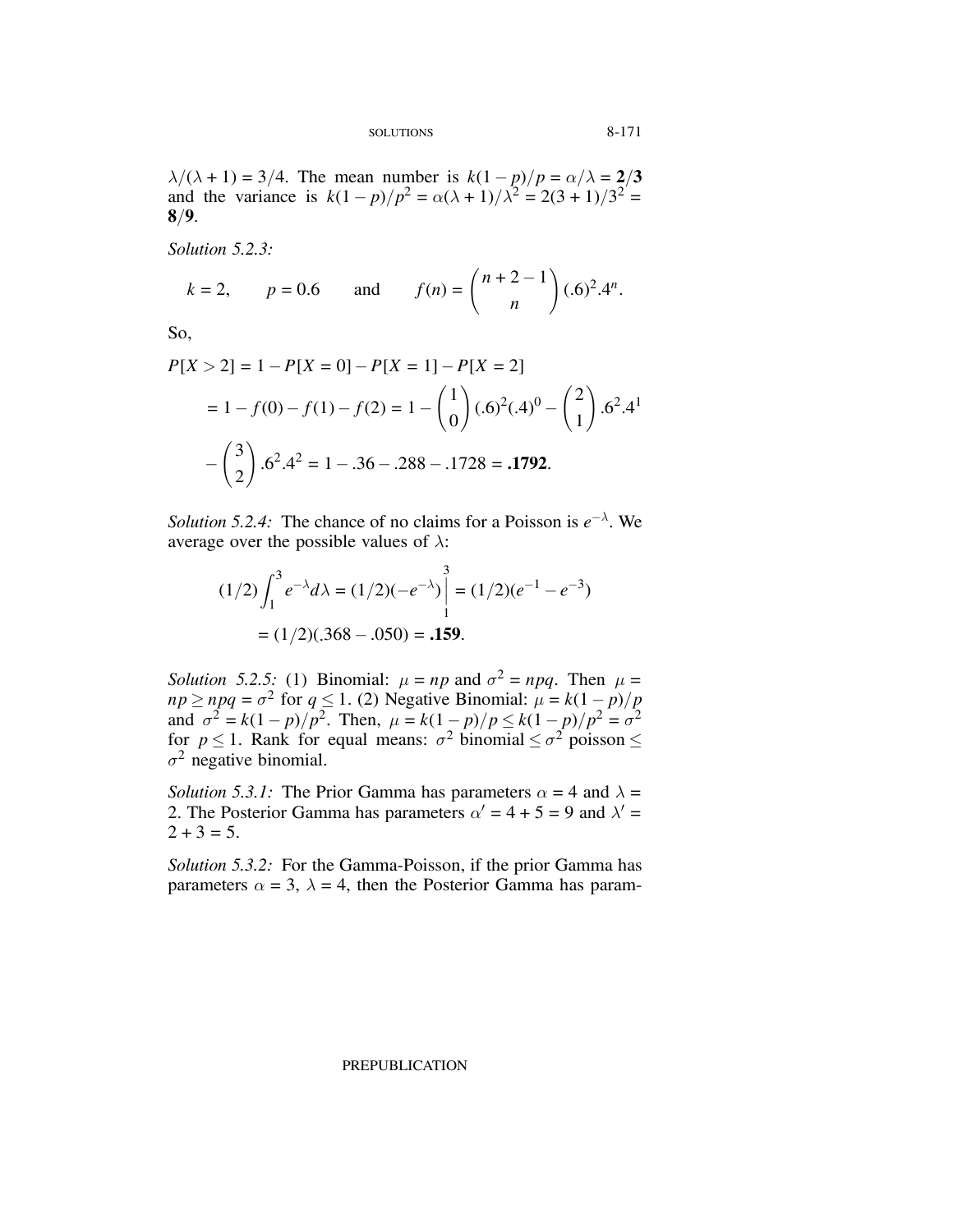$\lambda/(\lambda + 1) = 3/4$. The mean number is $k(1-p)/p = \alpha/\lambda = \mathbf{2/3}$ and the variance is $k(1-p)/p^2 = \alpha(\lambda+1)/\lambda^2 = 2(3+1)/3^2 = \mathbf{8/9}$.

*Solution 5.2.3:*

$$k = 2, \qquad p = 0.6 \qquad \text{and} \qquad f(n) = \binom{n+2-1}{n}(.6)^2.4^n.$$

So,

$$\begin{aligned}
P[X > 2] &= 1 - P[X = 0] - P[X = 1] - P[X = 2] \\
&= 1 - f(0) - f(1) - f(2) = 1 - \binom{1}{0}(.6)^2(.4)^0 - \binom{2}{1}.6^2.4^1 \\
&\quad - \binom{3}{2}.6^2.4^2 = 1 - .36 - .288 - .1728 = \mathbf{.1792}.
\end{aligned}$$

*Solution 5.2.4:* The chance of no claims for a Poisson is $e^{-\lambda}$. We average over the possible values of $\lambda$:

$$\begin{aligned}
(1/2)\int_1^3 e^{-\lambda} d\lambda &= (1/2)(-e^{-\lambda})\Big|_1^3 = (1/2)(e^{-1} - e^{-3}) \\
&= (1/2)(.368 - .050) = \mathbf{.159}.
\end{aligned}$$

*Solution 5.2.5:* (1) Binomial: $\mu = np$ and $\sigma^2 = npq$. Then $\mu = np \geq npq = \sigma^2$ for $q \leq 1$. (2) Negative Binomial: $\mu = k(1-p)/p$ and $\sigma^2 = k(1-p)/p^2$. Then, $\mu = k(1-p)/p \leq k(1-p)/p^2 = \sigma^2$ for $p \leq 1$. Rank for equal means: $\sigma^2$ binomial $\leq \sigma^2$ poisson $\leq \sigma^2$ negative binomial.

*Solution 5.3.1:* The Prior Gamma has parameters $\alpha = 4$ and $\lambda = 2$. The Posterior Gamma has parameters $\alpha' = 4 + 5 = 9$ and $\lambda' = 2 + 3 = 5$.

*Solution 5.3.2:* For the Gamma-Poisson, if the prior Gamma has parameters $\alpha = 3$, $\lambda = 4$, then the Posterior Gamma has param-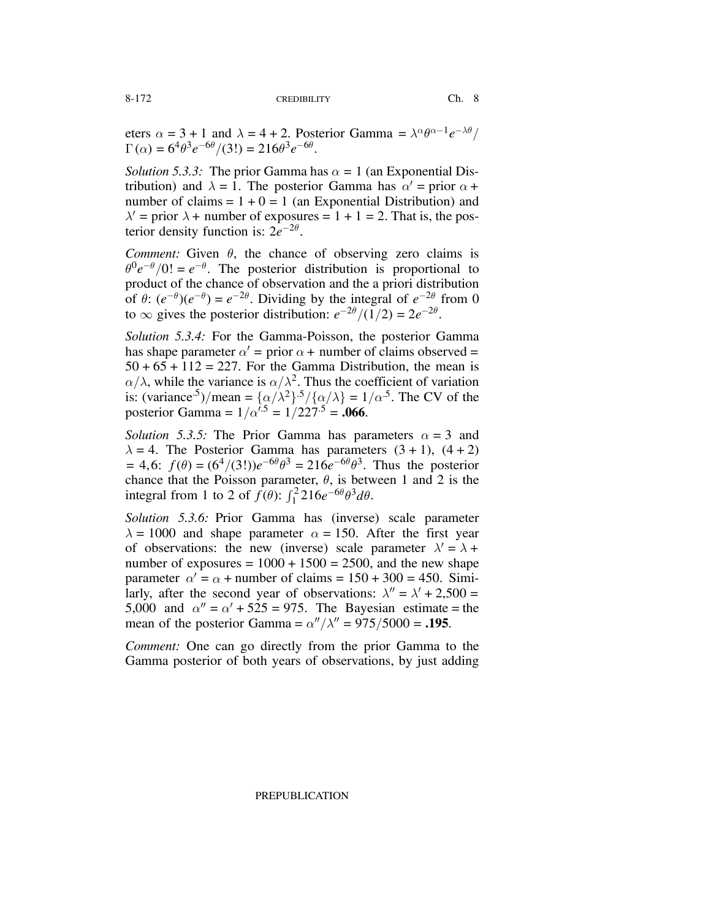eters $\alpha = 3 + 1$ and $\lambda = 4 + 2$. Posterior Gamma $= \lambda^{\alpha}\theta^{\alpha-1}e^{-\lambda\theta}/\Gamma(\alpha) = 6^4\theta^3 e^{-6\theta}/(3!) = 216\theta^3 e^{-6\theta}$.

*Solution 5.3.3:* The prior Gamma has $\alpha = 1$ (an Exponential Distribution) and $\lambda = 1$. The posterior Gamma has $\alpha' =$ prior $\alpha$ + number of claims $= 1 + 0 = 1$ (an Exponential Distribution) and $\lambda' =$ prior $\lambda$ + number of exposures $= 1 + 1 = 2$. That is, the posterior density function is: $2e^{-2\theta}$.

*Comment:* Given $\theta$, the chance of observing zero claims is $\theta^0 e^{-\theta}/0! = e^{-\theta}$. The posterior distribution is proportional to product of the chance of observation and the a priori distribution of $\theta$: $(e^{-\theta})(e^{-\theta}) = e^{-2\theta}$. Dividing by the integral of $e^{-2\theta}$ from 0 to $\infty$ gives the posterior distribution: $e^{-2\theta}/(1/2) = 2e^{-2\theta}$.

*Solution 5.3.4:* For the Gamma-Poisson, the posterior Gamma has shape parameter $\alpha' =$ prior $\alpha$ + number of claims observed $= 50 + 65 + 112 = 227$. For the Gamma Distribution, the mean is $\alpha/\lambda$, while the variance is $\alpha/\lambda^2$. Thus the coefficient of variation is: $(\text{variance}^{.5})/\text{mean} = \{\alpha/\lambda^2\}^{.5}/\{\alpha/\lambda\} = 1/\alpha^{.5}$. The CV of the posterior Gamma $= 1/\alpha'^{.5} = 1/227^{.5} =$ **.066**.

*Solution 5.3.5:* The Prior Gamma has parameters $\alpha = 3$ and $\lambda = 4$. The Posterior Gamma has parameters $(3 + 1)$, $(4 + 2)$ $= 4, 6$: $f(\theta) = (6^4/(3!))e^{-6\theta}\theta^3 = 216e^{-6\theta}\theta^3$. Thus the posterior chance that the Poisson parameter, $\theta$, is between 1 and 2 is the integral from 1 to 2 of $f(\theta)$: $\int_1^2 216e^{-6\theta}\theta^3 d\theta$.

*Solution 5.3.6:* Prior Gamma has (inverse) scale parameter $\lambda = 1000$ and shape parameter $\alpha = 150$. After the first year of observations: the new (inverse) scale parameter $\lambda' = \lambda$ + number of exposures $= 1000 + 1500 = 2500$, and the new shape parameter $\alpha' = \alpha$ + number of claims $= 150 + 300 = 450$. Similarly, after the second year of observations: $\lambda'' = \lambda' + 2{,}500 = 5{,}000$ and $\alpha'' = \alpha' + 525 = 975$. The Bayesian estimate = the mean of the posterior Gamma $= \alpha''/\lambda'' = 975/5000 =$ **.195**.

*Comment:* One can go directly from the prior Gamma to the Gamma posterior of both years of observations, by just adding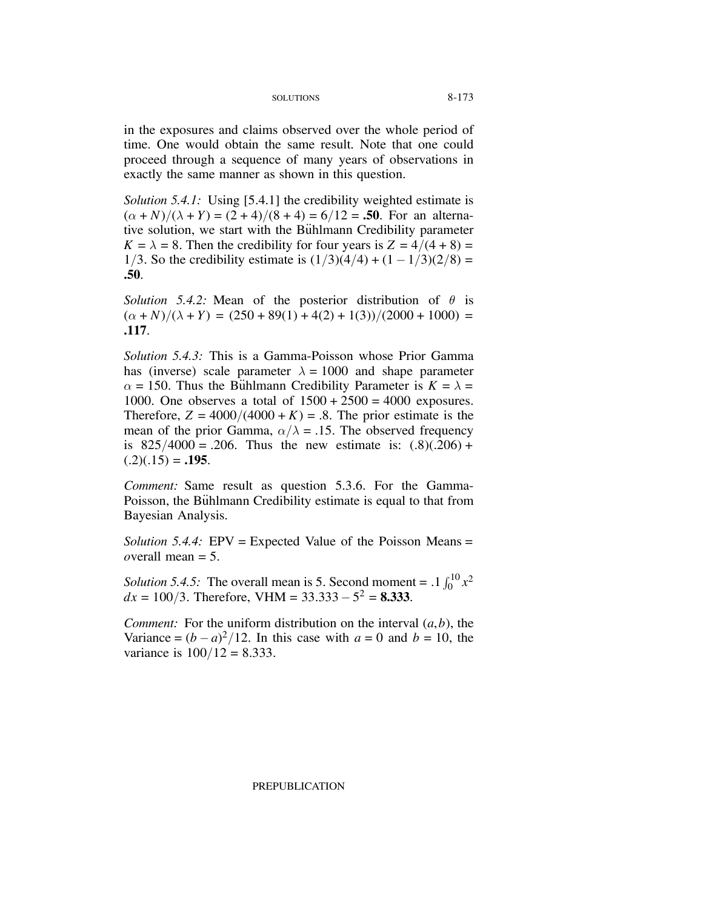in the exposures and claims observed over the whole period of time. One would obtain the same result. Note that one could proceed through a sequence of many years of observations in exactly the same manner as shown in this question.

*Solution 5.4.1:* Using [5.4.1] the credibility weighted estimate is $(\alpha + N)/(\lambda + Y) = (2 + 4)/(8 + 4) = 6/12 =$ **.50**. For an alternative solution, we start with the Bühlmann Credibility parameter $K = \lambda = 8$. Then the credibility for four years is $Z = 4/(4 + 8) = 1/3$. So the credibility estimate is $(1/3)(4/4) + (1 - 1/3)(2/8) =$ **.50**.

*Solution 5.4.2:* Mean of the posterior distribution of $\theta$ is $(\alpha + N)/(\lambda + Y) = (250 + 89(1) + 4(2) + 1(3))/(2000 + 1000) =$ **.117**.

*Solution 5.4.3:* This is a Gamma-Poisson whose Prior Gamma has (inverse) scale parameter $\lambda = 1000$ and shape parameter $\alpha = 150$. Thus the Bühlmann Credibility Parameter is $K = \lambda = 1000$. One observes a total of $1500 + 2500 = 4000$ exposures. Therefore, $Z = 4000/(4000 + K) = .8$. The prior estimate is the mean of the prior Gamma, $\alpha/\lambda = .15$. The observed frequency is $825/4000 = .206$. Thus the new estimate is: $(.8)(.206) + (.2)(.15) =$ **.195**.

*Comment:* Same result as question 5.3.6. For the Gamma-Poisson, the Bühlmann Credibility estimate is equal to that from Bayesian Analysis.

*Solution 5.4.4:* EPV = Expected Value of the Poisson Means = *o*verall mean = 5.

*Solution 5.4.5:* The overall mean is 5. Second moment $= .1\int_0^{10} x^2\, dx = 100/3$. Therefore, VHM $= 33.333 - 5^2 =$ **8.333**.

*Comment:* For the uniform distribution on the interval $(a,b)$, the Variance $= (b - a)^2/12$. In this case with $a = 0$ and $b = 10$, the variance is $100/12 = 8.333$.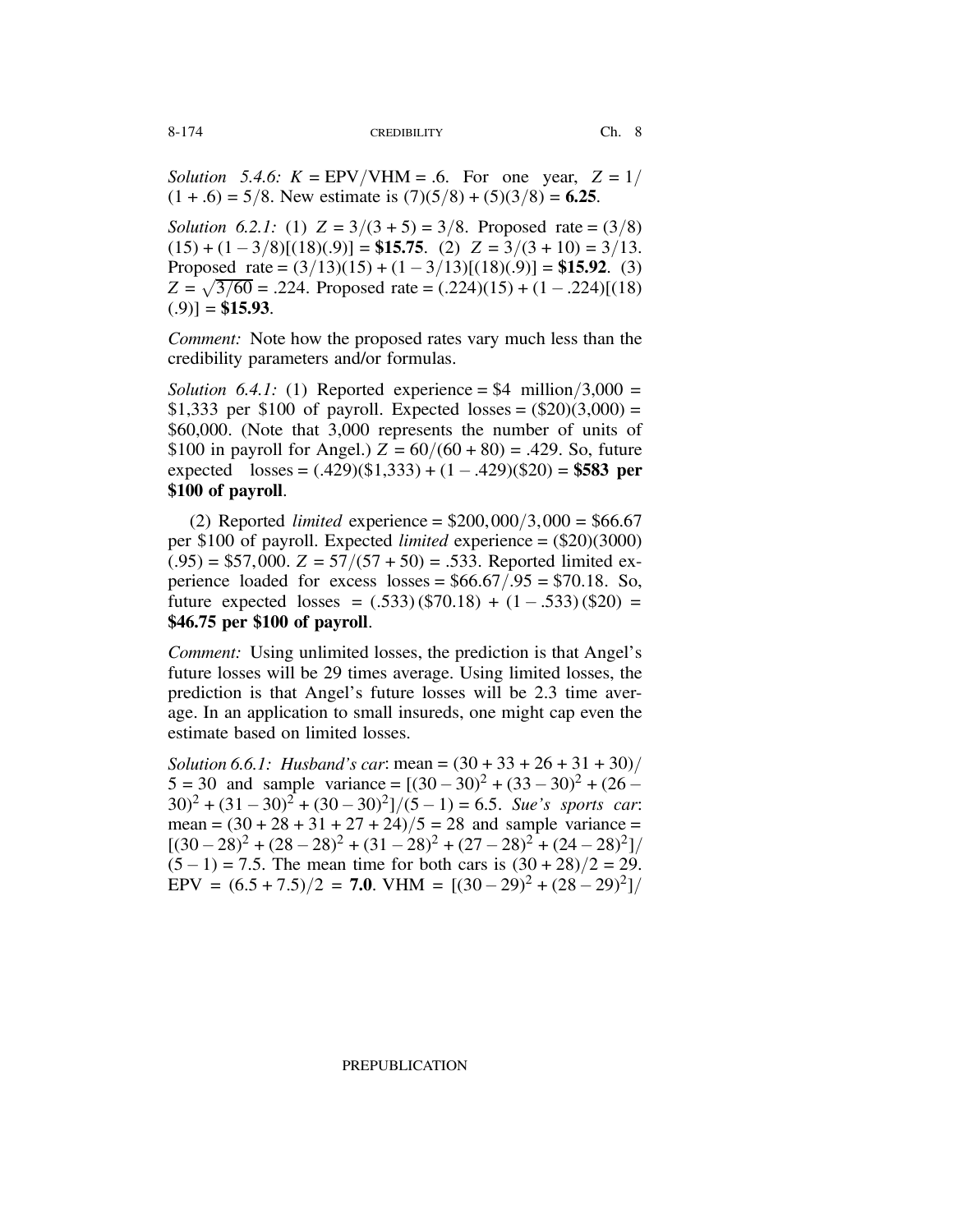*Solution 5.4.6:* $K = \text{EPV}/\text{VHM} = .6$. For one year, $Z = 1/(1+.6) = 5/8$. New estimate is $(7)(5/8) + (5)(3/8) = \mathbf{6.25}$.

*Solution 6.2.1:* (1) $Z = 3/(3+5) = 3/8$. Proposed rate $= (3/8)(15) + (1 - 3/8)[(18)(.9)] =$ **$15.75**. (2) $Z = 3/(3+10) = 3/13$. Proposed rate $= (3/13)(15) + (1 - 3/13)[(18)(.9)] =$ **$15.92**. (3) $Z = \sqrt{3/60} = .224$. Proposed rate $= (.224)(15) + (1 - .224)[(18)(.9)] =$ **$15.93**.

*Comment:* Note how the proposed rates vary much less than the credibility parameters and/or formulas.

*Solution 6.4.1:* (1) Reported experience = \$4 million/3,000 = \$1,333 per \$100 of payroll. Expected losses = (\$20)(3,000) = \$60,000. (Note that 3,000 represents the number of units of \$100 in payroll for Angel.) $Z = 60/(60+80) = .429$. So, future expected losses = (.429)(\$1,333) + (1 − .429)(\$20) = **$583 per $100 of payroll**.

(2) Reported *limited* experience = \$200,000/3,000 = \$66.67 per \$100 of payroll. Expected *limited* experience = (\$20)(3000)(.95) = \$57,000. $Z = 57/(57+50) = .533$. Reported limited experience loaded for excess losses = \$66.67/.95 = \$70.18. So, future expected losses = (.533)(\$70.18) + (1 − .533)(\$20) = **$46.75 per $100 of payroll**.

*Comment:* Using unlimited losses, the prediction is that Angel's future losses will be 29 times average. Using limited losses, the prediction is that Angel's future losses will be 2.3 time average. In an application to small insureds, one might cap even the estimate based on limited losses.

*Solution 6.6.1: Husband's car*: mean $= (30 + 33 + 26 + 31 + 30)/5 = 30$ and sample variance $= [(30-30)^2 + (33-30)^2 + (26-30)^2 + (31-30)^2 + (30-30)^2]/(5-1) = 6.5$. *Sue's sports car*: mean $= (30 + 28 + 31 + 27 + 24)/5 = 28$ and sample variance $= [(30-28)^2 + (28-28)^2 + (31-28)^2 + (27-28)^2 + (24-28)^2]/(5-1) = 7.5$. The mean time for both cars is $(30+28)/2 = 29$. EPV $= (6.5 + 7.5)/2 = \mathbf{7.0}$. VHM $= [(30-29)^2 + (28-29)^2]/$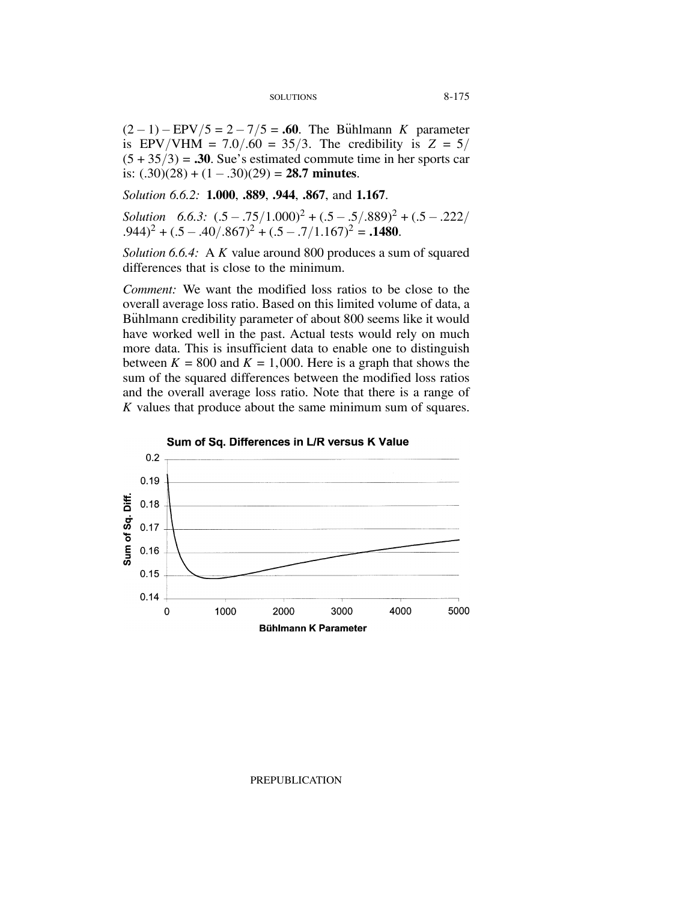$(2-1) - \text{EPV}/5 = 2 - 7/5 =$ **.60**. The Bühlmann $K$ parameter is $\text{EPV}/\text{VHM} = 7.0/.60 = 35/3$. The credibility is $Z = 5/(5+35/3) =$ **.30**. Sue's estimated commute time in her sports car is: $(.30)(28) + (1 - .30)(29) =$ **28.7 minutes**.

*Solution 6.6.2:* **1.000**, **.889**, **.944**, **.867**, and **1.167**.

*Solution 6.6.3:* $(.5 - .75/1.000)^2 + (.5 - .5/.889)^2 + (.5 - .222/.944)^2 + (.5 - .40/.867)^2 + (.5 - .7/1.167)^2 =$ **.1480**.

*Solution 6.6.4:* A $K$ value around 800 produces a sum of squared differences that is close to the minimum.

*Comment:* We want the modified loss ratios to be close to the overall average loss ratio. Based on this limited volume of data, a Bühlmann credibility parameter of about 800 seems like it would have worked well in the past. Actual tests would rely on much more data. This is insufficient data to enable one to distinguish between $K = 800$ and $K = 1{,}000$. Here is a graph that shows the sum of the squared differences between the modified loss ratios and the overall average loss ratio. Note that there is a range of $K$ values that produce about the same minimum sum of squares.

Sum of Sq. Differences in L/R versus K Value

Sum of Sq. Diff.

0.2
0.19
0.18
0.17
0.16
0.15
0.14

0
1000
2000
3000
4000
5000

Bühlmann K Parameter